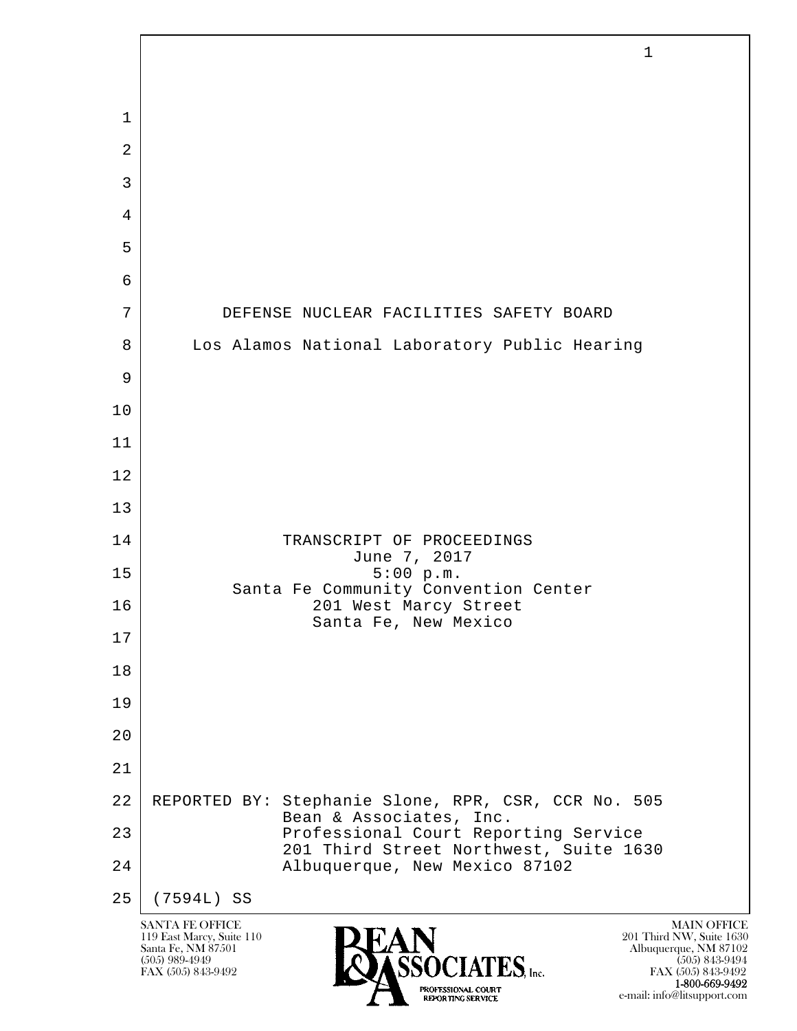DEFENSE NUCLEAR FACILITIES SAFETY BOARD

Los Alamos National Laboratory Public Hearing

TRANSCRIPT OF PROCEEDINGS
June 7, 2017
5:00 p.m.
Santa Fe Community Convention Center
201 West Marcy Street
Santa Fe, New Mexico

REPORTED BY: Stephanie Slone, RPR, CSR, CCR No. 505
Bean & Associates, Inc.
Professional Court Reporting Service
201 Third Street Northwest, Suite 1630
Albuquerque, New Mexico 87102

(7594L) SS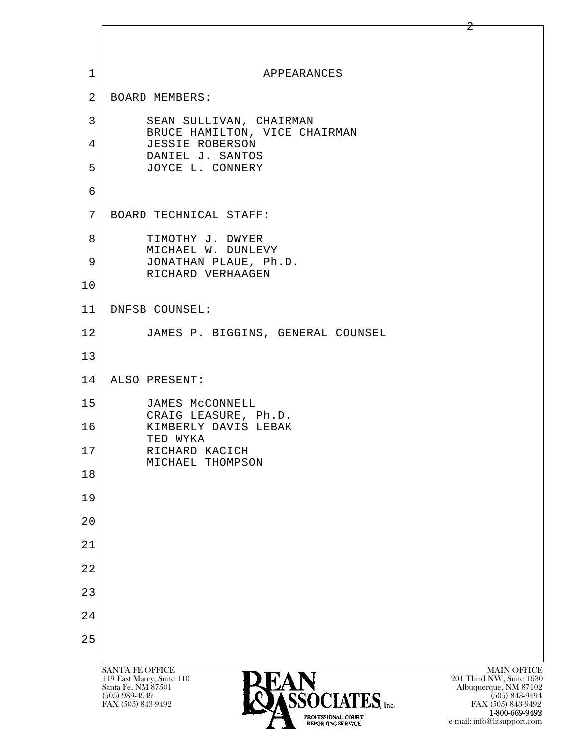# APPEARANCES

BOARD MEMBERS:

SEAN SULLIVAN, CHAIRMAN
BRUCE HAMILTON, VICE CHAIRMAN
JESSIE ROBERSON
DANIEL J. SANTOS
JOYCE L. CONNERY

BOARD TECHNICAL STAFF:

TIMOTHY J. DWYER
MICHAEL W. DUNLEVY
JONATHAN PLAUE, Ph.D.
RICHARD VERHAAGEN

DNFSB COUNSEL:

JAMES P. BIGGINS, GENERAL COUNSEL

ALSO PRESENT:

JAMES McCONNELL
CRAIG LEASURE, Ph.D.
KIMBERLY DAVIS LEBAK
TED WYKA
RICHARD KACICH
MICHAEL THOMPSON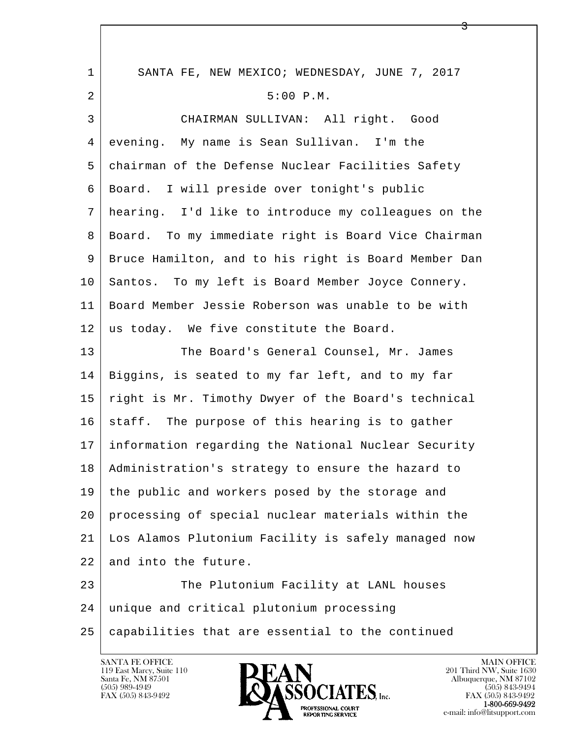SANTA FE, NEW MEXICO; WEDNESDAY, JUNE 7, 2017

5:00 P.M.

CHAIRMAN SULLIVAN: All right. Good evening. My name is Sean Sullivan. I'm the chairman of the Defense Nuclear Facilities Safety Board. I will preside over tonight's public hearing. I'd like to introduce my colleagues on the Board. To my immediate right is Board Vice Chairman Bruce Hamilton, and to his right is Board Member Dan Santos. To my left is Board Member Joyce Connery. Board Member Jessie Roberson was unable to be with us today. We five constitute the Board.

The Board's General Counsel, Mr. James Biggins, is seated to my far left, and to my far right is Mr. Timothy Dwyer of the Board's technical staff. The purpose of this hearing is to gather information regarding the National Nuclear Security Administration's strategy to ensure the hazard to the public and workers posed by the storage and processing of special nuclear materials within the Los Alamos Plutonium Facility is safely managed now and into the future.

The Plutonium Facility at LANL houses unique and critical plutonium processing capabilities that are essential to the continued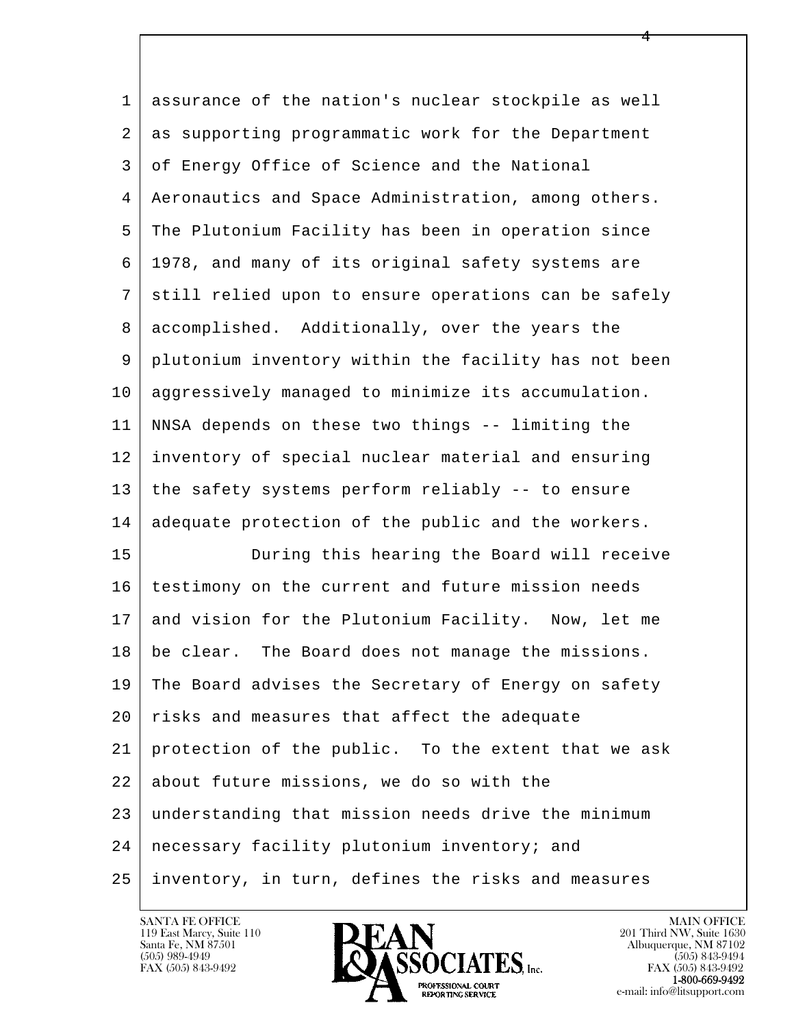assurance of the nation's nuclear stockpile as well as supporting programmatic work for the Department of Energy Office of Science and the National Aeronautics and Space Administration, among others. The Plutonium Facility has been in operation since 1978, and many of its original safety systems are still relied upon to ensure operations can be safely accomplished. Additionally, over the years the plutonium inventory within the facility has not been aggressively managed to minimize its accumulation. NNSA depends on these two things -- limiting the inventory of special nuclear material and ensuring the safety systems perform reliably -- to ensure adequate protection of the public and the workers.

During this hearing the Board will receive testimony on the current and future mission needs and vision for the Plutonium Facility. Now, let me be clear. The Board does not manage the missions. The Board advises the Secretary of Energy on safety risks and measures that affect the adequate protection of the public. To the extent that we ask about future missions, we do so with the understanding that mission needs drive the minimum necessary facility plutonium inventory; and inventory, in turn, defines the risks and measures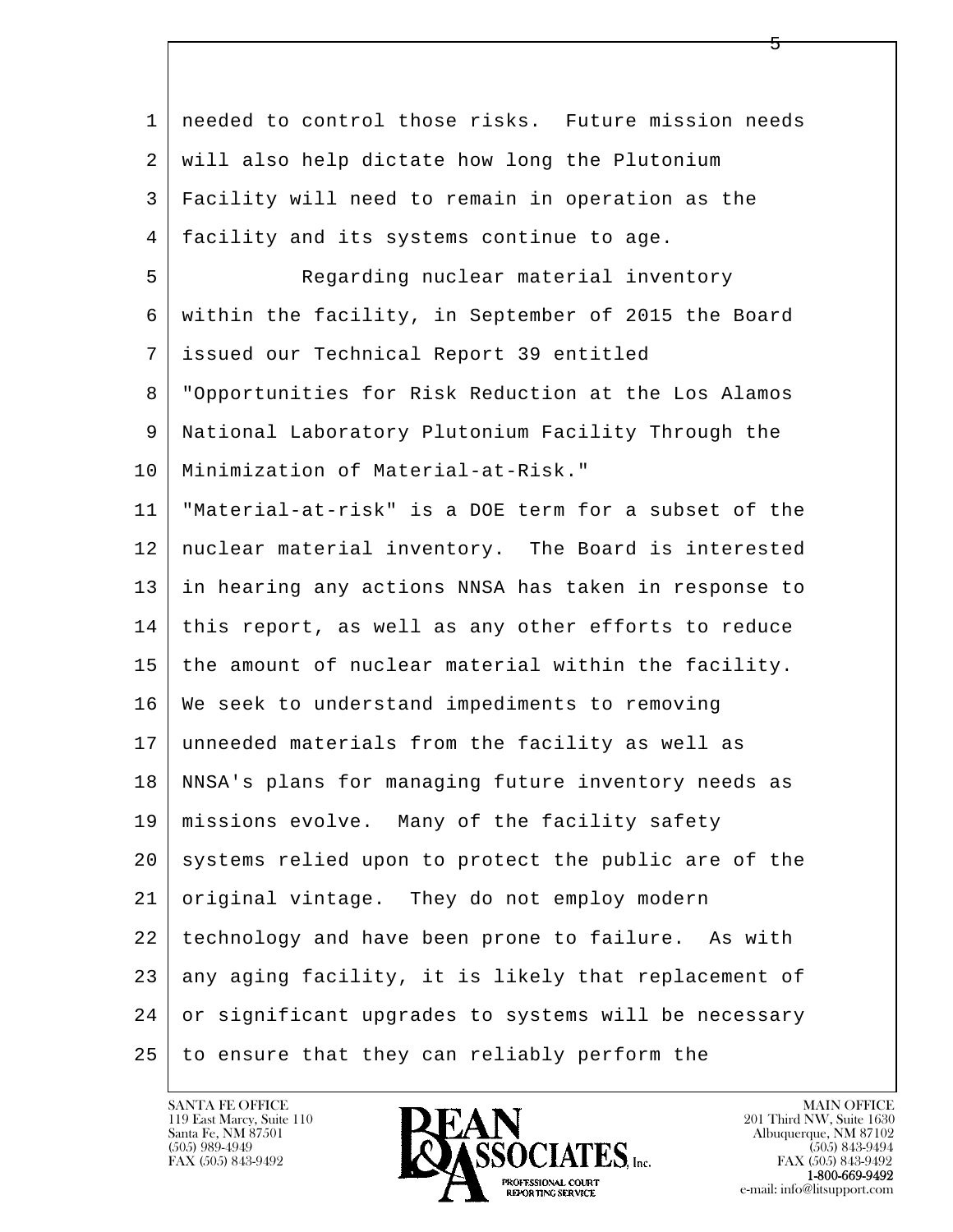needed to control those risks. Future mission needs will also help dictate how long the Plutonium Facility will need to remain in operation as the facility and its systems continue to age.

Regarding nuclear material inventory within the facility, in September of 2015 the Board issued our Technical Report 39 entitled "Opportunities for Risk Reduction at the Los Alamos National Laboratory Plutonium Facility Through the Minimization of Material-at-Risk." "Material-at-risk" is a DOE term for a subset of the nuclear material inventory. The Board is interested in hearing any actions NNSA has taken in response to this report, as well as any other efforts to reduce the amount of nuclear material within the facility. We seek to understand impediments to removing unneeded materials from the facility as well as NNSA's plans for managing future inventory needs as missions evolve. Many of the facility safety systems relied upon to protect the public are of the original vintage. They do not employ modern technology and have been prone to failure. As with any aging facility, it is likely that replacement of or significant upgrades to systems will be necessary to ensure that they can reliably perform the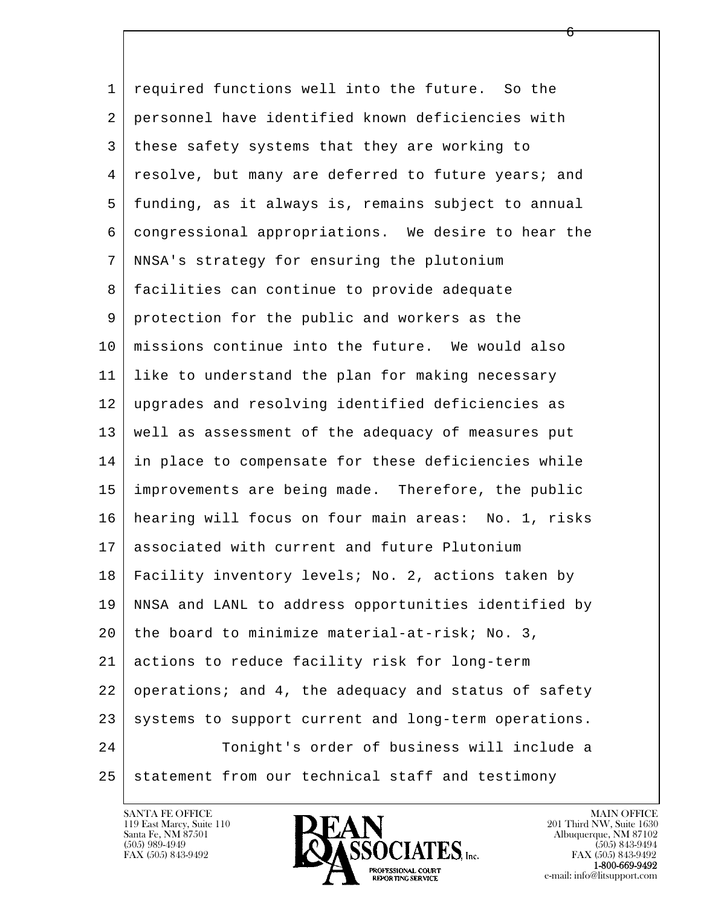required functions well into the future. So the personnel have identified known deficiencies with these safety systems that they are working to resolve, but many are deferred to future years; and funding, as it always is, remains subject to annual congressional appropriations. We desire to hear the NNSA's strategy for ensuring the plutonium facilities can continue to provide adequate protection for the public and workers as the missions continue into the future. We would also like to understand the plan for making necessary upgrades and resolving identified deficiencies as well as assessment of the adequacy of measures put in place to compensate for these deficiencies while improvements are being made. Therefore, the public hearing will focus on four main areas: No. 1, risks associated with current and future Plutonium Facility inventory levels; No. 2, actions taken by NNSA and LANL to address opportunities identified by the board to minimize material-at-risk; No. 3, actions to reduce facility risk for long-term operations; and 4, the adequacy and status of safety systems to support current and long-term operations.

Tonight's order of business will include a statement from our technical staff and testimony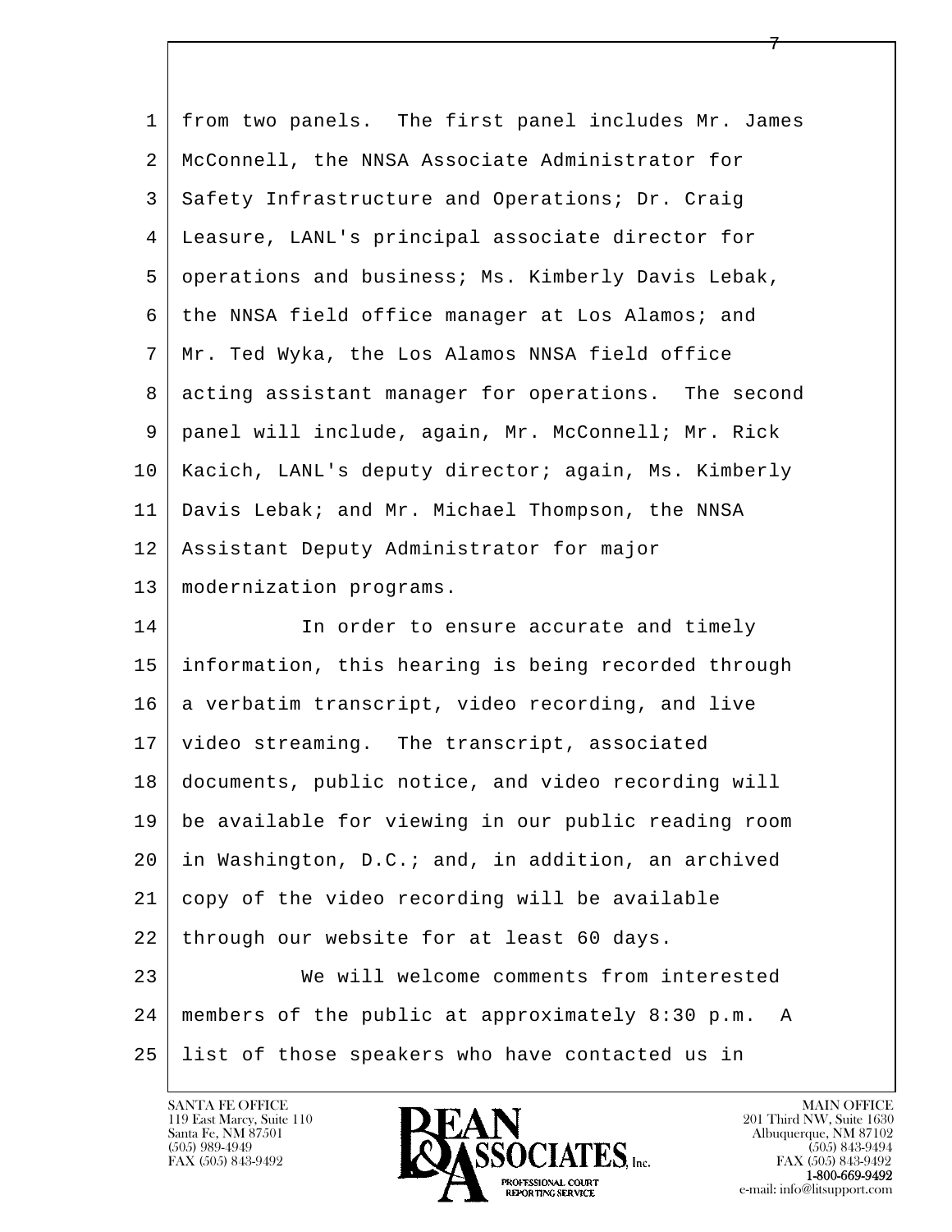from two panels. The first panel includes Mr. James McConnell, the NNSA Associate Administrator for Safety Infrastructure and Operations; Dr. Craig Leasure, LANL's principal associate director for operations and business; Ms. Kimberly Davis Lebak, the NNSA field office manager at Los Alamos; and Mr. Ted Wyka, the Los Alamos NNSA field office acting assistant manager for operations. The second panel will include, again, Mr. McConnell; Mr. Rick Kacich, LANL's deputy director; again, Ms. Kimberly Davis Lebak; and Mr. Michael Thompson, the NNSA Assistant Deputy Administrator for major modernization programs.

In order to ensure accurate and timely information, this hearing is being recorded through a verbatim transcript, video recording, and live video streaming. The transcript, associated documents, public notice, and video recording will be available for viewing in our public reading room in Washington, D.C.; and, in addition, an archived copy of the video recording will be available through our website for at least 60 days.

We will welcome comments from interested members of the public at approximately 8:30 p.m. A list of those speakers who have contacted us in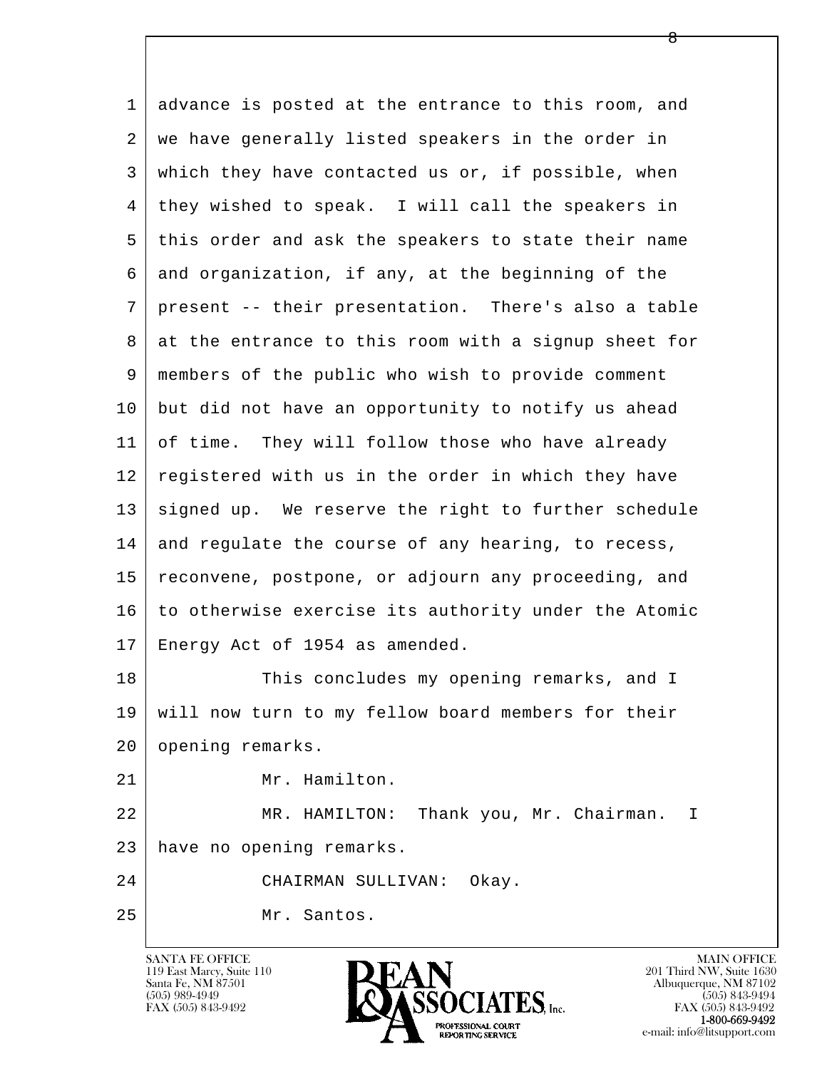advance is posted at the entrance to this room, and we have generally listed speakers in the order in which they have contacted us or, if possible, when they wished to speak. I will call the speakers in this order and ask the speakers to state their name and organization, if any, at the beginning of the present -- their presentation. There's also a table at the entrance to this room with a signup sheet for members of the public who wish to provide comment but did not have an opportunity to notify us ahead of time. They will follow those who have already registered with us in the order in which they have signed up. We reserve the right to further schedule and regulate the course of any hearing, to recess, reconvene, postpone, or adjourn any proceeding, and to otherwise exercise its authority under the Atomic Energy Act of 1954 as amended.

This concludes my opening remarks, and I will now turn to my fellow board members for their opening remarks.

Mr. Hamilton.

MR. HAMILTON: Thank you, Mr. Chairman. I have no opening remarks.

CHAIRMAN SULLIVAN: Okay.

Mr. Santos.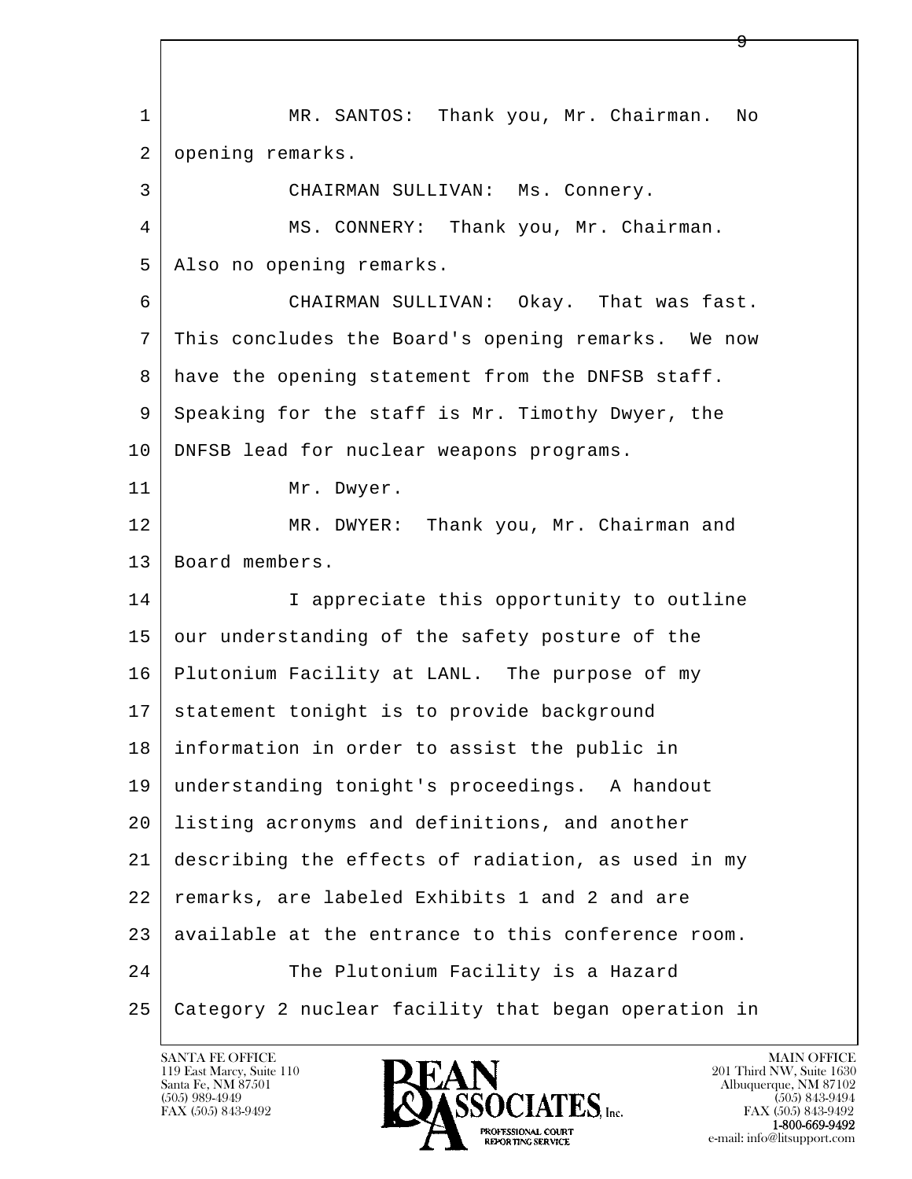MR. SANTOS: Thank you, Mr. Chairman. No opening remarks.

CHAIRMAN SULLIVAN: Ms. Connery.

MS. CONNERY: Thank you, Mr. Chairman. Also no opening remarks.

CHAIRMAN SULLIVAN: Okay. That was fast. This concludes the Board's opening remarks. We now have the opening statement from the DNFSB staff. Speaking for the staff is Mr. Timothy Dwyer, the DNFSB lead for nuclear weapons programs.

Mr. Dwyer.

MR. DWYER: Thank you, Mr. Chairman and Board members.

I appreciate this opportunity to outline our understanding of the safety posture of the Plutonium Facility at LANL. The purpose of my statement tonight is to provide background information in order to assist the public in understanding tonight's proceedings. A handout listing acronyms and definitions, and another describing the effects of radiation, as used in my remarks, are labeled Exhibits 1 and 2 and are available at the entrance to this conference room.

The Plutonium Facility is a Hazard Category 2 nuclear facility that began operation in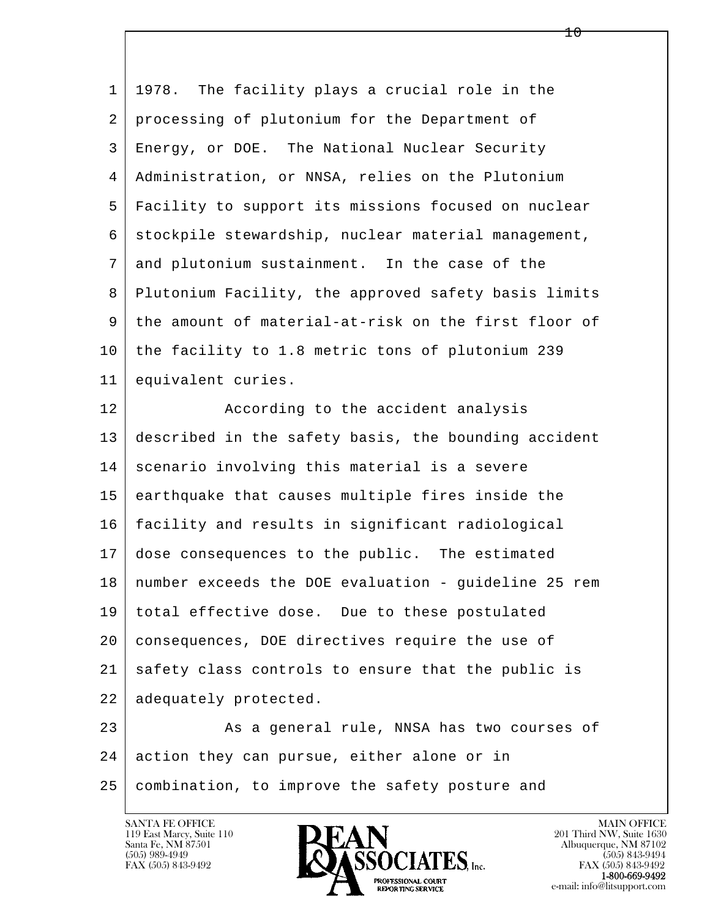1978. The facility plays a crucial role in the processing of plutonium for the Department of Energy, or DOE. The National Nuclear Security Administration, or NNSA, relies on the Plutonium Facility to support its missions focused on nuclear stockpile stewardship, nuclear material management, and plutonium sustainment. In the case of the Plutonium Facility, the approved safety basis limits the amount of material-at-risk on the first floor of the facility to 1.8 metric tons of plutonium 239 equivalent curies.

According to the accident analysis described in the safety basis, the bounding accident scenario involving this material is a severe earthquake that causes multiple fires inside the facility and results in significant radiological dose consequences to the public. The estimated number exceeds the DOE evaluation - guideline 25 rem total effective dose. Due to these postulated consequences, DOE directives require the use of safety class controls to ensure that the public is adequately protected.

As a general rule, NNSA has two courses of action they can pursue, either alone or in combination, to improve the safety posture and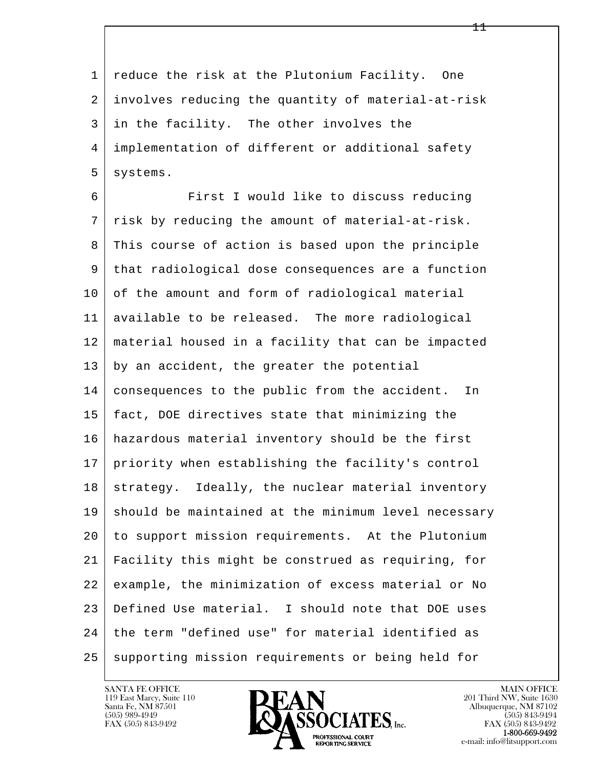reduce the risk at the Plutonium Facility. One involves reducing the quantity of material-at-risk in the facility. The other involves the implementation of different or additional safety systems.

First I would like to discuss reducing risk by reducing the amount of material-at-risk. This course of action is based upon the principle that radiological dose consequences are a function of the amount and form of radiological material available to be released. The more radiological material housed in a facility that can be impacted by an accident, the greater the potential consequences to the public from the accident. In fact, DOE directives state that minimizing the hazardous material inventory should be the first priority when establishing the facility's control strategy. Ideally, the nuclear material inventory should be maintained at the minimum level necessary to support mission requirements. At the Plutonium Facility this might be construed as requiring, for example, the minimization of excess material or No Defined Use material. I should note that DOE uses the term "defined use" for material identified as supporting mission requirements or being held for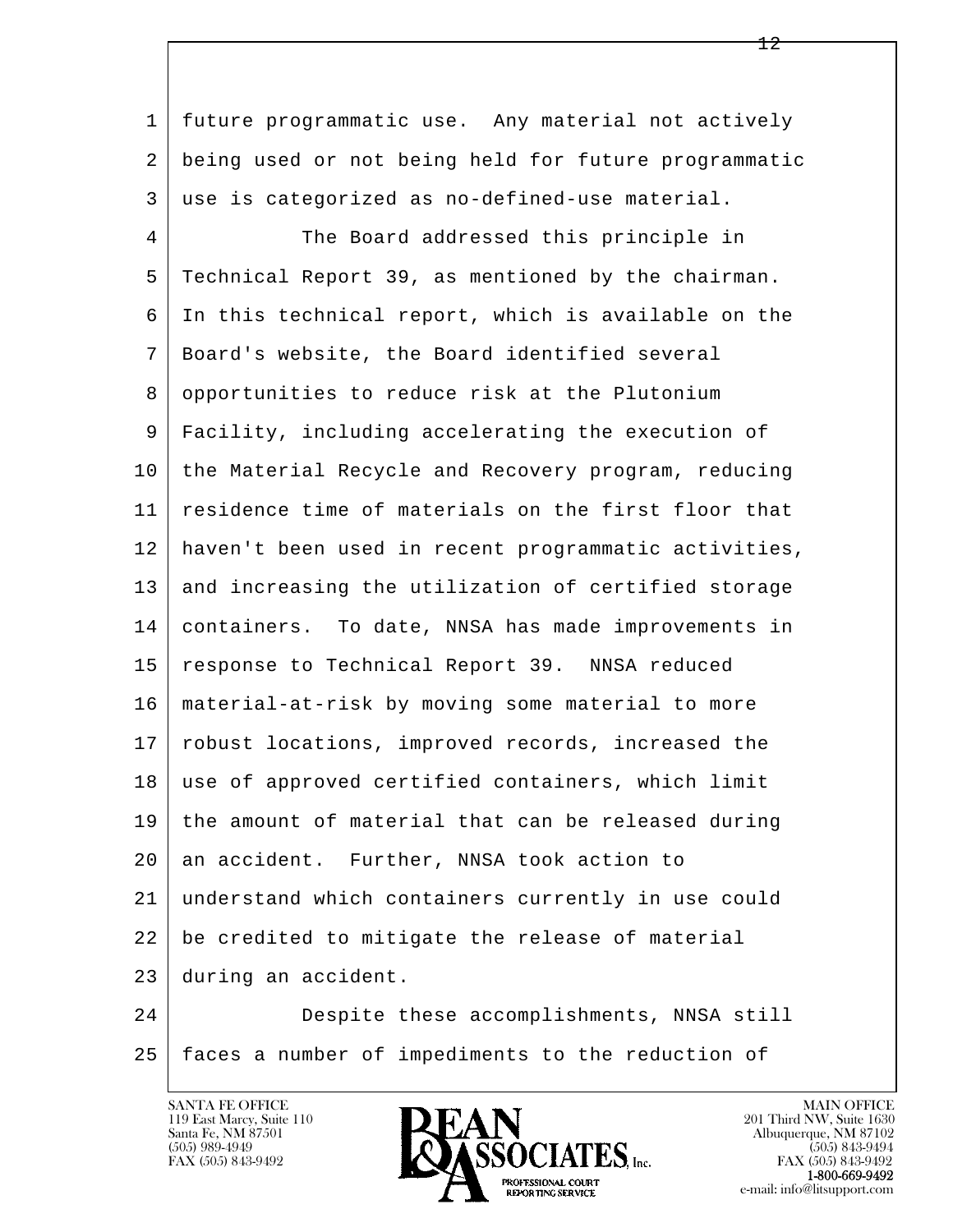future programmatic use. Any material not actively being used or not being held for future programmatic use is categorized as no-defined-use material.

The Board addressed this principle in Technical Report 39, as mentioned by the chairman. In this technical report, which is available on the Board's website, the Board identified several opportunities to reduce risk at the Plutonium Facility, including accelerating the execution of the Material Recycle and Recovery program, reducing residence time of materials on the first floor that haven't been used in recent programmatic activities, and increasing the utilization of certified storage containers. To date, NNSA has made improvements in response to Technical Report 39. NNSA reduced material-at-risk by moving some material to more robust locations, improved records, increased the use of approved certified containers, which limit the amount of material that can be released during an accident. Further, NNSA took action to understand which containers currently in use could be credited to mitigate the release of material during an accident.

Despite these accomplishments, NNSA still faces a number of impediments to the reduction of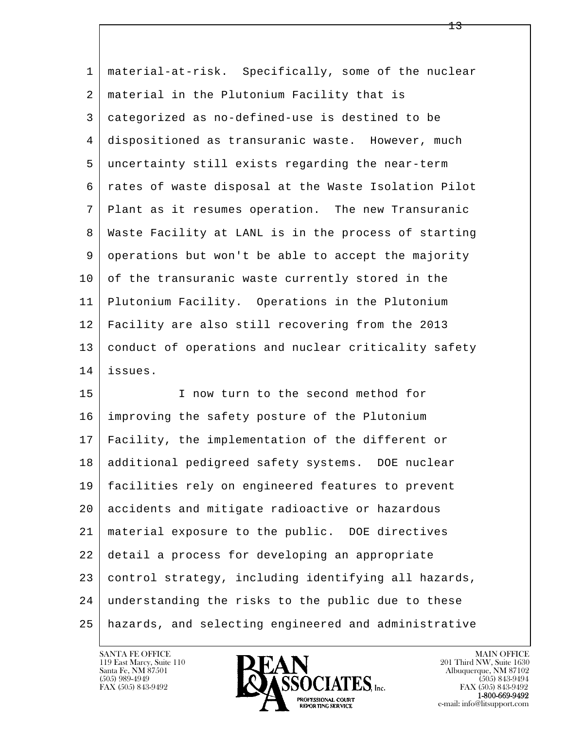material-at-risk. Specifically, some of the nuclear material in the Plutonium Facility that is categorized as no-defined-use is destined to be dispositioned as transuranic waste. However, much uncertainty still exists regarding the near-term rates of waste disposal at the Waste Isolation Pilot Plant as it resumes operation. The new Transuranic Waste Facility at LANL is in the process of starting operations but won't be able to accept the majority of the transuranic waste currently stored in the Plutonium Facility. Operations in the Plutonium Facility are also still recovering from the 2013 conduct of operations and nuclear criticality safety issues.

I now turn to the second method for improving the safety posture of the Plutonium Facility, the implementation of the different or additional pedigreed safety systems. DOE nuclear facilities rely on engineered features to prevent accidents and mitigate radioactive or hazardous material exposure to the public. DOE directives detail a process for developing an appropriate control strategy, including identifying all hazards, understanding the risks to the public due to these hazards, and selecting engineered and administrative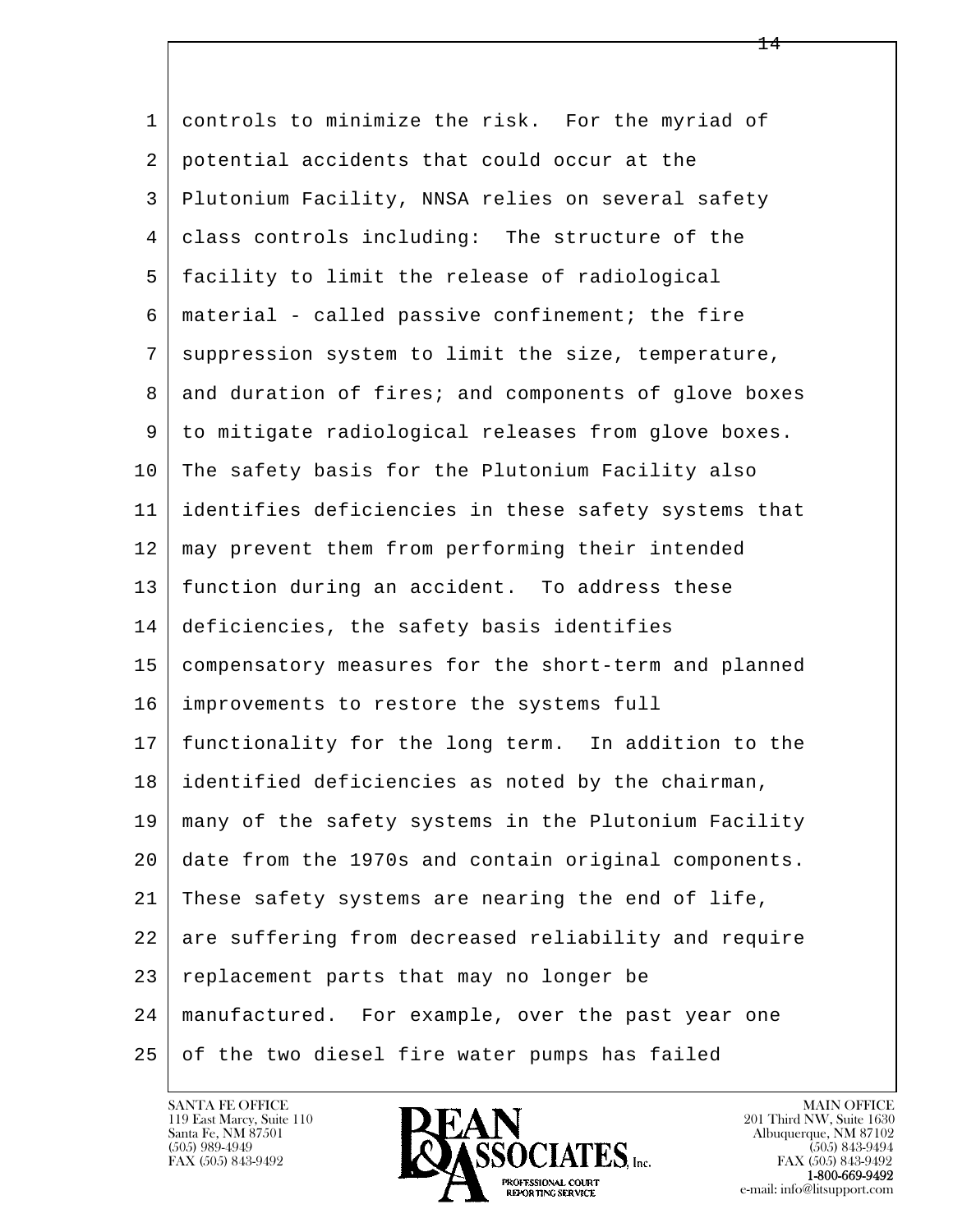controls to minimize the risk. For the myriad of potential accidents that could occur at the Plutonium Facility, NNSA relies on several safety class controls including: The structure of the facility to limit the release of radiological material - called passive confinement; the fire suppression system to limit the size, temperature, and duration of fires; and components of glove boxes to mitigate radiological releases from glove boxes. The safety basis for the Plutonium Facility also identifies deficiencies in these safety systems that may prevent them from performing their intended function during an accident. To address these deficiencies, the safety basis identifies compensatory measures for the short-term and planned improvements to restore the systems full functionality for the long term. In addition to the identified deficiencies as noted by the chairman, many of the safety systems in the Plutonium Facility date from the 1970s and contain original components. These safety systems are nearing the end of life, are suffering from decreased reliability and require replacement parts that may no longer be manufactured. For example, over the past year one of the two diesel fire water pumps has failed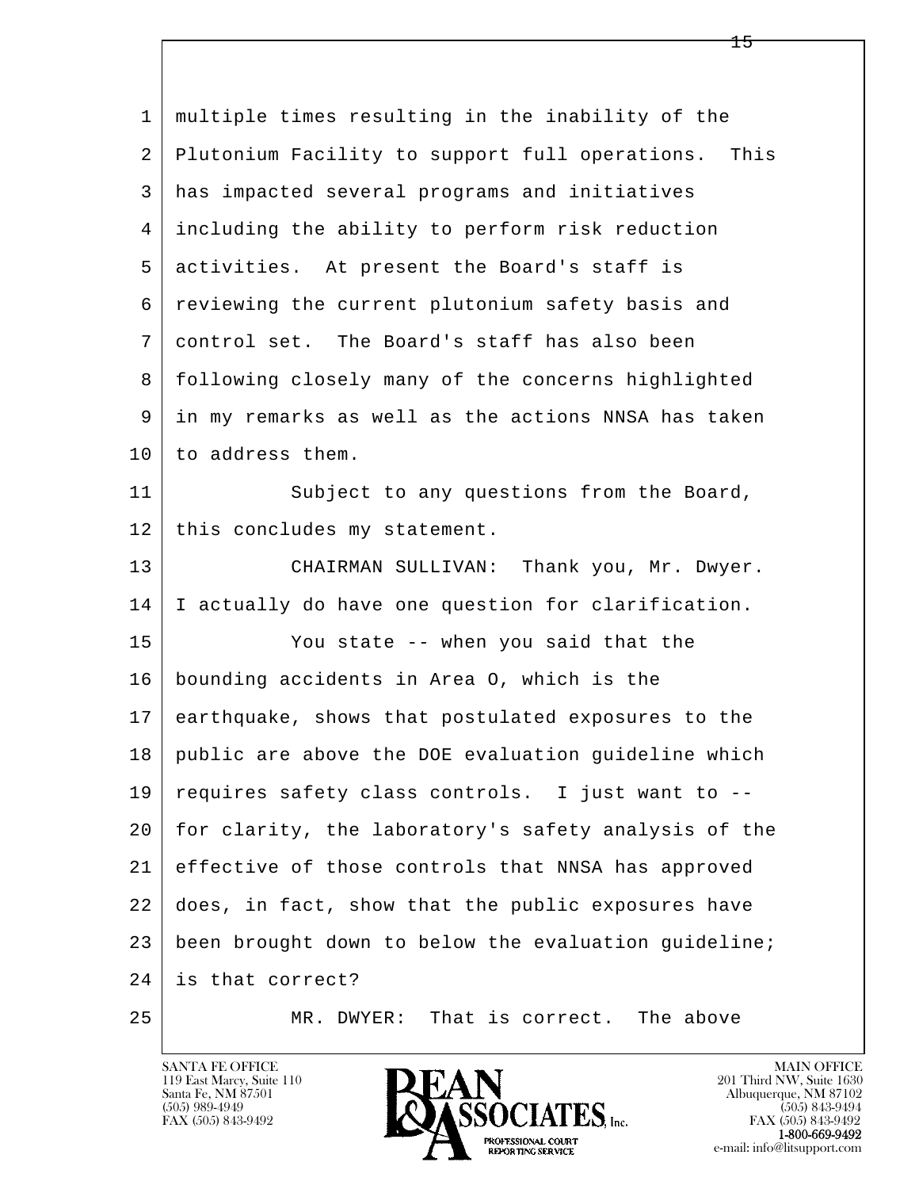multiple times resulting in the inability of the Plutonium Facility to support full operations. This has impacted several programs and initiatives including the ability to perform risk reduction activities. At present the Board's staff is reviewing the current plutonium safety basis and control set. The Board's staff has also been following closely many of the concerns highlighted in my remarks as well as the actions NNSA has taken to address them.

Subject to any questions from the Board, this concludes my statement.

CHAIRMAN SULLIVAN: Thank you, Mr. Dwyer. I actually do have one question for clarification.

You state -- when you said that the bounding accidents in Area O, which is the earthquake, shows that postulated exposures to the public are above the DOE evaluation guideline which requires safety class controls. I just want to -- for clarity, the laboratory's safety analysis of the effective of those controls that NNSA has approved does, in fact, show that the public exposures have been brought down to below the evaluation guideline; is that correct?

MR. DWYER: That is correct. The above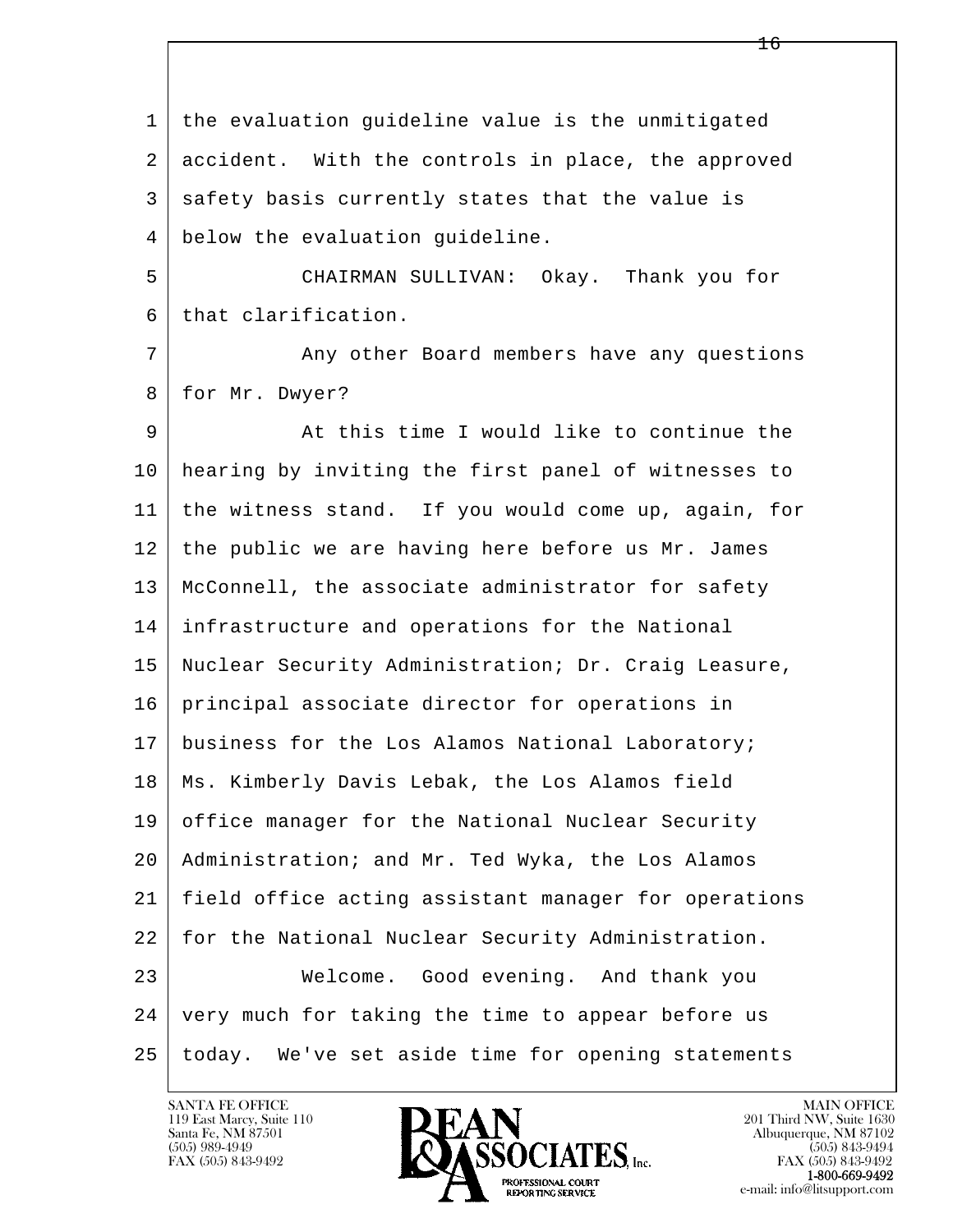the evaluation guideline value is the unmitigated accident. With the controls in place, the approved safety basis currently states that the value is below the evaluation guideline.

CHAIRMAN SULLIVAN: Okay. Thank you for that clarification.

Any other Board members have any questions for Mr. Dwyer?

At this time I would like to continue the hearing by inviting the first panel of witnesses to the witness stand. If you would come up, again, for the public we are having here before us Mr. James McConnell, the associate administrator for safety infrastructure and operations for the National Nuclear Security Administration; Dr. Craig Leasure, principal associate director for operations in business for the Los Alamos National Laboratory; Ms. Kimberly Davis Lebak, the Los Alamos field office manager for the National Nuclear Security Administration; and Mr. Ted Wyka, the Los Alamos field office acting assistant manager for operations for the National Nuclear Security Administration.

Welcome. Good evening. And thank you very much for taking the time to appear before us today. We've set aside time for opening statements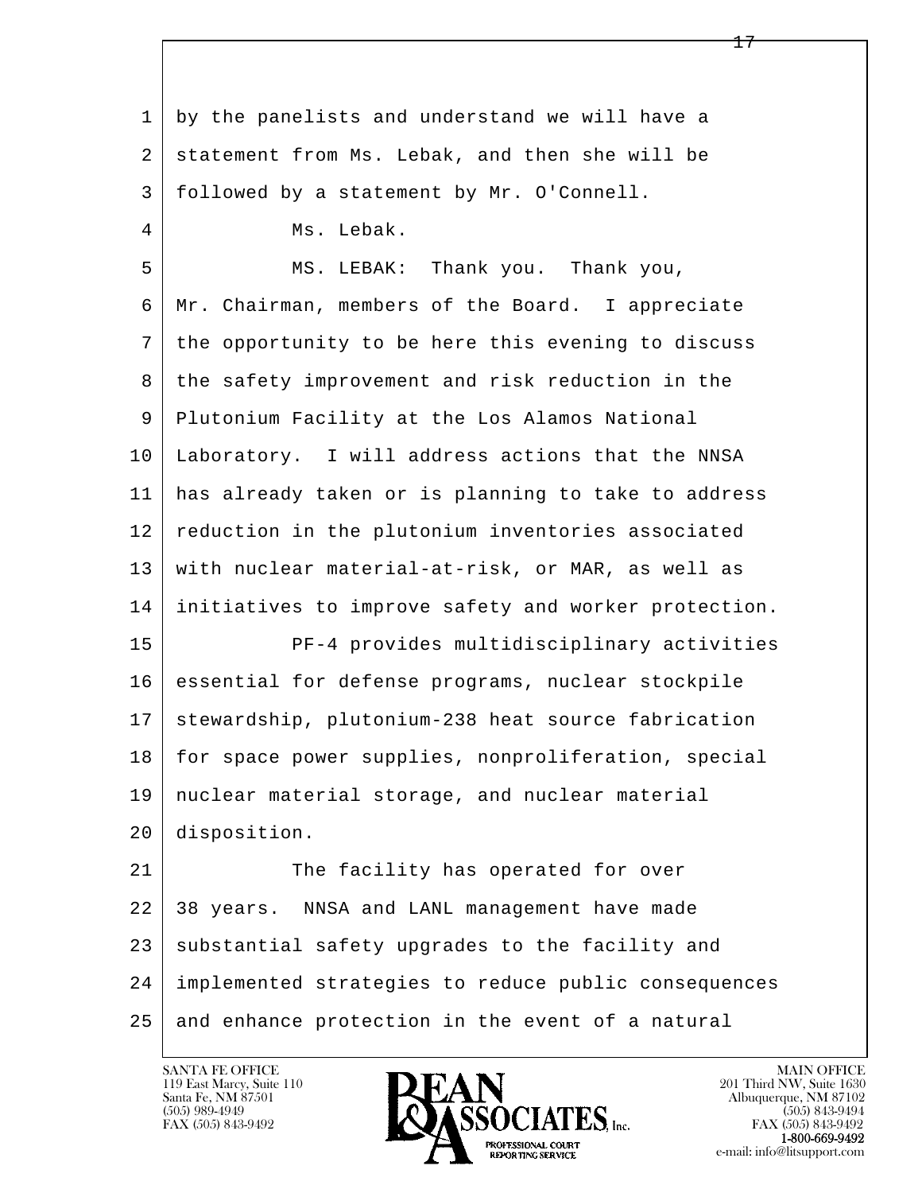by the panelists and understand we will have a statement from Ms. Lebak, and then she will be followed by a statement by Mr. O'Connell.

Ms. Lebak.

MS. LEBAK: Thank you. Thank you, Mr. Chairman, members of the Board. I appreciate the opportunity to be here this evening to discuss the safety improvement and risk reduction in the Plutonium Facility at the Los Alamos National Laboratory. I will address actions that the NNSA has already taken or is planning to take to address reduction in the plutonium inventories associated with nuclear material-at-risk, or MAR, as well as initiatives to improve safety and worker protection.

PF-4 provides multidisciplinary activities essential for defense programs, nuclear stockpile stewardship, plutonium-238 heat source fabrication for space power supplies, nonproliferation, special nuclear material storage, and nuclear material disposition.

The facility has operated for over 38 years. NNSA and LANL management have made substantial safety upgrades to the facility and implemented strategies to reduce public consequences and enhance protection in the event of a natural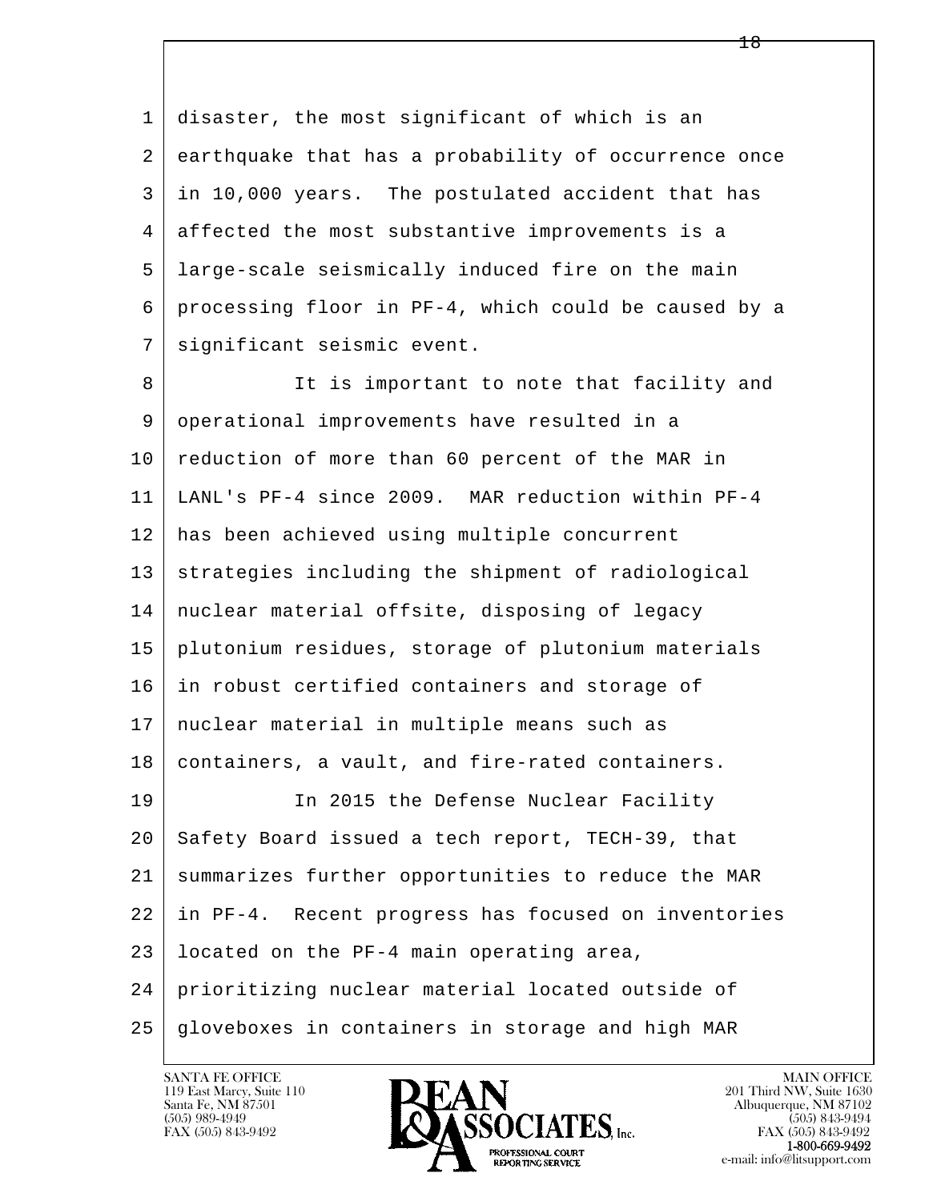disaster, the most significant of which is an earthquake that has a probability of occurrence once in 10,000 years. The postulated accident that has affected the most substantive improvements is a large-scale seismically induced fire on the main processing floor in PF-4, which could be caused by a significant seismic event.

It is important to note that facility and operational improvements have resulted in a reduction of more than 60 percent of the MAR in LANL's PF-4 since 2009. MAR reduction within PF-4 has been achieved using multiple concurrent strategies including the shipment of radiological nuclear material offsite, disposing of legacy plutonium residues, storage of plutonium materials in robust certified containers and storage of nuclear material in multiple means such as containers, a vault, and fire-rated containers.

In 2015 the Defense Nuclear Facility Safety Board issued a tech report, TECH-39, that summarizes further opportunities to reduce the MAR in PF-4. Recent progress has focused on inventories located on the PF-4 main operating area, prioritizing nuclear material located outside of gloveboxes in containers in storage and high MAR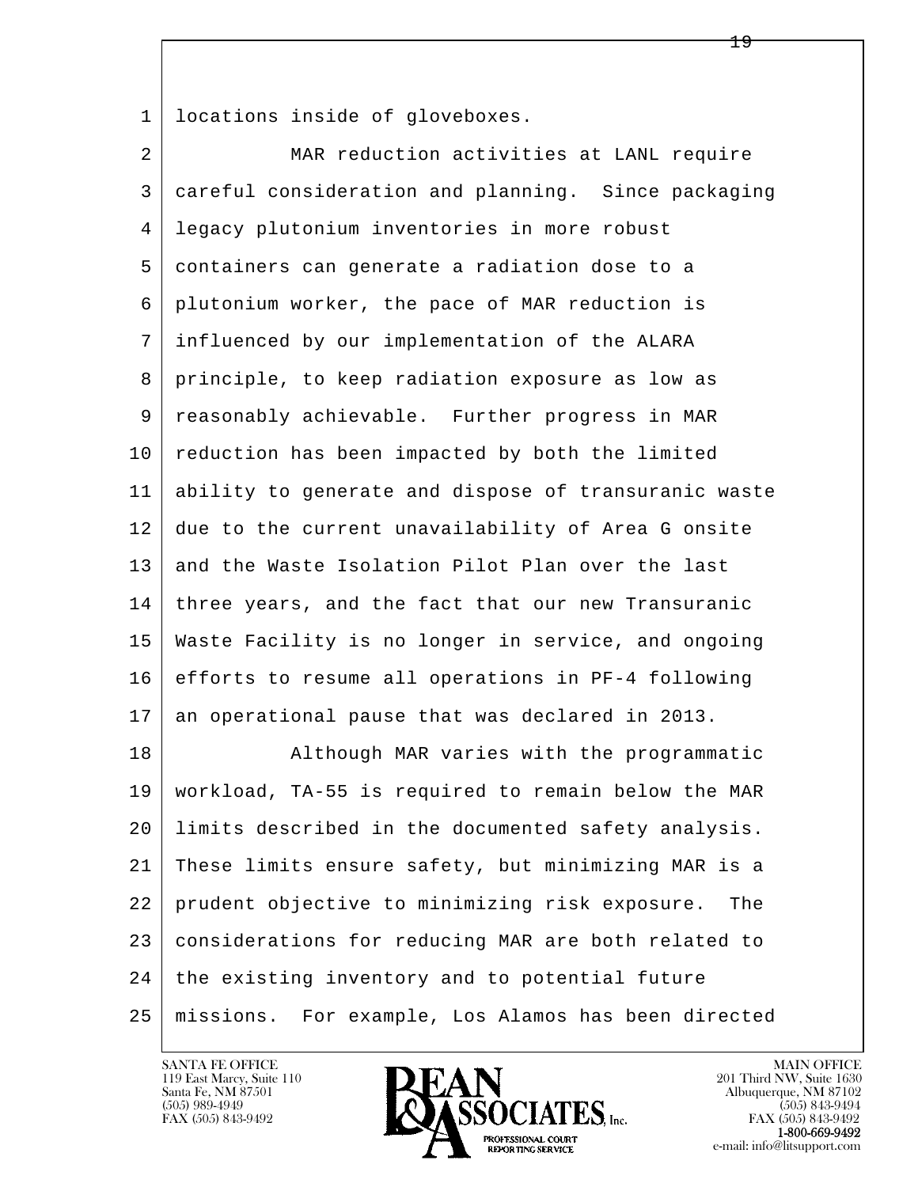locations inside of gloveboxes.

MAR reduction activities at LANL require careful consideration and planning. Since packaging legacy plutonium inventories in more robust containers can generate a radiation dose to a plutonium worker, the pace of MAR reduction is influenced by our implementation of the ALARA principle, to keep radiation exposure as low as reasonably achievable. Further progress in MAR reduction has been impacted by both the limited ability to generate and dispose of transuranic waste due to the current unavailability of Area G onsite and the Waste Isolation Pilot Plan over the last three years, and the fact that our new Transuranic Waste Facility is no longer in service, and ongoing efforts to resume all operations in PF-4 following an operational pause that was declared in 2013.

Although MAR varies with the programmatic workload, TA-55 is required to remain below the MAR limits described in the documented safety analysis. These limits ensure safety, but minimizing MAR is a prudent objective to minimizing risk exposure. The considerations for reducing MAR are both related to the existing inventory and to potential future missions. For example, Los Alamos has been directed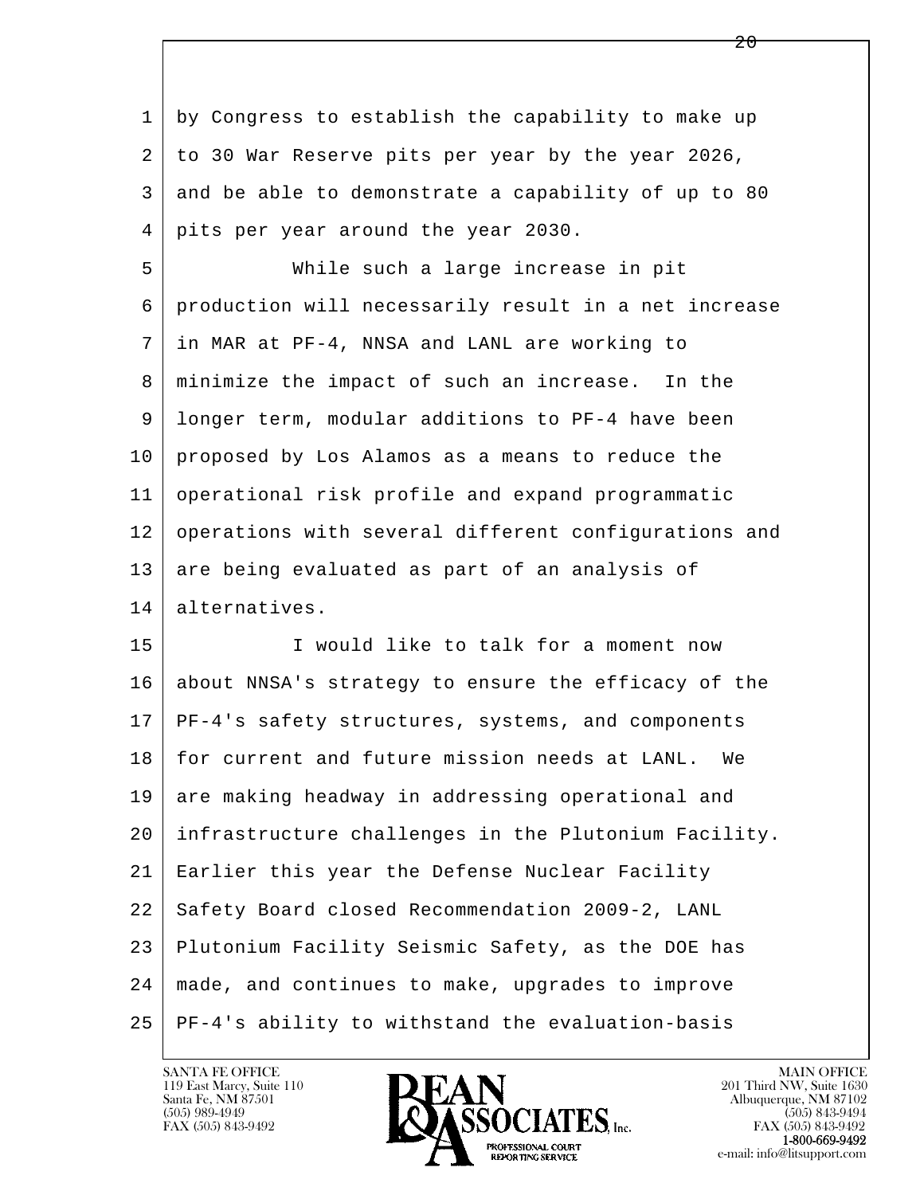by Congress to establish the capability to make up to 30 War Reserve pits per year by the year 2026, and be able to demonstrate a capability of up to 80 pits per year around the year 2030.

While such a large increase in pit production will necessarily result in a net increase in MAR at PF-4, NNSA and LANL are working to minimize the impact of such an increase. In the longer term, modular additions to PF-4 have been proposed by Los Alamos as a means to reduce the operational risk profile and expand programmatic operations with several different configurations and are being evaluated as part of an analysis of alternatives.

I would like to talk for a moment now about NNSA's strategy to ensure the efficacy of the PF-4's safety structures, systems, and components for current and future mission needs at LANL. We are making headway in addressing operational and infrastructure challenges in the Plutonium Facility. Earlier this year the Defense Nuclear Facility Safety Board closed Recommendation 2009-2, LANL Plutonium Facility Seismic Safety, as the DOE has made, and continues to make, upgrades to improve PF-4's ability to withstand the evaluation-basis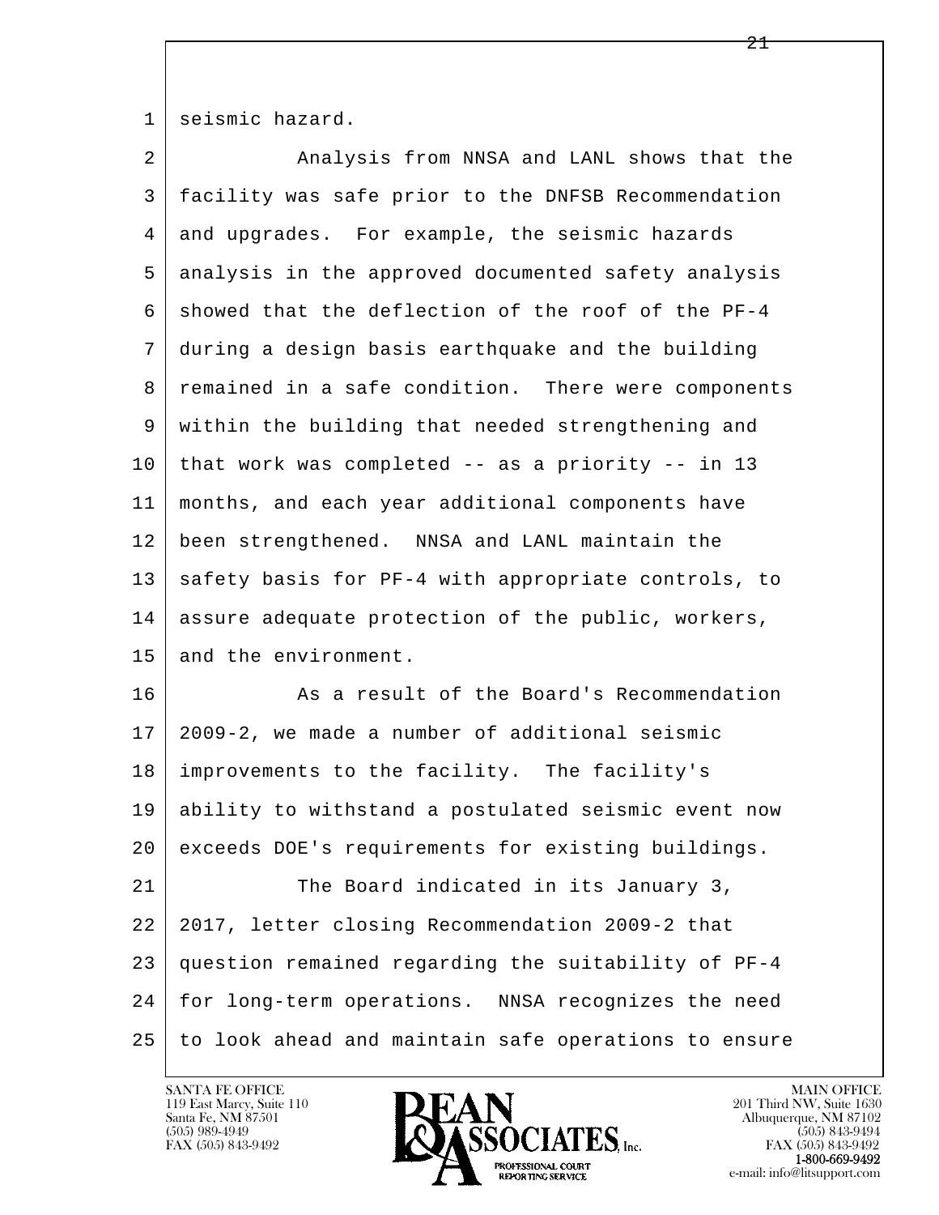seismic hazard.

Analysis from NNSA and LANL shows that the facility was safe prior to the DNFSB Recommendation and upgrades. For example, the seismic hazards analysis in the approved documented safety analysis showed that the deflection of the roof of the PF-4 during a design basis earthquake and the building remained in a safe condition. There were components within the building that needed strengthening and that work was completed -- as a priority -- in 13 months, and each year additional components have been strengthened. NNSA and LANL maintain the safety basis for PF-4 with appropriate controls, to assure adequate protection of the public, workers, and the environment.

As a result of the Board's Recommendation 2009-2, we made a number of additional seismic improvements to the facility. The facility's ability to withstand a postulated seismic event now exceeds DOE's requirements for existing buildings.

The Board indicated in its January 3, 2017, letter closing Recommendation 2009-2 that question remained regarding the suitability of PF-4 for long-term operations. NNSA recognizes the need to look ahead and maintain safe operations to ensure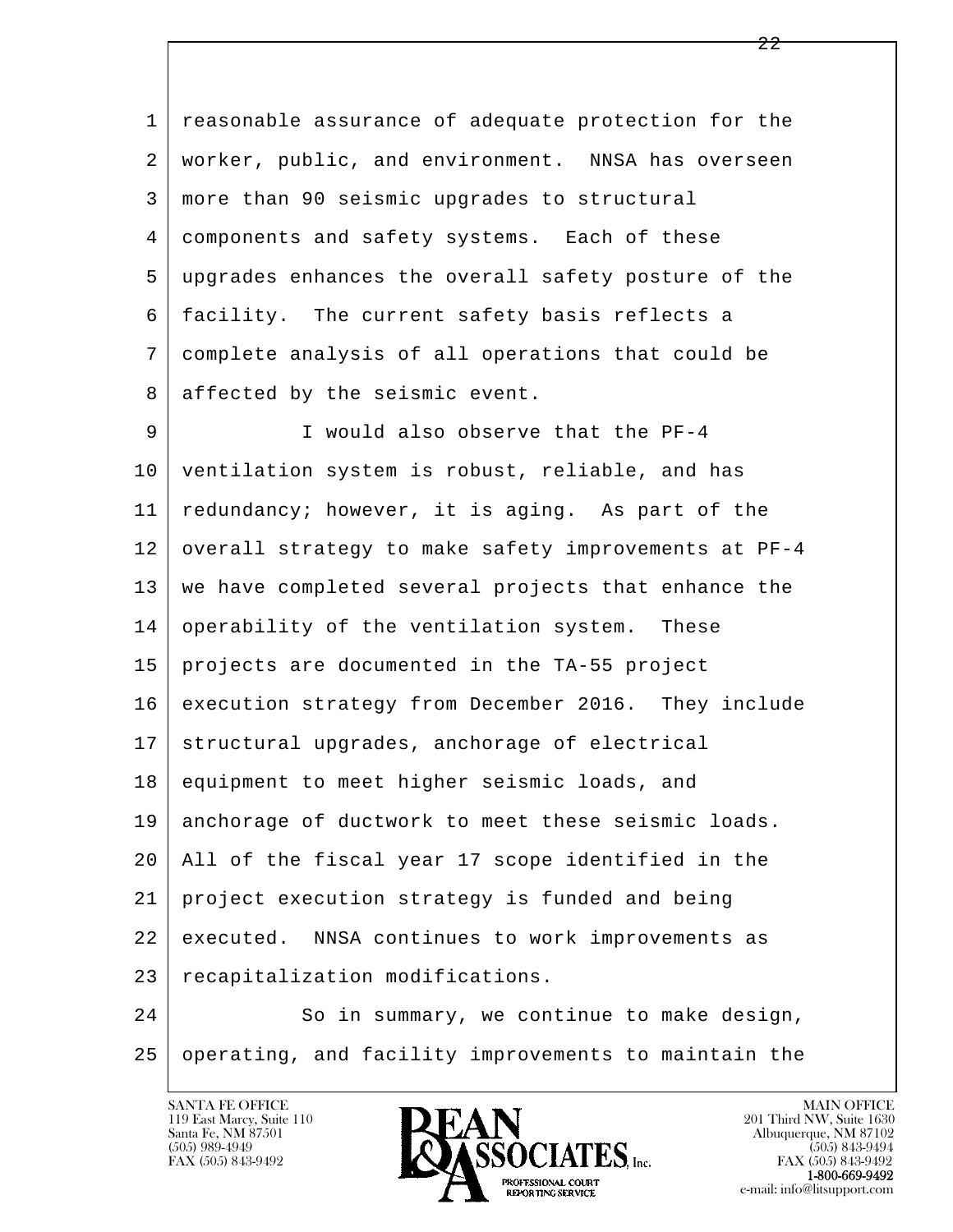reasonable assurance of adequate protection for the worker, public, and environment. NNSA has overseen more than 90 seismic upgrades to structural components and safety systems. Each of these upgrades enhances the overall safety posture of the facility. The current safety basis reflects a complete analysis of all operations that could be affected by the seismic event.

I would also observe that the PF-4 ventilation system is robust, reliable, and has redundancy; however, it is aging. As part of the overall strategy to make safety improvements at PF-4 we have completed several projects that enhance the operability of the ventilation system. These projects are documented in the TA-55 project execution strategy from December 2016. They include structural upgrades, anchorage of electrical equipment to meet higher seismic loads, and anchorage of ductwork to meet these seismic loads. All of the fiscal year 17 scope identified in the project execution strategy is funded and being executed. NNSA continues to work improvements as recapitalization modifications.

So in summary, we continue to make design, operating, and facility improvements to maintain the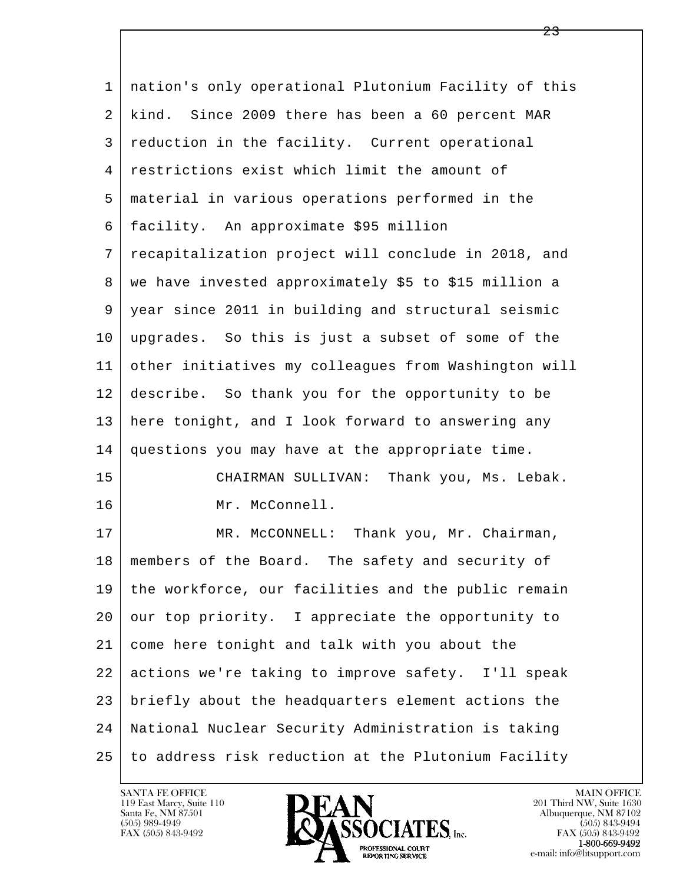nation's only operational Plutonium Facility of this kind. Since 2009 there has been a 60 percent MAR reduction in the facility. Current operational restrictions exist which limit the amount of material in various operations performed in the facility. An approximate $95 million recapitalization project will conclude in 2018, and we have invested approximately $5 to $15 million a year since 2011 in building and structural seismic upgrades. So this is just a subset of some of the other initiatives my colleagues from Washington will describe. So thank you for the opportunity to be here tonight, and I look forward to answering any questions you may have at the appropriate time.

CHAIRMAN SULLIVAN: Thank you, Ms. Lebak. Mr. McConnell.

MR. McCONNELL: Thank you, Mr. Chairman, members of the Board. The safety and security of the workforce, our facilities and the public remain our top priority. I appreciate the opportunity to come here tonight and talk with you about the actions we're taking to improve safety. I'll speak briefly about the headquarters element actions the National Nuclear Security Administration is taking to address risk reduction at the Plutonium Facility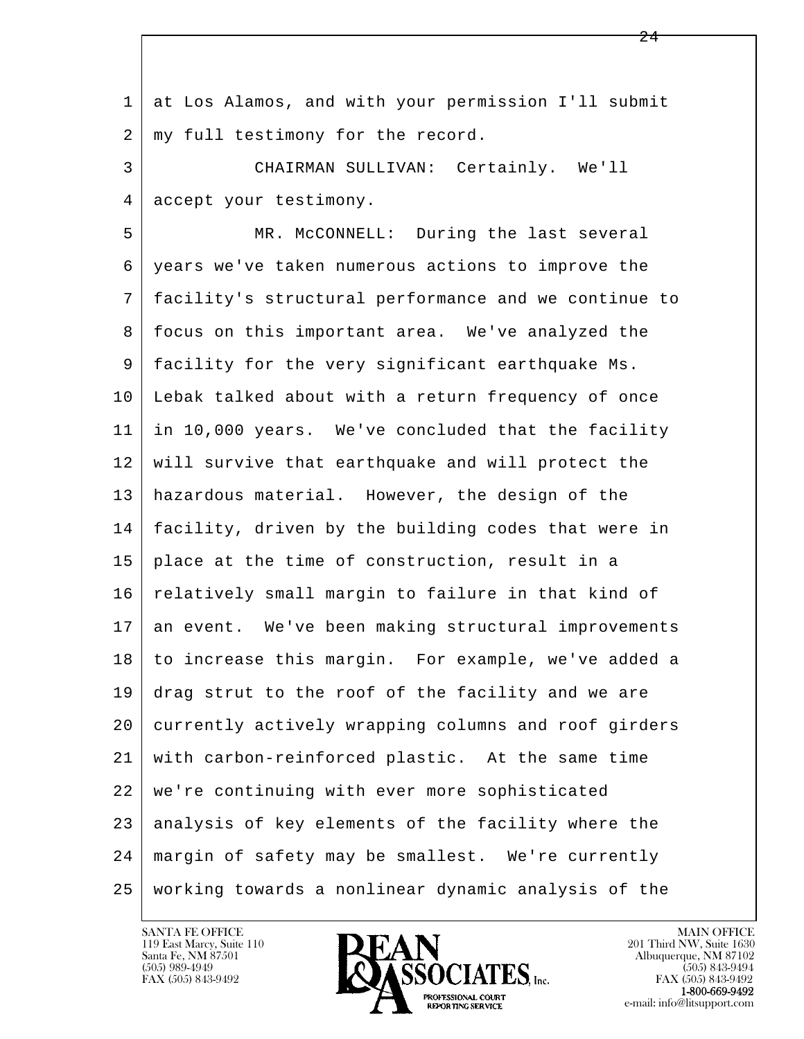at Los Alamos, and with your permission I'll submit my full testimony for the record.

CHAIRMAN SULLIVAN: Certainly. We'll accept your testimony.

MR. McCONNELL: During the last several years we've taken numerous actions to improve the facility's structural performance and we continue to focus on this important area. We've analyzed the facility for the very significant earthquake Ms. Lebak talked about with a return frequency of once in 10,000 years. We've concluded that the facility will survive that earthquake and will protect the hazardous material. However, the design of the facility, driven by the building codes that were in place at the time of construction, result in a relatively small margin to failure in that kind of an event. We've been making structural improvements to increase this margin. For example, we've added a drag strut to the roof of the facility and we are currently actively wrapping columns and roof girders with carbon-reinforced plastic. At the same time we're continuing with ever more sophisticated analysis of key elements of the facility where the margin of safety may be smallest. We're currently working towards a nonlinear dynamic analysis of the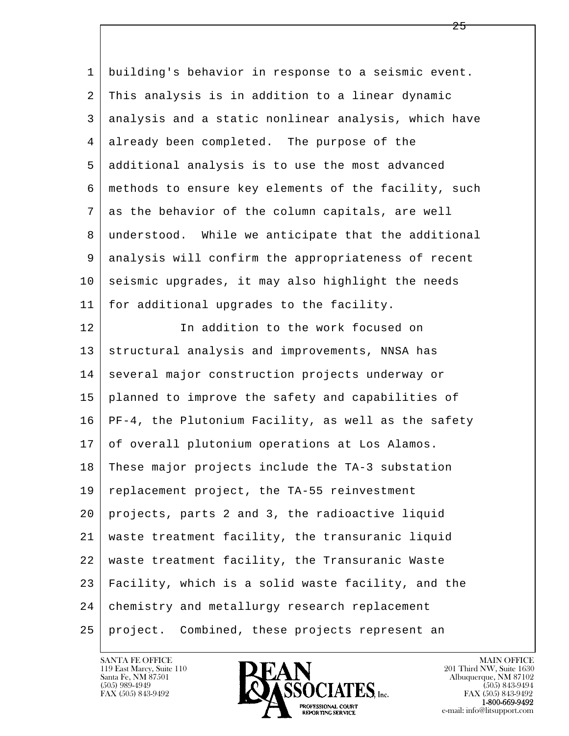building's behavior in response to a seismic event. This analysis is in addition to a linear dynamic analysis and a static nonlinear analysis, which have already been completed. The purpose of the additional analysis is to use the most advanced methods to ensure key elements of the facility, such as the behavior of the column capitals, are well understood. While we anticipate that the additional analysis will confirm the appropriateness of recent seismic upgrades, it may also highlight the needs for additional upgrades to the facility.

In addition to the work focused on structural analysis and improvements, NNSA has several major construction projects underway or planned to improve the safety and capabilities of PF-4, the Plutonium Facility, as well as the safety of overall plutonium operations at Los Alamos. These major projects include the TA-3 substation replacement project, the TA-55 reinvestment projects, parts 2 and 3, the radioactive liquid waste treatment facility, the transuranic liquid waste treatment facility, the Transuranic Waste Facility, which is a solid waste facility, and the chemistry and metallurgy research replacement project. Combined, these projects represent an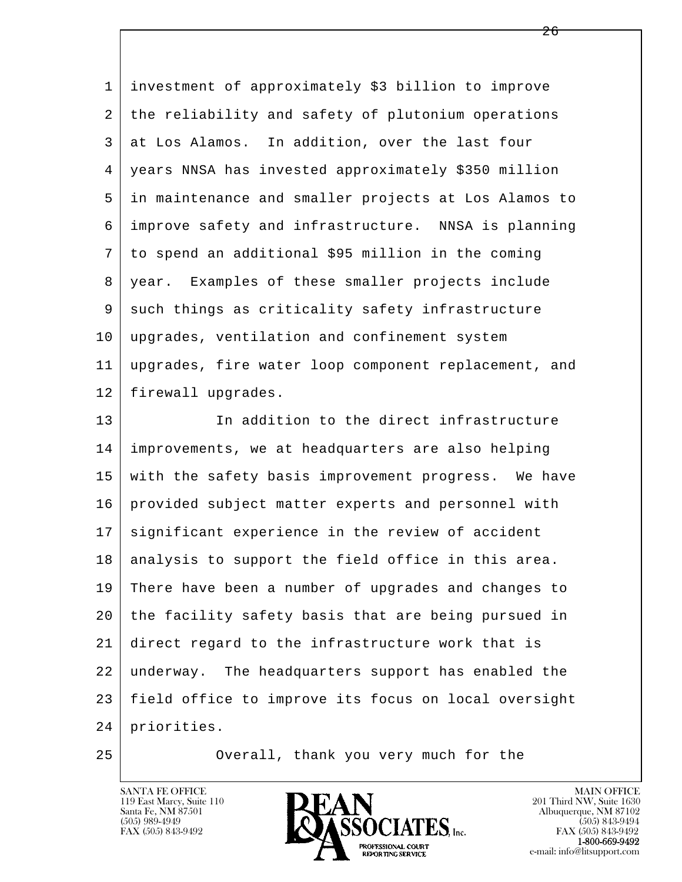investment of approximately $3 billion to improve the reliability and safety of plutonium operations at Los Alamos. In addition, over the last four years NNSA has invested approximately $350 million in maintenance and smaller projects at Los Alamos to improve safety and infrastructure. NNSA is planning to spend an additional $95 million in the coming year. Examples of these smaller projects include such things as criticality safety infrastructure upgrades, ventilation and confinement system upgrades, fire water loop component replacement, and firewall upgrades.

In addition to the direct infrastructure improvements, we at headquarters are also helping with the safety basis improvement progress. We have provided subject matter experts and personnel with significant experience in the review of accident analysis to support the field office in this area. There have been a number of upgrades and changes to the facility safety basis that are being pursued in direct regard to the infrastructure work that is underway. The headquarters support has enabled the field office to improve its focus on local oversight priorities.

Overall, thank you very much for the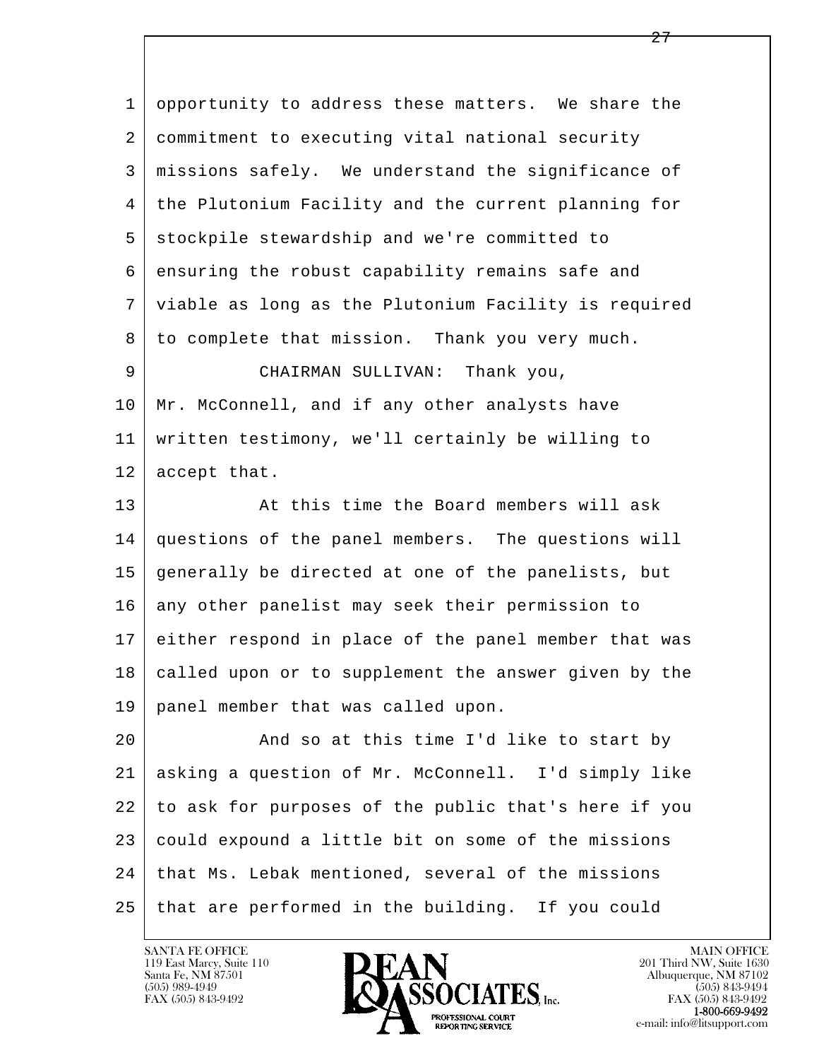opportunity to address these matters. We share the commitment to executing vital national security missions safely. We understand the significance of the Plutonium Facility and the current planning for stockpile stewardship and we're committed to ensuring the robust capability remains safe and viable as long as the Plutonium Facility is required to complete that mission. Thank you very much.

CHAIRMAN SULLIVAN: Thank you, Mr. McConnell, and if any other analysts have written testimony, we'll certainly be willing to accept that.

At this time the Board members will ask questions of the panel members. The questions will generally be directed at one of the panelists, but any other panelist may seek their permission to either respond in place of the panel member that was called upon or to supplement the answer given by the panel member that was called upon.

And so at this time I'd like to start by asking a question of Mr. McConnell. I'd simply like to ask for purposes of the public that's here if you could expound a little bit on some of the missions that Ms. Lebak mentioned, several of the missions that are performed in the building. If you could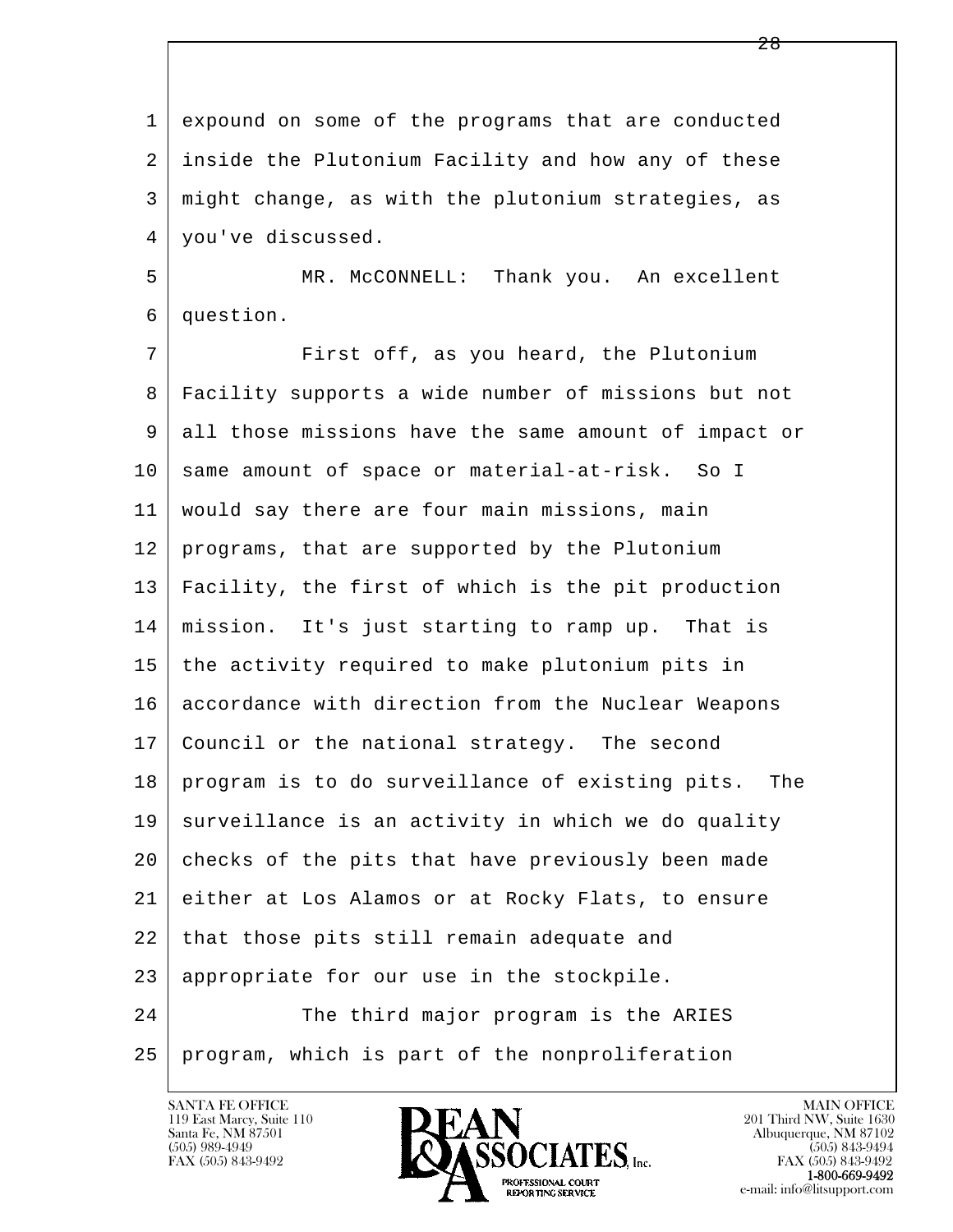expound on some of the programs that are conducted inside the Plutonium Facility and how any of these might change, as with the plutonium strategies, as you've discussed.

MR. McCONNELL: Thank you. An excellent question.

First off, as you heard, the Plutonium Facility supports a wide number of missions but not all those missions have the same amount of impact or same amount of space or material-at-risk. So I would say there are four main missions, main programs, that are supported by the Plutonium Facility, the first of which is the pit production mission. It's just starting to ramp up. That is the activity required to make plutonium pits in accordance with direction from the Nuclear Weapons Council or the national strategy. The second program is to do surveillance of existing pits. The surveillance is an activity in which we do quality checks of the pits that have previously been made either at Los Alamos or at Rocky Flats, to ensure that those pits still remain adequate and appropriate for our use in the stockpile.

The third major program is the ARIES program, which is part of the nonproliferation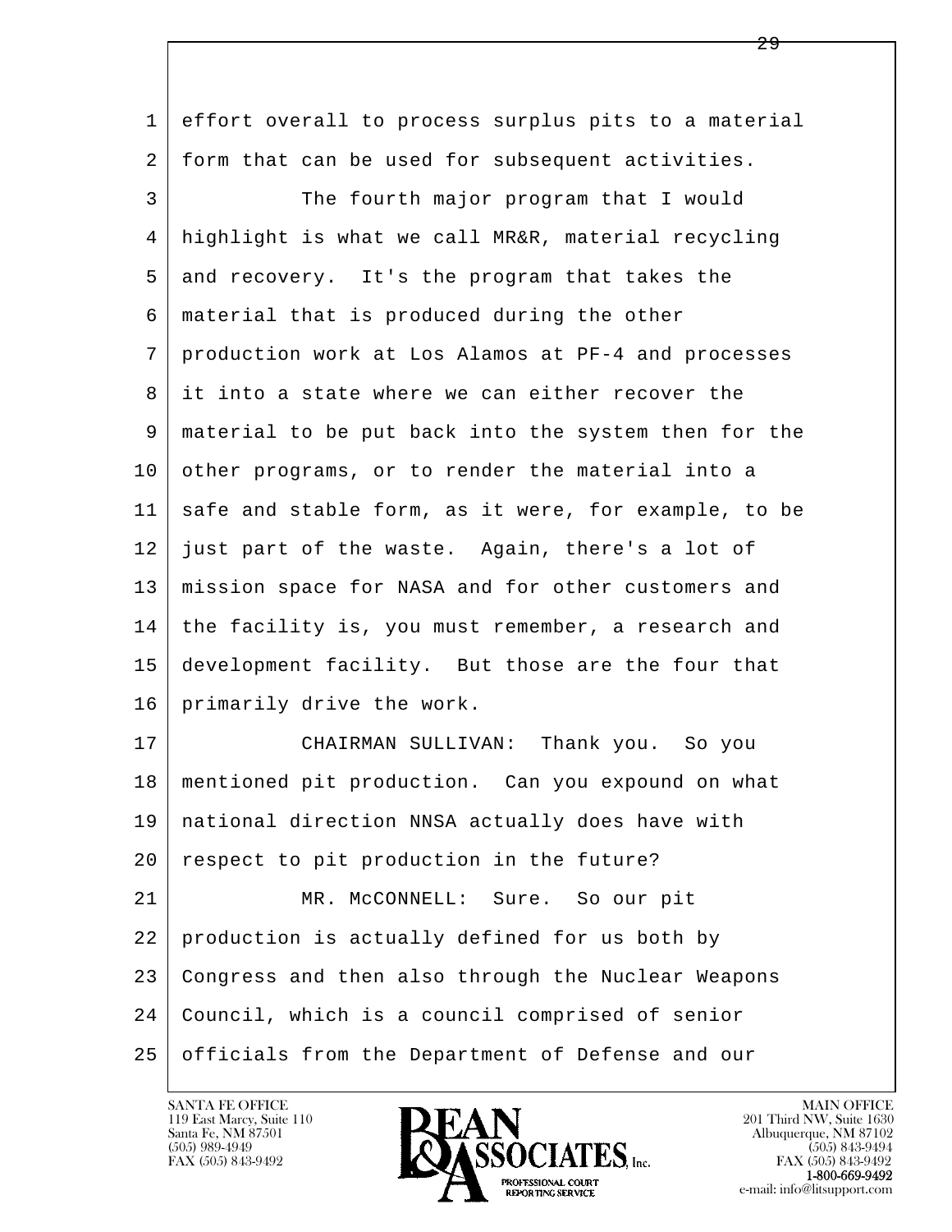effort overall to process surplus pits to a material form that can be used for subsequent activities.

The fourth major program that I would highlight is what we call MR&R, material recycling and recovery. It's the program that takes the material that is produced during the other production work at Los Alamos at PF-4 and processes it into a state where we can either recover the material to be put back into the system then for the other programs, or to render the material into a safe and stable form, as it were, for example, to be just part of the waste. Again, there's a lot of mission space for NASA and for other customers and the facility is, you must remember, a research and development facility. But those are the four that primarily drive the work.

CHAIRMAN SULLIVAN: Thank you. So you mentioned pit production. Can you expound on what national direction NNSA actually does have with respect to pit production in the future?

MR. McCONNELL: Sure. So our pit production is actually defined for us both by Congress and then also through the Nuclear Weapons Council, which is a council comprised of senior officials from the Department of Defense and our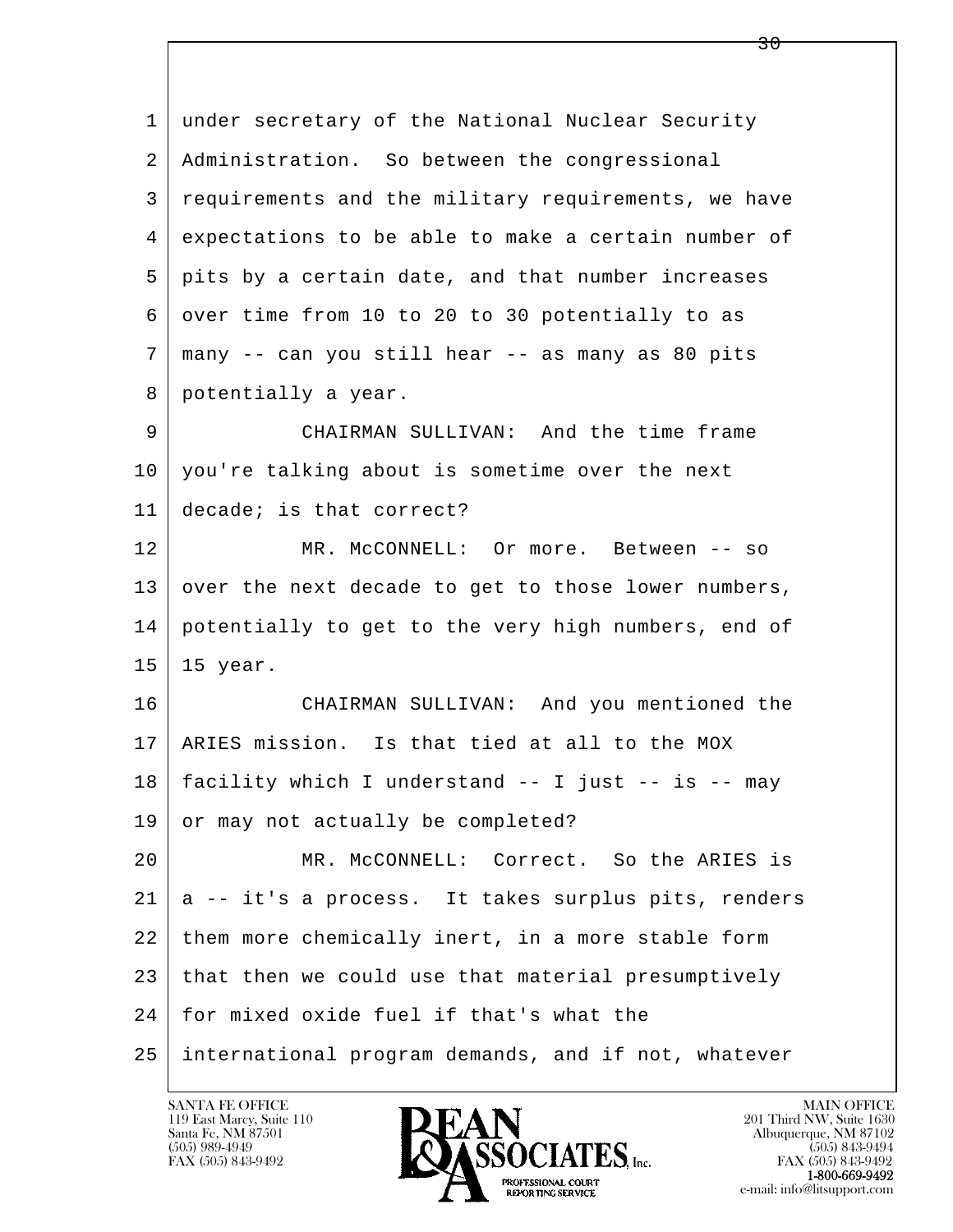1 under secretary of the National Nuclear Security
2 Administration. So between the congressional
3 requirements and the military requirements, we have
4 expectations to be able to make a certain number of
5 pits by a certain date, and that number increases
6 over time from 10 to 20 to 30 potentially to as
7 many -- can you still hear -- as many as 80 pits
8 potentially a year.

9 CHAIRMAN SULLIVAN: And the time frame
10 you're talking about is sometime over the next
11 decade; is that correct?

12 MR. McCONNELL: Or more. Between -- so
13 over the next decade to get to those lower numbers,
14 potentially to get to the very high numbers, end of
15 15 year.

16 CHAIRMAN SULLIVAN: And you mentioned the
17 ARIES mission. Is that tied at all to the MOX
18 facility which I understand -- I just -- is -- may
19 or may not actually be completed?

20 MR. McCONNELL: Correct. So the ARIES is
21 a -- it's a process. It takes surplus pits, renders
22 them more chemically inert, in a more stable form
23 that then we could use that material presumptively
24 for mixed oxide fuel if that's what the
25 international program demands, and if not, whatever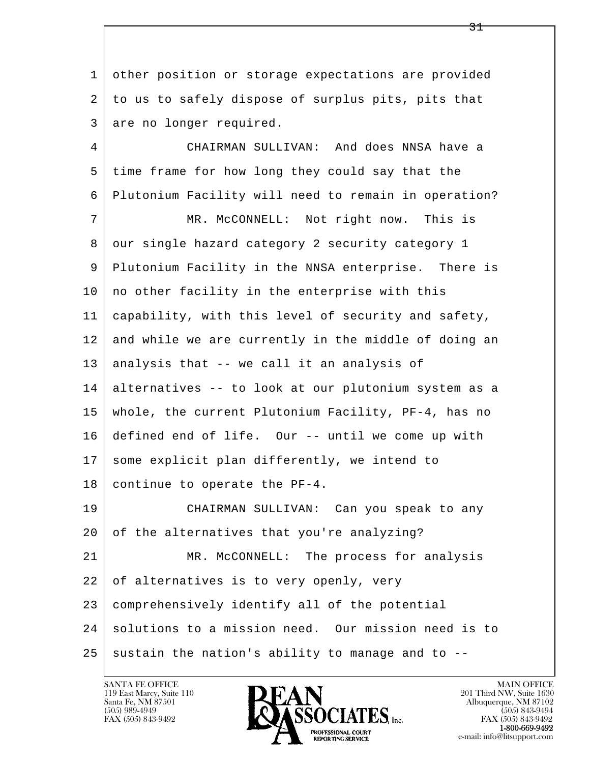other position or storage expectations are provided to us to safely dispose of surplus pits, pits that are no longer required.

CHAIRMAN SULLIVAN: And does NNSA have a time frame for how long they could say that the Plutonium Facility will need to remain in operation?

MR. McCONNELL: Not right now. This is our single hazard category 2 security category 1 Plutonium Facility in the NNSA enterprise. There is no other facility in the enterprise with this capability, with this level of security and safety, and while we are currently in the middle of doing an analysis that -- we call it an analysis of alternatives -- to look at our plutonium system as a whole, the current Plutonium Facility, PF-4, has no defined end of life. Our -- until we come up with some explicit plan differently, we intend to continue to operate the PF-4.

CHAIRMAN SULLIVAN: Can you speak to any of the alternatives that you're analyzing?

MR. McCONNELL: The process for analysis of alternatives is to very openly, very comprehensively identify all of the potential solutions to a mission need. Our mission need is to sustain the nation's ability to manage and to --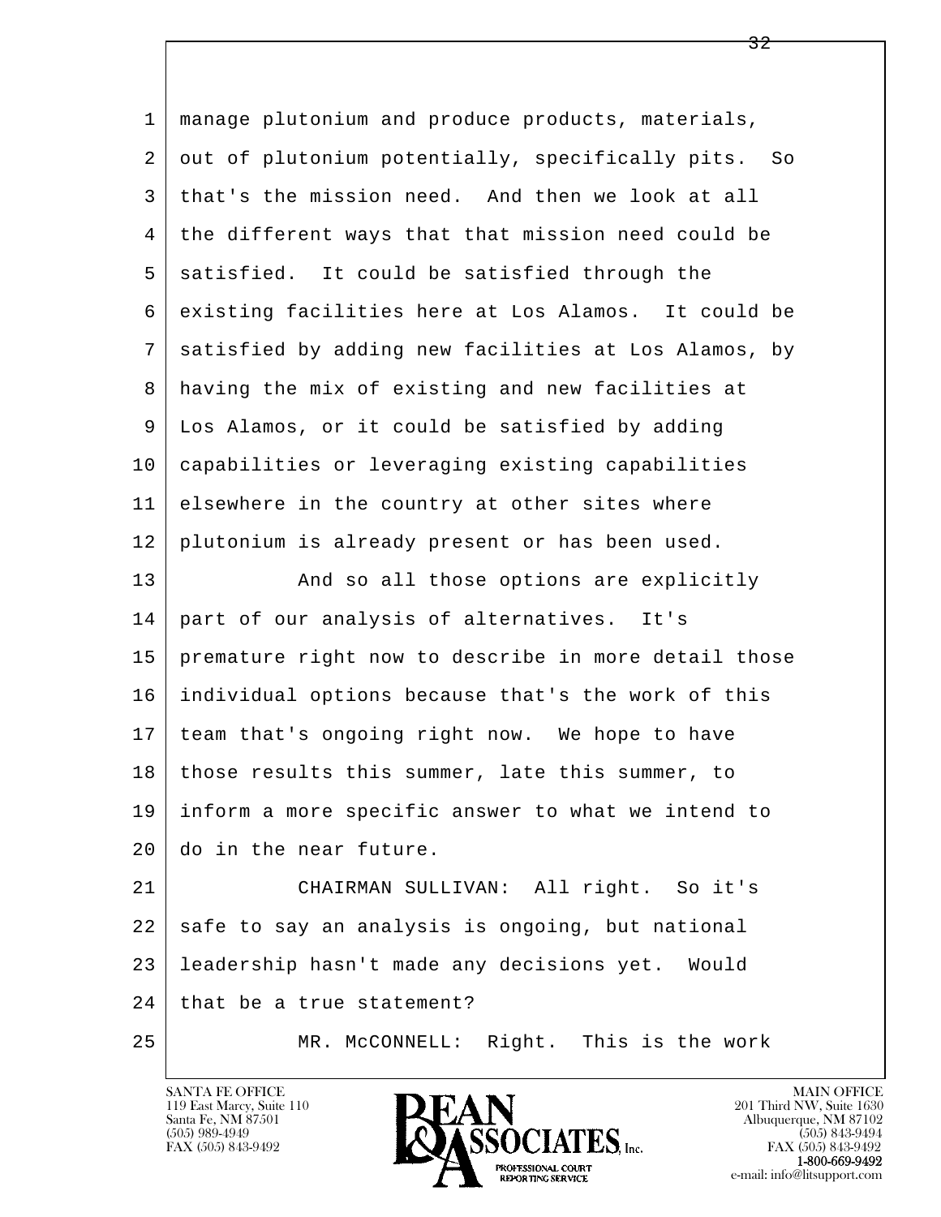manage plutonium and produce products, materials, out of plutonium potentially, specifically pits. So that's the mission need. And then we look at all the different ways that that mission need could be satisfied. It could be satisfied through the existing facilities here at Los Alamos. It could be satisfied by adding new facilities at Los Alamos, by having the mix of existing and new facilities at Los Alamos, or it could be satisfied by adding capabilities or leveraging existing capabilities elsewhere in the country at other sites where plutonium is already present or has been used.

And so all those options are explicitly part of our analysis of alternatives. It's premature right now to describe in more detail those individual options because that's the work of this team that's ongoing right now. We hope to have those results this summer, late this summer, to inform a more specific answer to what we intend to do in the near future.

CHAIRMAN SULLIVAN: All right. So it's safe to say an analysis is ongoing, but national leadership hasn't made any decisions yet. Would that be a true statement?

MR. McCONNELL: Right. This is the work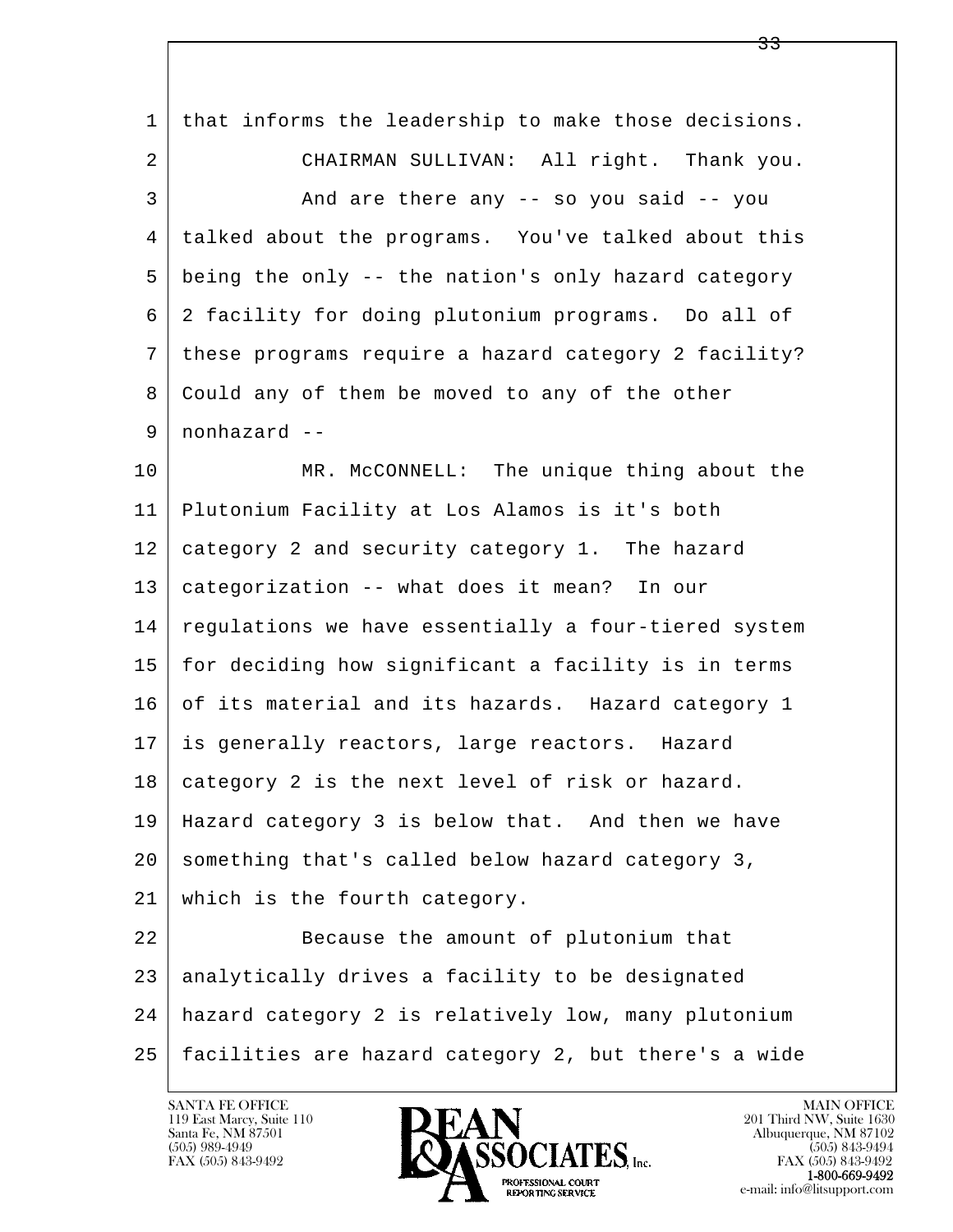1 that informs the leadership to make those decisions.

2 CHAIRMAN SULLIVAN: All right. Thank you.

3 And are there any -- so you said -- you

4 talked about the programs. You've talked about this

5 being the only -- the nation's only hazard category

6 2 facility for doing plutonium programs. Do all of

7 these programs require a hazard category 2 facility?

8 Could any of them be moved to any of the other

9 nonhazard --

10 MR. McCONNELL: The unique thing about the

11 Plutonium Facility at Los Alamos is it's both

12 category 2 and security category 1. The hazard

13 categorization -- what does it mean? In our

14 regulations we have essentially a four-tiered system

15 for deciding how significant a facility is in terms

16 of its material and its hazards. Hazard category 1

17 is generally reactors, large reactors. Hazard

18 category 2 is the next level of risk or hazard.

19 Hazard category 3 is below that. And then we have

20 something that's called below hazard category 3,

21 which is the fourth category.

22 Because the amount of plutonium that

23 analytically drives a facility to be designated

24 hazard category 2 is relatively low, many plutonium

25 facilities are hazard category 2, but there's a wide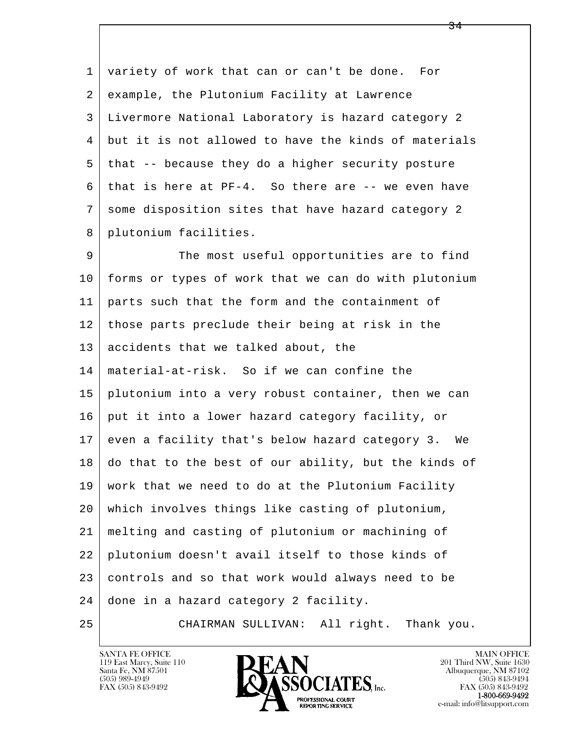variety of work that can or can't be done. For example, the Plutonium Facility at Lawrence Livermore National Laboratory is hazard category 2 but it is not allowed to have the kinds of materials that -- because they do a higher security posture that is here at PF-4. So there are -- we even have some disposition sites that have hazard category 2 plutonium facilities.

The most useful opportunities are to find forms or types of work that we can do with plutonium parts such that the form and the containment of those parts preclude their being at risk in the accidents that we talked about, the material-at-risk. So if we can confine the plutonium into a very robust container, then we can put it into a lower hazard category facility, or even a facility that's below hazard category 3. We do that to the best of our ability, but the kinds of work that we need to do at the Plutonium Facility which involves things like casting of plutonium, melting and casting of plutonium or machining of plutonium doesn't avail itself to those kinds of controls and so that work would always need to be done in a hazard category 2 facility.

CHAIRMAN SULLIVAN: All right. Thank you.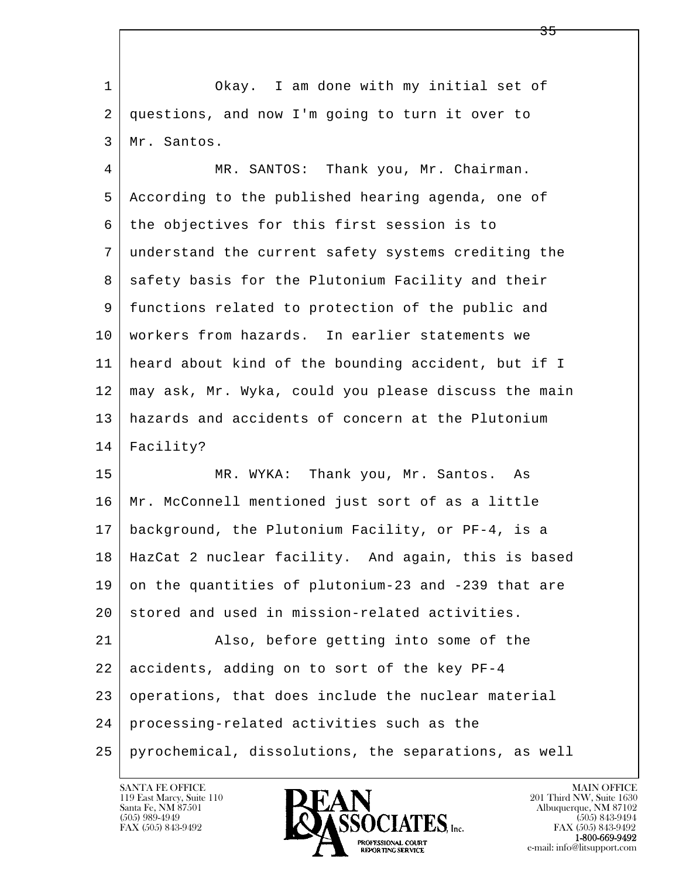1 Okay. I am done with my initial set of
2 questions, and now I'm going to turn it over to
3 Mr. Santos.
4 MR. SANTOS: Thank you, Mr. Chairman.
5 According to the published hearing agenda, one of
6 the objectives for this first session is to
7 understand the current safety systems crediting the
8 safety basis for the Plutonium Facility and their
9 functions related to protection of the public and
10 workers from hazards. In earlier statements we
11 heard about kind of the bounding accident, but if I
12 may ask, Mr. Wyka, could you please discuss the main
13 hazards and accidents of concern at the Plutonium
14 Facility?
15 MR. WYKA: Thank you, Mr. Santos. As
16 Mr. McConnell mentioned just sort of as a little
17 background, the Plutonium Facility, or PF-4, is a
18 HazCat 2 nuclear facility. And again, this is based
19 on the quantities of plutonium-23 and -239 that are
20 stored and used in mission-related activities.
21 Also, before getting into some of the
22 accidents, adding on to sort of the key PF-4
23 operations, that does include the nuclear material
24 processing-related activities such as the
25 pyrochemical, dissolutions, the separations, as well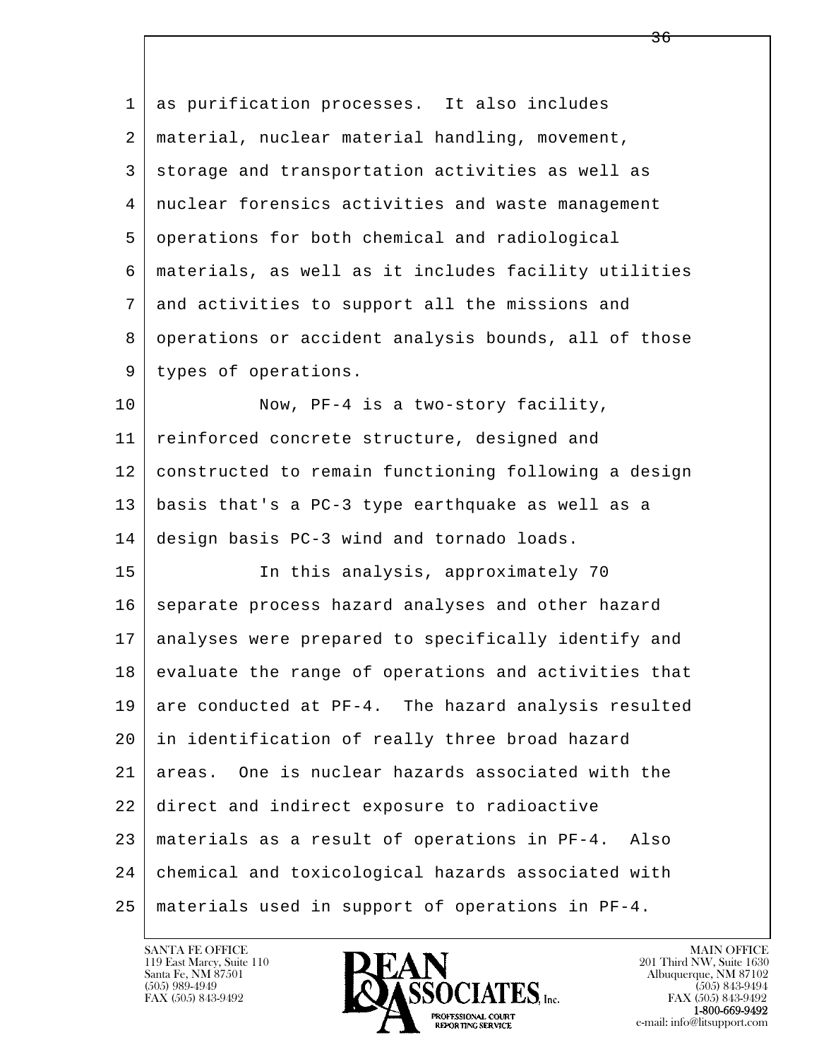as purification processes. It also includes material, nuclear material handling, movement, storage and transportation activities as well as nuclear forensics activities and waste management operations for both chemical and radiological materials, as well as it includes facility utilities and activities to support all the missions and operations or accident analysis bounds, all of those types of operations.

Now, PF-4 is a two-story facility, reinforced concrete structure, designed and constructed to remain functioning following a design basis that's a PC-3 type earthquake as well as a design basis PC-3 wind and tornado loads.

In this analysis, approximately 70 separate process hazard analyses and other hazard analyses were prepared to specifically identify and evaluate the range of operations and activities that are conducted at PF-4. The hazard analysis resulted in identification of really three broad hazard areas. One is nuclear hazards associated with the direct and indirect exposure to radioactive materials as a result of operations in PF-4. Also chemical and toxicological hazards associated with materials used in support of operations in PF-4.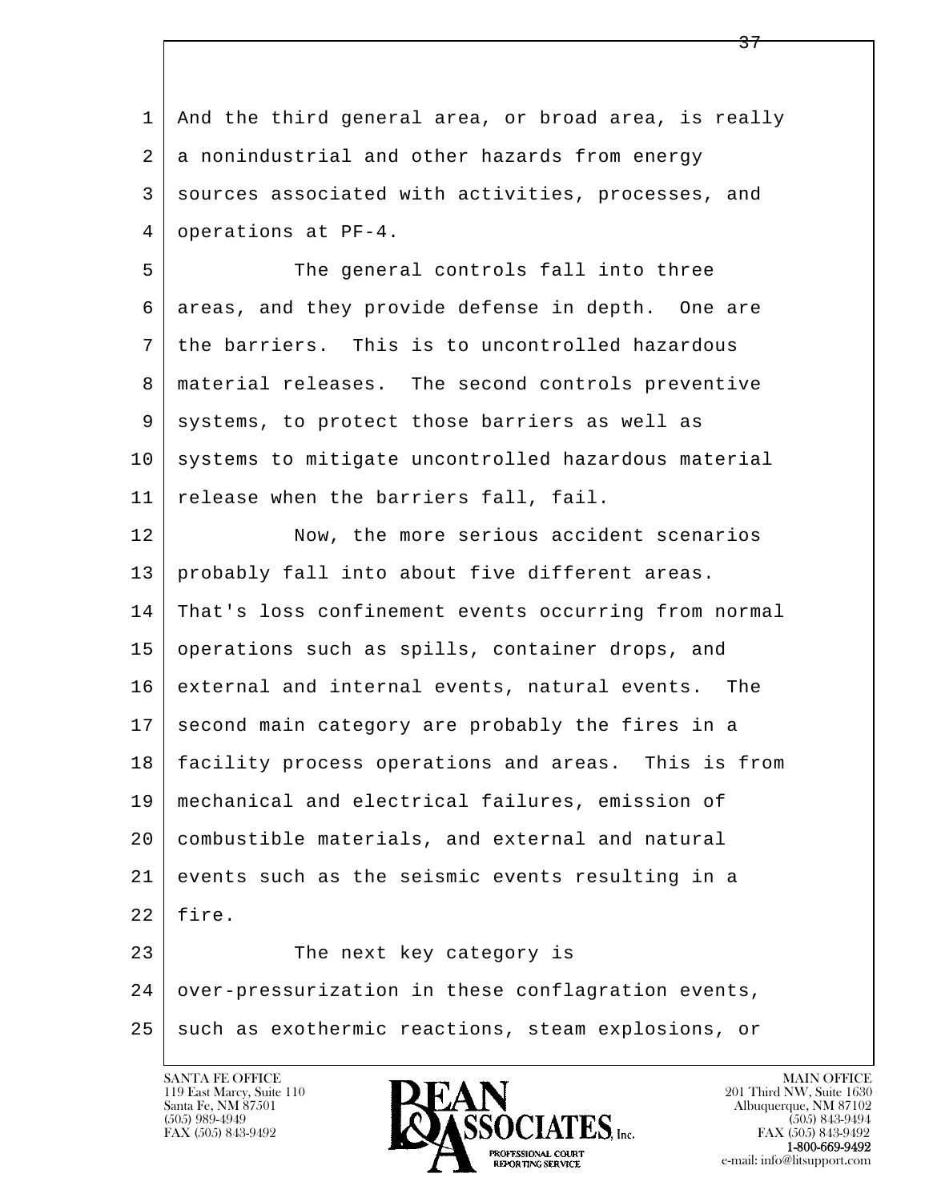And the third general area, or broad area, is really a nonindustrial and other hazards from energy sources associated with activities, processes, and operations at PF-4.

The general controls fall into three areas, and they provide defense in depth. One are the barriers. This is to uncontrolled hazardous material releases. The second controls preventive systems, to protect those barriers as well as systems to mitigate uncontrolled hazardous material release when the barriers fall, fail.

Now, the more serious accident scenarios probably fall into about five different areas. That's loss confinement events occurring from normal operations such as spills, container drops, and external and internal events, natural events. The second main category are probably the fires in a facility process operations and areas. This is from mechanical and electrical failures, emission of combustible materials, and external and natural events such as the seismic events resulting in a fire.

The next key category is over-pressurization in these conflagration events, such as exothermic reactions, steam explosions, or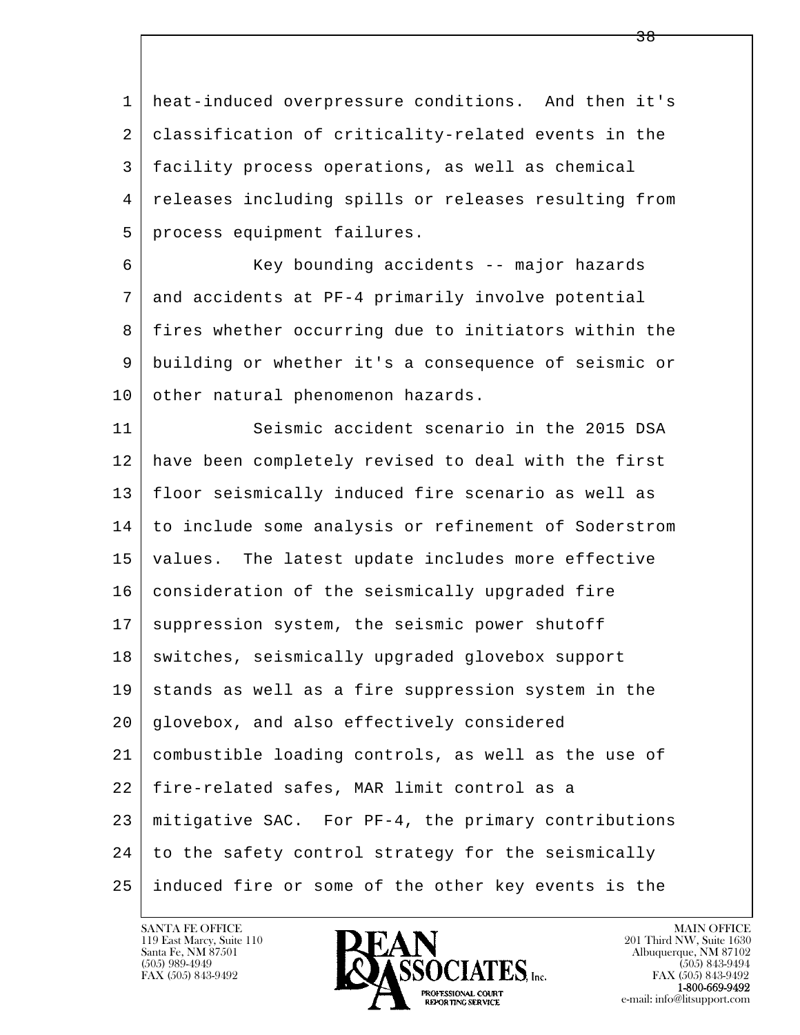heat-induced overpressure conditions. And then it's classification of criticality-related events in the facility process operations, as well as chemical releases including spills or releases resulting from process equipment failures.

Key bounding accidents -- major hazards and accidents at PF-4 primarily involve potential fires whether occurring due to initiators within the building or whether it's a consequence of seismic or other natural phenomenon hazards.

Seismic accident scenario in the 2015 DSA have been completely revised to deal with the first floor seismically induced fire scenario as well as to include some analysis or refinement of Soderstrom values. The latest update includes more effective consideration of the seismically upgraded fire suppression system, the seismic power shutoff switches, seismically upgraded glovebox support stands as well as a fire suppression system in the glovebox, and also effectively considered combustible loading controls, as well as the use of fire-related safes, MAR limit control as a mitigative SAC. For PF-4, the primary contributions to the safety control strategy for the seismically induced fire or some of the other key events is the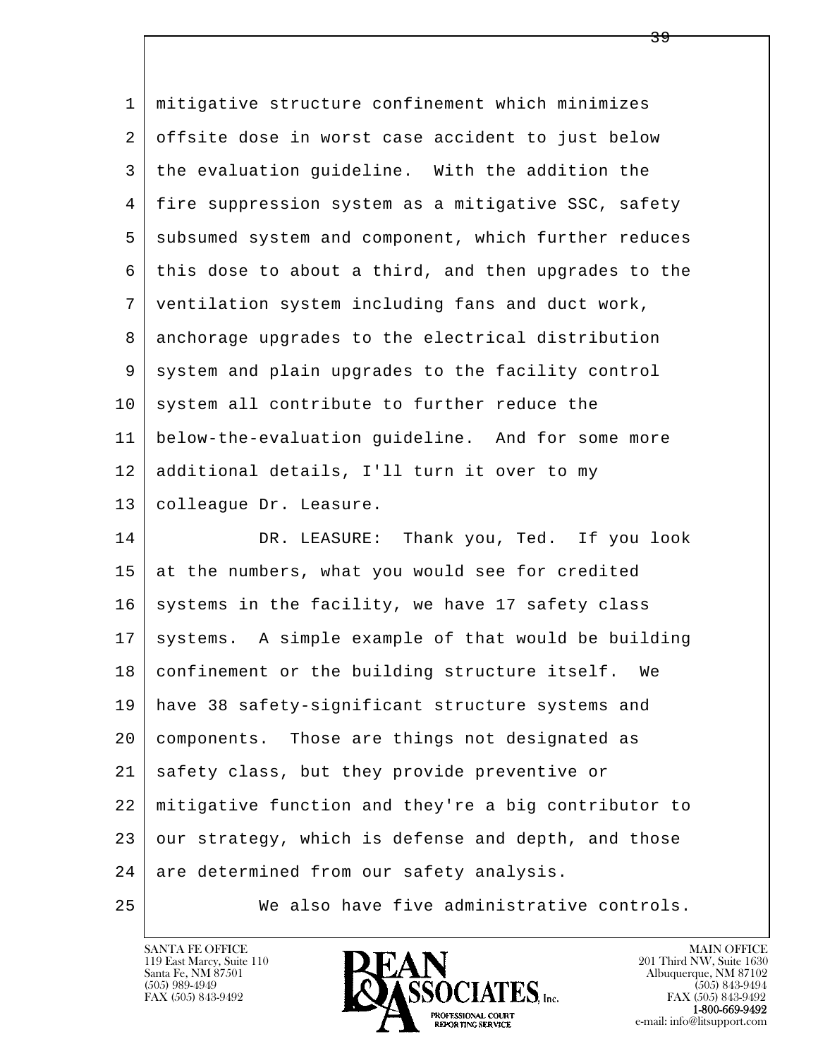mitigative structure confinement which minimizes offsite dose in worst case accident to just below the evaluation guideline. With the addition the fire suppression system as a mitigative SSC, safety subsumed system and component, which further reduces this dose to about a third, and then upgrades to the ventilation system including fans and duct work, anchorage upgrades to the electrical distribution system and plain upgrades to the facility control system all contribute to further reduce the below-the-evaluation guideline. And for some more additional details, I'll turn it over to my colleague Dr. Leasure.

DR. LEASURE: Thank you, Ted. If you look at the numbers, what you would see for credited systems in the facility, we have 17 safety class systems. A simple example of that would be building confinement or the building structure itself. We have 38 safety-significant structure systems and components. Those are things not designated as safety class, but they provide preventive or mitigative function and they're a big contributor to our strategy, which is defense and depth, and those are determined from our safety analysis.

We also have five administrative controls.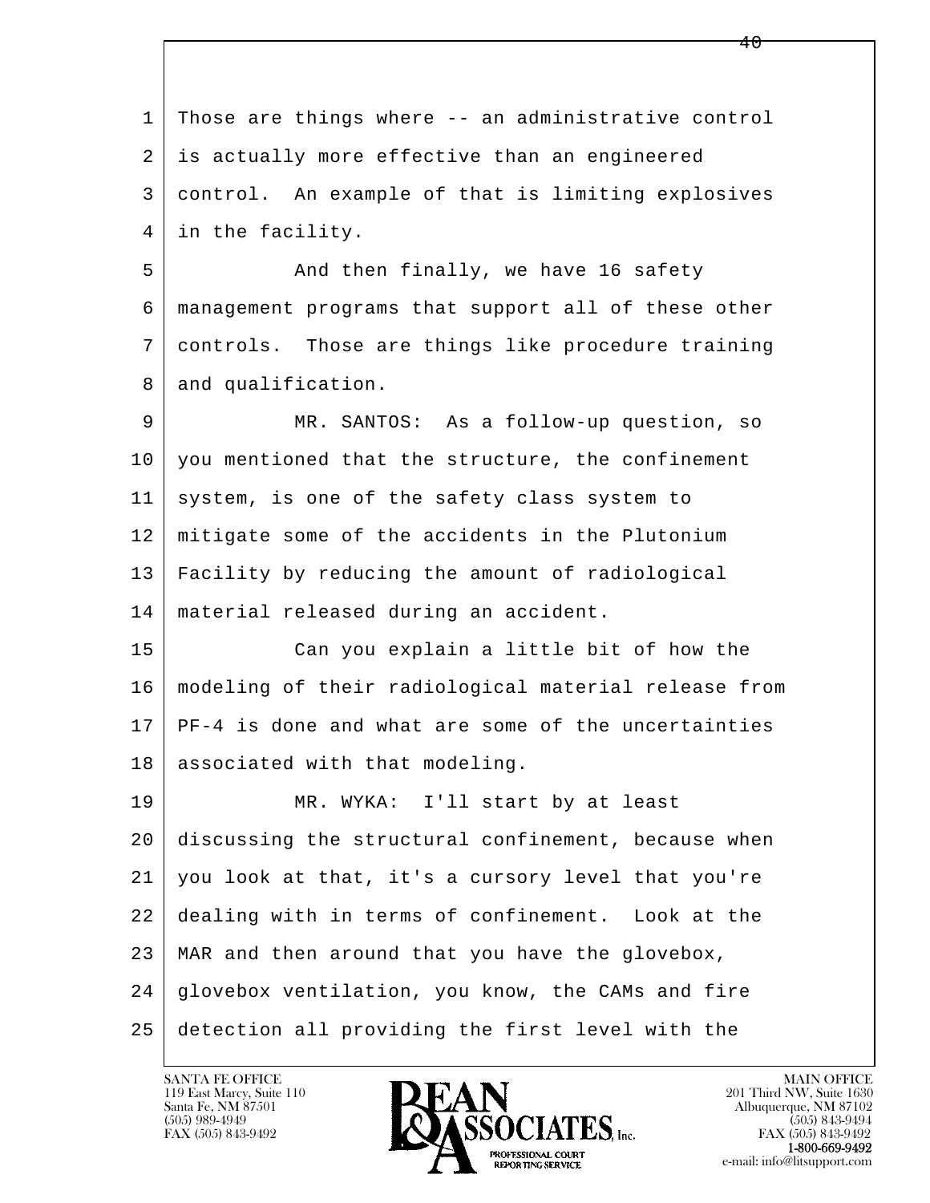Those are things where -- an administrative control is actually more effective than an engineered control. An example of that is limiting explosives in the facility.

And then finally, we have 16 safety management programs that support all of these other controls. Those are things like procedure training and qualification.

MR. SANTOS: As a follow-up question, so you mentioned that the structure, the confinement system, is one of the safety class system to mitigate some of the accidents in the Plutonium Facility by reducing the amount of radiological material released during an accident.

Can you explain a little bit of how the modeling of their radiological material release from PF-4 is done and what are some of the uncertainties associated with that modeling.

MR. WYKA: I'll start by at least discussing the structural confinement, because when you look at that, it's a cursory level that you're dealing with in terms of confinement. Look at the MAR and then around that you have the glovebox, glovebox ventilation, you know, the CAMs and fire detection all providing the first level with the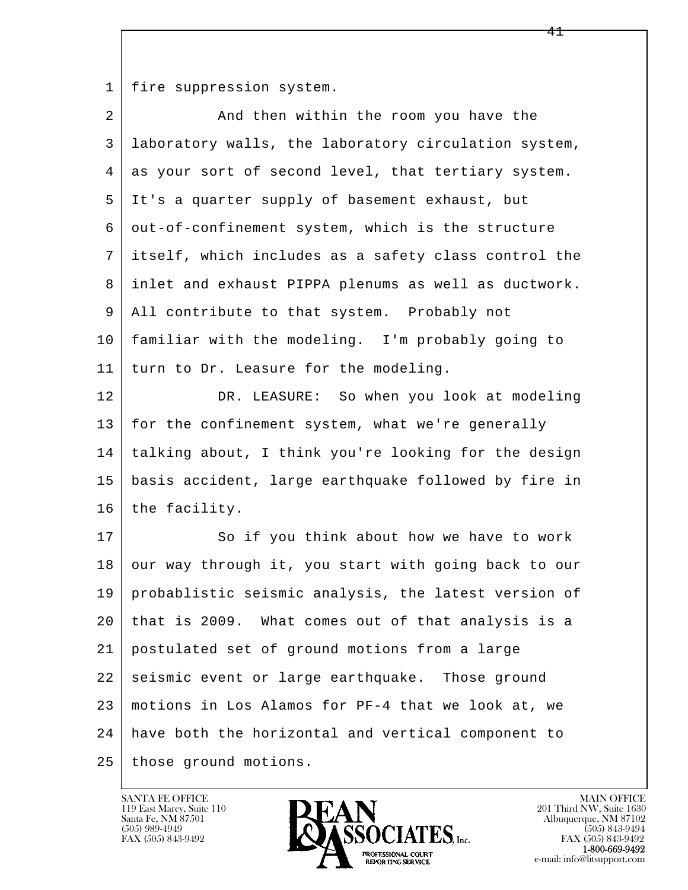fire suppression system.

And then within the room you have the laboratory walls, the laboratory circulation system, as your sort of second level, that tertiary system. It's a quarter supply of basement exhaust, but out-of-confinement system, which is the structure itself, which includes as a safety class control the inlet and exhaust PIPPA plenums as well as ductwork. All contribute to that system. Probably not familiar with the modeling. I'm probably going to turn to Dr. Leasure for the modeling.

DR. LEASURE: So when you look at modeling for the confinement system, what we're generally talking about, I think you're looking for the design basis accident, large earthquake followed by fire in the facility.

So if you think about how we have to work our way through it, you start with going back to our probablistic seismic analysis, the latest version of that is 2009. What comes out of that analysis is a postulated set of ground motions from a large seismic event or large earthquake. Those ground motions in Los Alamos for PF-4 that we look at, we have both the horizontal and vertical component to those ground motions.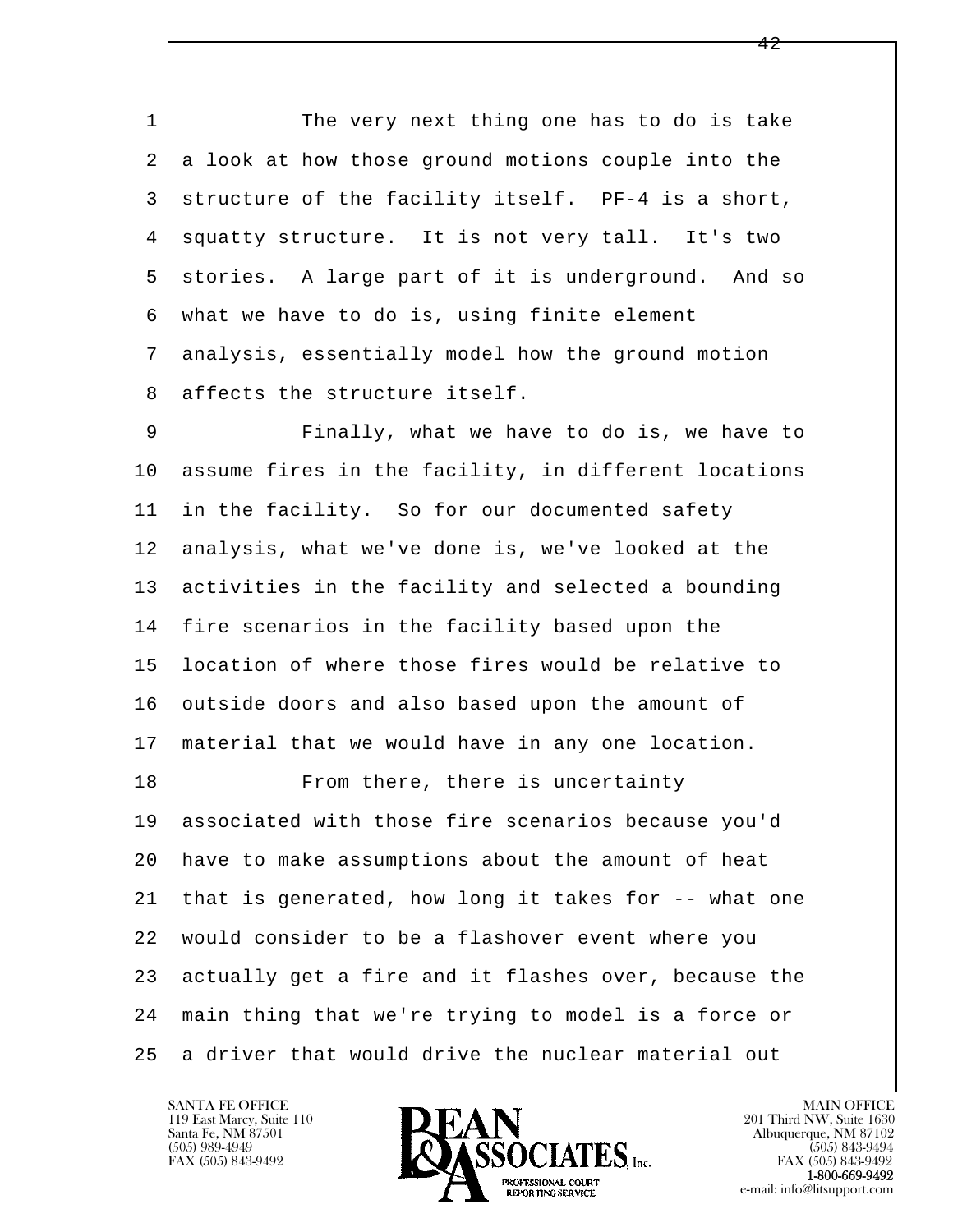The very next thing one has to do is take a look at how those ground motions couple into the structure of the facility itself. PF-4 is a short, squatty structure. It is not very tall. It's two stories. A large part of it is underground. And so what we have to do is, using finite element analysis, essentially model how the ground motion affects the structure itself.

Finally, what we have to do is, we have to assume fires in the facility, in different locations in the facility. So for our documented safety analysis, what we've done is, we've looked at the activities in the facility and selected a bounding fire scenarios in the facility based upon the location of where those fires would be relative to outside doors and also based upon the amount of material that we would have in any one location.

From there, there is uncertainty associated with those fire scenarios because you'd have to make assumptions about the amount of heat that is generated, how long it takes for -- what one would consider to be a flashover event where you actually get a fire and it flashes over, because the main thing that we're trying to model is a force or a driver that would drive the nuclear material out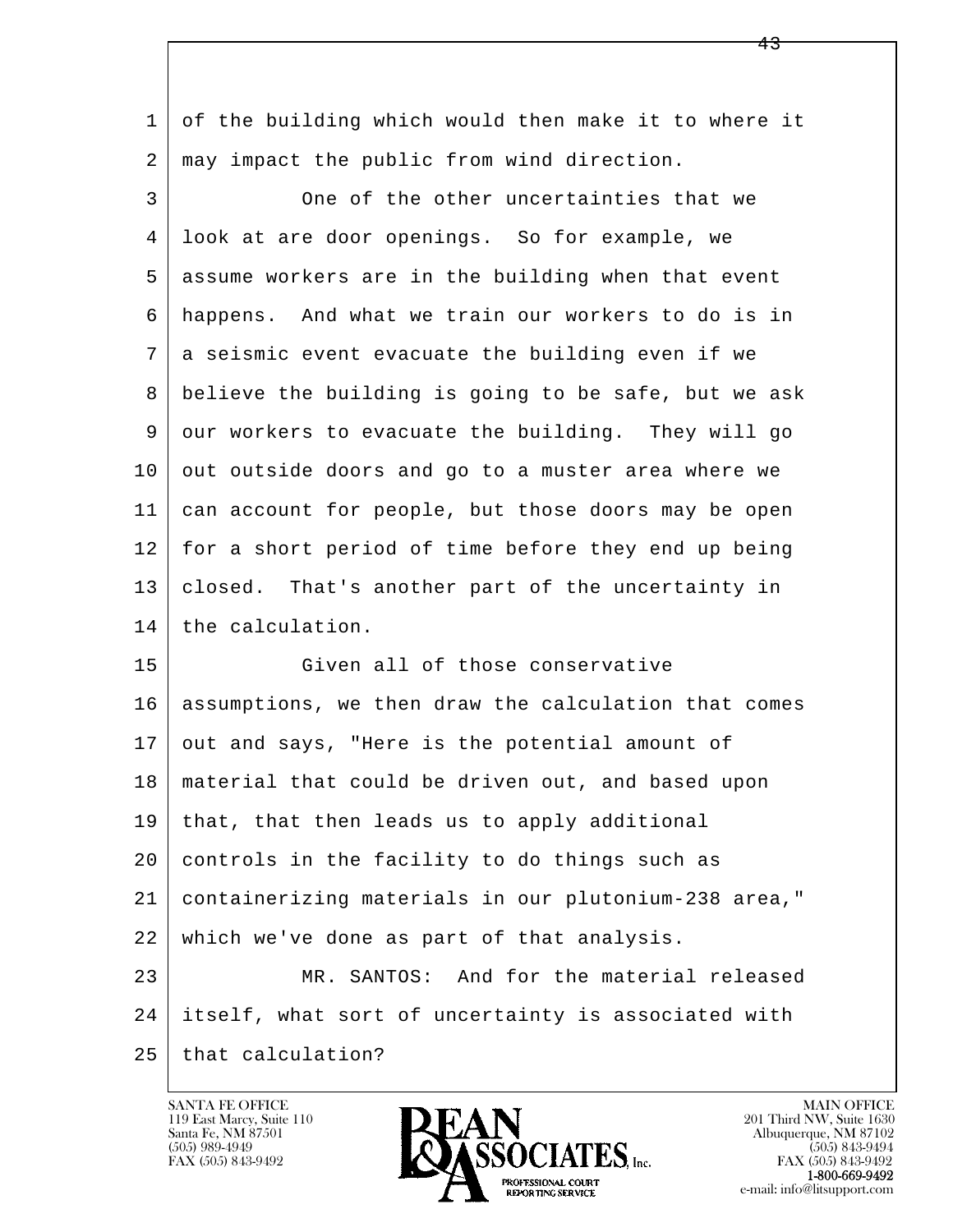of the building which would then make it to where it may impact the public from wind direction.

One of the other uncertainties that we look at are door openings. So for example, we assume workers are in the building when that event happens. And what we train our workers to do is in a seismic event evacuate the building even if we believe the building is going to be safe, but we ask our workers to evacuate the building. They will go out outside doors and go to a muster area where we can account for people, but those doors may be open for a short period of time before they end up being closed. That's another part of the uncertainty in the calculation.

Given all of those conservative assumptions, we then draw the calculation that comes out and says, "Here is the potential amount of material that could be driven out, and based upon that, that then leads us to apply additional controls in the facility to do things such as containerizing materials in our plutonium-238 area," which we've done as part of that analysis.

MR. SANTOS: And for the material released itself, what sort of uncertainty is associated with that calculation?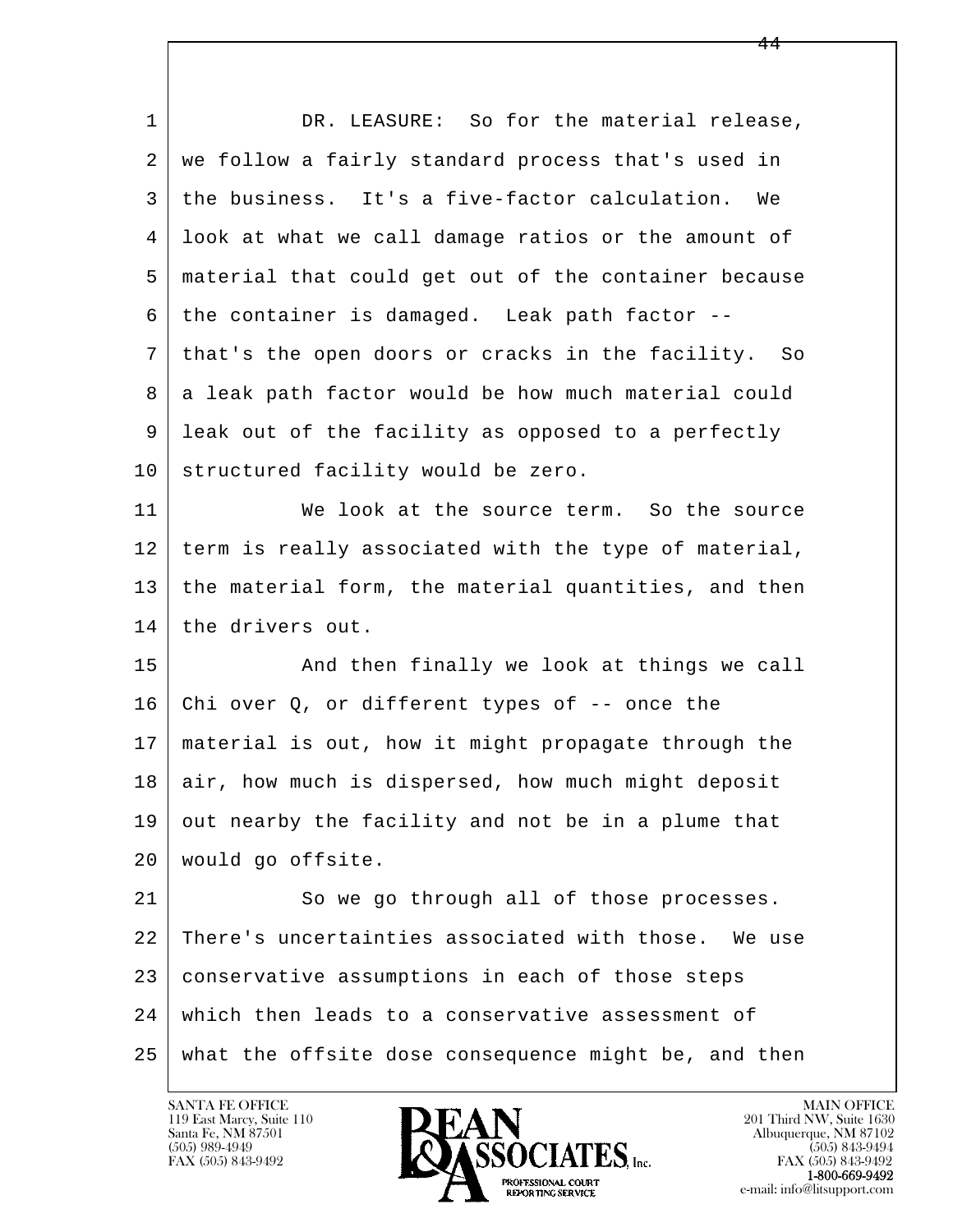DR. LEASURE: So for the material release, we follow a fairly standard process that's used in the business. It's a five-factor calculation. We look at what we call damage ratios or the amount of material that could get out of the container because the container is damaged. Leak path factor -- that's the open doors or cracks in the facility. So a leak path factor would be how much material could leak out of the facility as opposed to a perfectly structured facility would be zero.

We look at the source term. So the source term is really associated with the type of material, the material form, the material quantities, and then the drivers out.

And then finally we look at things we call Chi over Q, or different types of -- once the material is out, how it might propagate through the air, how much is dispersed, how much might deposit out nearby the facility and not be in a plume that would go offsite.

So we go through all of those processes. There's uncertainties associated with those. We use conservative assumptions in each of those steps which then leads to a conservative assessment of what the offsite dose consequence might be, and then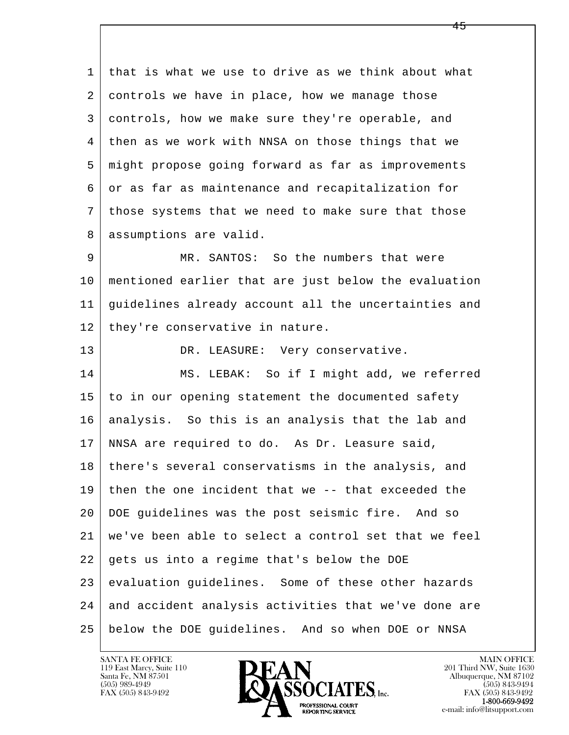that is what we use to drive as we think about what controls we have in place, how we manage those controls, how we make sure they're operable, and then as we work with NNSA on those things that we might propose going forward as far as improvements or as far as maintenance and recapitalization for those systems that we need to make sure that those assumptions are valid.

MR. SANTOS: So the numbers that were mentioned earlier that are just below the evaluation guidelines already account all the uncertainties and they're conservative in nature.

DR. LEASURE: Very conservative.

MS. LEBAK: So if I might add, we referred to in our opening statement the documented safety analysis. So this is an analysis that the lab and NNSA are required to do. As Dr. Leasure said, there's several conservatisms in the analysis, and then the one incident that we -- that exceeded the DOE guidelines was the post seismic fire. And so we've been able to select a control set that we feel gets us into a regime that's below the DOE evaluation guidelines. Some of these other hazards and accident analysis activities that we've done are below the DOE guidelines. And so when DOE or NNSA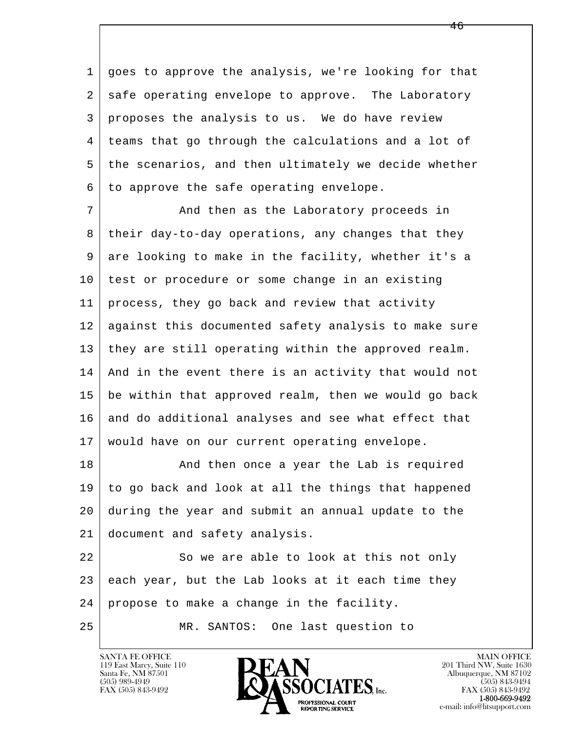goes to approve the analysis, we're looking for that safe operating envelope to approve. The Laboratory proposes the analysis to us. We do have review teams that go through the calculations and a lot of the scenarios, and then ultimately we decide whether to approve the safe operating envelope.

And then as the Laboratory proceeds in their day-to-day operations, any changes that they are looking to make in the facility, whether it's a test or procedure or some change in an existing process, they go back and review that activity against this documented safety analysis to make sure they are still operating within the approved realm. And in the event there is an activity that would not be within that approved realm, then we would go back and do additional analyses and see what effect that would have on our current operating envelope.

And then once a year the Lab is required to go back and look at all the things that happened during the year and submit an annual update to the document and safety analysis.

So we are able to look at this not only each year, but the Lab looks at it each time they propose to make a change in the facility.

MR. SANTOS: One last question to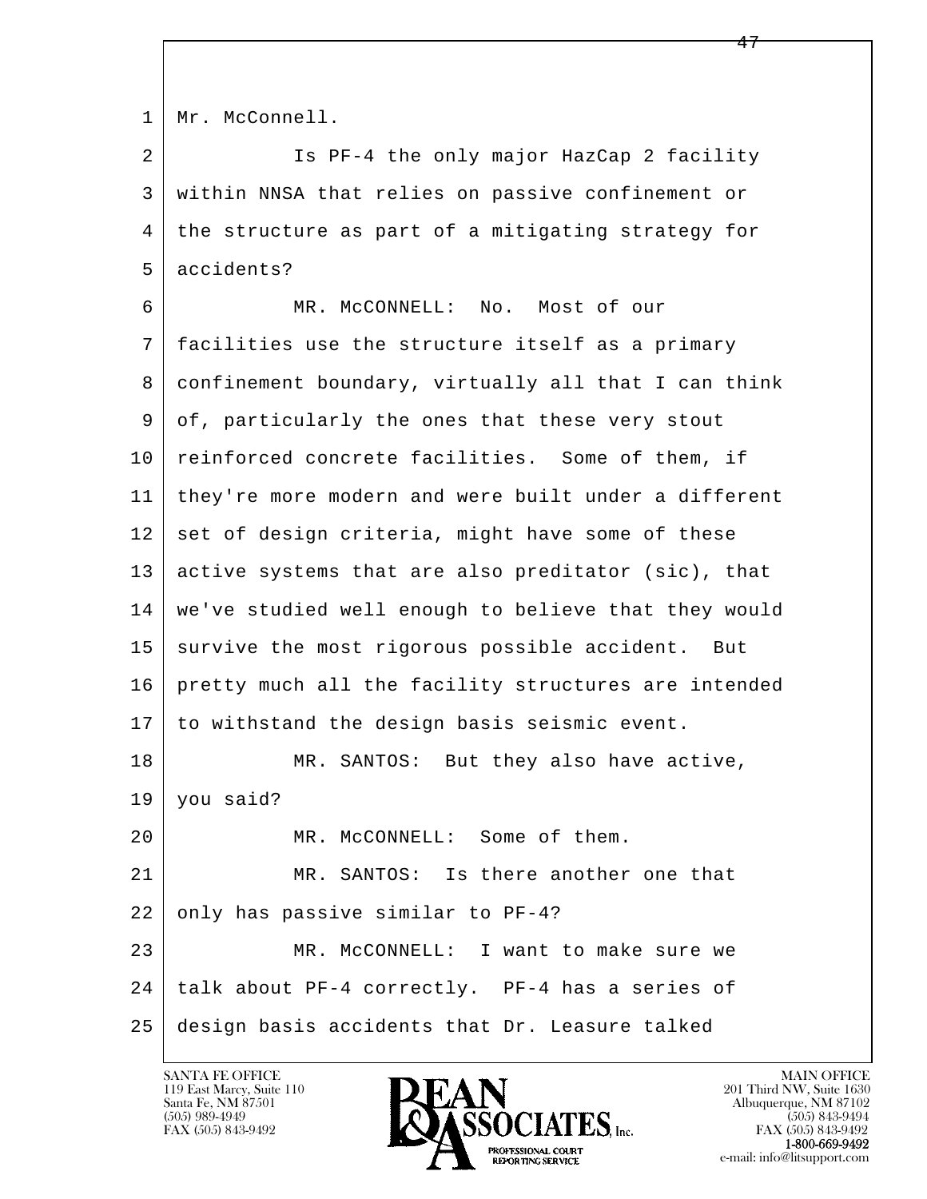1 Mr. McConnell.

2 Is PF-4 the only major HazCap 2 facility
3 within NNSA that relies on passive confinement or
4 the structure as part of a mitigating strategy for
5 accidents?

6 MR. McCONNELL: No. Most of our
7 facilities use the structure itself as a primary
8 confinement boundary, virtually all that I can think
9 of, particularly the ones that these very stout
10 reinforced concrete facilities. Some of them, if
11 they're more modern and were built under a different
12 set of design criteria, might have some of these
13 active systems that are also preditator (sic), that
14 we've studied well enough to believe that they would
15 survive the most rigorous possible accident. But
16 pretty much all the facility structures are intended
17 to withstand the design basis seismic event.

18 MR. SANTOS: But they also have active,
19 you said?

20 MR. McCONNELL: Some of them.

21 MR. SANTOS: Is there another one that
22 only has passive similar to PF-4?

23 MR. McCONNELL: I want to make sure we
24 talk about PF-4 correctly. PF-4 has a series of
25 design basis accidents that Dr. Leasure talked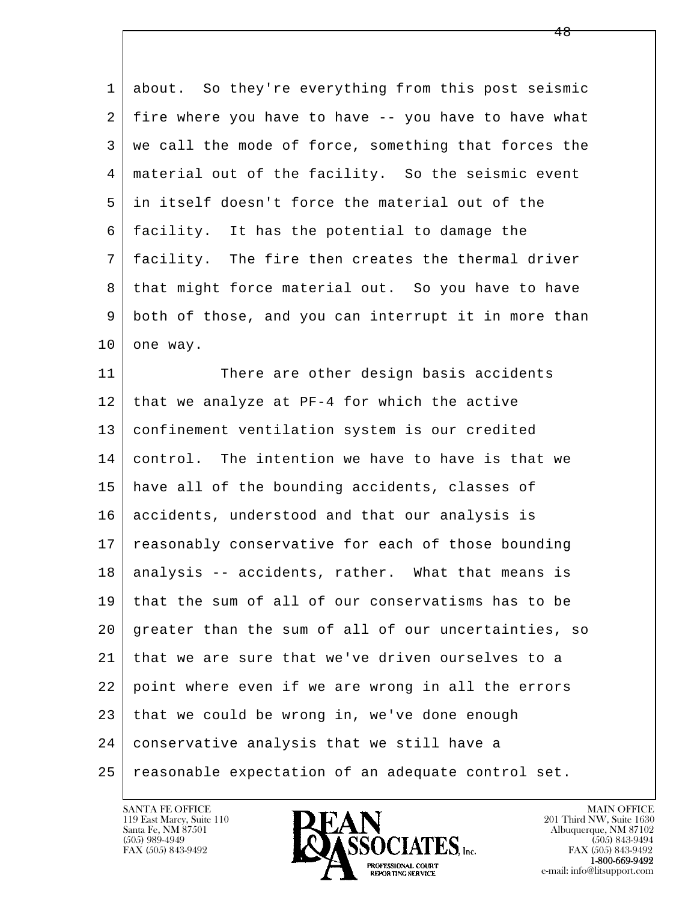about. So they're everything from this post seismic fire where you have to have -- you have to have what we call the mode of force, something that forces the material out of the facility. So the seismic event in itself doesn't force the material out of the facility. It has the potential to damage the facility. The fire then creates the thermal driver that might force material out. So you have to have both of those, and you can interrupt it in more than one way.

There are other design basis accidents that we analyze at PF-4 for which the active confinement ventilation system is our credited control. The intention we have to have is that we have all of the bounding accidents, classes of accidents, understood and that our analysis is reasonably conservative for each of those bounding analysis -- accidents, rather. What that means is that the sum of all of our conservatisms has to be greater than the sum of all of our uncertainties, so that we are sure that we've driven ourselves to a point where even if we are wrong in all the errors that we could be wrong in, we've done enough conservative analysis that we still have a reasonable expectation of an adequate control set.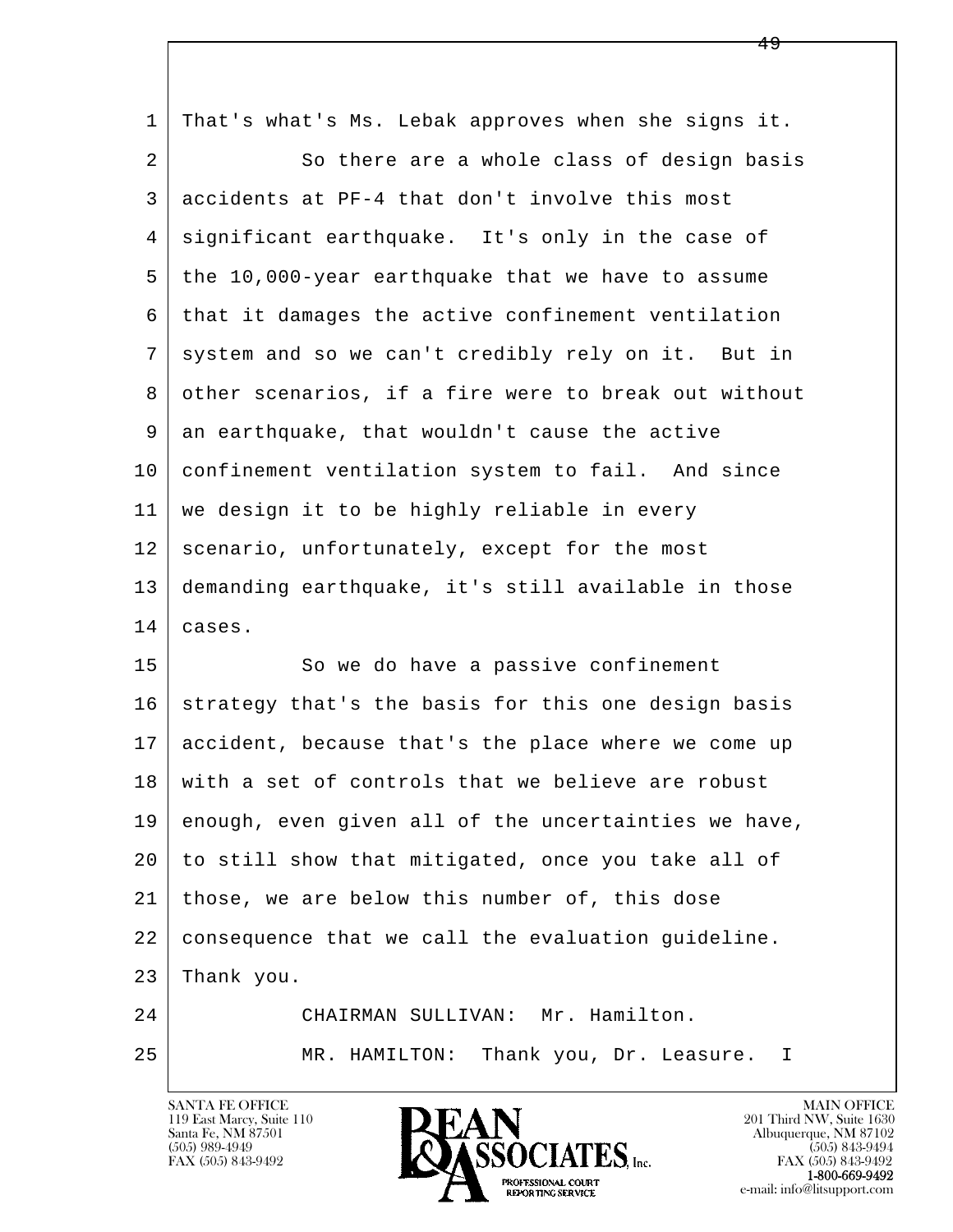That's what's Ms. Lebak approves when she signs it.

So there are a whole class of design basis accidents at PF-4 that don't involve this most significant earthquake. It's only in the case of the 10,000-year earthquake that we have to assume that it damages the active confinement ventilation system and so we can't credibly rely on it. But in other scenarios, if a fire were to break out without an earthquake, that wouldn't cause the active confinement ventilation system to fail. And since we design it to be highly reliable in every scenario, unfortunately, except for the most demanding earthquake, it's still available in those cases.

So we do have a passive confinement strategy that's the basis for this one design basis accident, because that's the place where we come up with a set of controls that we believe are robust enough, even given all of the uncertainties we have, to still show that mitigated, once you take all of those, we are below this number of, this dose consequence that we call the evaluation guideline. Thank you.

CHAIRMAN SULLIVAN: Mr. Hamilton.

MR. HAMILTON: Thank you, Dr. Leasure. I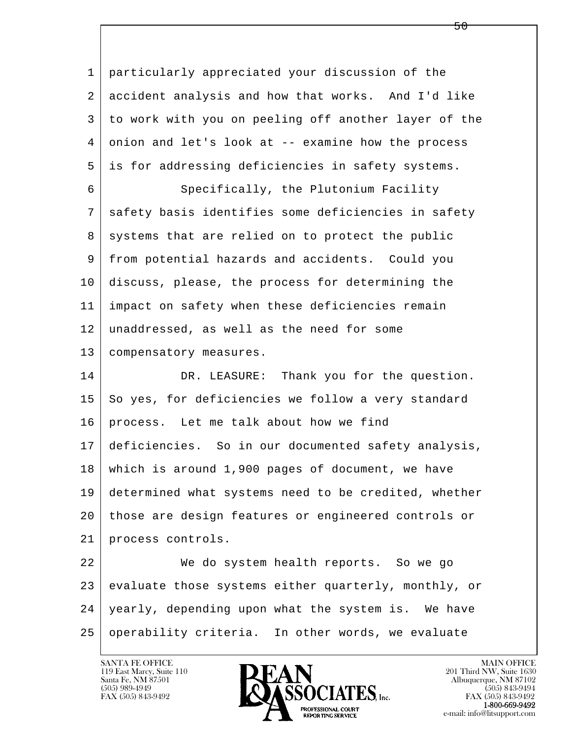particularly appreciated your discussion of the accident analysis and how that works. And I'd like to work with you on peeling off another layer of the onion and let's look at -- examine how the process is for addressing deficiencies in safety systems.

Specifically, the Plutonium Facility safety basis identifies some deficiencies in safety systems that are relied on to protect the public from potential hazards and accidents. Could you discuss, please, the process for determining the impact on safety when these deficiencies remain unaddressed, as well as the need for some compensatory measures.

DR. LEASURE: Thank you for the question. So yes, for deficiencies we follow a very standard process. Let me talk about how we find deficiencies. So in our documented safety analysis, which is around 1,900 pages of document, we have determined what systems need to be credited, whether those are design features or engineered controls or process controls.

We do system health reports. So we go evaluate those systems either quarterly, monthly, or yearly, depending upon what the system is. We have operability criteria. In other words, we evaluate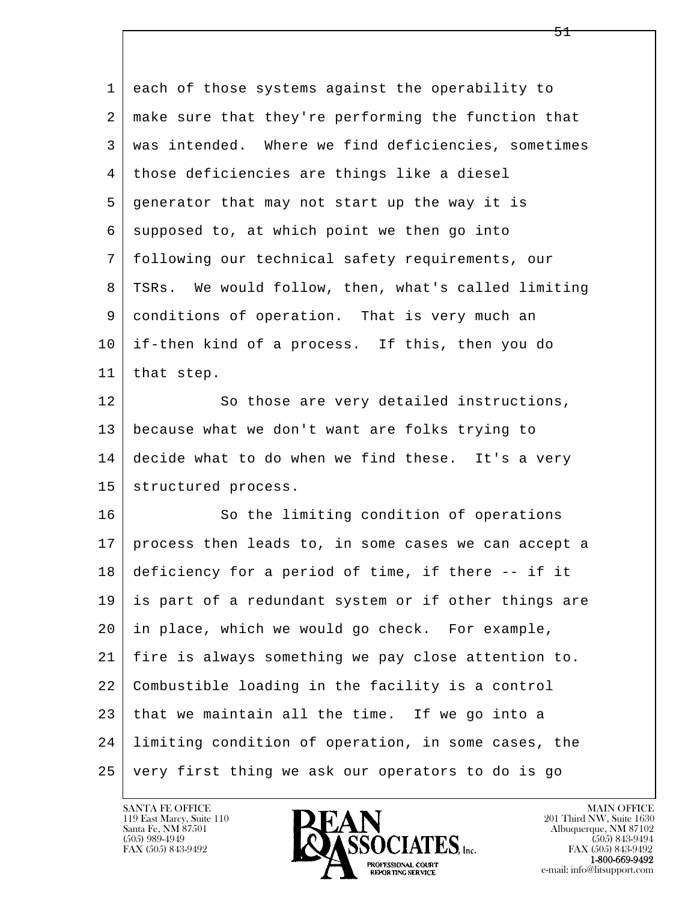each of those systems against the operability to make sure that they're performing the function that was intended. Where we find deficiencies, sometimes those deficiencies are things like a diesel generator that may not start up the way it is supposed to, at which point we then go into following our technical safety requirements, our TSRs. We would follow, then, what's called limiting conditions of operation. That is very much an if-then kind of a process. If this, then you do that step.

So those are very detailed instructions, because what we don't want are folks trying to decide what to do when we find these. It's a very structured process.

So the limiting condition of operations process then leads to, in some cases we can accept a deficiency for a period of time, if there -- if it is part of a redundant system or if other things are in place, which we would go check. For example, fire is always something we pay close attention to. Combustible loading in the facility is a control that we maintain all the time. If we go into a limiting condition of operation, in some cases, the very first thing we ask our operators to do is go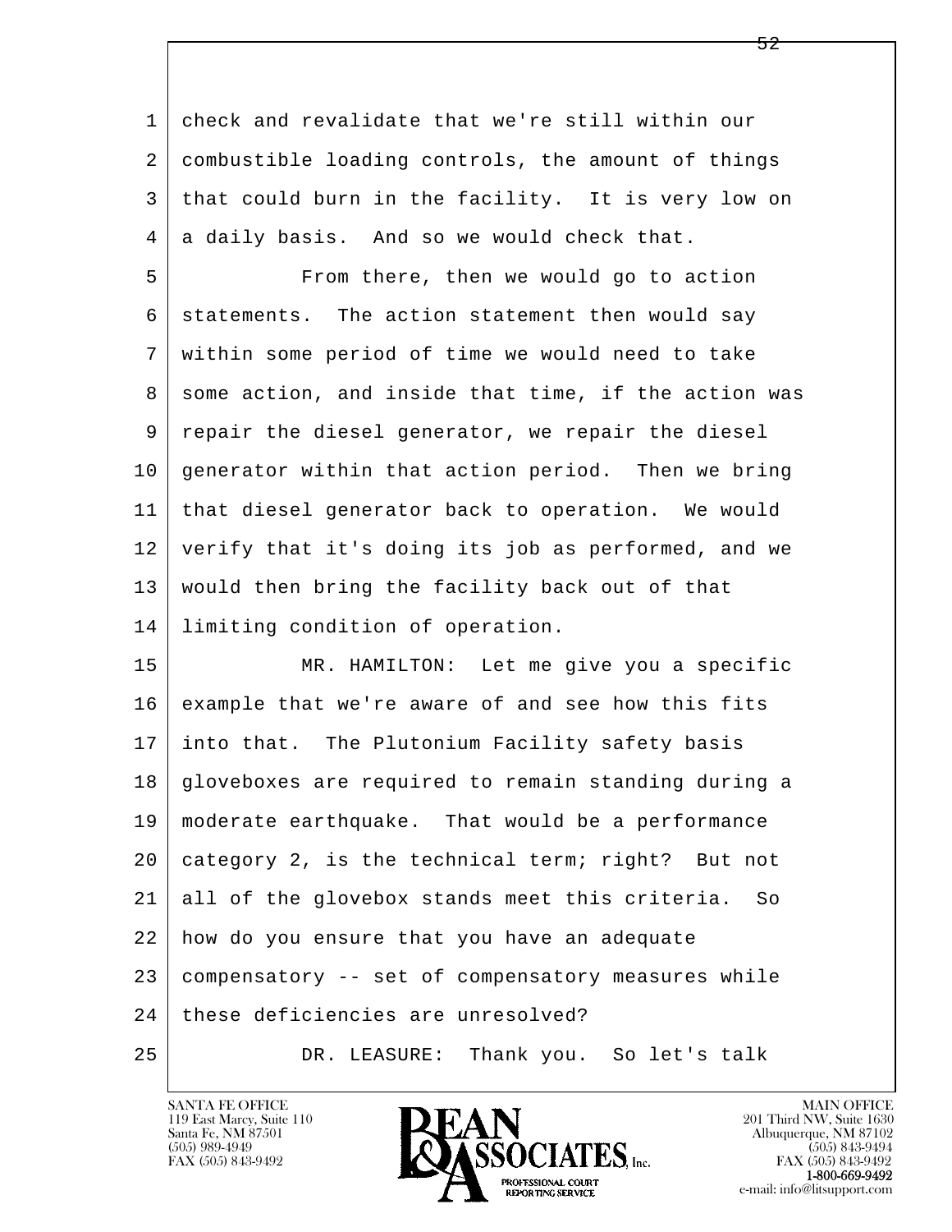check and revalidate that we're still within our combustible loading controls, the amount of things that could burn in the facility. It is very low on a daily basis. And so we would check that.

From there, then we would go to action statements. The action statement then would say within some period of time we would need to take some action, and inside that time, if the action was repair the diesel generator, we repair the diesel generator within that action period. Then we bring that diesel generator back to operation. We would verify that it's doing its job as performed, and we would then bring the facility back out of that limiting condition of operation.

MR. HAMILTON: Let me give you a specific example that we're aware of and see how this fits into that. The Plutonium Facility safety basis gloveboxes are required to remain standing during a moderate earthquake. That would be a performance category 2, is the technical term; right? But not all of the glovebox stands meet this criteria. So how do you ensure that you have an adequate compensatory -- set of compensatory measures while these deficiencies are unresolved?

DR. LEASURE: Thank you. So let's talk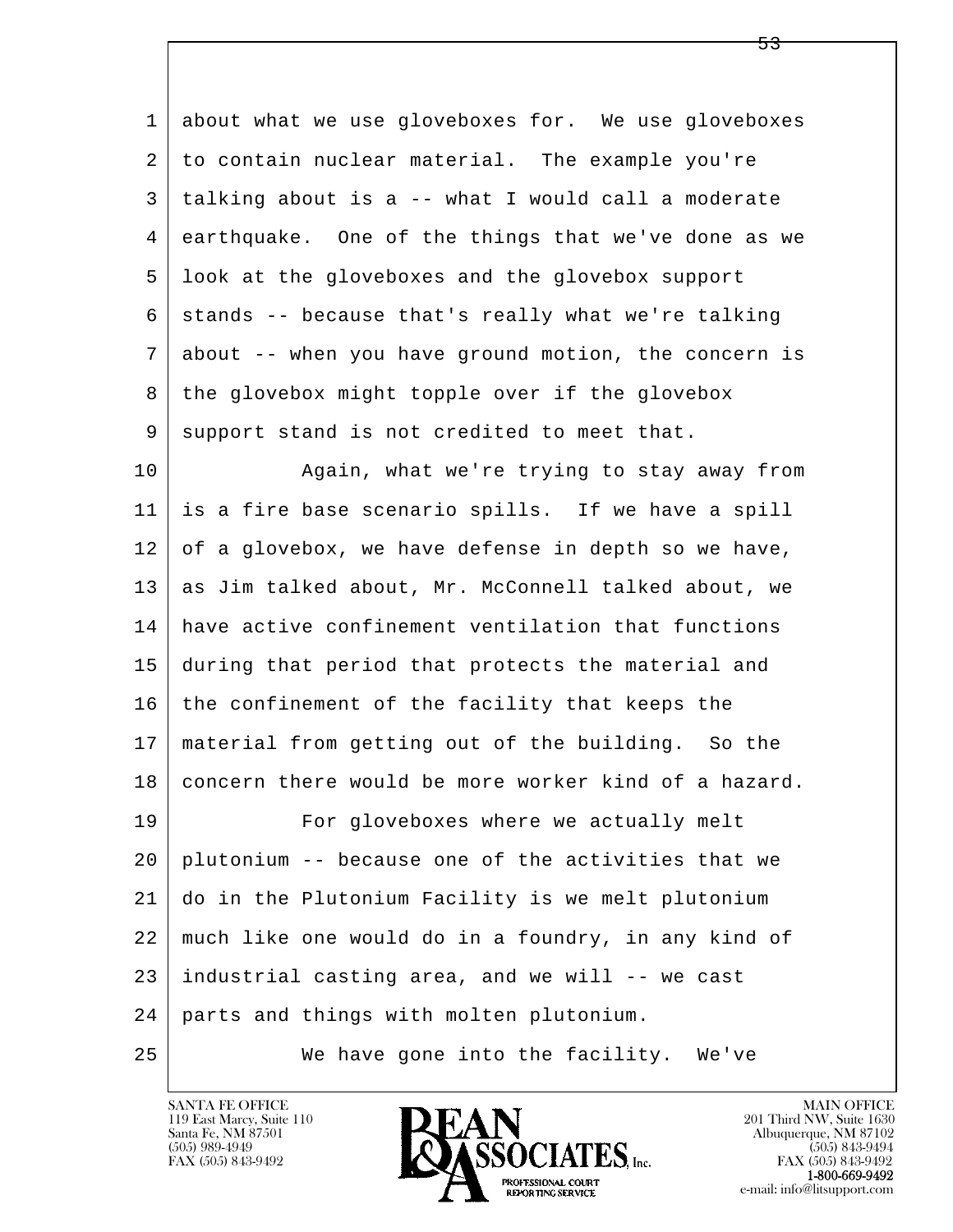about what we use gloveboxes for. We use gloveboxes to contain nuclear material. The example you're talking about is a -- what I would call a moderate earthquake. One of the things that we've done as we look at the gloveboxes and the glovebox support stands -- because that's really what we're talking about -- when you have ground motion, the concern is the glovebox might topple over if the glovebox support stand is not credited to meet that.

Again, what we're trying to stay away from is a fire base scenario spills. If we have a spill of a glovebox, we have defense in depth so we have, as Jim talked about, Mr. McConnell talked about, we have active confinement ventilation that functions during that period that protects the material and the confinement of the facility that keeps the material from getting out of the building. So the concern there would be more worker kind of a hazard.

For gloveboxes where we actually melt plutonium -- because one of the activities that we do in the Plutonium Facility is we melt plutonium much like one would do in a foundry, in any kind of industrial casting area, and we will -- we cast parts and things with molten plutonium.

We have gone into the facility. We've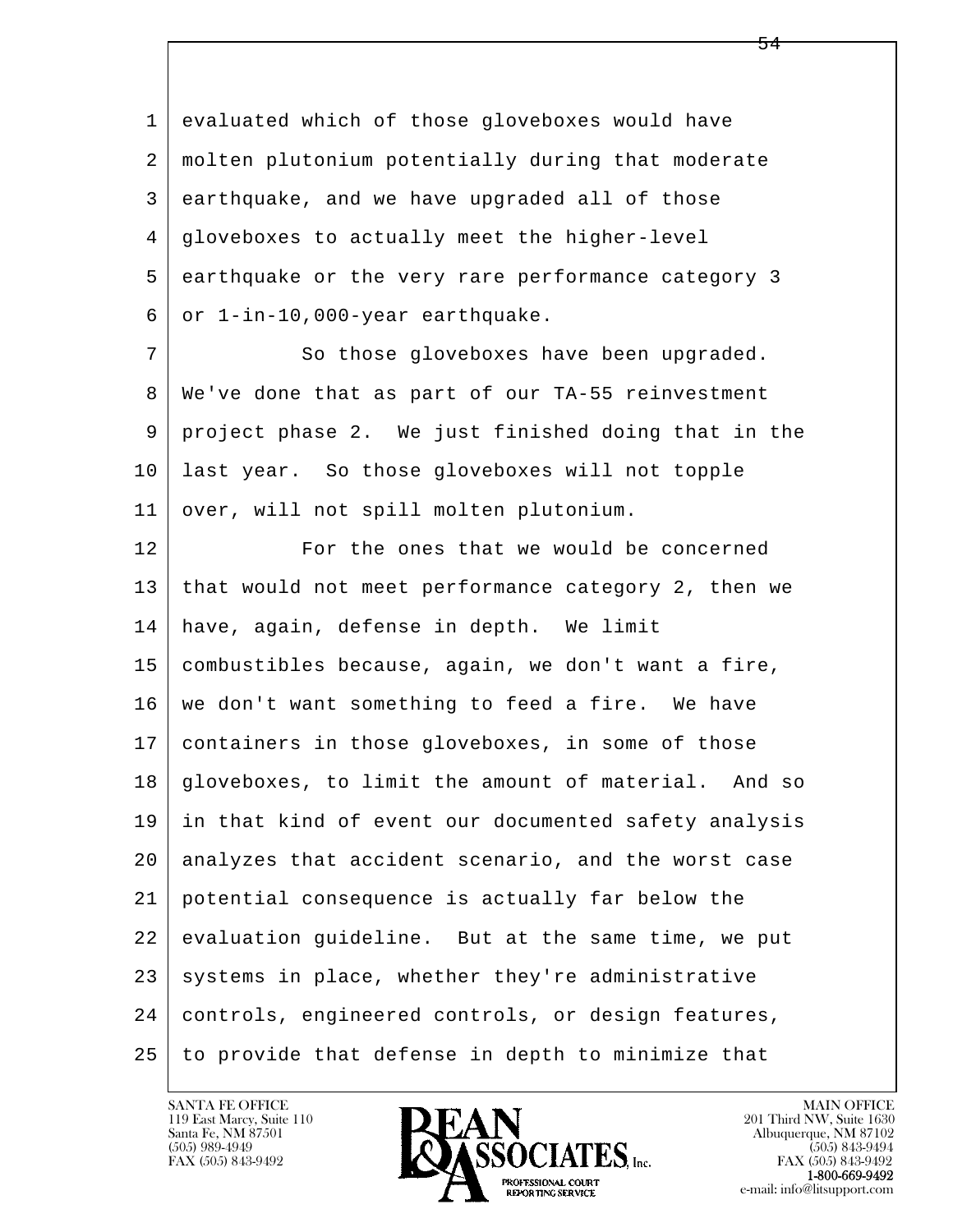evaluated which of those gloveboxes would have molten plutonium potentially during that moderate earthquake, and we have upgraded all of those gloveboxes to actually meet the higher-level earthquake or the very rare performance category 3 or 1-in-10,000-year earthquake.

So those gloveboxes have been upgraded. We've done that as part of our TA-55 reinvestment project phase 2. We just finished doing that in the last year. So those gloveboxes will not topple over, will not spill molten plutonium.

For the ones that we would be concerned that would not meet performance category 2, then we have, again, defense in depth. We limit combustibles because, again, we don't want a fire, we don't want something to feed a fire. We have containers in those gloveboxes, in some of those gloveboxes, to limit the amount of material. And so in that kind of event our documented safety analysis analyzes that accident scenario, and the worst case potential consequence is actually far below the evaluation guideline. But at the same time, we put systems in place, whether they're administrative controls, engineered controls, or design features, to provide that defense in depth to minimize that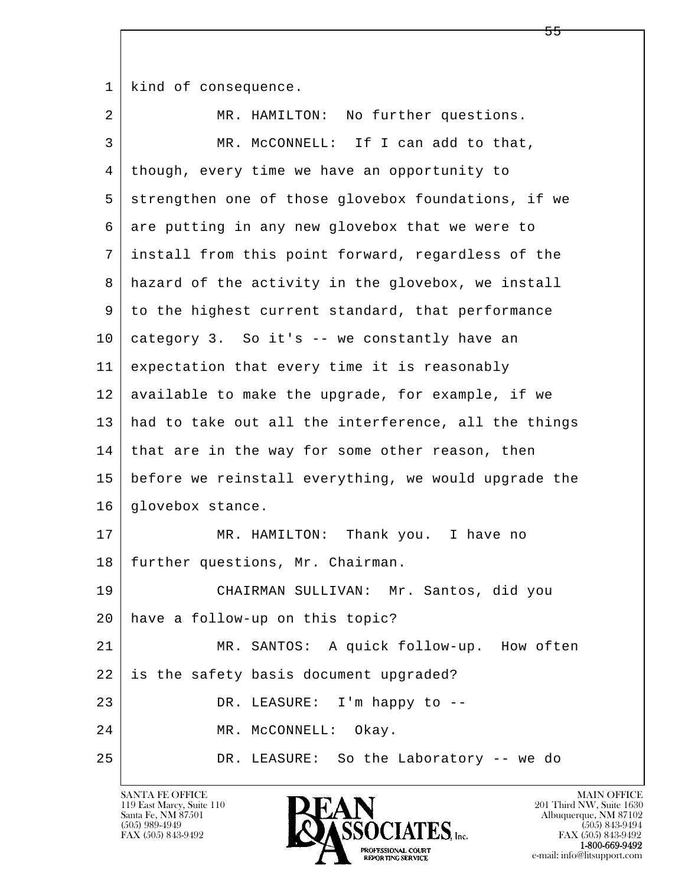kind of consequence.

MR. HAMILTON: No further questions.

MR. McCONNELL: If I can add to that, though, every time we have an opportunity to strengthen one of those glovebox foundations, if we are putting in any new glovebox that we were to install from this point forward, regardless of the hazard of the activity in the glovebox, we install to the highest current standard, that performance category 3. So it's -- we constantly have an expectation that every time it is reasonably available to make the upgrade, for example, if we had to take out all the interference, all the things that are in the way for some other reason, then before we reinstall everything, we would upgrade the glovebox stance.

MR. HAMILTON: Thank you. I have no further questions, Mr. Chairman.

CHAIRMAN SULLIVAN: Mr. Santos, did you have a follow-up on this topic?

MR. SANTOS: A quick follow-up. How often is the safety basis document upgraded?

DR. LEASURE: I'm happy to --

MR. McCONNELL: Okay.

DR. LEASURE: So the Laboratory -- we do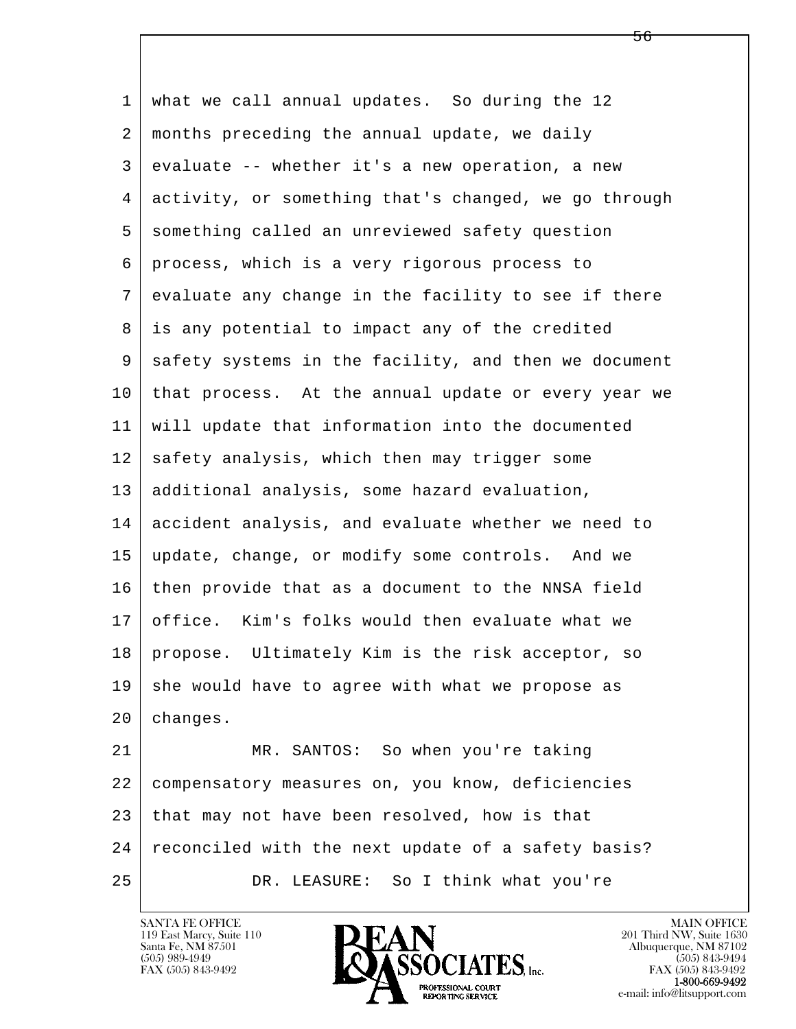what we call annual updates. So during the 12 months preceding the annual update, we daily evaluate -- whether it's a new operation, a new activity, or something that's changed, we go through something called an unreviewed safety question process, which is a very rigorous process to evaluate any change in the facility to see if there is any potential to impact any of the credited safety systems in the facility, and then we document that process. At the annual update or every year we will update that information into the documented safety analysis, which then may trigger some additional analysis, some hazard evaluation, accident analysis, and evaluate whether we need to update, change, or modify some controls. And we then provide that as a document to the NNSA field office. Kim's folks would then evaluate what we propose. Ultimately Kim is the risk acceptor, so she would have to agree with what we propose as changes.

MR. SANTOS: So when you're taking compensatory measures on, you know, deficiencies that may not have been resolved, how is that reconciled with the next update of a safety basis?

DR. LEASURE: So I think what you're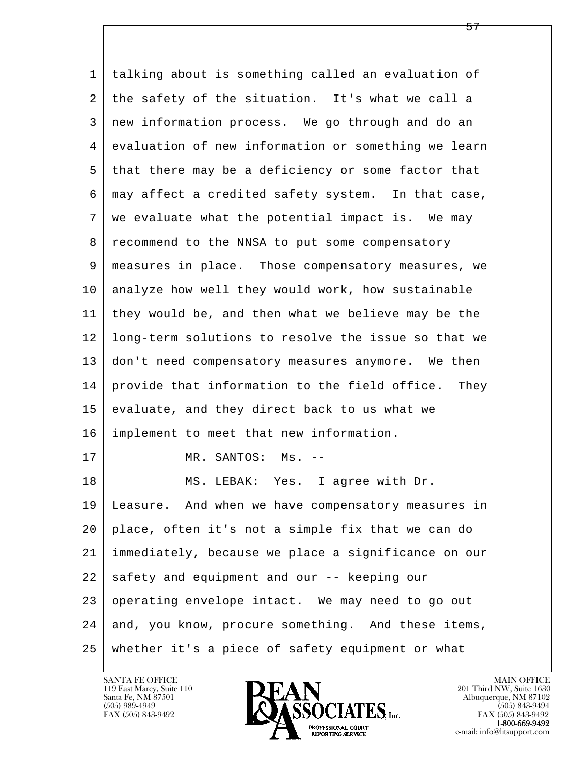talking about is something called an evaluation of the safety of the situation. It's what we call a new information process. We go through and do an evaluation of new information or something we learn that there may be a deficiency or some factor that may affect a credited safety system. In that case, we evaluate what the potential impact is. We may recommend to the NNSA to put some compensatory measures in place. Those compensatory measures, we analyze how well they would work, how sustainable they would be, and then what we believe may be the long-term solutions to resolve the issue so that we don't need compensatory measures anymore. We then provide that information to the field office. They evaluate, and they direct back to us what we implement to meet that new information.

MR. SANTOS: Ms. --

MS. LEBAK: Yes. I agree with Dr. Leasure. And when we have compensatory measures in place, often it's not a simple fix that we can do immediately, because we place a significance on our safety and equipment and our -- keeping our operating envelope intact. We may need to go out and, you know, procure something. And these items, whether it's a piece of safety equipment or what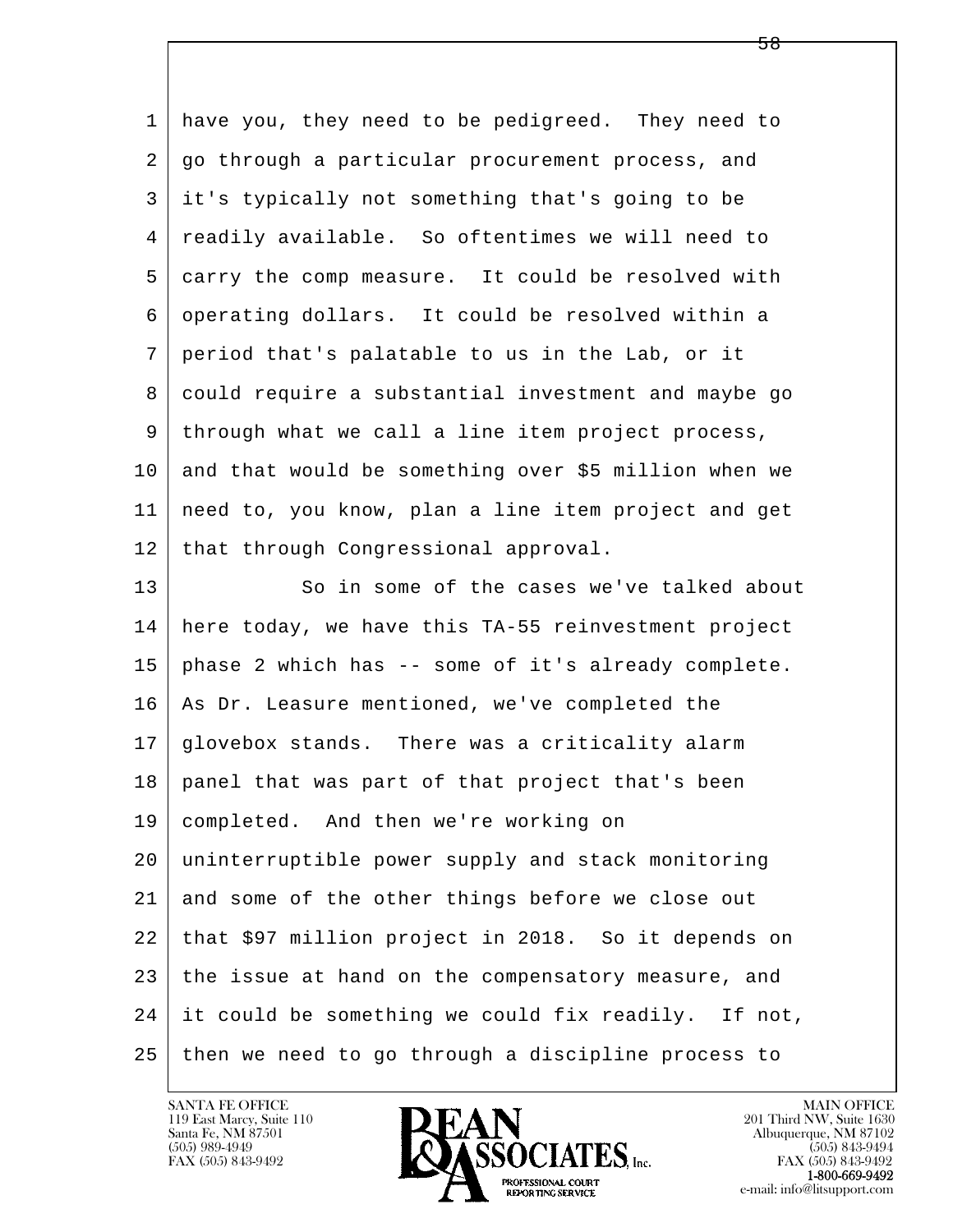have you, they need to be pedigreed. They need to go through a particular procurement process, and it's typically not something that's going to be readily available. So oftentimes we will need to carry the comp measure. It could be resolved with operating dollars. It could be resolved within a period that's palatable to us in the Lab, or it could require a substantial investment and maybe go through what we call a line item project process, and that would be something over $5 million when we need to, you know, plan a line item project and get that through Congressional approval.

So in some of the cases we've talked about here today, we have this TA-55 reinvestment project phase 2 which has -- some of it's already complete. As Dr. Leasure mentioned, we've completed the glovebox stands. There was a criticality alarm panel that was part of that project that's been completed. And then we're working on uninterruptible power supply and stack monitoring and some of the other things before we close out that $97 million project in 2018. So it depends on the issue at hand on the compensatory measure, and it could be something we could fix readily. If not, then we need to go through a discipline process to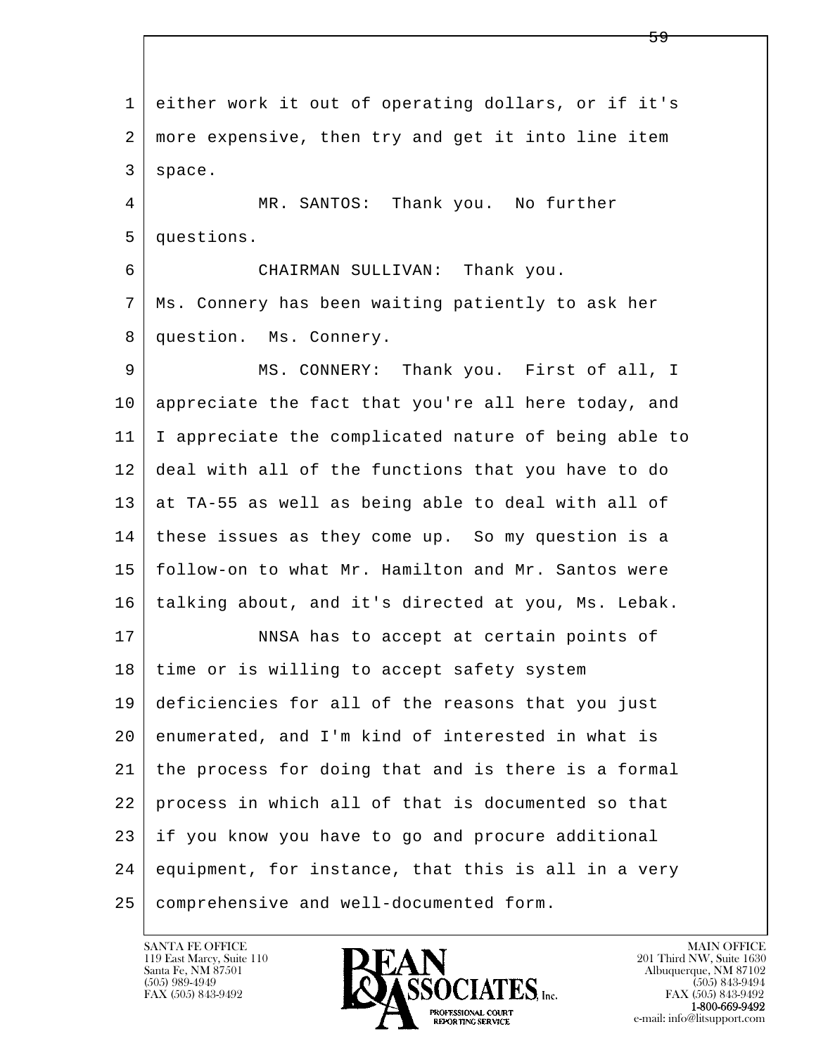either work it out of operating dollars, or if it's more expensive, then try and get it into line item space.

MR. SANTOS: Thank you. No further questions.

CHAIRMAN SULLIVAN: Thank you. Ms. Connery has been waiting patiently to ask her question. Ms. Connery.

MS. CONNERY: Thank you. First of all, I appreciate the fact that you're all here today, and I appreciate the complicated nature of being able to deal with all of the functions that you have to do at TA-55 as well as being able to deal with all of these issues as they come up. So my question is a follow-on to what Mr. Hamilton and Mr. Santos were talking about, and it's directed at you, Ms. Lebak.

NNSA has to accept at certain points of time or is willing to accept safety system deficiencies for all of the reasons that you just enumerated, and I'm kind of interested in what is the process for doing that and is there is a formal process in which all of that is documented so that if you know you have to go and procure additional equipment, for instance, that this is all in a very comprehensive and well-documented form.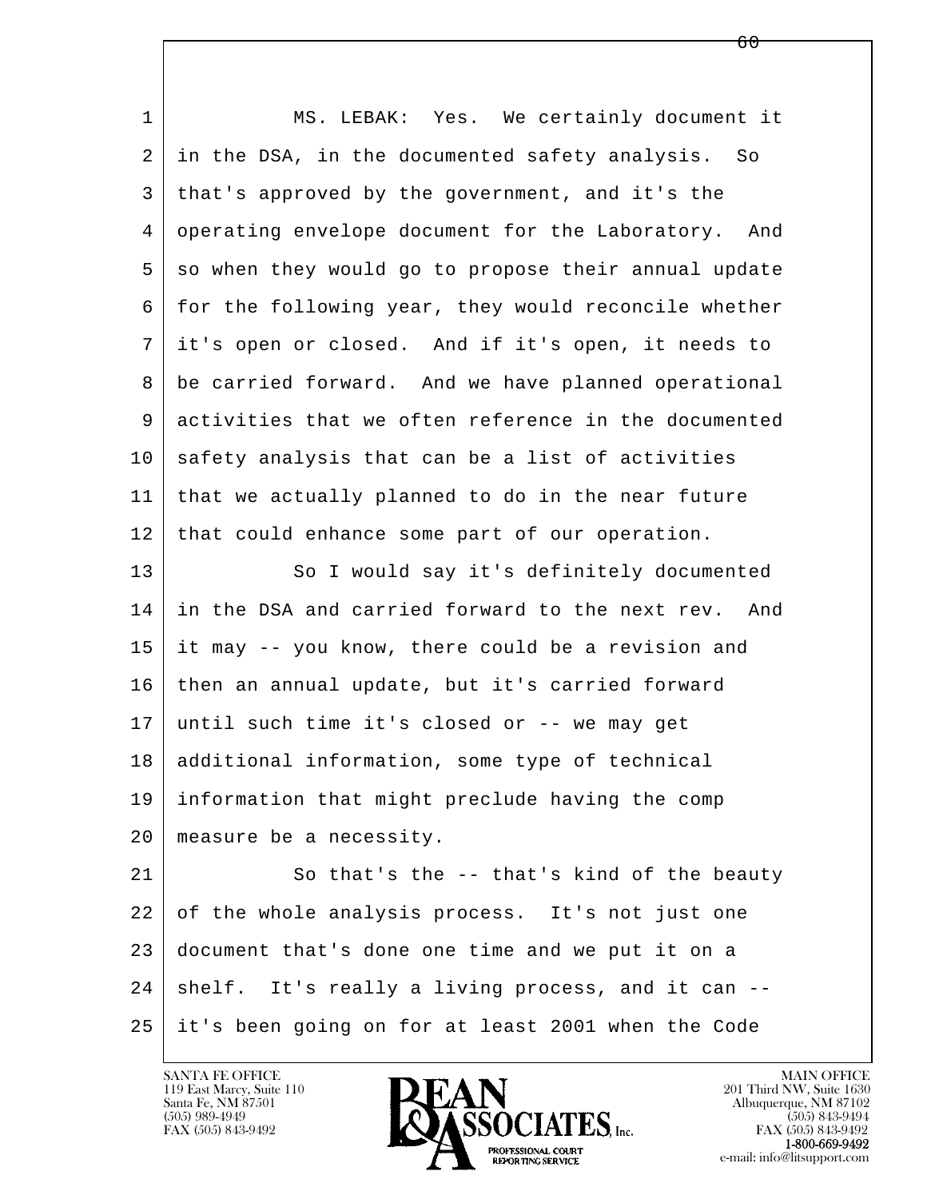MS. LEBAK: Yes. We certainly document it in the DSA, in the documented safety analysis. So that's approved by the government, and it's the operating envelope document for the Laboratory. And so when they would go to propose their annual update for the following year, they would reconcile whether it's open or closed. And if it's open, it needs to be carried forward. And we have planned operational activities that we often reference in the documented safety analysis that can be a list of activities that we actually planned to do in the near future that could enhance some part of our operation.

So I would say it's definitely documented in the DSA and carried forward to the next rev. And it may -- you know, there could be a revision and then an annual update, but it's carried forward until such time it's closed or -- we may get additional information, some type of technical information that might preclude having the comp measure be a necessity.

So that's the -- that's kind of the beauty of the whole analysis process. It's not just one document that's done one time and we put it on a shelf. It's really a living process, and it can -- it's been going on for at least 2001 when the Code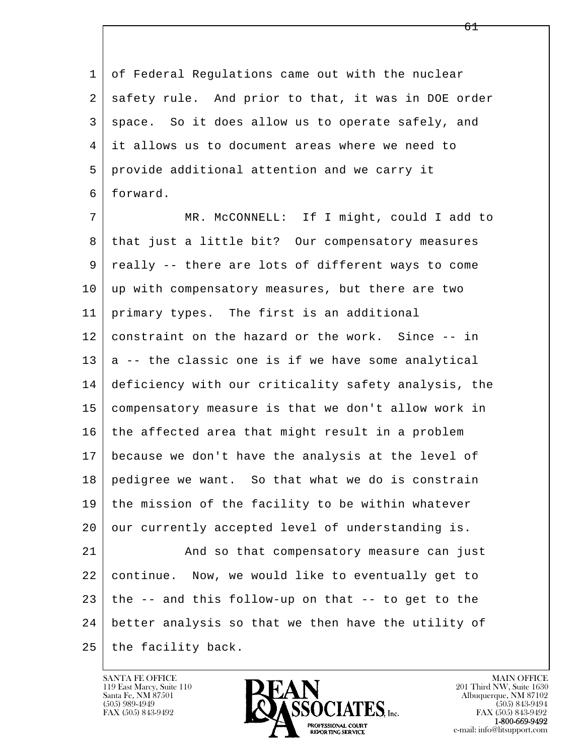of Federal Regulations came out with the nuclear safety rule. And prior to that, it was in DOE order space. So it does allow us to operate safely, and it allows us to document areas where we need to provide additional attention and we carry it forward.

MR. McCONNELL: If I might, could I add to that just a little bit? Our compensatory measures really -- there are lots of different ways to come up with compensatory measures, but there are two primary types. The first is an additional constraint on the hazard or the work. Since -- in a -- the classic one is if we have some analytical deficiency with our criticality safety analysis, the compensatory measure is that we don't allow work in the affected area that might result in a problem because we don't have the analysis at the level of pedigree we want. So that what we do is constrain the mission of the facility to be within whatever our currently accepted level of understanding is.

And so that compensatory measure can just continue. Now, we would like to eventually get to the -- and this follow-up on that -- to get to the better analysis so that we then have the utility of the facility back.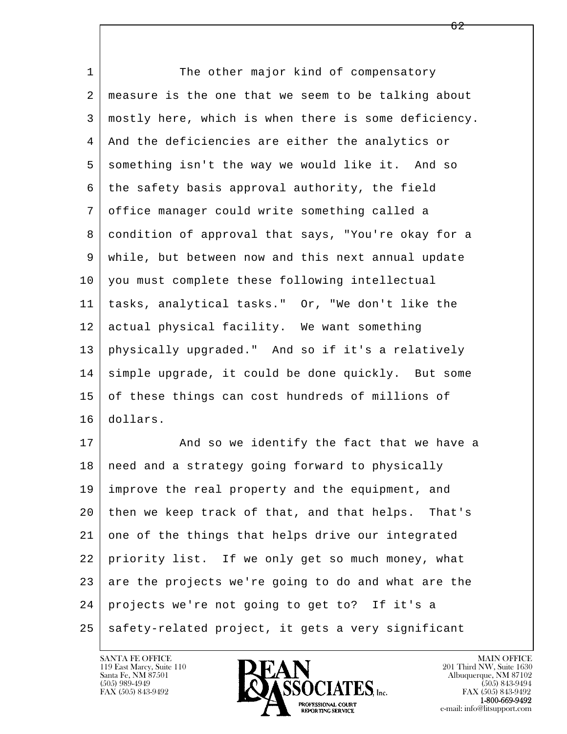1 The other major kind of compensatory
2 measure is the one that we seem to be talking about
3 mostly here, which is when there is some deficiency.
4 And the deficiencies are either the analytics or
5 something isn't the way we would like it. And so
6 the safety basis approval authority, the field
7 office manager could write something called a
8 condition of approval that says, "You're okay for a
9 while, but between now and this next annual update
10 you must complete these following intellectual
11 tasks, analytical tasks." Or, "We don't like the
12 actual physical facility. We want something
13 physically upgraded." And so if it's a relatively
14 simple upgrade, it could be done quickly. But some
15 of these things can cost hundreds of millions of
16 dollars.
17 And so we identify the fact that we have a
18 need and a strategy going forward to physically
19 improve the real property and the equipment, and
20 then we keep track of that, and that helps. That's
21 one of the things that helps drive our integrated
22 priority list. If we only get so much money, what
23 are the projects we're going to do and what are the
24 projects we're not going to get to? If it's a
25 safety-related project, it gets a very significant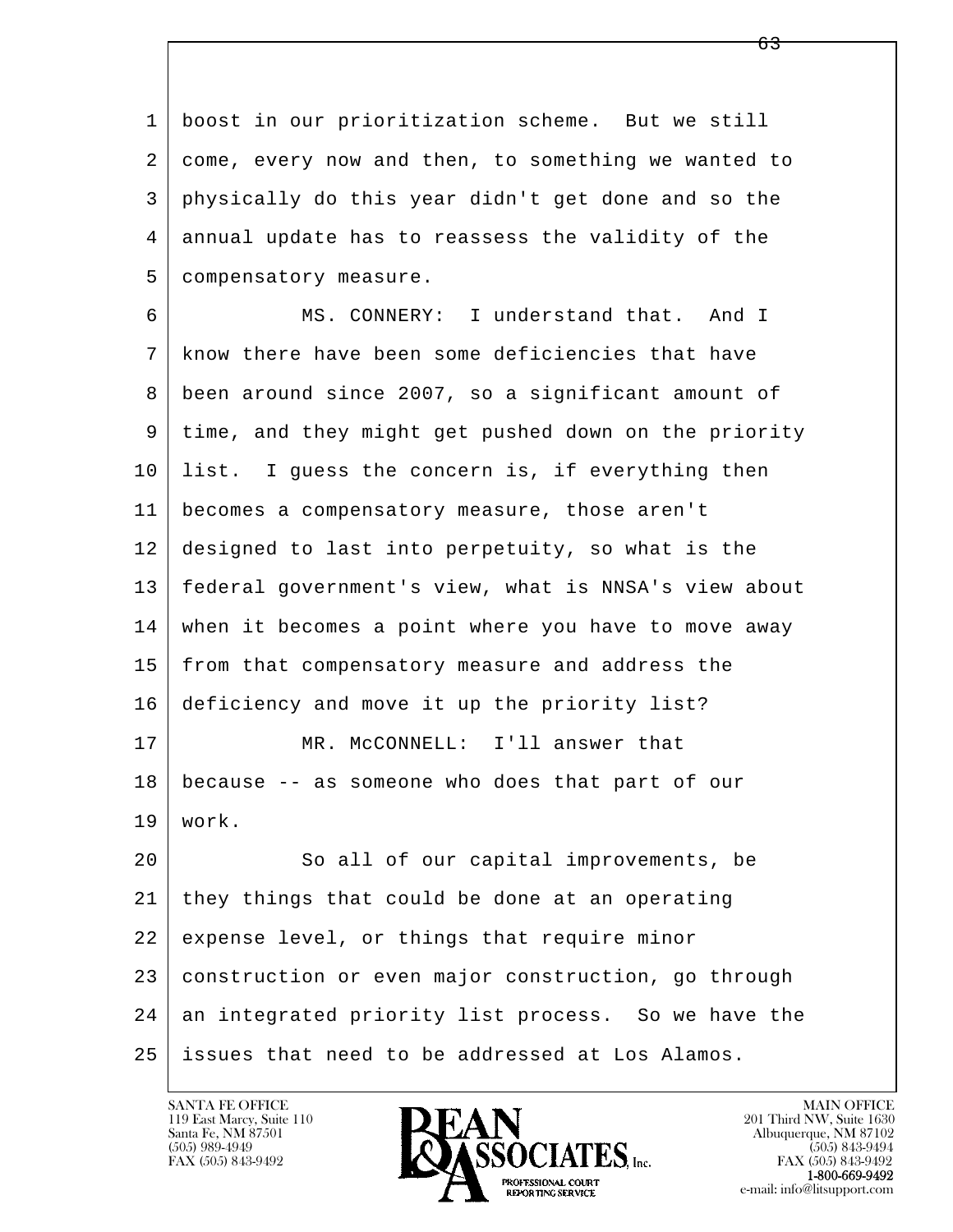boost in our prioritization scheme. But we still come, every now and then, to something we wanted to physically do this year didn't get done and so the annual update has to reassess the validity of the compensatory measure.

MS. CONNERY: I understand that. And I know there have been some deficiencies that have been around since 2007, so a significant amount of time, and they might get pushed down on the priority list. I guess the concern is, if everything then becomes a compensatory measure, those aren't designed to last into perpetuity, so what is the federal government's view, what is NNSA's view about when it becomes a point where you have to move away from that compensatory measure and address the deficiency and move it up the priority list?

MR. McCONNELL: I'll answer that because -- as someone who does that part of our work.

So all of our capital improvements, be they things that could be done at an operating expense level, or things that require minor construction or even major construction, go through an integrated priority list process. So we have the issues that need to be addressed at Los Alamos.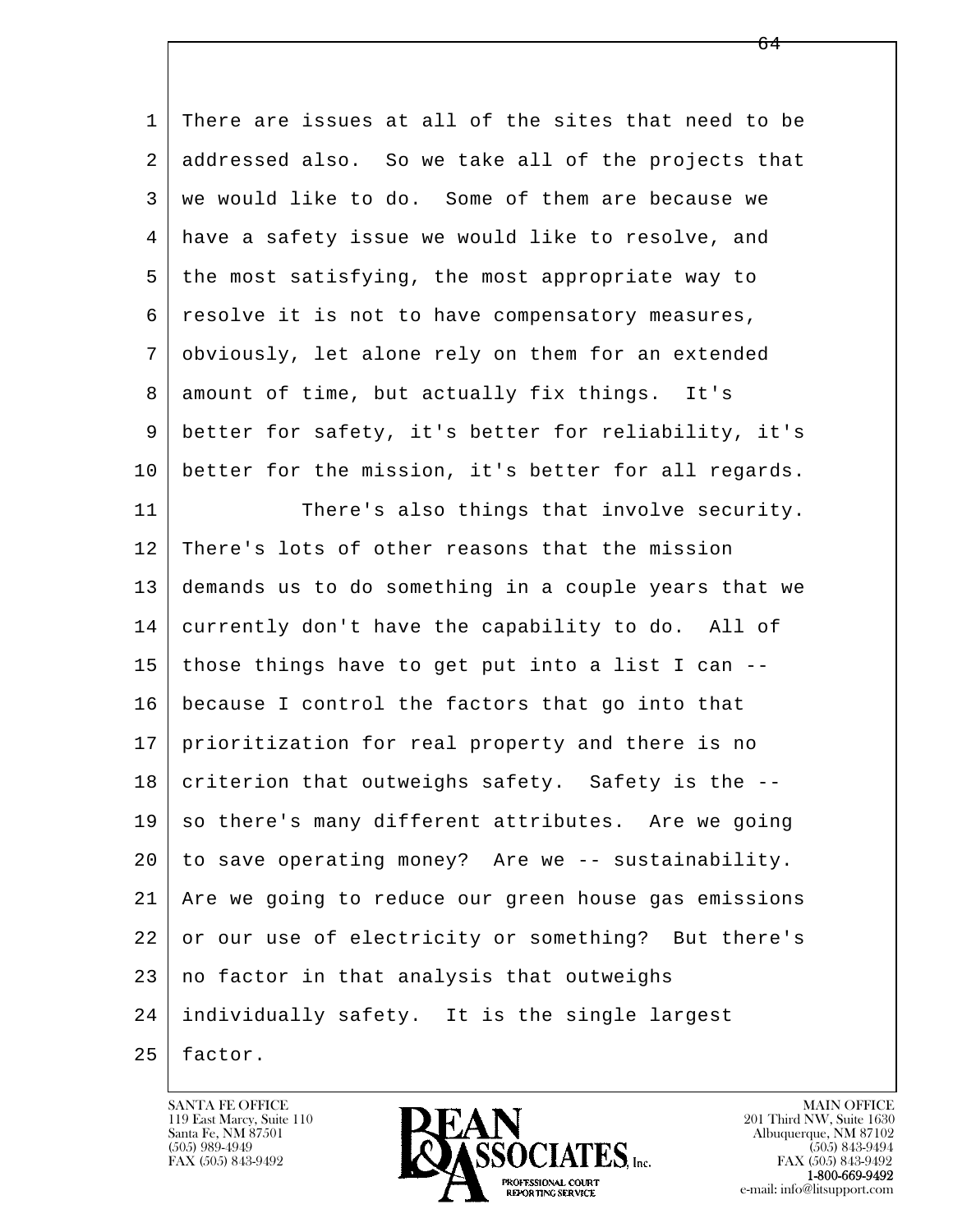There are issues at all of the sites that need to be addressed also. So we take all of the projects that we would like to do. Some of them are because we have a safety issue we would like to resolve, and the most satisfying, the most appropriate way to resolve it is not to have compensatory measures, obviously, let alone rely on them for an extended amount of time, but actually fix things. It's better for safety, it's better for reliability, it's better for the mission, it's better for all regards.

There's also things that involve security. There's lots of other reasons that the mission demands us to do something in a couple years that we currently don't have the capability to do. All of those things have to get put into a list I can -- because I control the factors that go into that prioritization for real property and there is no criterion that outweighs safety. Safety is the -- so there's many different attributes. Are we going to save operating money? Are we -- sustainability. Are we going to reduce our green house gas emissions or our use of electricity or something? But there's no factor in that analysis that outweighs individually safety. It is the single largest factor.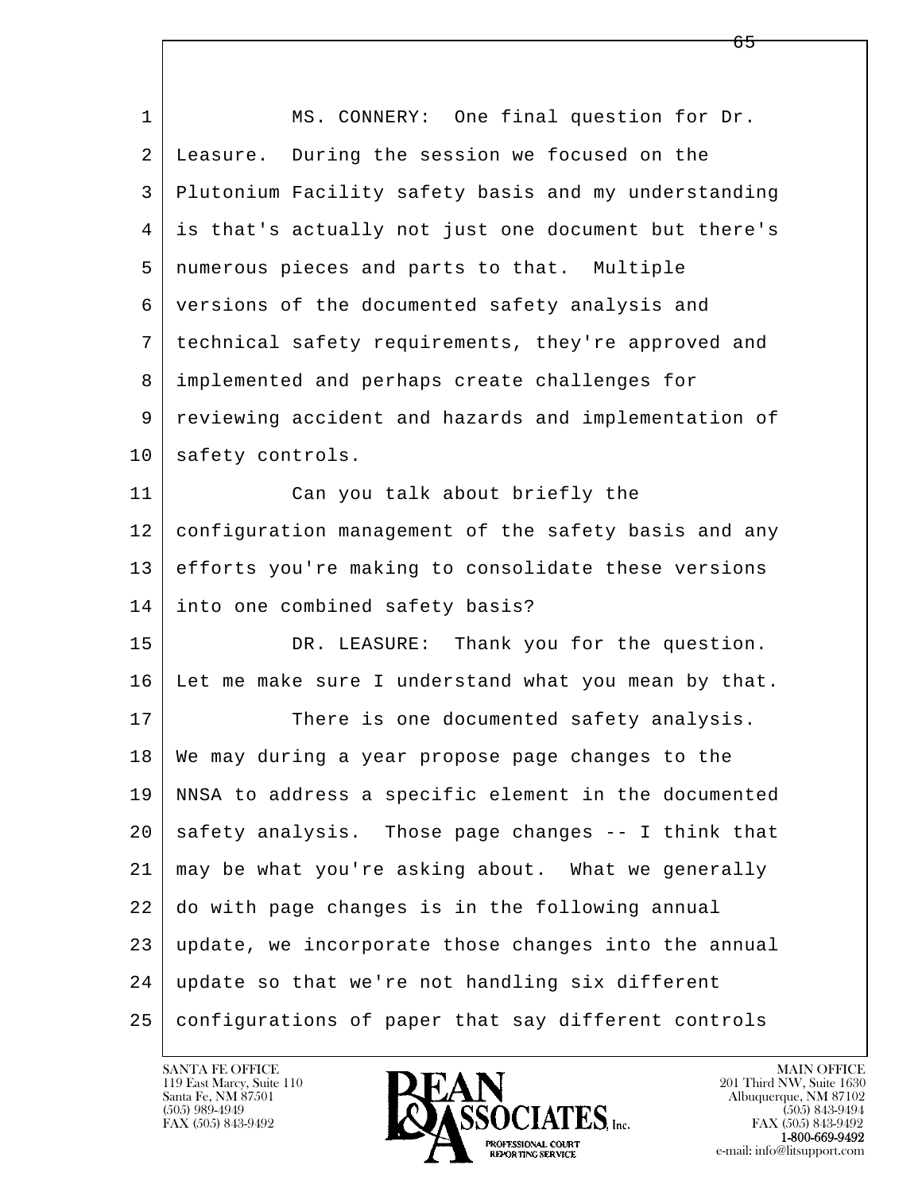MS. CONNERY: One final question for Dr. Leasure. During the session we focused on the Plutonium Facility safety basis and my understanding is that's actually not just one document but there's numerous pieces and parts to that. Multiple versions of the documented safety analysis and technical safety requirements, they're approved and implemented and perhaps create challenges for reviewing accident and hazards and implementation of safety controls.

Can you talk about briefly the configuration management of the safety basis and any efforts you're making to consolidate these versions into one combined safety basis?

DR. LEASURE: Thank you for the question. Let me make sure I understand what you mean by that.

There is one documented safety analysis. We may during a year propose page changes to the NNSA to address a specific element in the documented safety analysis. Those page changes -- I think that may be what you're asking about. What we generally do with page changes is in the following annual update, we incorporate those changes into the annual update so that we're not handling six different configurations of paper that say different controls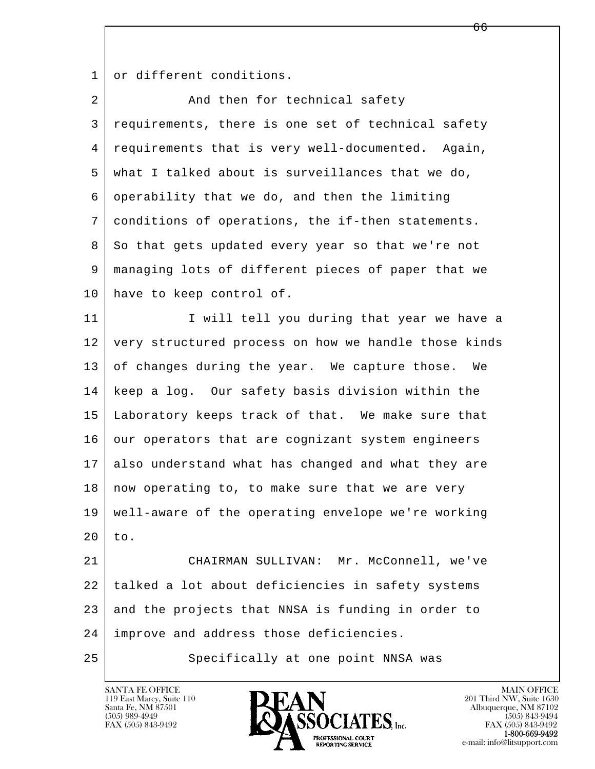or different conditions.

And then for technical safety requirements, there is one set of technical safety requirements that is very well-documented. Again, what I talked about is surveillances that we do, operability that we do, and then the limiting conditions of operations, the if-then statements. So that gets updated every year so that we're not managing lots of different pieces of paper that we have to keep control of.

I will tell you during that year we have a very structured process on how we handle those kinds of changes during the year. We capture those. We keep a log. Our safety basis division within the Laboratory keeps track of that. We make sure that our operators that are cognizant system engineers also understand what has changed and what they are now operating to, to make sure that we are very well-aware of the operating envelope we're working to.

CHAIRMAN SULLIVAN: Mr. McConnell, we've talked a lot about deficiencies in safety systems and the projects that NNSA is funding in order to improve and address those deficiencies.

Specifically at one point NNSA was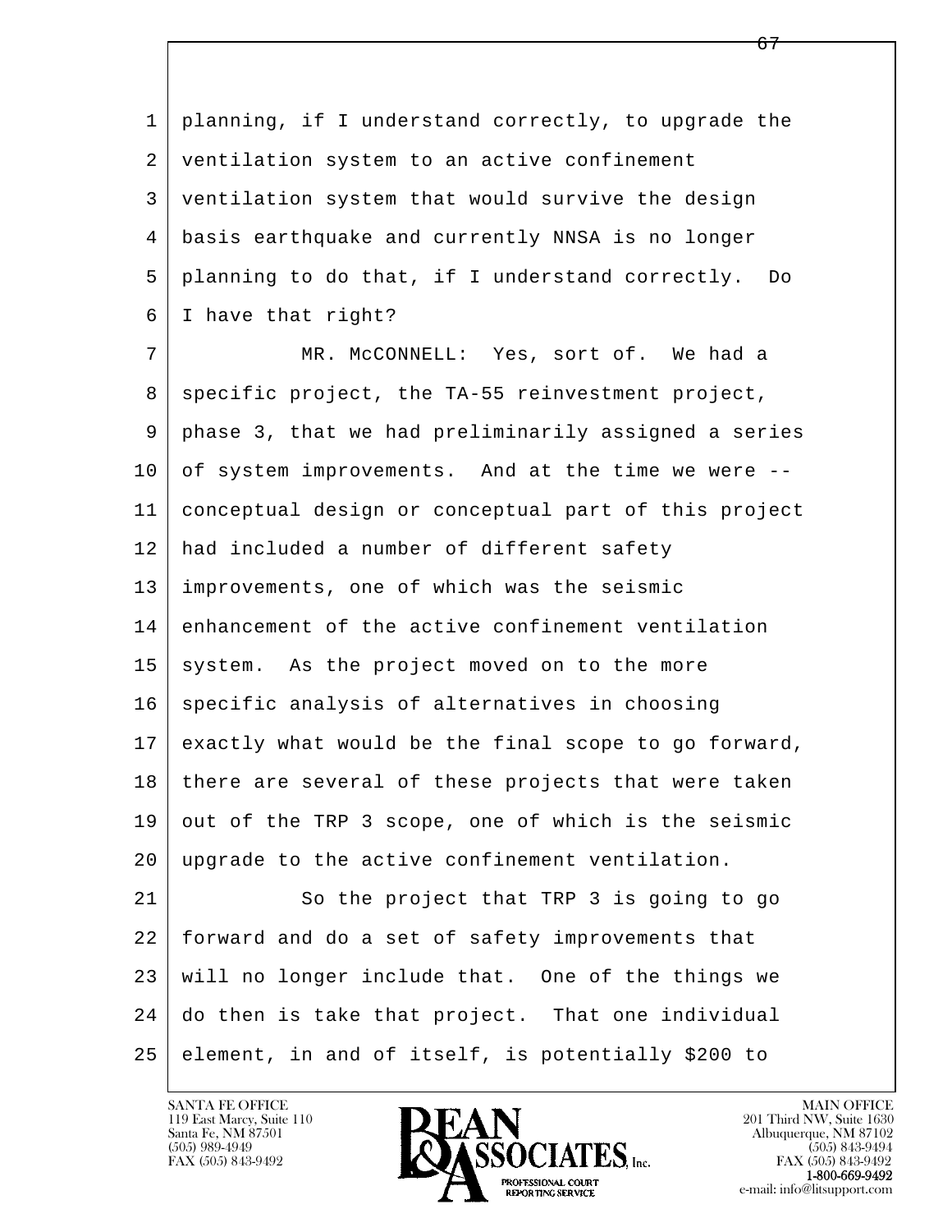1 planning, if I understand correctly, to upgrade the
2 ventilation system to an active confinement
3 ventilation system that would survive the design
4 basis earthquake and currently NNSA is no longer
5 planning to do that, if I understand correctly. Do
6 I have that right?
7 MR. McCONNELL: Yes, sort of. We had a
8 specific project, the TA-55 reinvestment project,
9 phase 3, that we had preliminarily assigned a series
10 of system improvements. And at the time we were --
11 conceptual design or conceptual part of this project
12 had included a number of different safety
13 improvements, one of which was the seismic
14 enhancement of the active confinement ventilation
15 system. As the project moved on to the more
16 specific analysis of alternatives in choosing
17 exactly what would be the final scope to go forward,
18 there are several of these projects that were taken
19 out of the TRP 3 scope, one of which is the seismic
20 upgrade to the active confinement ventilation.
21 So the project that TRP 3 is going to go
22 forward and do a set of safety improvements that
23 will no longer include that. One of the things we
24 do then is take that project. That one individual
25 element, in and of itself, is potentially $200 to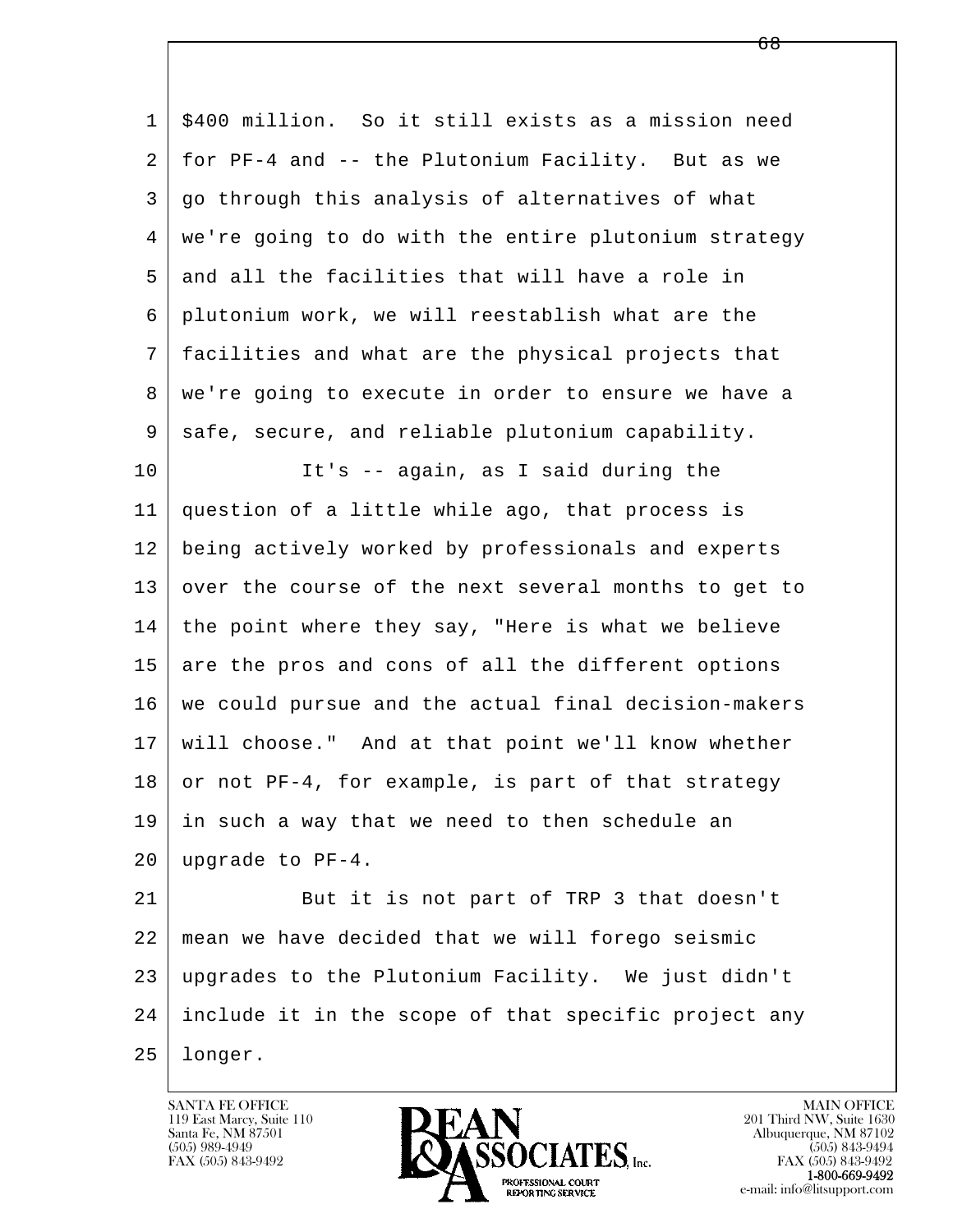$400 million. So it still exists as a mission need for PF-4 and -- the Plutonium Facility. But as we go through this analysis of alternatives of what we're going to do with the entire plutonium strategy and all the facilities that will have a role in plutonium work, we will reestablish what are the facilities and what are the physical projects that we're going to execute in order to ensure we have a safe, secure, and reliable plutonium capability.

It's -- again, as I said during the question of a little while ago, that process is being actively worked by professionals and experts over the course of the next several months to get to the point where they say, "Here is what we believe are the pros and cons of all the different options we could pursue and the actual final decision-makers will choose." And at that point we'll know whether or not PF-4, for example, is part of that strategy in such a way that we need to then schedule an upgrade to PF-4.

But it is not part of TRP 3 that doesn't mean we have decided that we will forego seismic upgrades to the Plutonium Facility. We just didn't include it in the scope of that specific project any longer.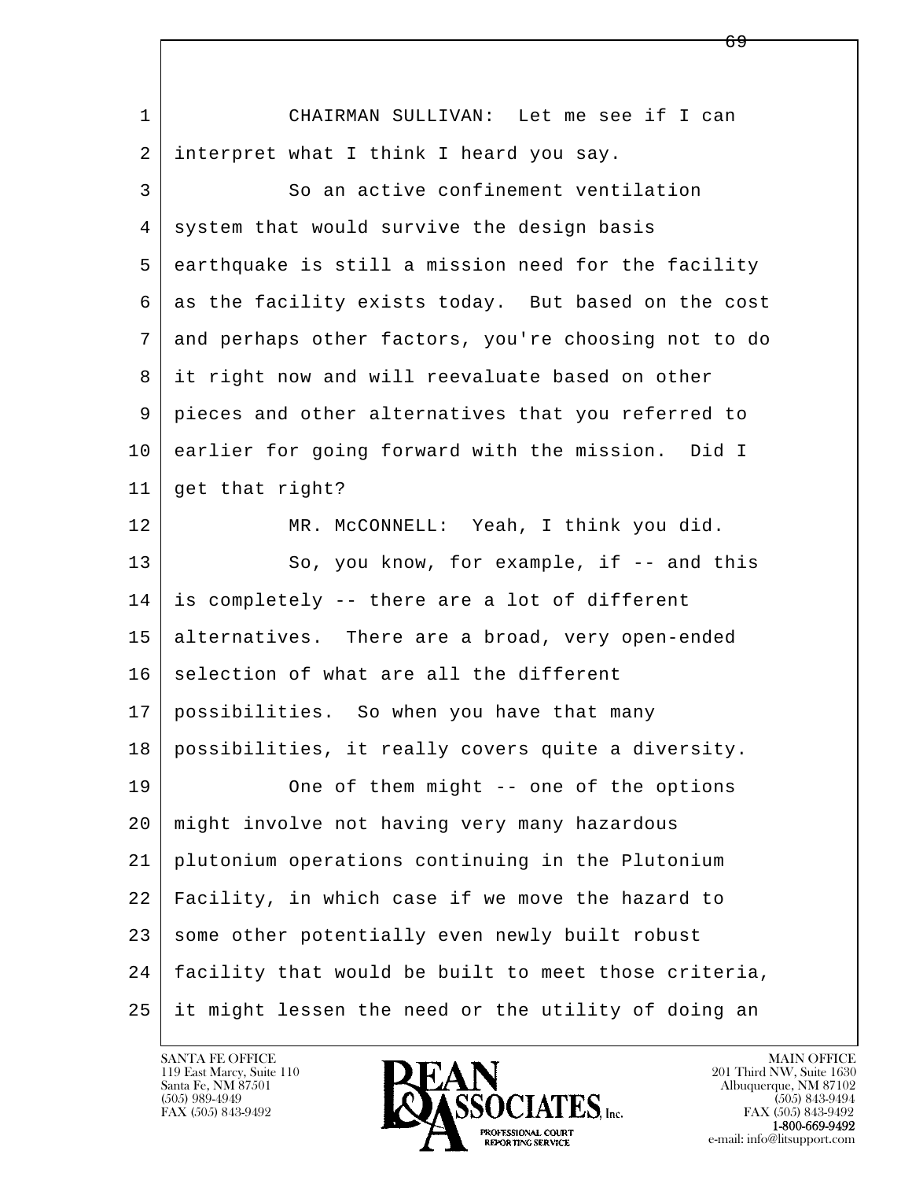CHAIRMAN SULLIVAN: Let me see if I can interpret what I think I heard you say.

So an active confinement ventilation system that would survive the design basis earthquake is still a mission need for the facility as the facility exists today. But based on the cost and perhaps other factors, you're choosing not to do it right now and will reevaluate based on other pieces and other alternatives that you referred to earlier for going forward with the mission. Did I get that right?

MR. McCONNELL: Yeah, I think you did.

So, you know, for example, if -- and this is completely -- there are a lot of different alternatives. There are a broad, very open-ended selection of what are all the different possibilities. So when you have that many possibilities, it really covers quite a diversity.

One of them might -- one of the options might involve not having very many hazardous plutonium operations continuing in the Plutonium Facility, in which case if we move the hazard to some other potentially even newly built robust facility that would be built to meet those criteria, it might lessen the need or the utility of doing an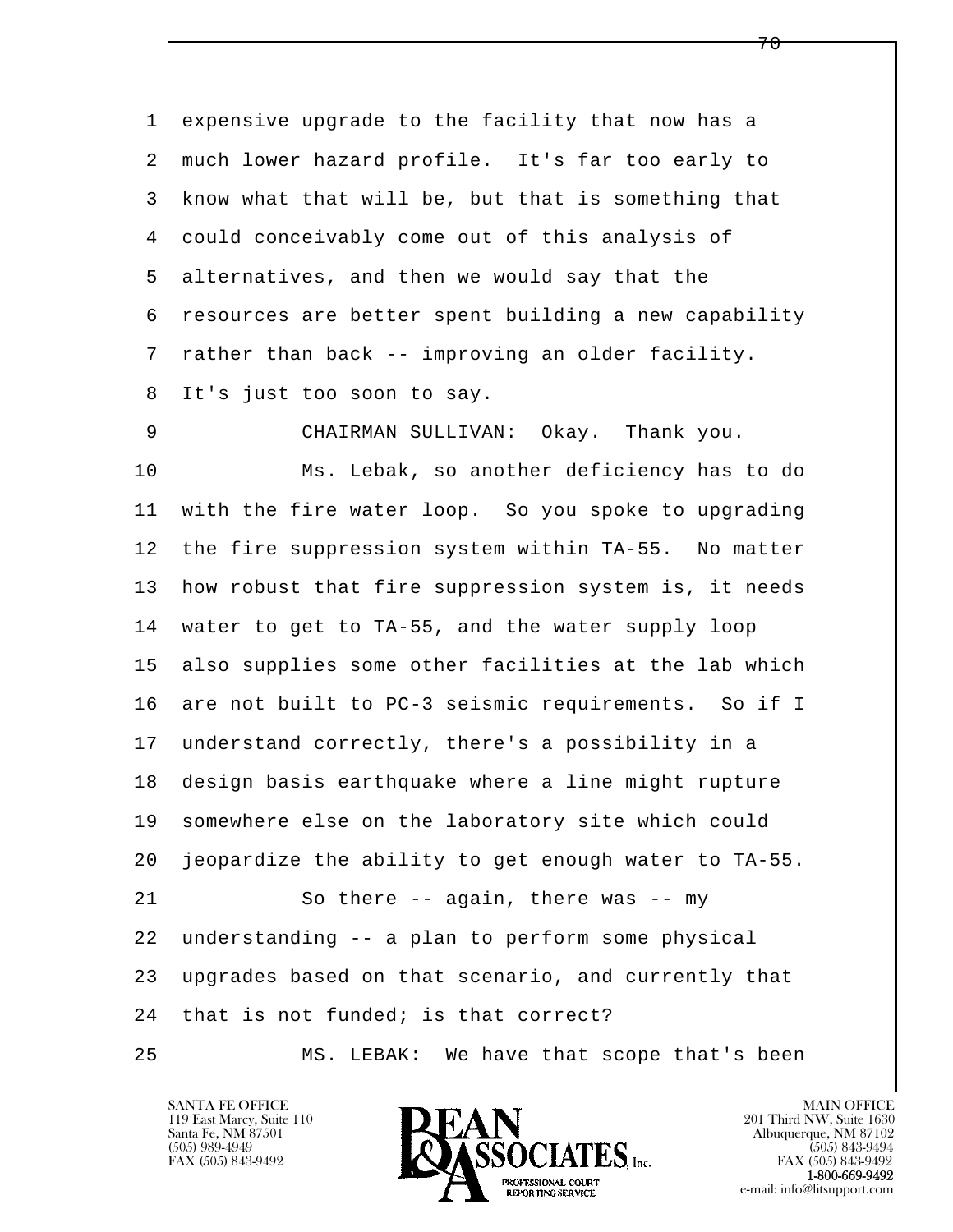expensive upgrade to the facility that now has a much lower hazard profile. It's far too early to know what that will be, but that is something that could conceivably come out of this analysis of alternatives, and then we would say that the resources are better spent building a new capability rather than back -- improving an older facility. It's just too soon to say.

CHAIRMAN SULLIVAN: Okay. Thank you.

Ms. Lebak, so another deficiency has to do with the fire water loop. So you spoke to upgrading the fire suppression system within TA-55. No matter how robust that fire suppression system is, it needs water to get to TA-55, and the water supply loop also supplies some other facilities at the lab which are not built to PC-3 seismic requirements. So if I understand correctly, there's a possibility in a design basis earthquake where a line might rupture somewhere else on the laboratory site which could jeopardize the ability to get enough water to TA-55.

So there -- again, there was -- my understanding -- a plan to perform some physical upgrades based on that scenario, and currently that that is not funded; is that correct?

MS. LEBAK: We have that scope that's been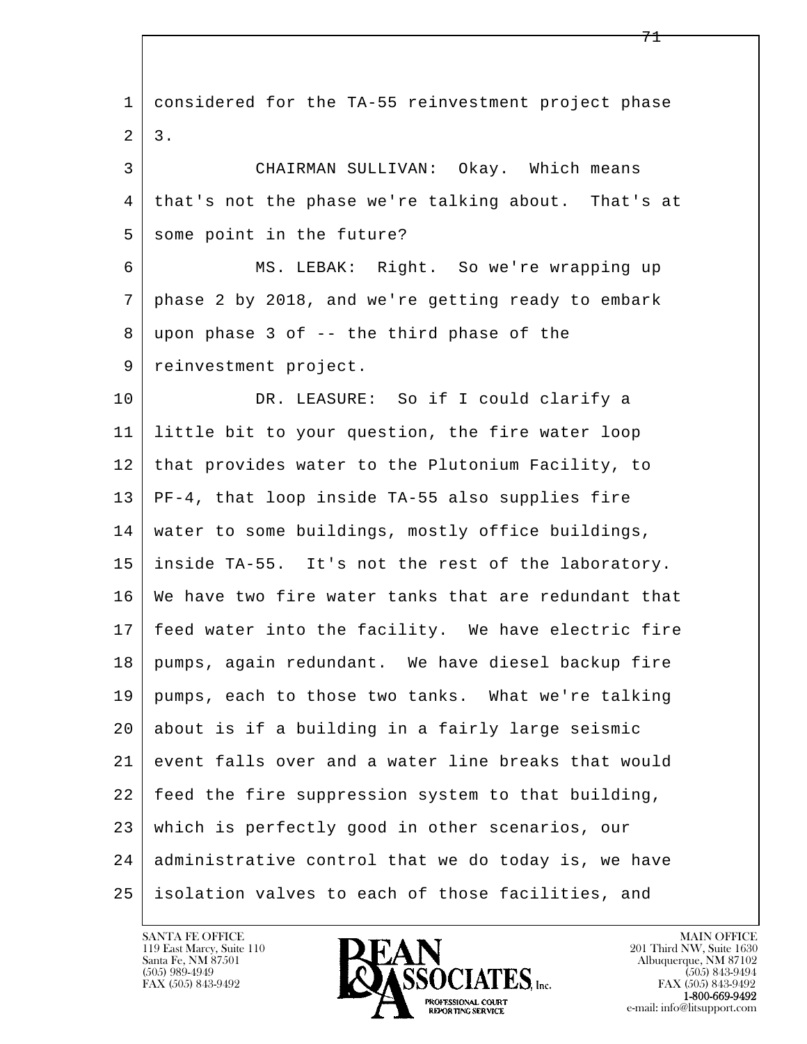considered for the TA-55 reinvestment project phase 3.

CHAIRMAN SULLIVAN: Okay. Which means that's not the phase we're talking about. That's at some point in the future?

MS. LEBAK: Right. So we're wrapping up phase 2 by 2018, and we're getting ready to embark upon phase 3 of -- the third phase of the reinvestment project.

DR. LEASURE: So if I could clarify a little bit to your question, the fire water loop that provides water to the Plutonium Facility, to PF-4, that loop inside TA-55 also supplies fire water to some buildings, mostly office buildings, inside TA-55. It's not the rest of the laboratory. We have two fire water tanks that are redundant that feed water into the facility. We have electric fire pumps, again redundant. We have diesel backup fire pumps, each to those two tanks. What we're talking about is if a building in a fairly large seismic event falls over and a water line breaks that would feed the fire suppression system to that building, which is perfectly good in other scenarios, our administrative control that we do today is, we have isolation valves to each of those facilities, and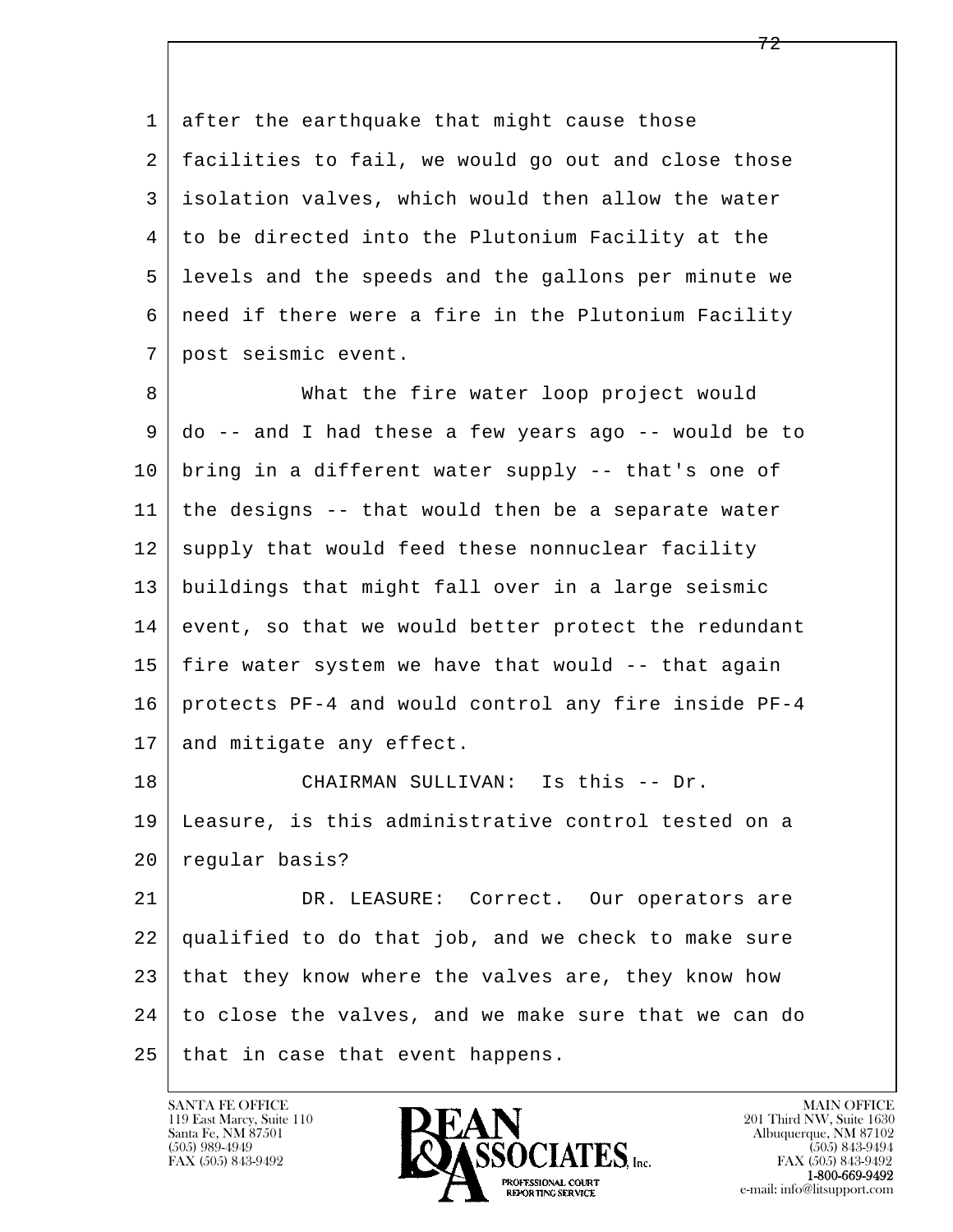after the earthquake that might cause those facilities to fail, we would go out and close those isolation valves, which would then allow the water to be directed into the Plutonium Facility at the levels and the speeds and the gallons per minute we need if there were a fire in the Plutonium Facility post seismic event.

What the fire water loop project would do -- and I had these a few years ago -- would be to bring in a different water supply -- that's one of the designs -- that would then be a separate water supply that would feed these nonnuclear facility buildings that might fall over in a large seismic event, so that we would better protect the redundant fire water system we have that would -- that again protects PF-4 and would control any fire inside PF-4 and mitigate any effect.

CHAIRMAN SULLIVAN: Is this -- Dr. Leasure, is this administrative control tested on a regular basis?

DR. LEASURE: Correct. Our operators are qualified to do that job, and we check to make sure that they know where the valves are, they know how to close the valves, and we make sure that we can do that in case that event happens.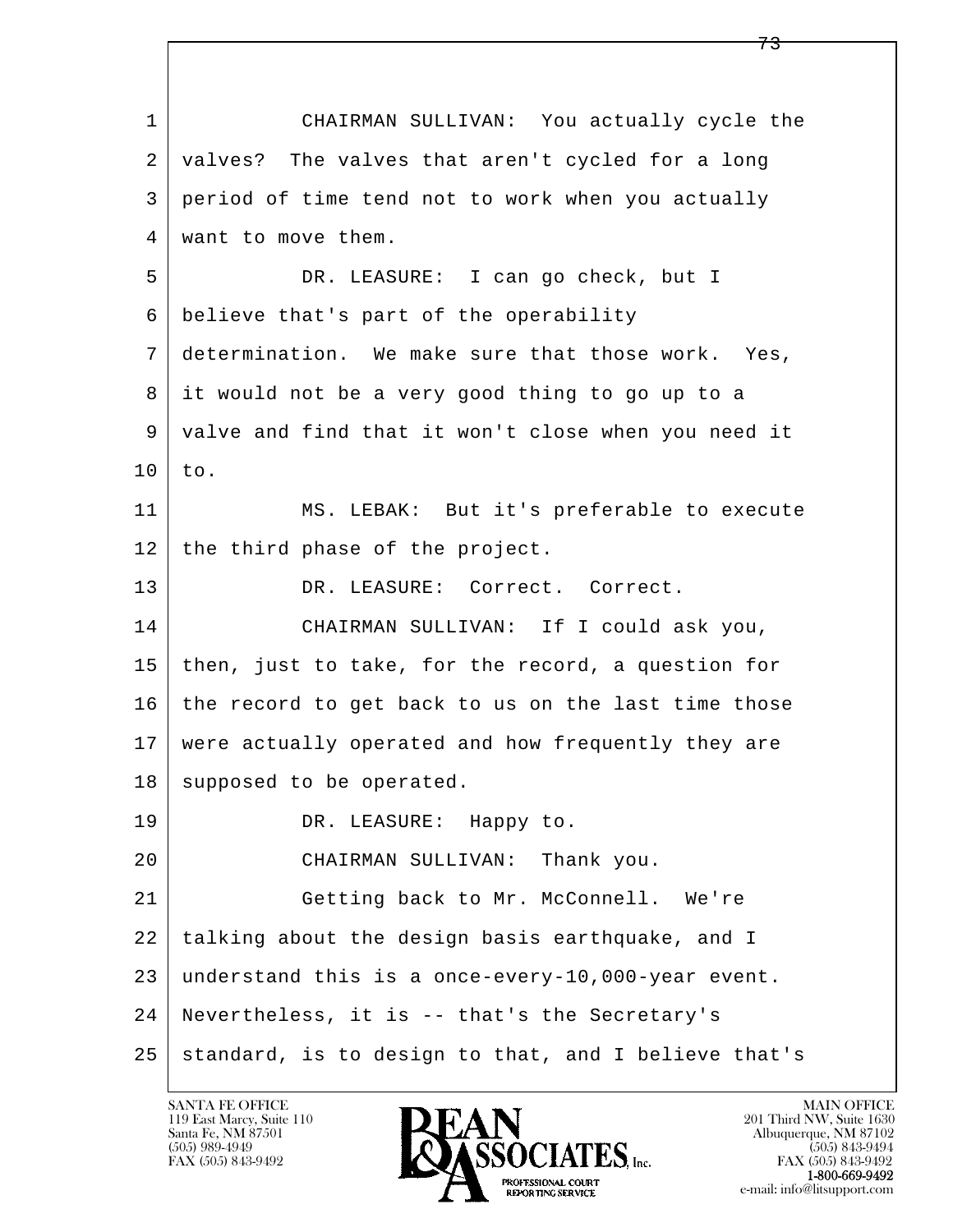CHAIRMAN SULLIVAN: You actually cycle the valves? The valves that aren't cycled for a long period of time tend not to work when you actually want to move them.

DR. LEASURE: I can go check, but I believe that's part of the operability determination. We make sure that those work. Yes, it would not be a very good thing to go up to a valve and find that it won't close when you need it to.

MS. LEBAK: But it's preferable to execute the third phase of the project.

DR. LEASURE: Correct. Correct.

CHAIRMAN SULLIVAN: If I could ask you, then, just to take, for the record, a question for the record to get back to us on the last time those were actually operated and how frequently they are supposed to be operated.

DR. LEASURE: Happy to.

CHAIRMAN SULLIVAN: Thank you.

Getting back to Mr. McConnell. We're talking about the design basis earthquake, and I understand this is a once-every-10,000-year event. Nevertheless, it is -- that's the Secretary's standard, is to design to that, and I believe that's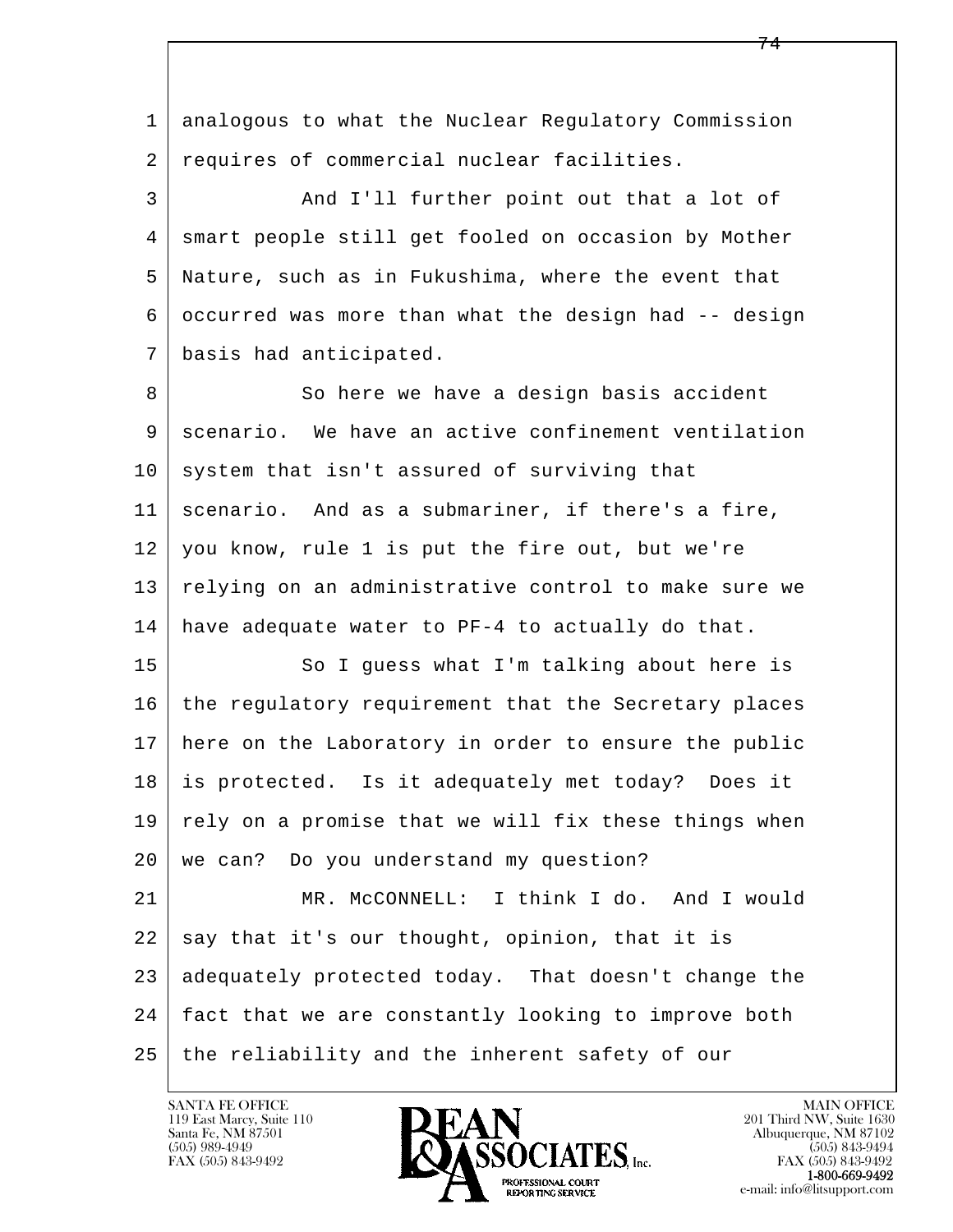analogous to what the Nuclear Regulatory Commission requires of commercial nuclear facilities.

And I'll further point out that a lot of smart people still get fooled on occasion by Mother Nature, such as in Fukushima, where the event that occurred was more than what the design had -- design basis had anticipated.

So here we have a design basis accident scenario. We have an active confinement ventilation system that isn't assured of surviving that scenario. And as a submariner, if there's a fire, you know, rule 1 is put the fire out, but we're relying on an administrative control to make sure we have adequate water to PF-4 to actually do that.

So I guess what I'm talking about here is the regulatory requirement that the Secretary places here on the Laboratory in order to ensure the public is protected. Is it adequately met today? Does it rely on a promise that we will fix these things when we can? Do you understand my question?

MR. McCONNELL: I think I do. And I would say that it's our thought, opinion, that it is adequately protected today. That doesn't change the fact that we are constantly looking to improve both the reliability and the inherent safety of our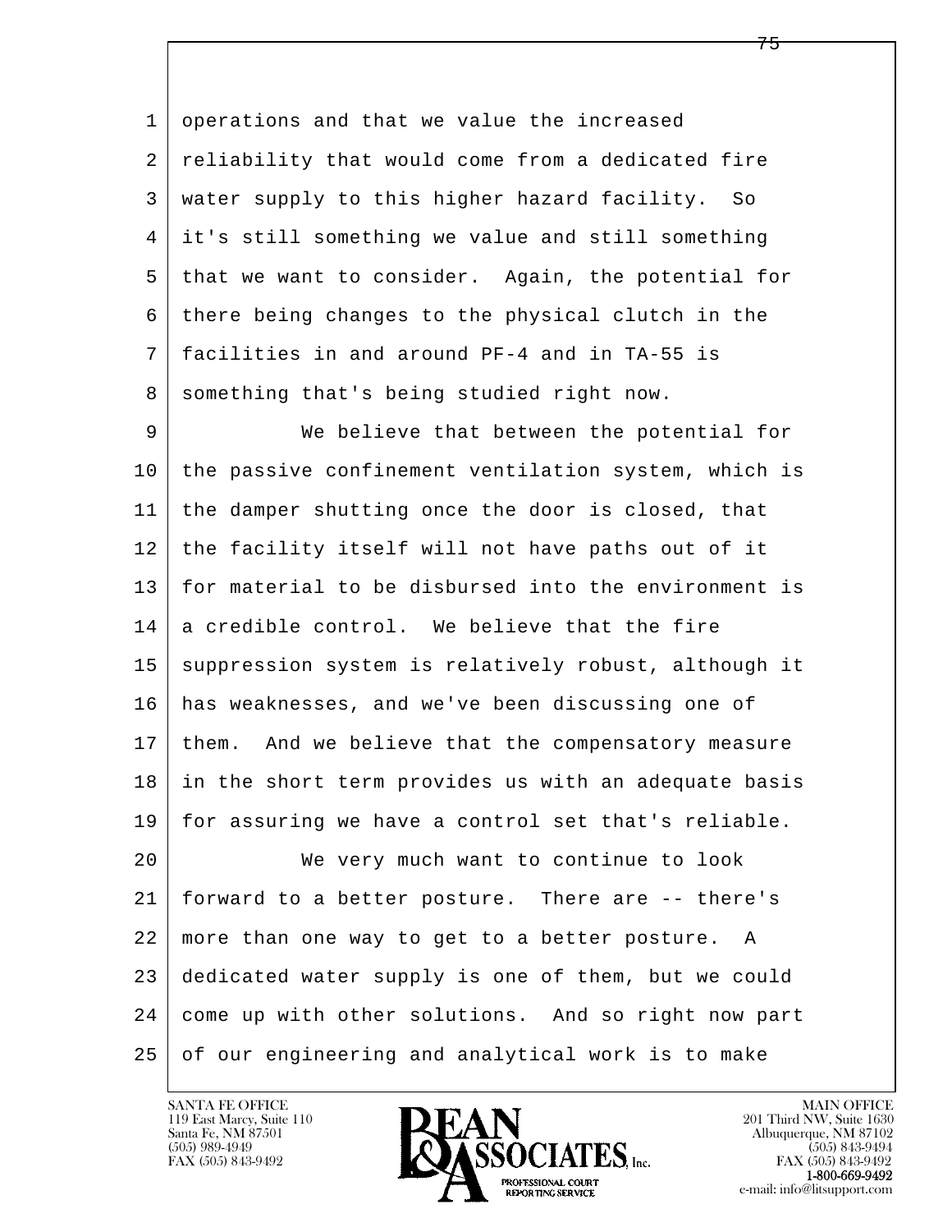operations and that we value the increased reliability that would come from a dedicated fire water supply to this higher hazard facility. So it's still something we value and still something that we want to consider. Again, the potential for there being changes to the physical clutch in the facilities in and around PF-4 and in TA-55 is something that's being studied right now.

We believe that between the potential for the passive confinement ventilation system, which is the damper shutting once the door is closed, that the facility itself will not have paths out of it for material to be disbursed into the environment is a credible control. We believe that the fire suppression system is relatively robust, although it has weaknesses, and we've been discussing one of them. And we believe that the compensatory measure in the short term provides us with an adequate basis for assuring we have a control set that's reliable.

We very much want to continue to look forward to a better posture. There are -- there's more than one way to get to a better posture. A dedicated water supply is one of them, but we could come up with other solutions. And so right now part of our engineering and analytical work is to make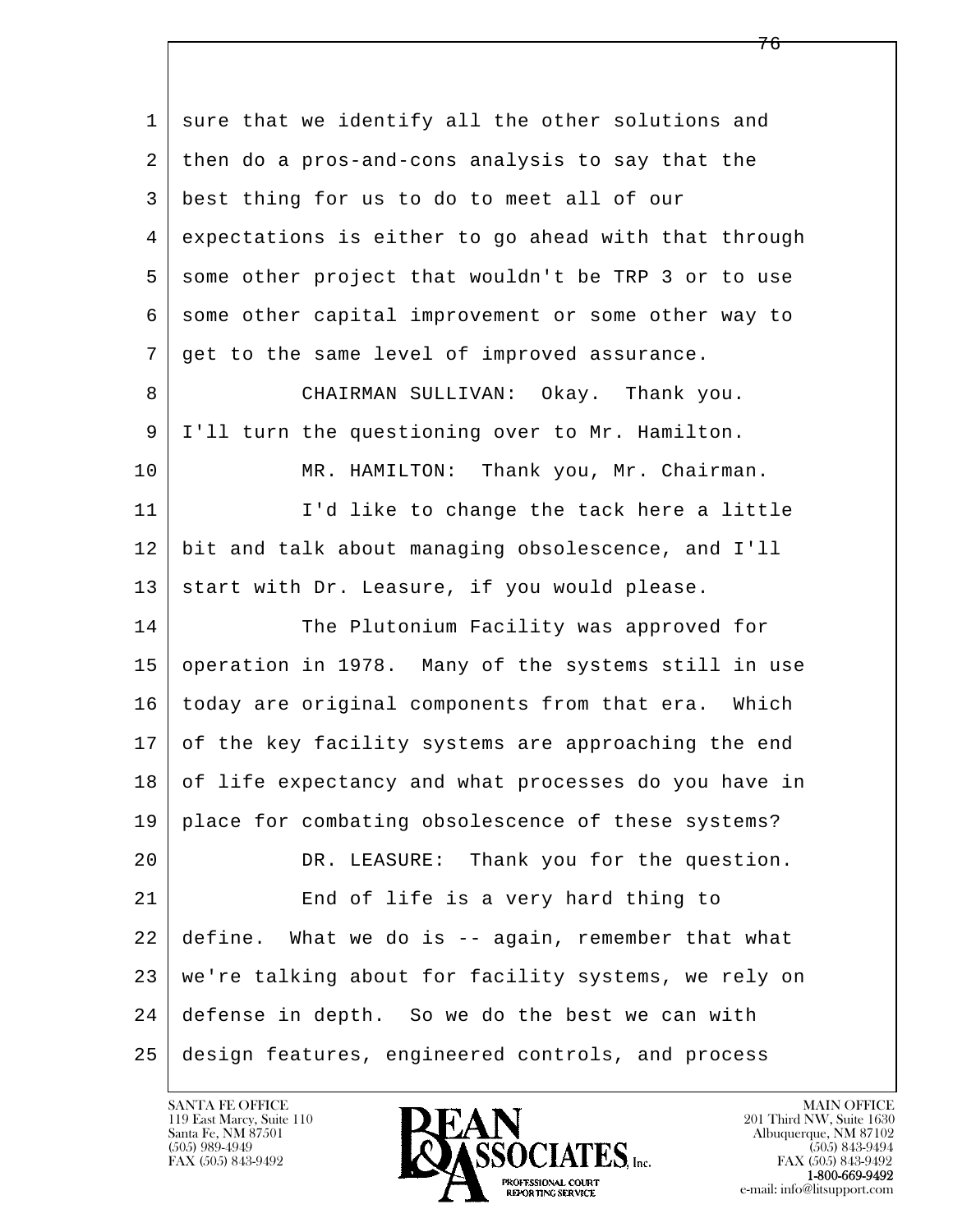sure that we identify all the other solutions and then do a pros-and-cons analysis to say that the best thing for us to do to meet all of our expectations is either to go ahead with that through some other project that wouldn't be TRP 3 or to use some other capital improvement or some other way to get to the same level of improved assurance.

CHAIRMAN SULLIVAN: Okay. Thank you. I'll turn the questioning over to Mr. Hamilton.

MR. HAMILTON: Thank you, Mr. Chairman.

I'd like to change the tack here a little bit and talk about managing obsolescence, and I'll start with Dr. Leasure, if you would please.

The Plutonium Facility was approved for operation in 1978. Many of the systems still in use today are original components from that era. Which of the key facility systems are approaching the end of life expectancy and what processes do you have in place for combating obsolescence of these systems?

DR. LEASURE: Thank you for the question.

End of life is a very hard thing to define. What we do is -- again, remember that what we're talking about for facility systems, we rely on defense in depth. So we do the best we can with design features, engineered controls, and process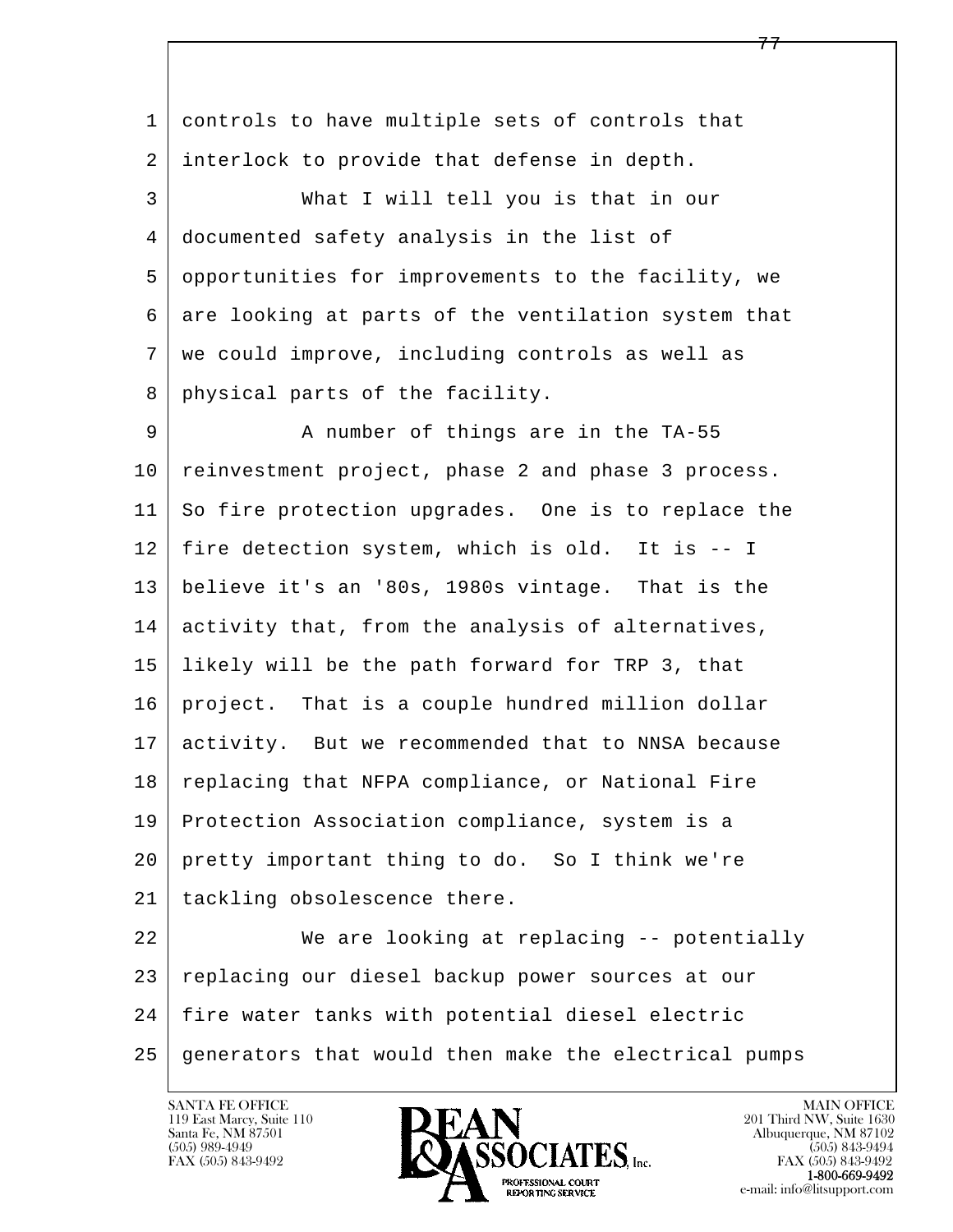controls to have multiple sets of controls that interlock to provide that defense in depth.

What I will tell you is that in our documented safety analysis in the list of opportunities for improvements to the facility, we are looking at parts of the ventilation system that we could improve, including controls as well as physical parts of the facility.

A number of things are in the TA-55 reinvestment project, phase 2 and phase 3 process. So fire protection upgrades. One is to replace the fire detection system, which is old. It is -- I believe it's an '80s, 1980s vintage. That is the activity that, from the analysis of alternatives, likely will be the path forward for TRP 3, that project. That is a couple hundred million dollar activity. But we recommended that to NNSA because replacing that NFPA compliance, or National Fire Protection Association compliance, system is a pretty important thing to do. So I think we're tackling obsolescence there.

We are looking at replacing -- potentially replacing our diesel backup power sources at our fire water tanks with potential diesel electric generators that would then make the electrical pumps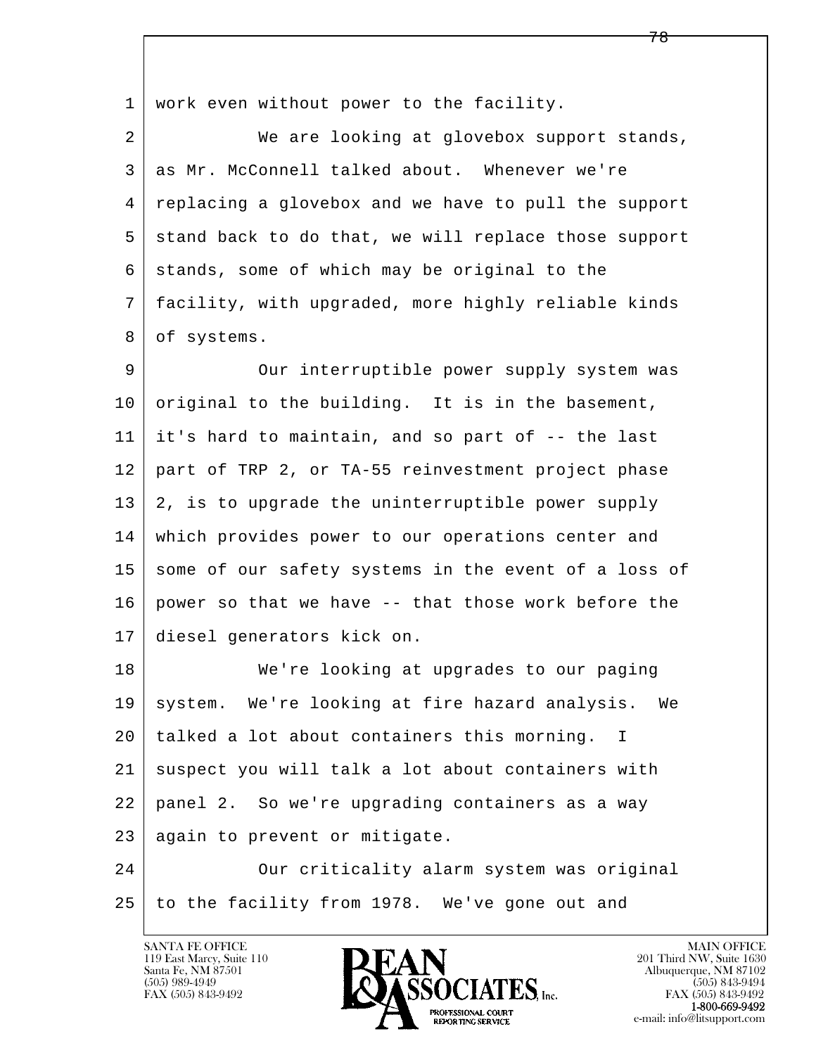work even without power to the facility.

We are looking at glovebox support stands, as Mr. McConnell talked about. Whenever we're replacing a glovebox and we have to pull the support stand back to do that, we will replace those support stands, some of which may be original to the facility, with upgraded, more highly reliable kinds of systems.

Our interruptible power supply system was original to the building. It is in the basement, it's hard to maintain, and so part of -- the last part of TRP 2, or TA-55 reinvestment project phase 2, is to upgrade the uninterruptible power supply which provides power to our operations center and some of our safety systems in the event of a loss of power so that we have -- that those work before the diesel generators kick on.

We're looking at upgrades to our paging system. We're looking at fire hazard analysis. We talked a lot about containers this morning. I suspect you will talk a lot about containers with panel 2. So we're upgrading containers as a way again to prevent or mitigate.

Our criticality alarm system was original to the facility from 1978. We've gone out and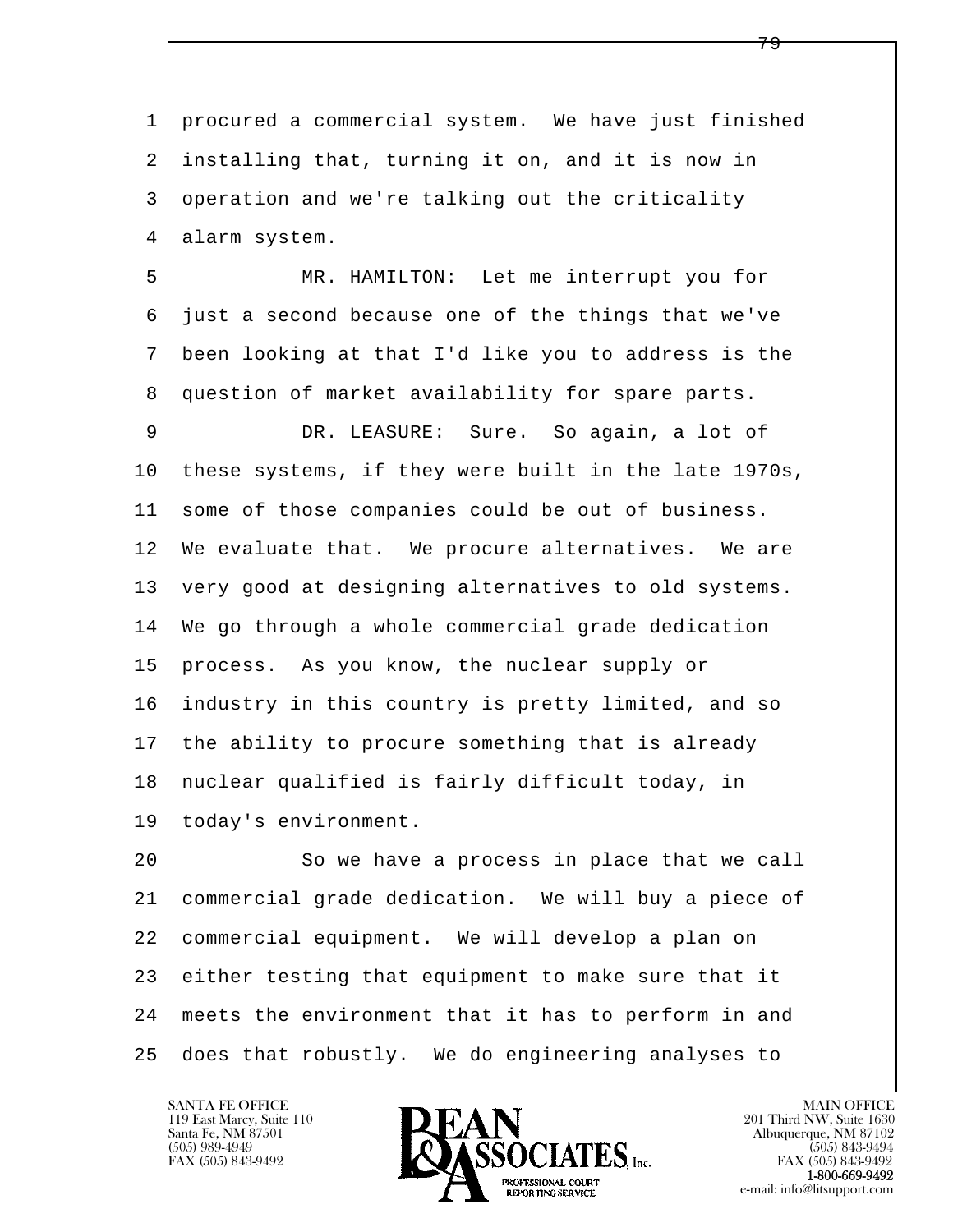procured a commercial system. We have just finished installing that, turning it on, and it is now in operation and we're talking out the criticality alarm system.

MR. HAMILTON: Let me interrupt you for just a second because one of the things that we've been looking at that I'd like you to address is the question of market availability for spare parts.

DR. LEASURE: Sure. So again, a lot of these systems, if they were built in the late 1970s, some of those companies could be out of business. We evaluate that. We procure alternatives. We are very good at designing alternatives to old systems. We go through a whole commercial grade dedication process. As you know, the nuclear supply or industry in this country is pretty limited, and so the ability to procure something that is already nuclear qualified is fairly difficult today, in today's environment.

So we have a process in place that we call commercial grade dedication. We will buy a piece of commercial equipment. We will develop a plan on either testing that equipment to make sure that it meets the environment that it has to perform in and does that robustly. We do engineering analyses to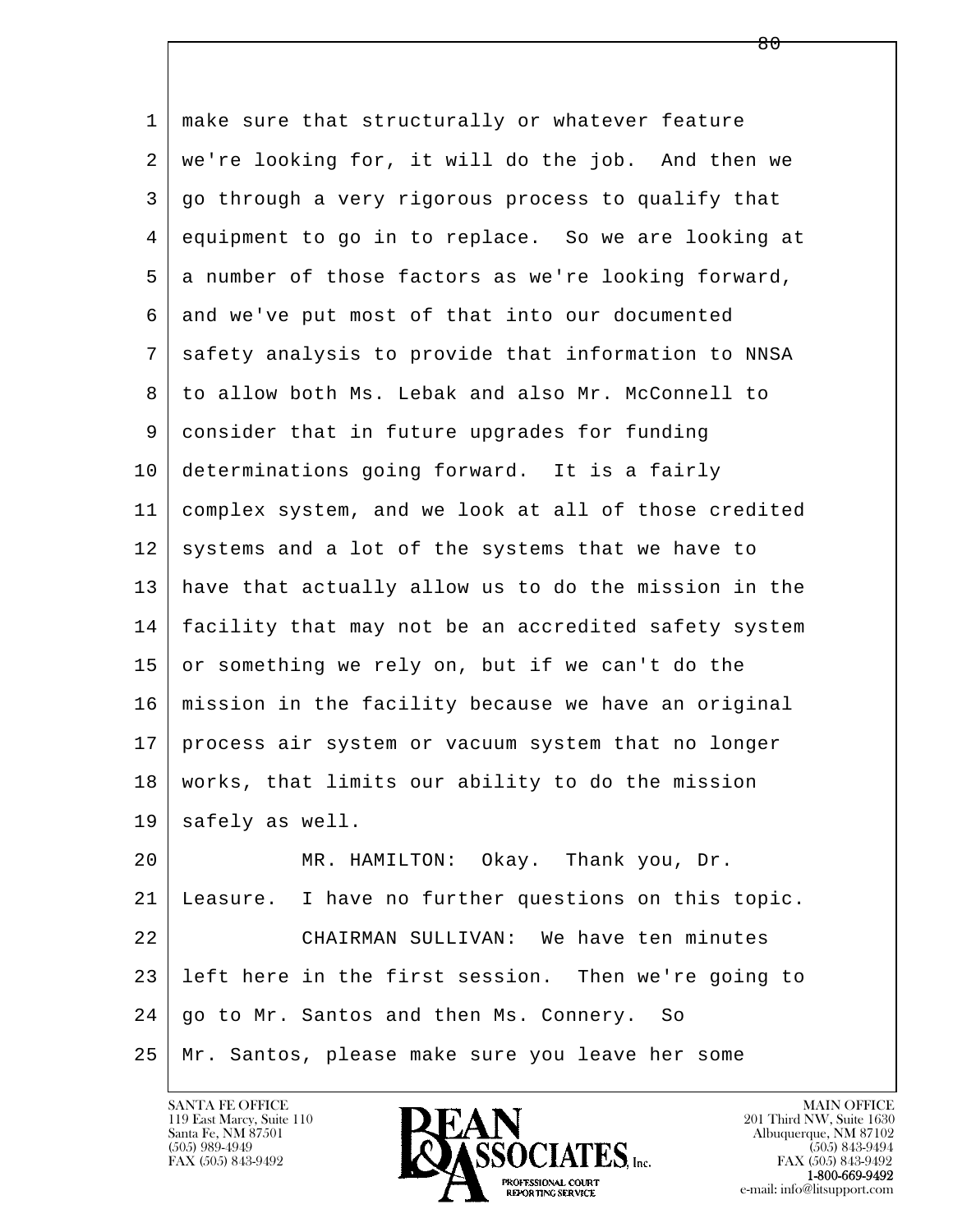make sure that structurally or whatever feature we're looking for, it will do the job. And then we go through a very rigorous process to qualify that equipment to go in to replace. So we are looking at a number of those factors as we're looking forward, and we've put most of that into our documented safety analysis to provide that information to NNSA to allow both Ms. Lebak and also Mr. McConnell to consider that in future upgrades for funding determinations going forward. It is a fairly complex system, and we look at all of those credited systems and a lot of the systems that we have to have that actually allow us to do the mission in the facility that may not be an accredited safety system or something we rely on, but if we can't do the mission in the facility because we have an original process air system or vacuum system that no longer works, that limits our ability to do the mission safely as well.

MR. HAMILTON: Okay. Thank you, Dr. Leasure. I have no further questions on this topic.

CHAIRMAN SULLIVAN: We have ten minutes left here in the first session. Then we're going to go to Mr. Santos and then Ms. Connery. So Mr. Santos, please make sure you leave her some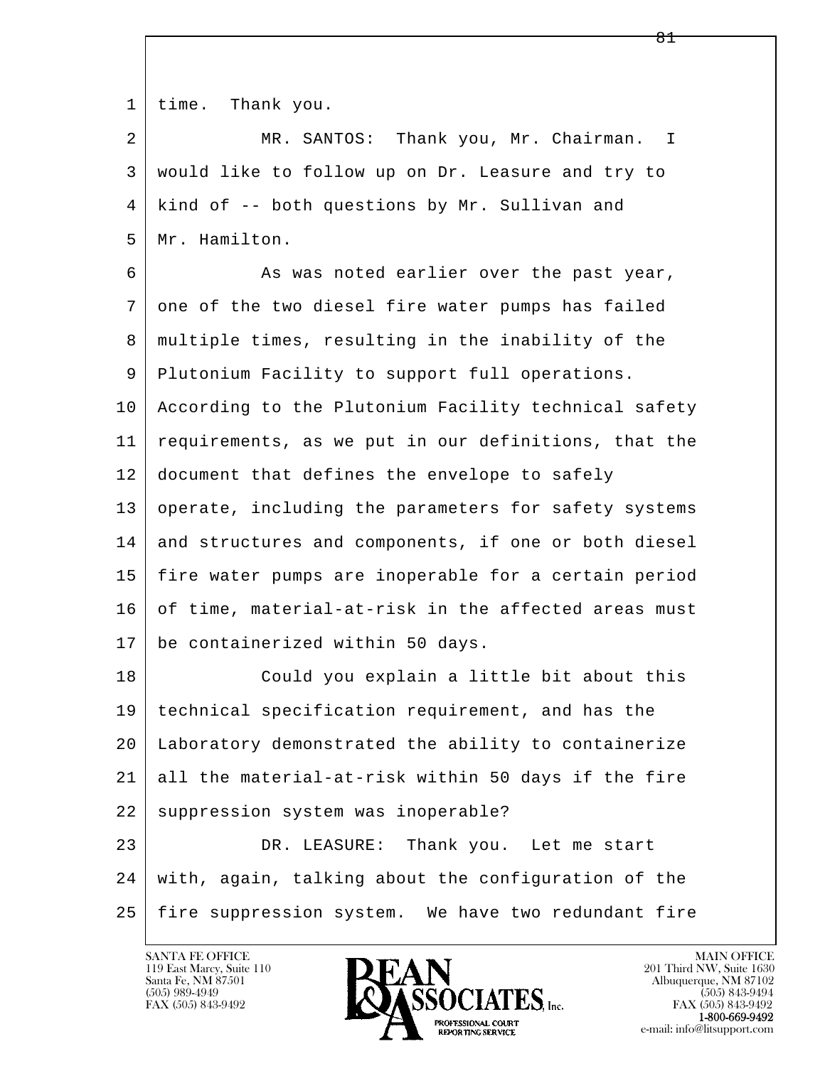time. Thank you.

MR. SANTOS: Thank you, Mr. Chairman. I would like to follow up on Dr. Leasure and try to kind of -- both questions by Mr. Sullivan and Mr. Hamilton.

As was noted earlier over the past year, one of the two diesel fire water pumps has failed multiple times, resulting in the inability of the Plutonium Facility to support full operations. According to the Plutonium Facility technical safety requirements, as we put in our definitions, that the document that defines the envelope to safely operate, including the parameters for safety systems and structures and components, if one or both diesel fire water pumps are inoperable for a certain period of time, material-at-risk in the affected areas must be containerized within 50 days.

Could you explain a little bit about this technical specification requirement, and has the Laboratory demonstrated the ability to containerize all the material-at-risk within 50 days if the fire suppression system was inoperable?

DR. LEASURE: Thank you. Let me start with, again, talking about the configuration of the fire suppression system. We have two redundant fire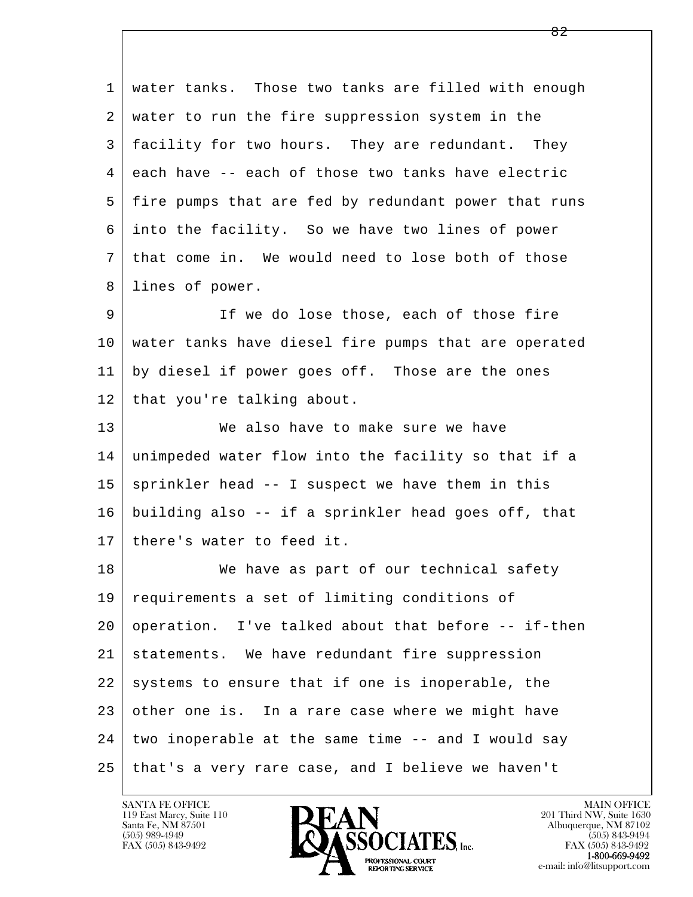water tanks. Those two tanks are filled with enough water to run the fire suppression system in the facility for two hours. They are redundant. They each have -- each of those two tanks have electric fire pumps that are fed by redundant power that runs into the facility. So we have two lines of power that come in. We would need to lose both of those lines of power.

If we do lose those, each of those fire water tanks have diesel fire pumps that are operated by diesel if power goes off. Those are the ones that you're talking about.

We also have to make sure we have unimpeded water flow into the facility so that if a sprinkler head -- I suspect we have them in this building also -- if a sprinkler head goes off, that there's water to feed it.

We have as part of our technical safety requirements a set of limiting conditions of operation. I've talked about that before -- if-then statements. We have redundant fire suppression systems to ensure that if one is inoperable, the other one is. In a rare case where we might have two inoperable at the same time -- and I would say that's a very rare case, and I believe we haven't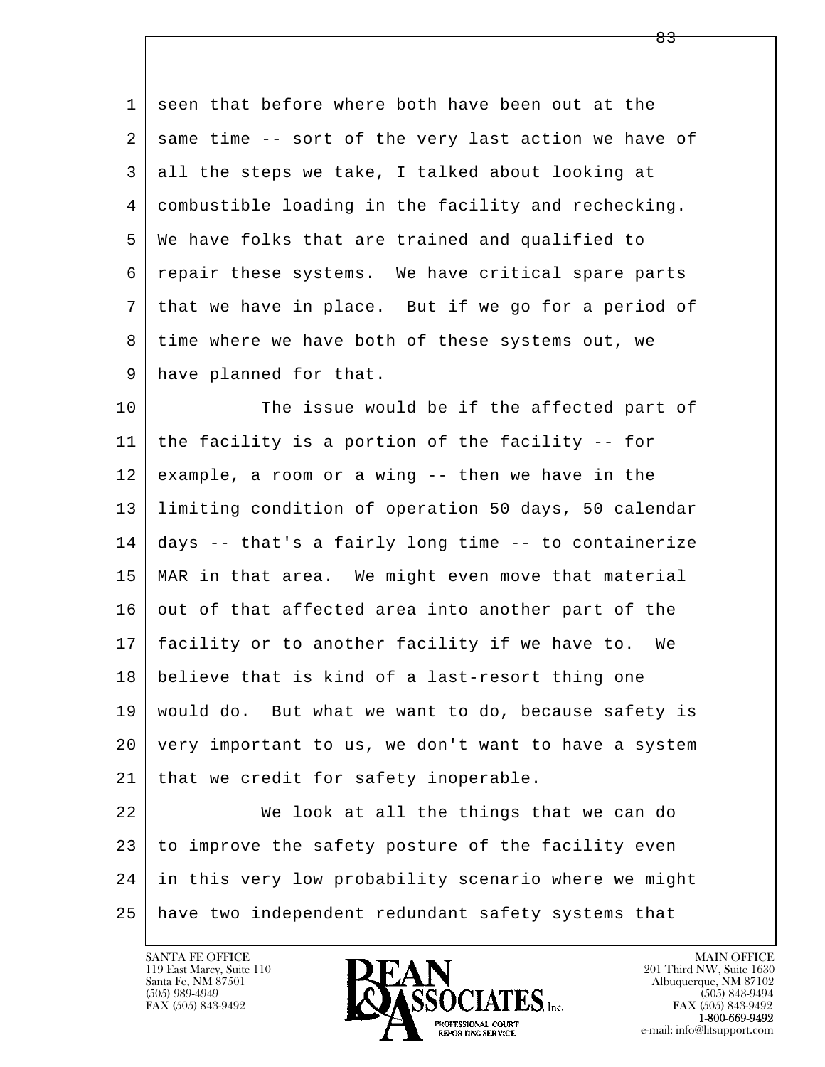seen that before where both have been out at the same time -- sort of the very last action we have of all the steps we take, I talked about looking at combustible loading in the facility and rechecking. We have folks that are trained and qualified to repair these systems. We have critical spare parts that we have in place. But if we go for a period of time where we have both of these systems out, we have planned for that.

The issue would be if the affected part of the facility is a portion of the facility -- for example, a room or a wing -- then we have in the limiting condition of operation 50 days, 50 calendar days -- that's a fairly long time -- to containerize MAR in that area. We might even move that material out of that affected area into another part of the facility or to another facility if we have to. We believe that is kind of a last-resort thing one would do. But what we want to do, because safety is very important to us, we don't want to have a system that we credit for safety inoperable.

We look at all the things that we can do to improve the safety posture of the facility even in this very low probability scenario where we might have two independent redundant safety systems that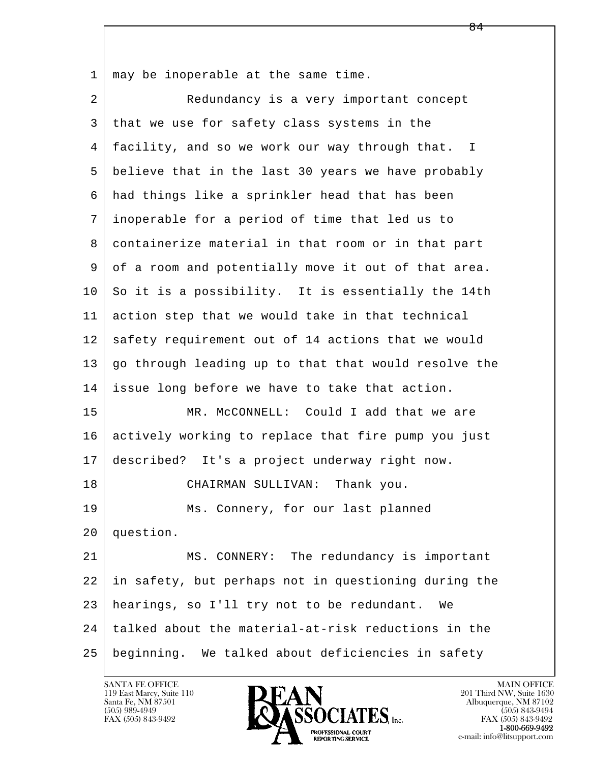may be inoperable at the same time.

Redundancy is a very important concept that we use for safety class systems in the facility, and so we work our way through that. I believe that in the last 30 years we have probably had things like a sprinkler head that has been inoperable for a period of time that led us to containerize material in that room or in that part of a room and potentially move it out of that area. So it is a possibility. It is essentially the 14th action step that we would take in that technical safety requirement out of 14 actions that we would go through leading up to that that would resolve the issue long before we have to take that action.

MR. McCONNELL: Could I add that we are actively working to replace that fire pump you just described? It's a project underway right now.

CHAIRMAN SULLIVAN: Thank you.

Ms. Connery, for our last planned question.

MS. CONNERY: The redundancy is important in safety, but perhaps not in questioning during the hearings, so I'll try not to be redundant. We talked about the material-at-risk reductions in the beginning. We talked about deficiencies in safety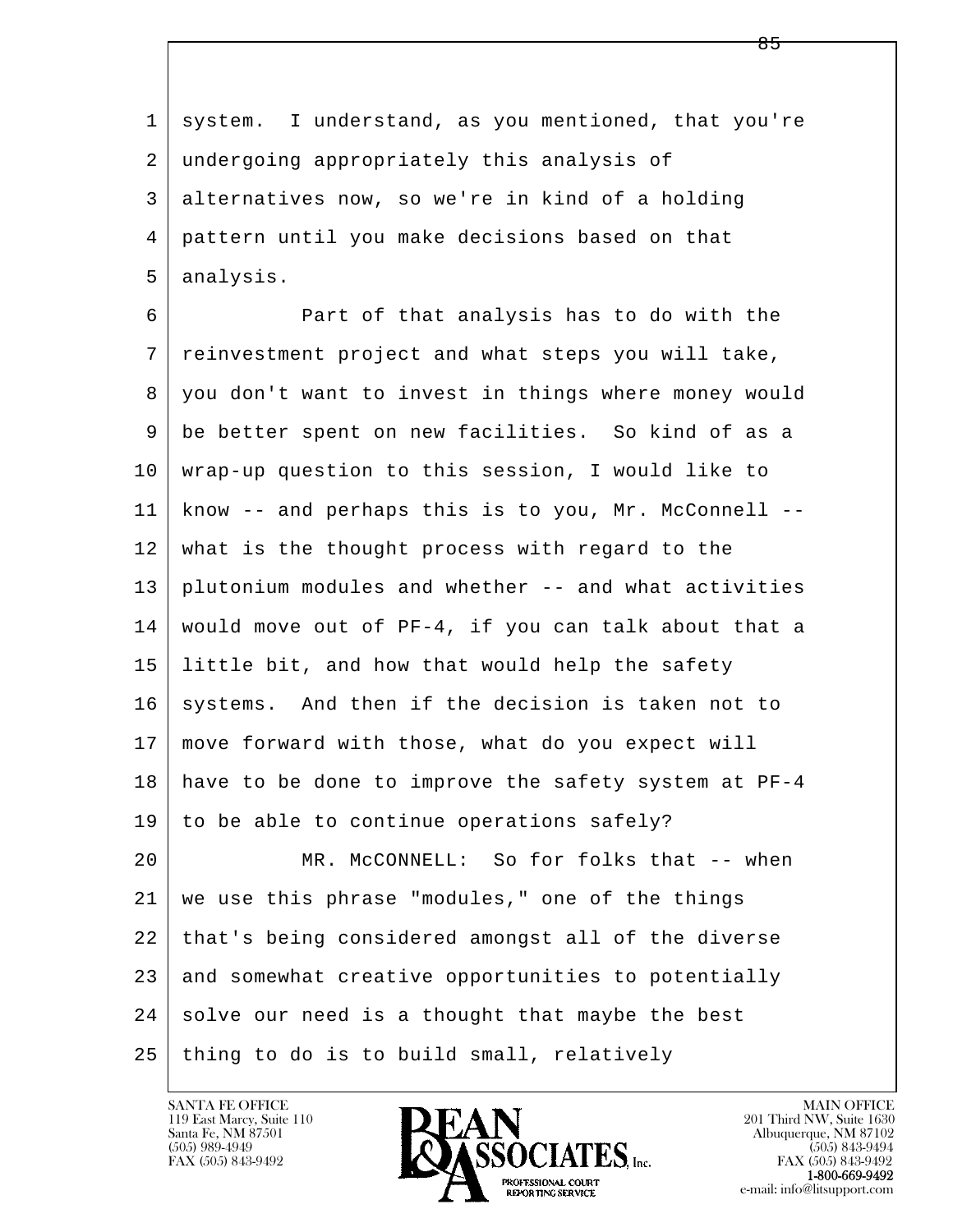system. I understand, as you mentioned, that you're undergoing appropriately this analysis of alternatives now, so we're in kind of a holding pattern until you make decisions based on that analysis.

Part of that analysis has to do with the reinvestment project and what steps you will take, you don't want to invest in things where money would be better spent on new facilities. So kind of as a wrap-up question to this session, I would like to know -- and perhaps this is to you, Mr. McConnell -- what is the thought process with regard to the plutonium modules and whether -- and what activities would move out of PF-4, if you can talk about that a little bit, and how that would help the safety systems. And then if the decision is taken not to move forward with those, what do you expect will have to be done to improve the safety system at PF-4 to be able to continue operations safely?

MR. McCONNELL: So for folks that -- when we use this phrase "modules," one of the things that's being considered amongst all of the diverse and somewhat creative opportunities to potentially solve our need is a thought that maybe the best thing to do is to build small, relatively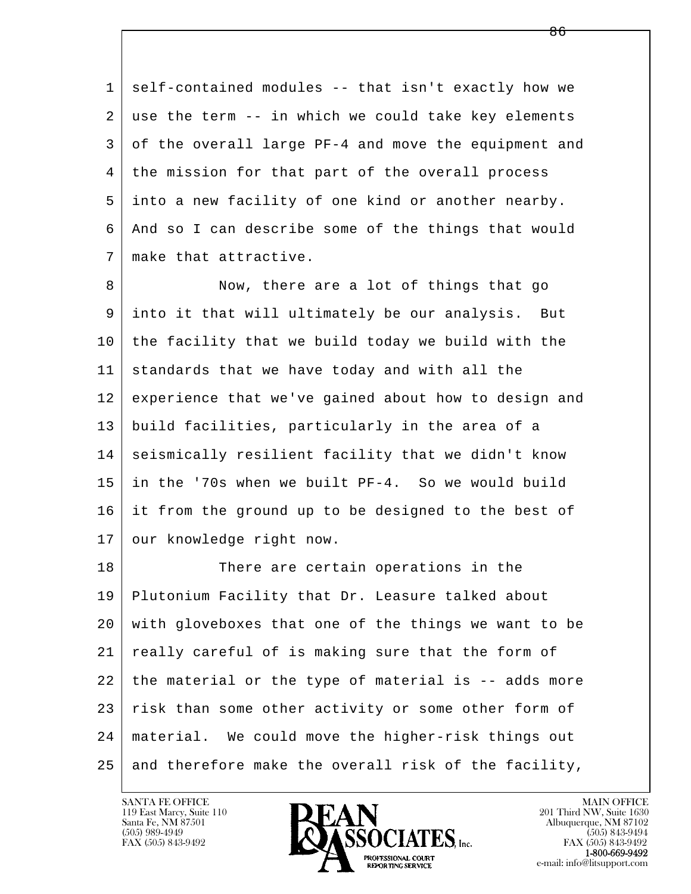self-contained modules -- that isn't exactly how we use the term -- in which we could take key elements of the overall large PF-4 and move the equipment and the mission for that part of the overall process into a new facility of one kind or another nearby. And so I can describe some of the things that would make that attractive.

Now, there are a lot of things that go into it that will ultimately be our analysis. But the facility that we build today we build with the standards that we have today and with all the experience that we've gained about how to design and build facilities, particularly in the area of a seismically resilient facility that we didn't know in the '70s when we built PF-4. So we would build it from the ground up to be designed to the best of our knowledge right now.

There are certain operations in the Plutonium Facility that Dr. Leasure talked about with gloveboxes that one of the things we want to be really careful of is making sure that the form of the material or the type of material is -- adds more risk than some other activity or some other form of material. We could move the higher-risk things out and therefore make the overall risk of the facility,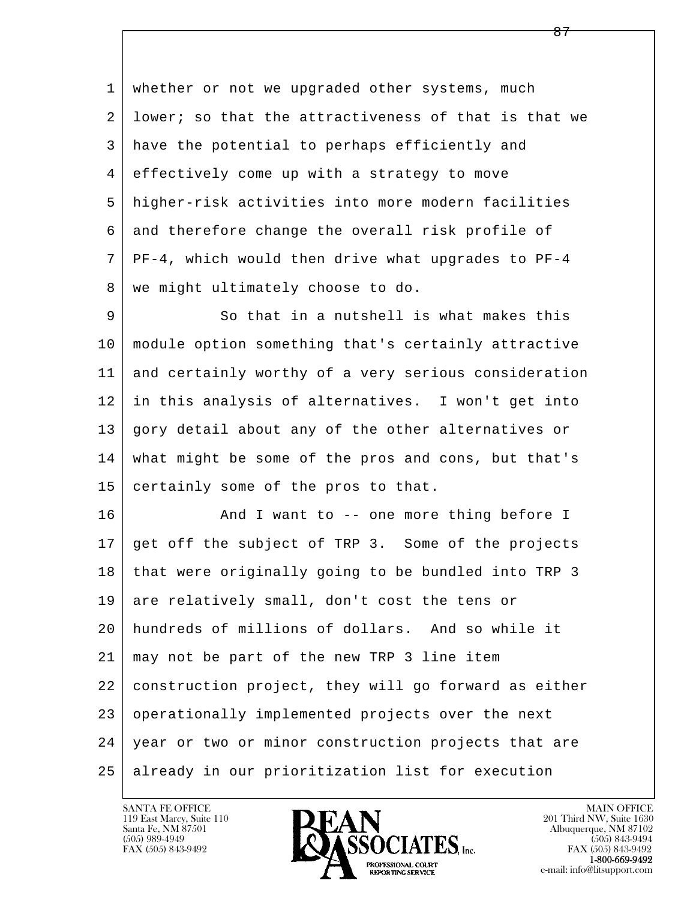whether or not we upgraded other systems, much lower; so that the attractiveness of that is that we have the potential to perhaps efficiently and effectively come up with a strategy to move higher-risk activities into more modern facilities and therefore change the overall risk profile of PF-4, which would then drive what upgrades to PF-4 we might ultimately choose to do.

So that in a nutshell is what makes this module option something that's certainly attractive and certainly worthy of a very serious consideration in this analysis of alternatives. I won't get into gory detail about any of the other alternatives or what might be some of the pros and cons, but that's certainly some of the pros to that.

And I want to -- one more thing before I get off the subject of TRP 3. Some of the projects that were originally going to be bundled into TRP 3 are relatively small, don't cost the tens or hundreds of millions of dollars. And so while it may not be part of the new TRP 3 line item construction project, they will go forward as either operationally implemented projects over the next year or two or minor construction projects that are already in our prioritization list for execution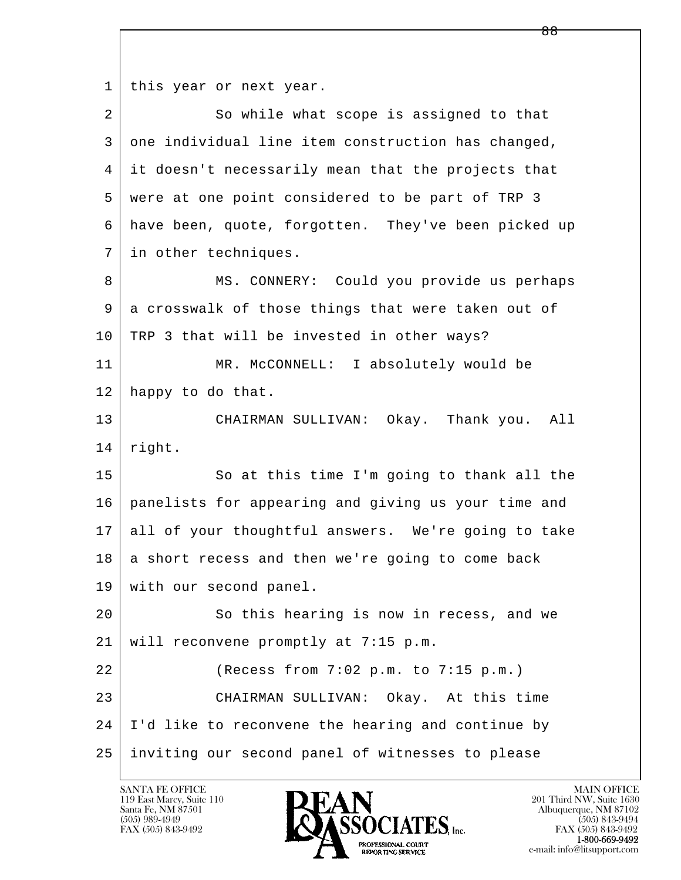1 this year or next year.

2 So while what scope is assigned to that

3 one individual line item construction has changed,

4 it doesn't necessarily mean that the projects that

5 were at one point considered to be part of TRP 3

6 have been, quote, forgotten. They've been picked up

7 in other techniques.

8 MS. CONNERY: Could you provide us perhaps

9 a crosswalk of those things that were taken out of

10 TRP 3 that will be invested in other ways?

11 MR. McCONNELL: I absolutely would be

12 happy to do that.

13 CHAIRMAN SULLIVAN: Okay. Thank you. All

14 right.

15 So at this time I'm going to thank all the

16 panelists for appearing and giving us your time and

17 all of your thoughtful answers. We're going to take

18 a short recess and then we're going to come back

19 with our second panel.

20 So this hearing is now in recess, and we

21 will reconvene promptly at 7:15 p.m.

22 (Recess from 7:02 p.m. to 7:15 p.m.)

23 CHAIRMAN SULLIVAN: Okay. At this time

24 I'd like to reconvene the hearing and continue by

25 inviting our second panel of witnesses to please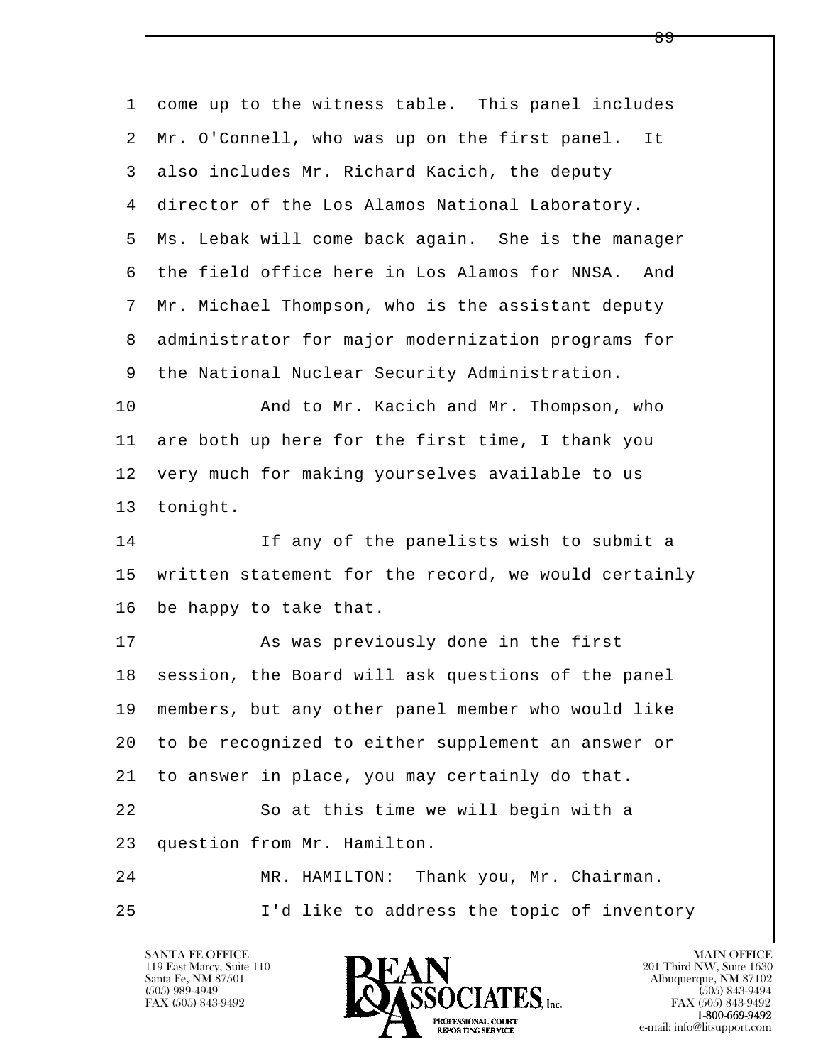come up to the witness table. This panel includes Mr. O'Connell, who was up on the first panel. It also includes Mr. Richard Kacich, the deputy director of the Los Alamos National Laboratory. Ms. Lebak will come back again. She is the manager the field office here in Los Alamos for NNSA. And Mr. Michael Thompson, who is the assistant deputy administrator for major modernization programs for the National Nuclear Security Administration.

And to Mr. Kacich and Mr. Thompson, who are both up here for the first time, I thank you very much for making yourselves available to us tonight.

If any of the panelists wish to submit a written statement for the record, we would certainly be happy to take that.

As was previously done in the first session, the Board will ask questions of the panel members, but any other panel member who would like to be recognized to either supplement an answer or to answer in place, you may certainly do that.

So at this time we will begin with a question from Mr. Hamilton.

MR. HAMILTON: Thank you, Mr. Chairman.

I'd like to address the topic of inventory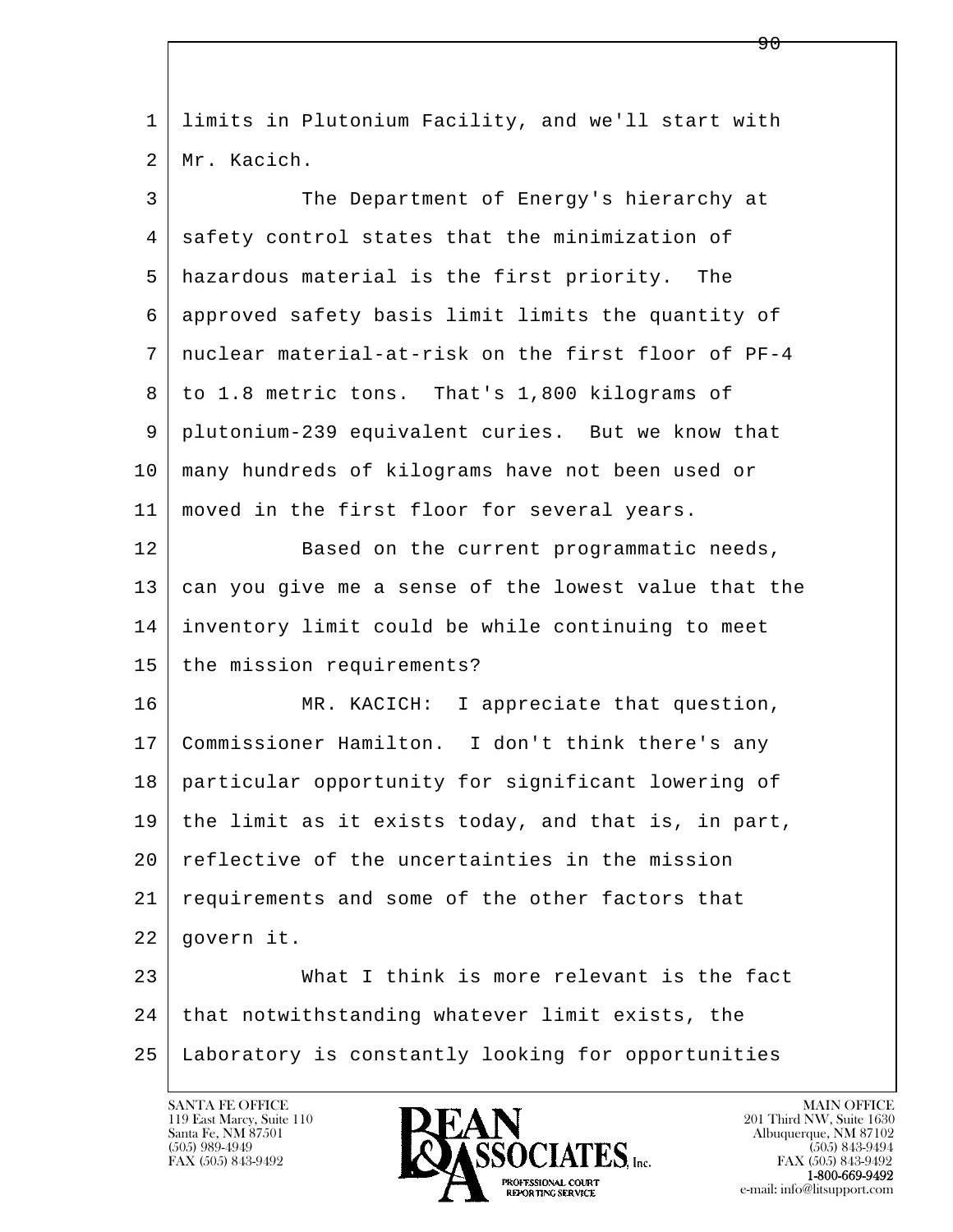limits in Plutonium Facility, and we'll start with Mr. Kacich.

The Department of Energy's hierarchy at safety control states that the minimization of hazardous material is the first priority. The approved safety basis limit limits the quantity of nuclear material-at-risk on the first floor of PF-4 to 1.8 metric tons. That's 1,800 kilograms of plutonium-239 equivalent curies. But we know that many hundreds of kilograms have not been used or moved in the first floor for several years.

Based on the current programmatic needs, can you give me a sense of the lowest value that the inventory limit could be while continuing to meet the mission requirements?

MR. KACICH: I appreciate that question, Commissioner Hamilton. I don't think there's any particular opportunity for significant lowering of the limit as it exists today, and that is, in part, reflective of the uncertainties in the mission requirements and some of the other factors that govern it.

What I think is more relevant is the fact that notwithstanding whatever limit exists, the Laboratory is constantly looking for opportunities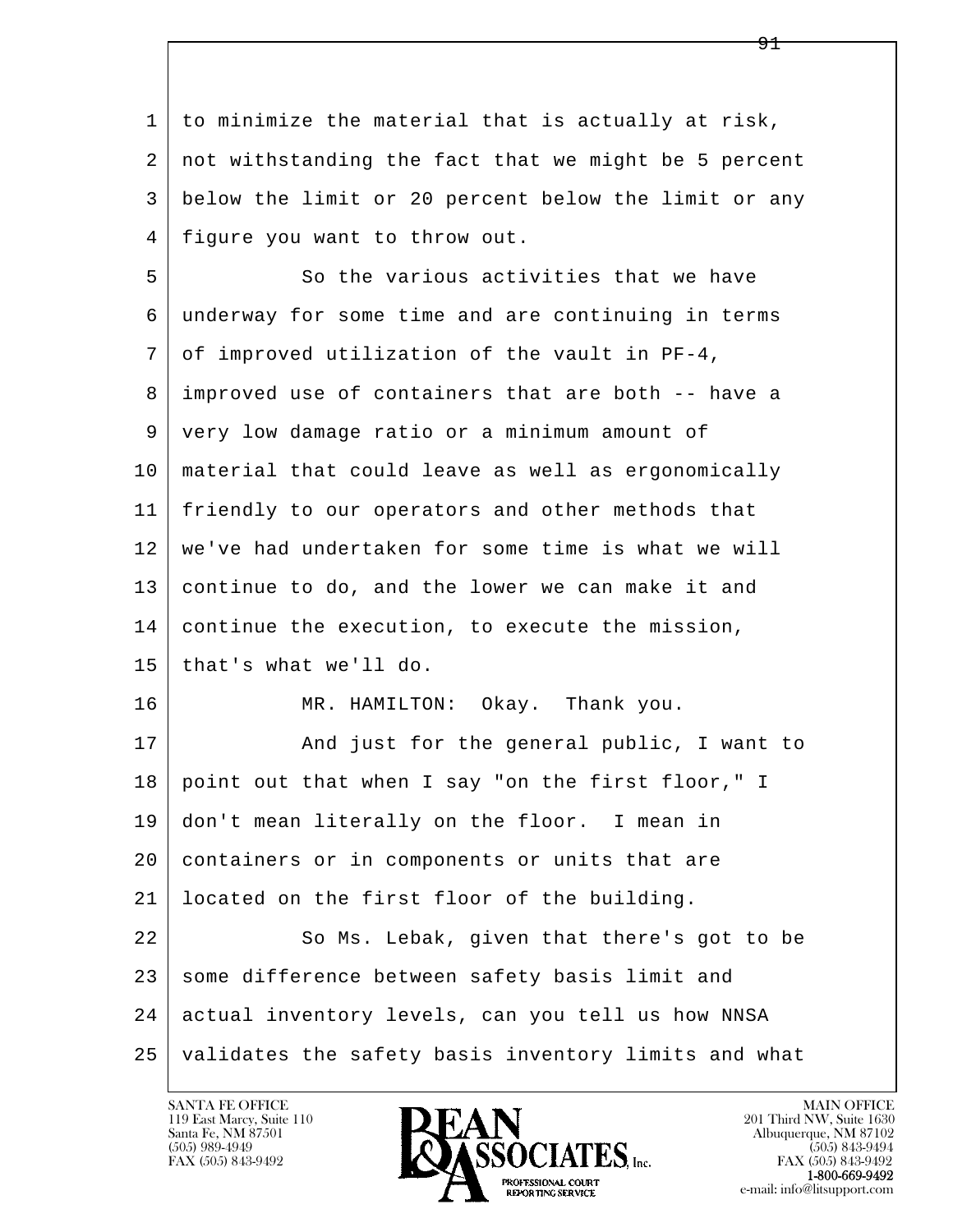to minimize the material that is actually at risk, not withstanding the fact that we might be 5 percent below the limit or 20 percent below the limit or any figure you want to throw out.

So the various activities that we have underway for some time and are continuing in terms of improved utilization of the vault in PF-4, improved use of containers that are both -- have a very low damage ratio or a minimum amount of material that could leave as well as ergonomically friendly to our operators and other methods that we've had undertaken for some time is what we will continue to do, and the lower we can make it and continue the execution, to execute the mission, that's what we'll do.

MR. HAMILTON: Okay. Thank you.

And just for the general public, I want to point out that when I say "on the first floor," I don't mean literally on the floor. I mean in containers or in components or units that are located on the first floor of the building.

So Ms. Lebak, given that there's got to be some difference between safety basis limit and actual inventory levels, can you tell us how NNSA validates the safety basis inventory limits and what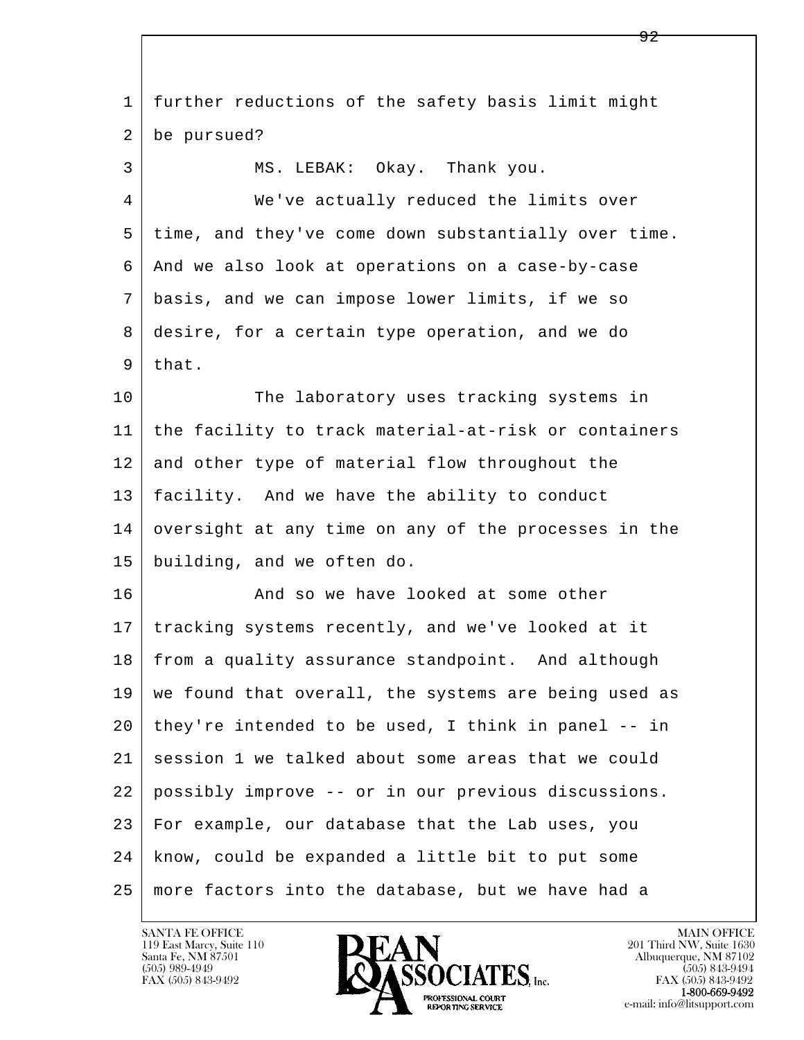further reductions of the safety basis limit might be pursued?

MS. LEBAK: Okay. Thank you.

We've actually reduced the limits over time, and they've come down substantially over time. And we also look at operations on a case-by-case basis, and we can impose lower limits, if we so desire, for a certain type operation, and we do that.

The laboratory uses tracking systems in the facility to track material-at-risk or containers and other type of material flow throughout the facility. And we have the ability to conduct oversight at any time on any of the processes in the building, and we often do.

And so we have looked at some other tracking systems recently, and we've looked at it from a quality assurance standpoint. And although we found that overall, the systems are being used as they're intended to be used, I think in panel -- in session 1 we talked about some areas that we could possibly improve -- or in our previous discussions. For example, our database that the Lab uses, you know, could be expanded a little bit to put some more factors into the database, but we have had a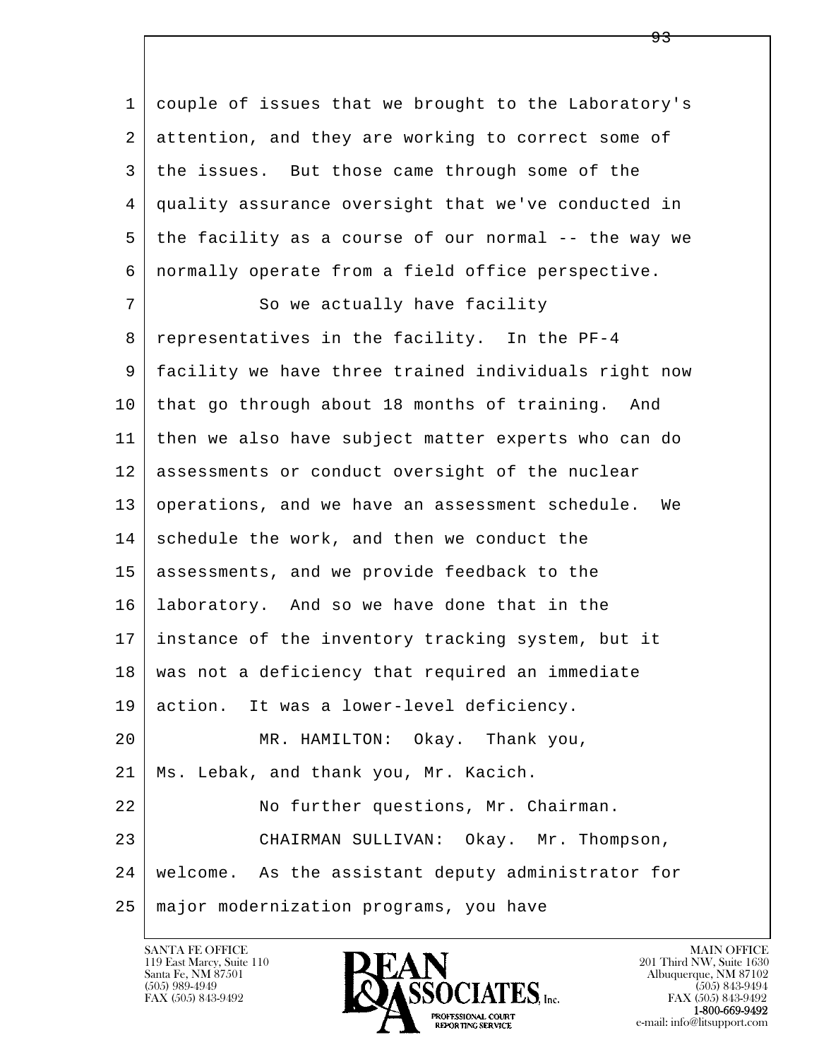couple of issues that we brought to the Laboratory's attention, and they are working to correct some of the issues. But those came through some of the quality assurance oversight that we've conducted in the facility as a course of our normal -- the way we normally operate from a field office perspective.

So we actually have facility representatives in the facility. In the PF-4 facility we have three trained individuals right now that go through about 18 months of training. And then we also have subject matter experts who can do assessments or conduct oversight of the nuclear operations, and we have an assessment schedule. We schedule the work, and then we conduct the assessments, and we provide feedback to the laboratory. And so we have done that in the instance of the inventory tracking system, but it was not a deficiency that required an immediate action. It was a lower-level deficiency.

MR. HAMILTON: Okay. Thank you, Ms. Lebak, and thank you, Mr. Kacich.

No further questions, Mr. Chairman.

CHAIRMAN SULLIVAN: Okay. Mr. Thompson, welcome. As the assistant deputy administrator for major modernization programs, you have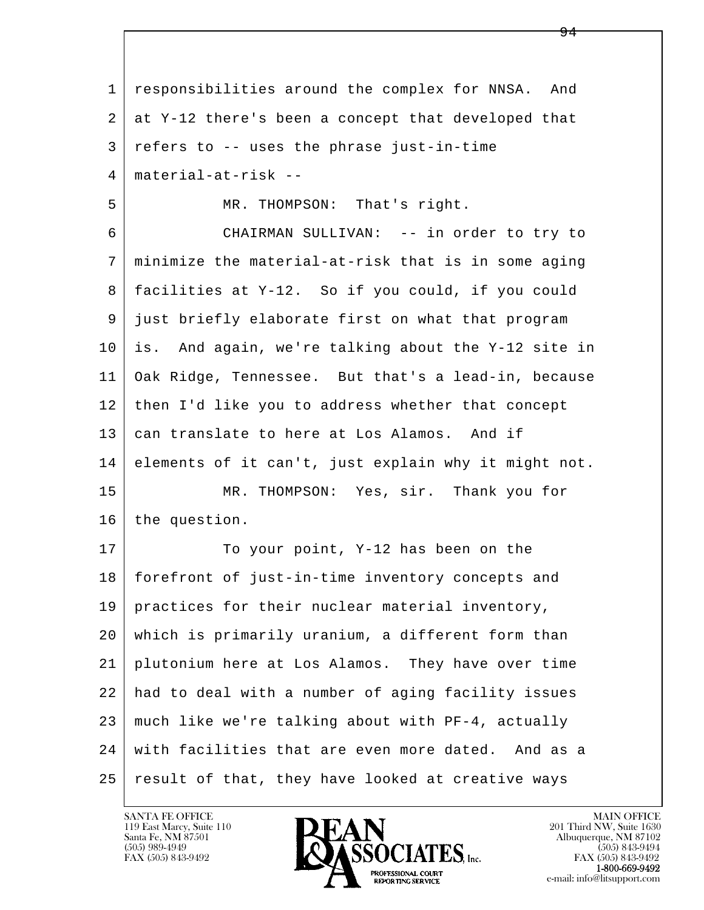responsibilities around the complex for NNSA. And at Y-12 there's been a concept that developed that refers to -- uses the phrase just-in-time material-at-risk --

MR. THOMPSON: That's right.

CHAIRMAN SULLIVAN: -- in order to try to minimize the material-at-risk that is in some aging facilities at Y-12. So if you could, if you could just briefly elaborate first on what that program is. And again, we're talking about the Y-12 site in Oak Ridge, Tennessee. But that's a lead-in, because then I'd like you to address whether that concept can translate to here at Los Alamos. And if elements of it can't, just explain why it might not.

MR. THOMPSON: Yes, sir. Thank you for the question.

To your point, Y-12 has been on the forefront of just-in-time inventory concepts and practices for their nuclear material inventory, which is primarily uranium, a different form than plutonium here at Los Alamos. They have over time had to deal with a number of aging facility issues much like we're talking about with PF-4, actually with facilities that are even more dated. And as a result of that, they have looked at creative ways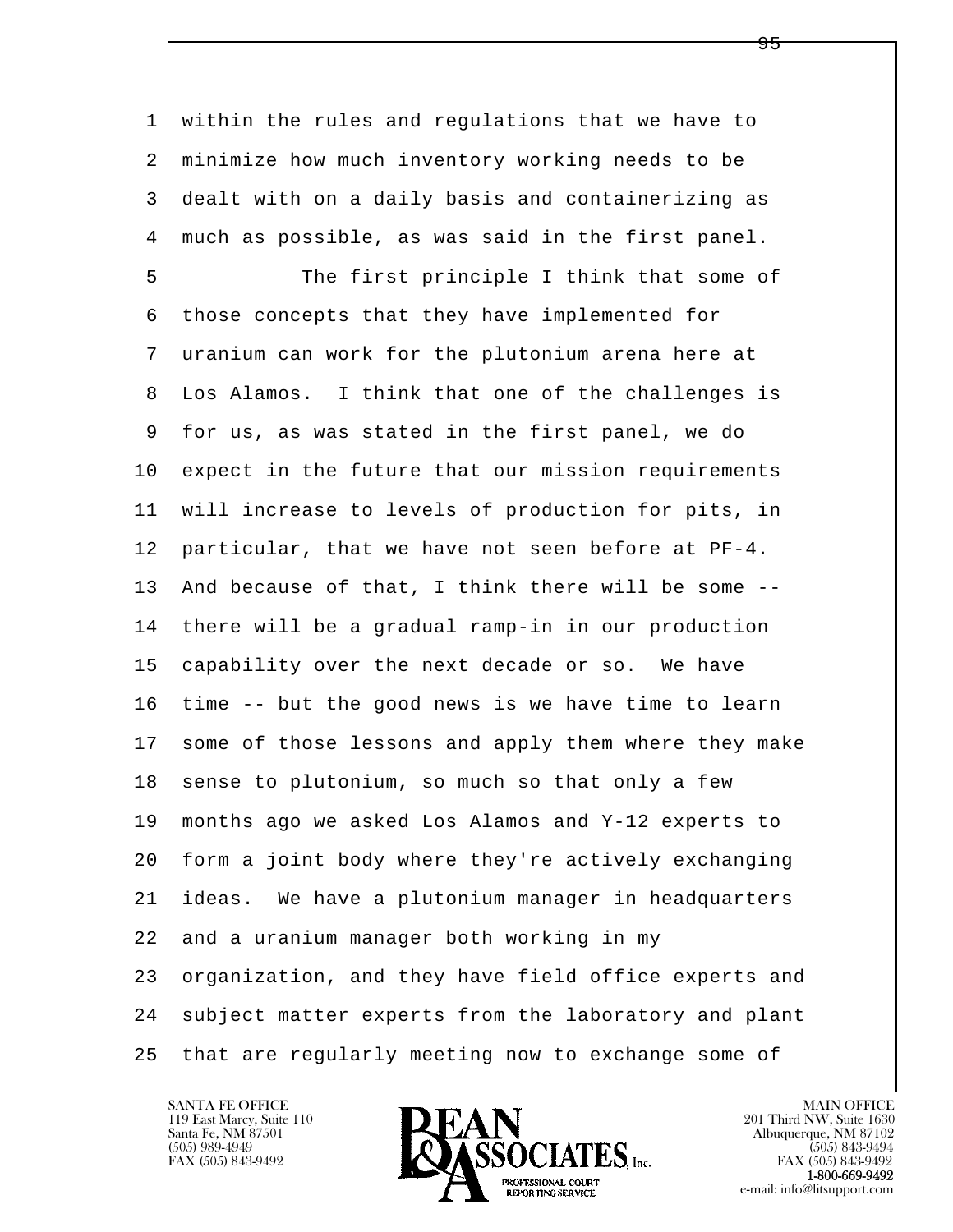within the rules and regulations that we have to minimize how much inventory working needs to be dealt with on a daily basis and containerizing as much as possible, as was said in the first panel.

The first principle I think that some of those concepts that they have implemented for uranium can work for the plutonium arena here at Los Alamos. I think that one of the challenges is for us, as was stated in the first panel, we do expect in the future that our mission requirements will increase to levels of production for pits, in particular, that we have not seen before at PF-4. And because of that, I think there will be some -- there will be a gradual ramp-in in our production capability over the next decade or so. We have time -- but the good news is we have time to learn some of those lessons and apply them where they make sense to plutonium, so much so that only a few months ago we asked Los Alamos and Y-12 experts to form a joint body where they're actively exchanging ideas. We have a plutonium manager in headquarters and a uranium manager both working in my organization, and they have field office experts and subject matter experts from the laboratory and plant that are regularly meeting now to exchange some of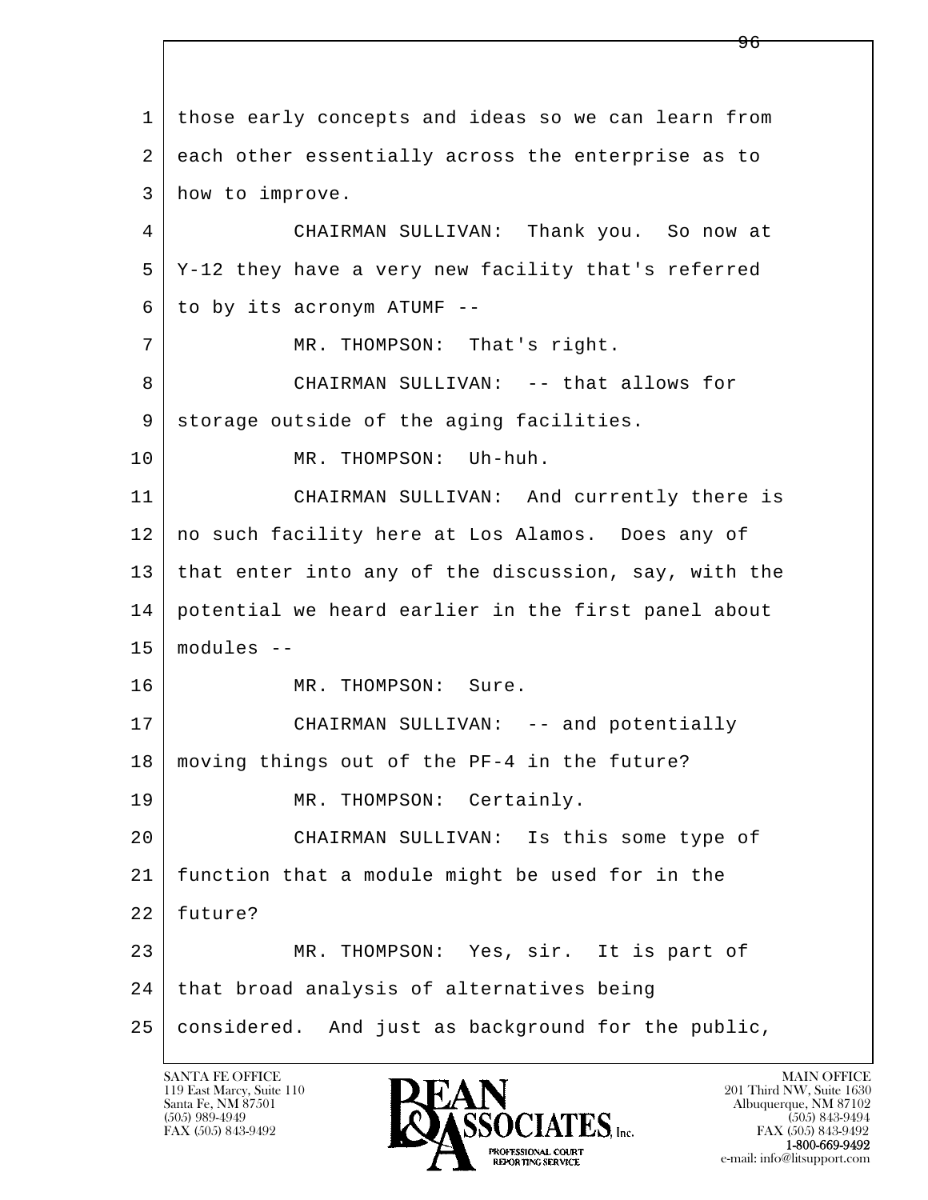those early concepts and ideas so we can learn from each other essentially across the enterprise as to how to improve.

CHAIRMAN SULLIVAN: Thank you. So now at Y-12 they have a very new facility that's referred to by its acronym ATUMF --

MR. THOMPSON: That's right.

CHAIRMAN SULLIVAN: -- that allows for storage outside of the aging facilities.

MR. THOMPSON: Uh-huh.

CHAIRMAN SULLIVAN: And currently there is no such facility here at Los Alamos. Does any of that enter into any of the discussion, say, with the potential we heard earlier in the first panel about modules --

MR. THOMPSON: Sure.

CHAIRMAN SULLIVAN: -- and potentially moving things out of the PF-4 in the future?

MR. THOMPSON: Certainly.

CHAIRMAN SULLIVAN: Is this some type of function that a module might be used for in the future?

MR. THOMPSON: Yes, sir. It is part of that broad analysis of alternatives being considered. And just as background for the public,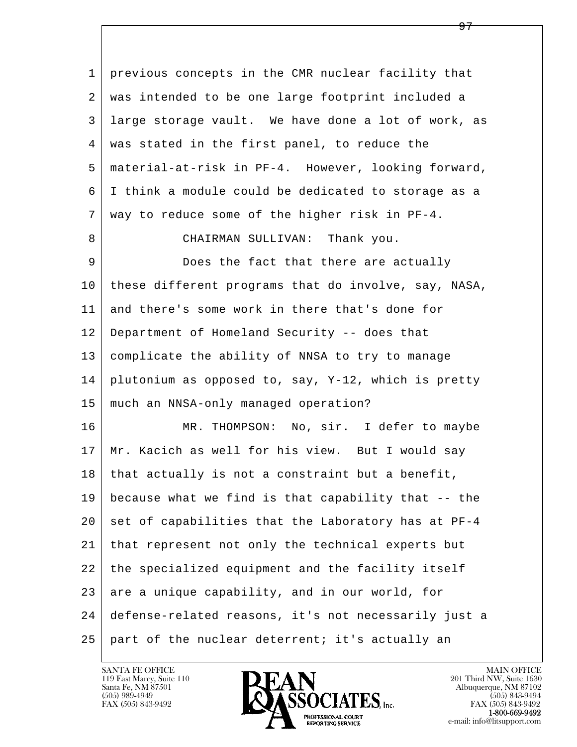previous concepts in the CMR nuclear facility that was intended to be one large footprint included a large storage vault. We have done a lot of work, as was stated in the first panel, to reduce the material-at-risk in PF-4. However, looking forward, I think a module could be dedicated to storage as a way to reduce some of the higher risk in PF-4.

CHAIRMAN SULLIVAN: Thank you.

Does the fact that there are actually these different programs that do involve, say, NASA, and there's some work in there that's done for Department of Homeland Security -- does that complicate the ability of NNSA to try to manage plutonium as opposed to, say, Y-12, which is pretty much an NNSA-only managed operation?

MR. THOMPSON: No, sir. I defer to maybe Mr. Kacich as well for his view. But I would say that actually is not a constraint but a benefit, because what we find is that capability that -- the set of capabilities that the Laboratory has at PF-4 that represent not only the technical experts but the specialized equipment and the facility itself are a unique capability, and in our world, for defense-related reasons, it's not necessarily just a part of the nuclear deterrent; it's actually an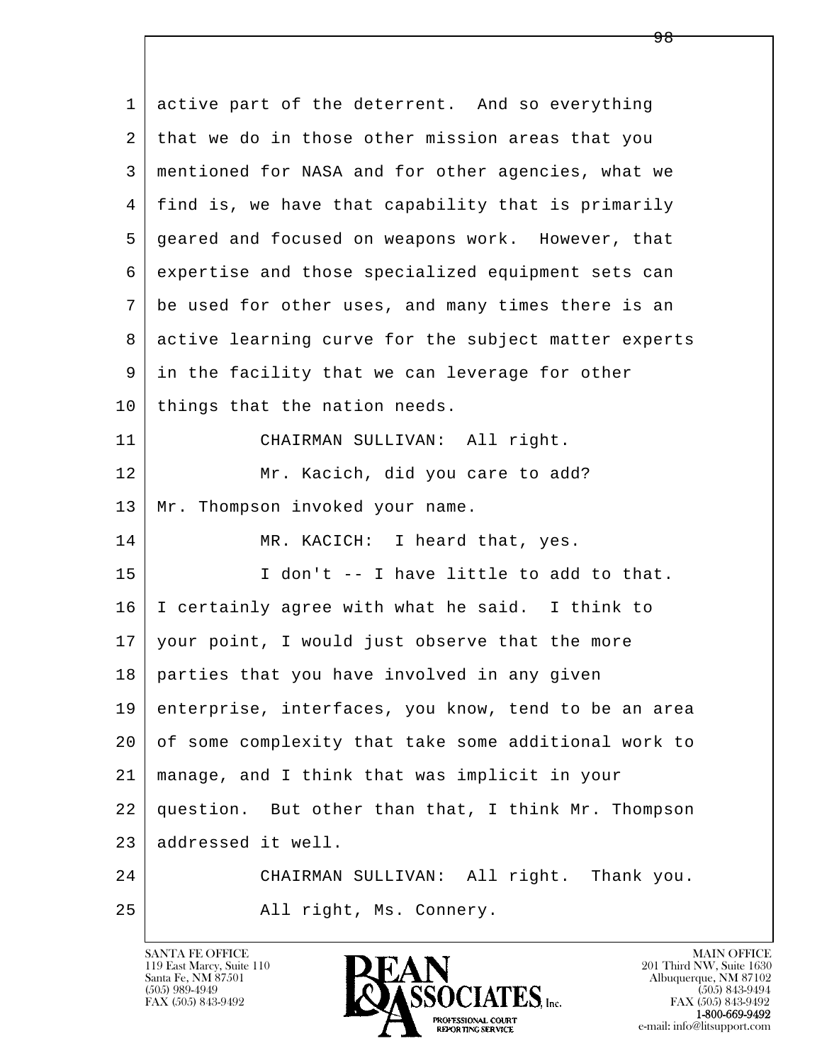active part of the deterrent. And so everything that we do in those other mission areas that you mentioned for NASA and for other agencies, what we find is, we have that capability that is primarily geared and focused on weapons work. However, that expertise and those specialized equipment sets can be used for other uses, and many times there is an active learning curve for the subject matter experts in the facility that we can leverage for other things that the nation needs.

CHAIRMAN SULLIVAN: All right.

Mr. Kacich, did you care to add? Mr. Thompson invoked your name.

MR. KACICH: I heard that, yes.

I don't -- I have little to add to that. I certainly agree with what he said. I think to your point, I would just observe that the more parties that you have involved in any given enterprise, interfaces, you know, tend to be an area of some complexity that take some additional work to manage, and I think that was implicit in your question. But other than that, I think Mr. Thompson addressed it well.

CHAIRMAN SULLIVAN: All right. Thank you.

All right, Ms. Connery.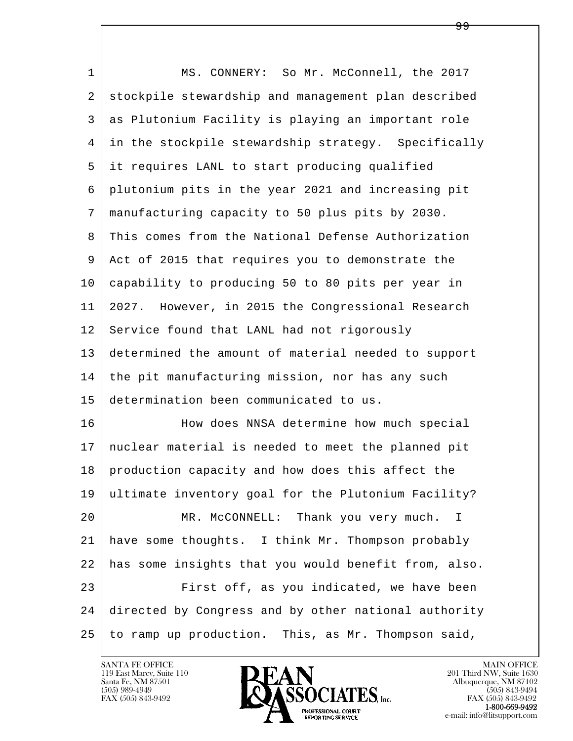MS. CONNERY: So Mr. McConnell, the 2017 stockpile stewardship and management plan described as Plutonium Facility is playing an important role in the stockpile stewardship strategy. Specifically it requires LANL to start producing qualified plutonium pits in the year 2021 and increasing pit manufacturing capacity to 50 plus pits by 2030. This comes from the National Defense Authorization Act of 2015 that requires you to demonstrate the capability to producing 50 to 80 pits per year in 2027. However, in 2015 the Congressional Research Service found that LANL had not rigorously determined the amount of material needed to support the pit manufacturing mission, nor has any such determination been communicated to us.

How does NNSA determine how much special nuclear material is needed to meet the planned pit production capacity and how does this affect the ultimate inventory goal for the Plutonium Facility?

MR. McCONNELL: Thank you very much. I have some thoughts. I think Mr. Thompson probably has some insights that you would benefit from, also.

First off, as you indicated, we have been directed by Congress and by other national authority to ramp up production. This, as Mr. Thompson said,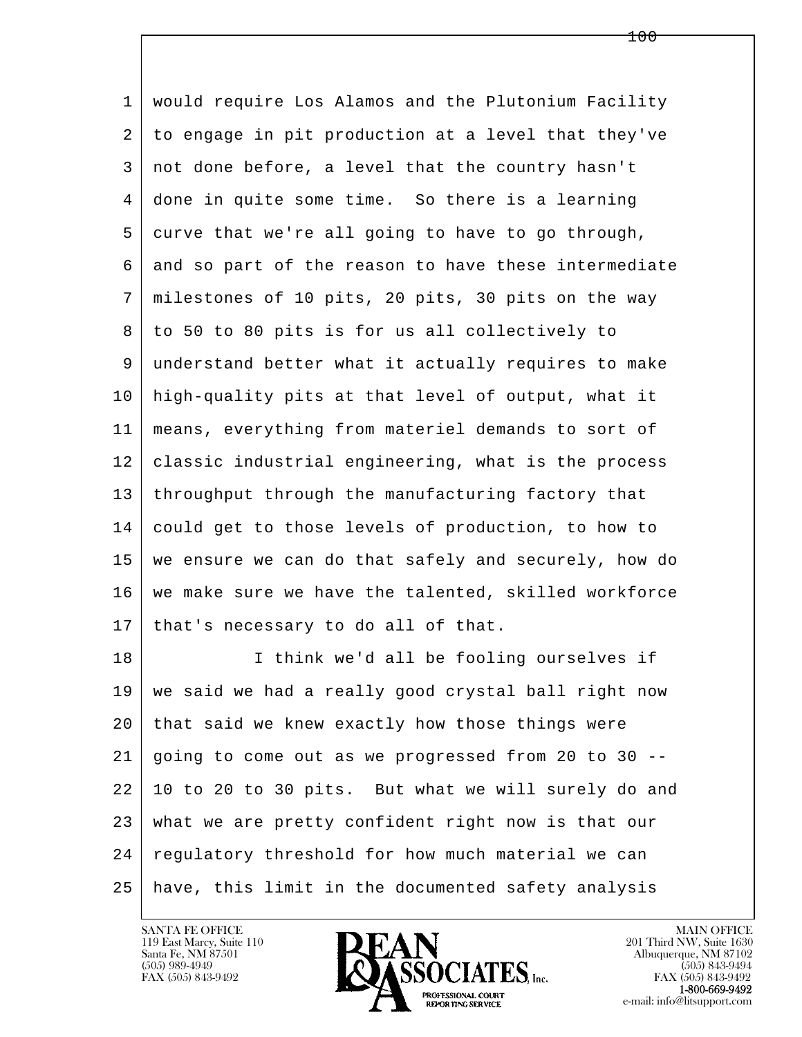would require Los Alamos and the Plutonium Facility to engage in pit production at a level that they've not done before, a level that the country hasn't done in quite some time. So there is a learning curve that we're all going to have to go through, and so part of the reason to have these intermediate milestones of 10 pits, 20 pits, 30 pits on the way to 50 to 80 pits is for us all collectively to understand better what it actually requires to make high-quality pits at that level of output, what it means, everything from materiel demands to sort of classic industrial engineering, what is the process throughput through the manufacturing factory that could get to those levels of production, to how to we ensure we can do that safely and securely, how do we make sure we have the talented, skilled workforce that's necessary to do all of that.

I think we'd all be fooling ourselves if we said we had a really good crystal ball right now that said we knew exactly how those things were going to come out as we progressed from 20 to 30 -- 10 to 20 to 30 pits. But what we will surely do and what we are pretty confident right now is that our regulatory threshold for how much material we can have, this limit in the documented safety analysis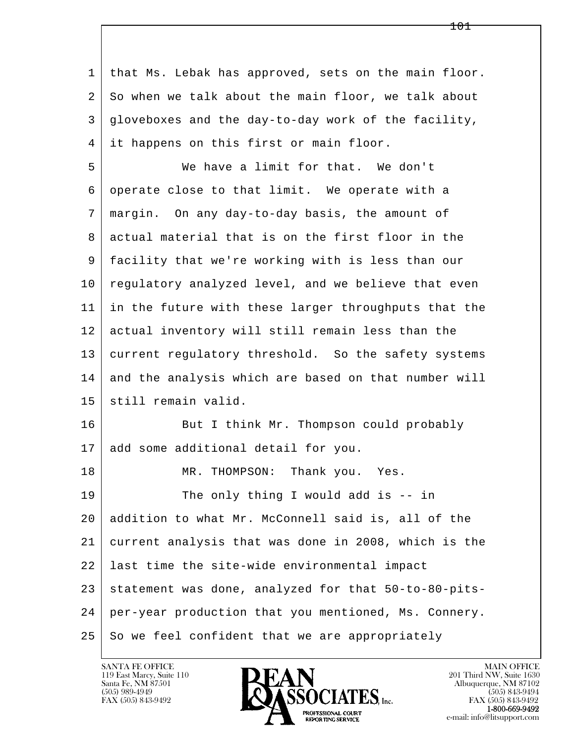that Ms. Lebak has approved, sets on the main floor. So when we talk about the main floor, we talk about gloveboxes and the day-to-day work of the facility, it happens on this first or main floor.

We have a limit for that. We don't operate close to that limit. We operate with a margin. On any day-to-day basis, the amount of actual material that is on the first floor in the facility that we're working with is less than our regulatory analyzed level, and we believe that even in the future with these larger throughputs that the actual inventory will still remain less than the current regulatory threshold. So the safety systems and the analysis which are based on that number will still remain valid.

But I think Mr. Thompson could probably add some additional detail for you.

MR. THOMPSON: Thank you. Yes.

The only thing I would add is -- in addition to what Mr. McConnell said is, all of the current analysis that was done in 2008, which is the last time the site-wide environmental impact statement was done, analyzed for that 50-to-80-pits-per-year production that you mentioned, Ms. Connery. So we feel confident that we are appropriately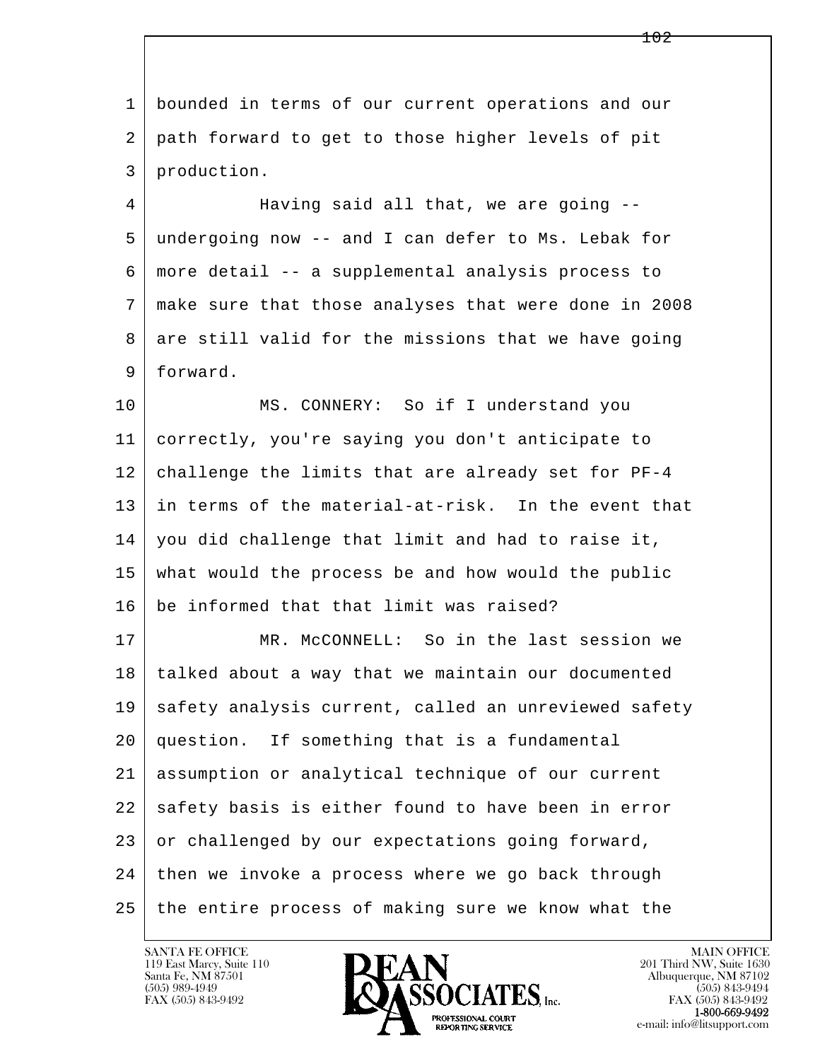bounded in terms of our current operations and our path forward to get to those higher levels of pit production.

Having said all that, we are going -- undergoing now -- and I can defer to Ms. Lebak for more detail -- a supplemental analysis process to make sure that those analyses that were done in 2008 are still valid for the missions that we have going forward.

MS. CONNERY: So if I understand you correctly, you're saying you don't anticipate to challenge the limits that are already set for PF-4 in terms of the material-at-risk. In the event that you did challenge that limit and had to raise it, what would the process be and how would the public be informed that that limit was raised?

MR. McCONNELL: So in the last session we talked about a way that we maintain our documented safety analysis current, called an unreviewed safety question. If something that is a fundamental assumption or analytical technique of our current safety basis is either found to have been in error or challenged by our expectations going forward, then we invoke a process where we go back through the entire process of making sure we know what the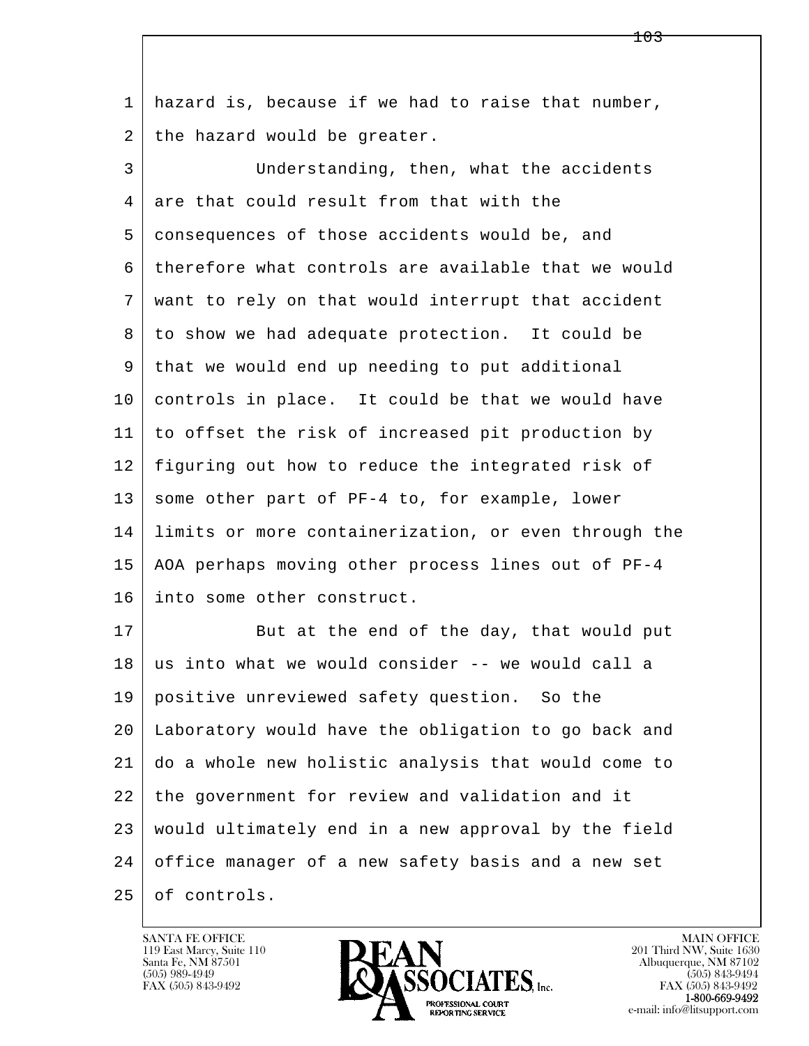hazard is, because if we had to raise that number, the hazard would be greater.

Understanding, then, what the accidents are that could result from that with the consequences of those accidents would be, and therefore what controls are available that we would want to rely on that would interrupt that accident to show we had adequate protection. It could be that we would end up needing to put additional controls in place. It could be that we would have to offset the risk of increased pit production by figuring out how to reduce the integrated risk of some other part of PF-4 to, for example, lower limits or more containerization, or even through the AOA perhaps moving other process lines out of PF-4 into some other construct.

But at the end of the day, that would put us into what we would consider -- we would call a positive unreviewed safety question. So the Laboratory would have the obligation to go back and do a whole new holistic analysis that would come to the government for review and validation and it would ultimately end in a new approval by the field office manager of a new safety basis and a new set of controls.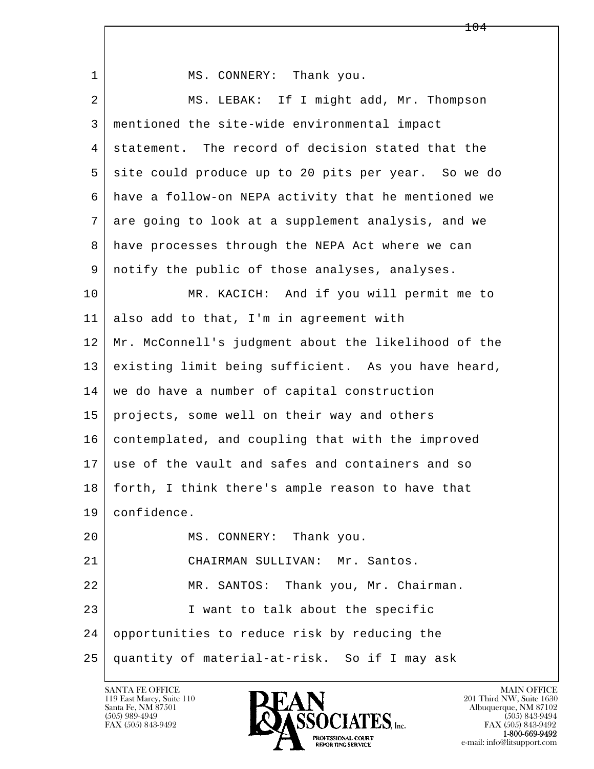1 MS. CONNERY: Thank you.

2 MS. LEBAK: If I might add, Mr. Thompson

3 mentioned the site-wide environmental impact

4 statement. The record of decision stated that the

5 site could produce up to 20 pits per year. So we do

6 have a follow-on NEPA activity that he mentioned we

7 are going to look at a supplement analysis, and we

8 have processes through the NEPA Act where we can

9 notify the public of those analyses, analyses.

10 MR. KACICH: And if you will permit me to

11 also add to that, I'm in agreement with

12 Mr. McConnell's judgment about the likelihood of the

13 existing limit being sufficient. As you have heard,

14 we do have a number of capital construction

15 projects, some well on their way and others

16 contemplated, and coupling that with the improved

17 use of the vault and safes and containers and so

18 forth, I think there's ample reason to have that

19 confidence.

20 MS. CONNERY: Thank you.

21 CHAIRMAN SULLIVAN: Mr. Santos.

22 MR. SANTOS: Thank you, Mr. Chairman.

23 I want to talk about the specific

24 opportunities to reduce risk by reducing the

25 quantity of material-at-risk. So if I may ask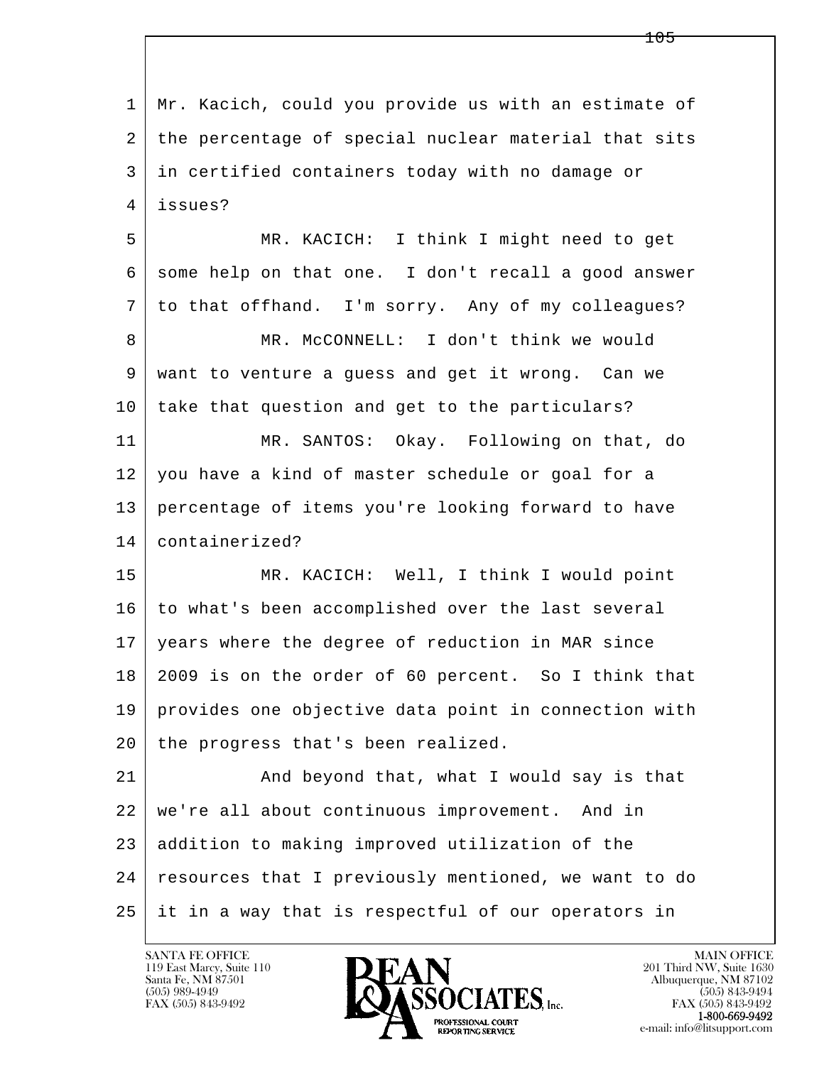Mr. Kacich, could you provide us with an estimate of the percentage of special nuclear material that sits in certified containers today with no damage or issues?

MR. KACICH: I think I might need to get some help on that one. I don't recall a good answer to that offhand. I'm sorry. Any of my colleagues?

MR. McCONNELL: I don't think we would want to venture a guess and get it wrong. Can we take that question and get to the particulars?

MR. SANTOS: Okay. Following on that, do you have a kind of master schedule or goal for a percentage of items you're looking forward to have containerized?

MR. KACICH: Well, I think I would point to what's been accomplished over the last several years where the degree of reduction in MAR since 2009 is on the order of 60 percent. So I think that provides one objective data point in connection with the progress that's been realized.

And beyond that, what I would say is that we're all about continuous improvement. And in addition to making improved utilization of the resources that I previously mentioned, we want to do it in a way that is respectful of our operators in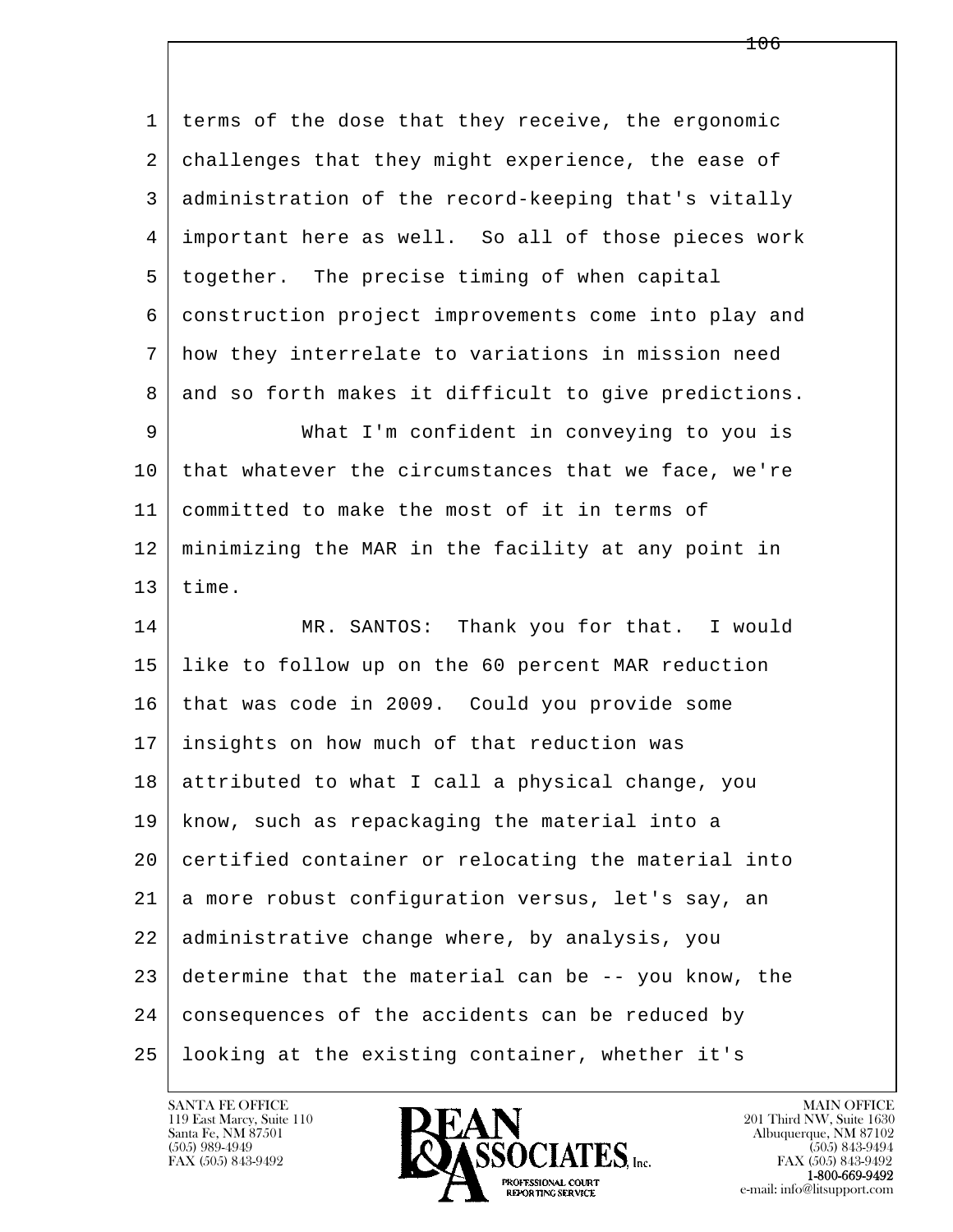terms of the dose that they receive, the ergonomic challenges that they might experience, the ease of administration of the record-keeping that's vitally important here as well. So all of those pieces work together. The precise timing of when capital construction project improvements come into play and how they interrelate to variations in mission need and so forth makes it difficult to give predictions.

What I'm confident in conveying to you is that whatever the circumstances that we face, we're committed to make the most of it in terms of minimizing the MAR in the facility at any point in time.

MR. SANTOS: Thank you for that. I would like to follow up on the 60 percent MAR reduction that was code in 2009. Could you provide some insights on how much of that reduction was attributed to what I call a physical change, you know, such as repackaging the material into a certified container or relocating the material into a more robust configuration versus, let's say, an administrative change where, by analysis, you determine that the material can be -- you know, the consequences of the accidents can be reduced by looking at the existing container, whether it's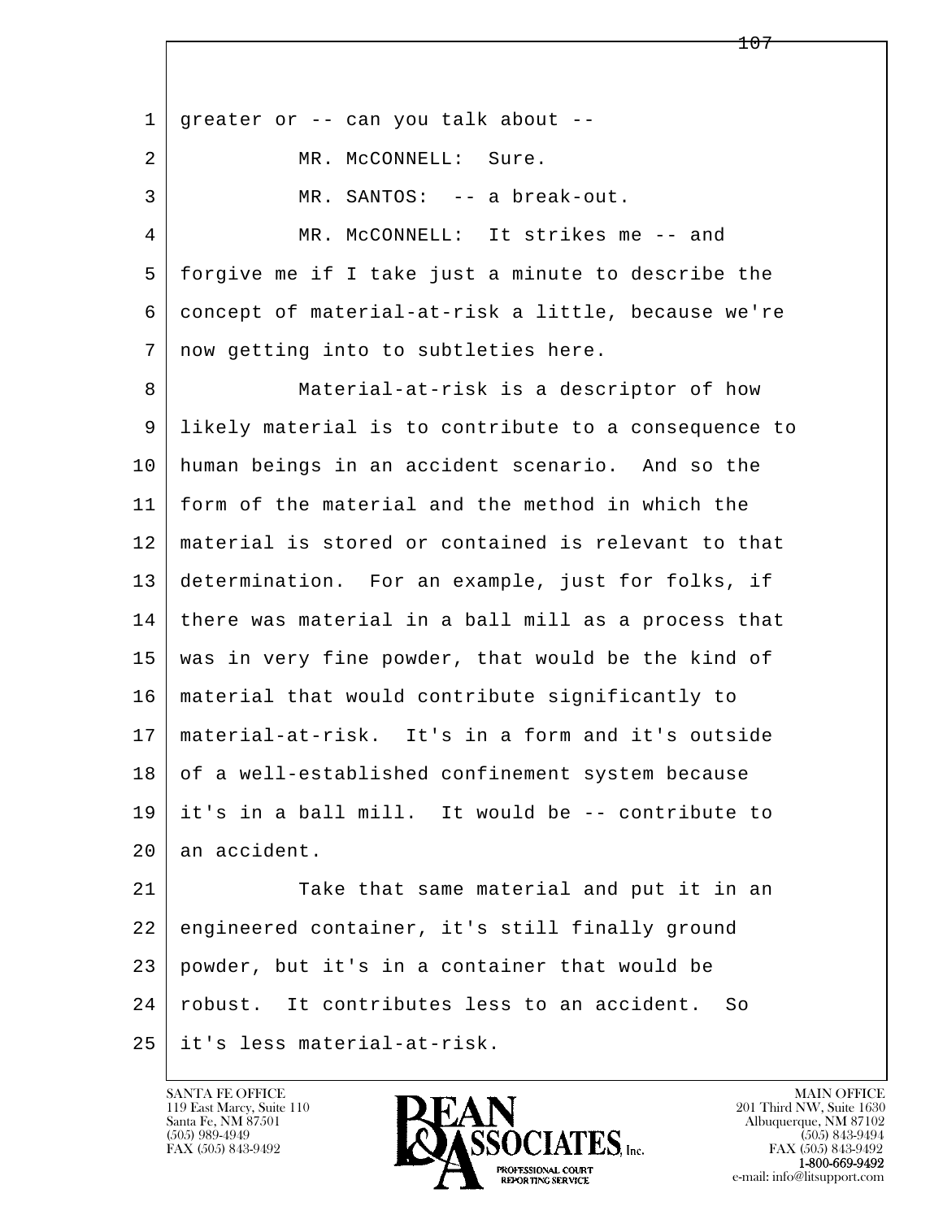greater or -- can you talk about --

MR. McCONNELL: Sure.

MR. SANTOS: -- a break-out.

MR. McCONNELL: It strikes me -- and forgive me if I take just a minute to describe the concept of material-at-risk a little, because we're now getting into to subtleties here.

Material-at-risk is a descriptor of how likely material is to contribute to a consequence to human beings in an accident scenario. And so the form of the material and the method in which the material is stored or contained is relevant to that determination. For an example, just for folks, if there was material in a ball mill as a process that was in very fine powder, that would be the kind of material that would contribute significantly to material-at-risk. It's in a form and it's outside of a well-established confinement system because it's in a ball mill. It would be -- contribute to an accident.

Take that same material and put it in an engineered container, it's still finally ground powder, but it's in a container that would be robust. It contributes less to an accident. So it's less material-at-risk.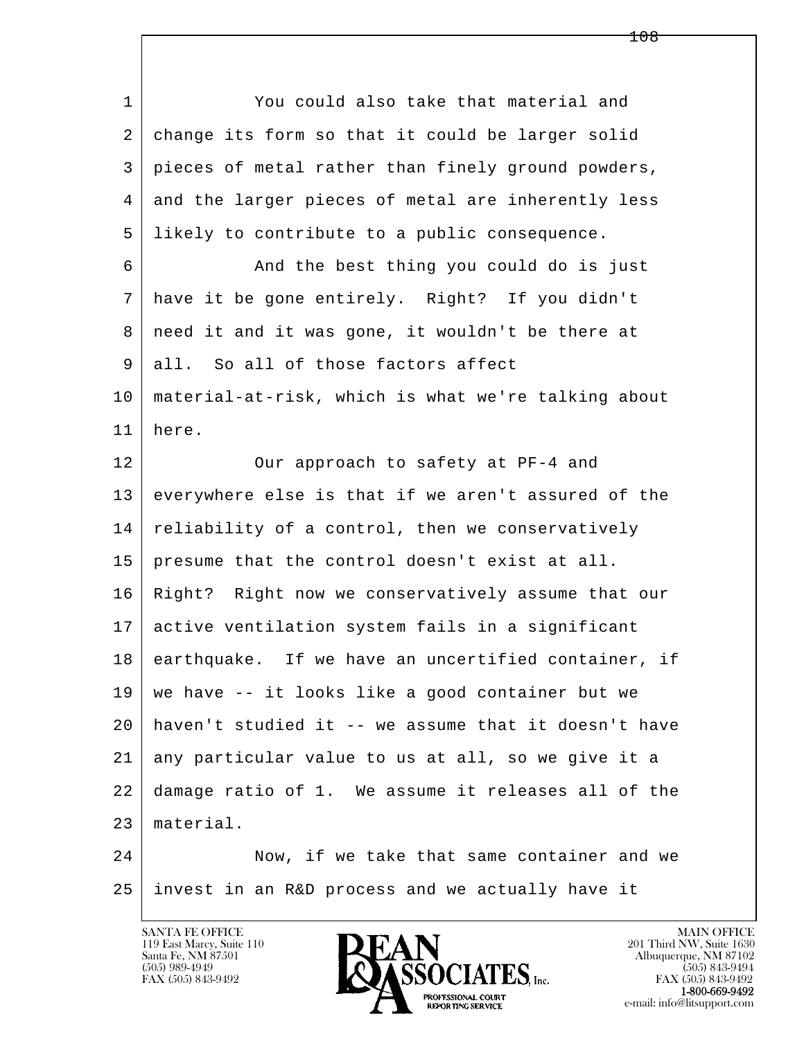You could also take that material and change its form so that it could be larger solid pieces of metal rather than finely ground powders, and the larger pieces of metal are inherently less likely to contribute to a public consequence.

And the best thing you could do is just have it be gone entirely. Right? If you didn't need it and it was gone, it wouldn't be there at all. So all of those factors affect material-at-risk, which is what we're talking about here.

Our approach to safety at PF-4 and everywhere else is that if we aren't assured of the reliability of a control, then we conservatively presume that the control doesn't exist at all. Right? Right now we conservatively assume that our active ventilation system fails in a significant earthquake. If we have an uncertified container, if we have -- it looks like a good container but we haven't studied it -- we assume that it doesn't have any particular value to us at all, so we give it a damage ratio of 1. We assume it releases all of the material.

Now, if we take that same container and we invest in an R&D process and we actually have it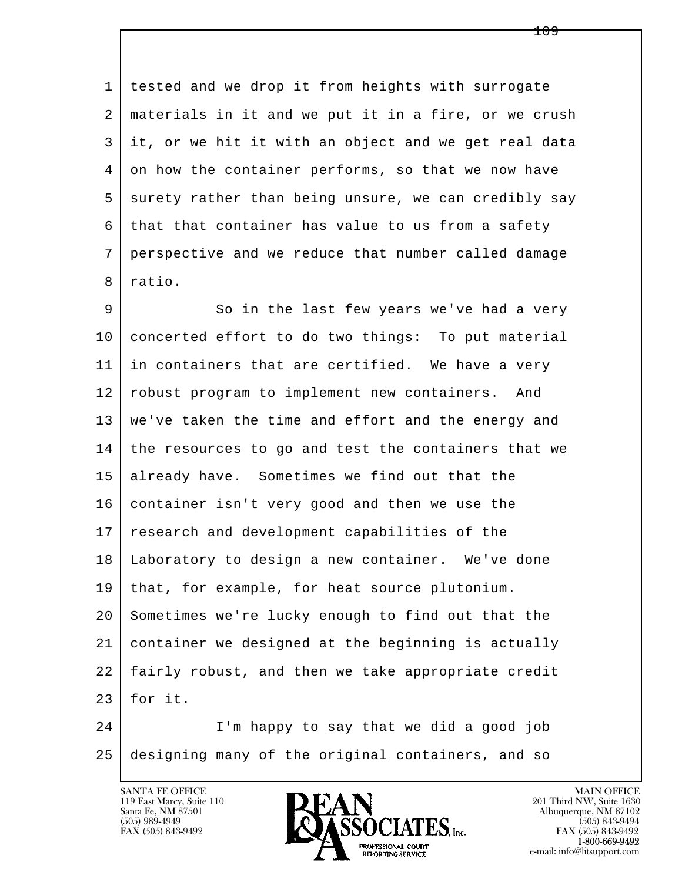tested and we drop it from heights with surrogate materials in it and we put it in a fire, or we crush it, or we hit it with an object and we get real data on how the container performs, so that we now have surety rather than being unsure, we can credibly say that that container has value to us from a safety perspective and we reduce that number called damage ratio.

So in the last few years we've had a very concerted effort to do two things: To put material in containers that are certified. We have a very robust program to implement new containers. And we've taken the time and effort and the energy and the resources to go and test the containers that we already have. Sometimes we find out that the container isn't very good and then we use the research and development capabilities of the Laboratory to design a new container. We've done that, for example, for heat source plutonium. Sometimes we're lucky enough to find out that the container we designed at the beginning is actually fairly robust, and then we take appropriate credit for it.

I'm happy to say that we did a good job designing many of the original containers, and so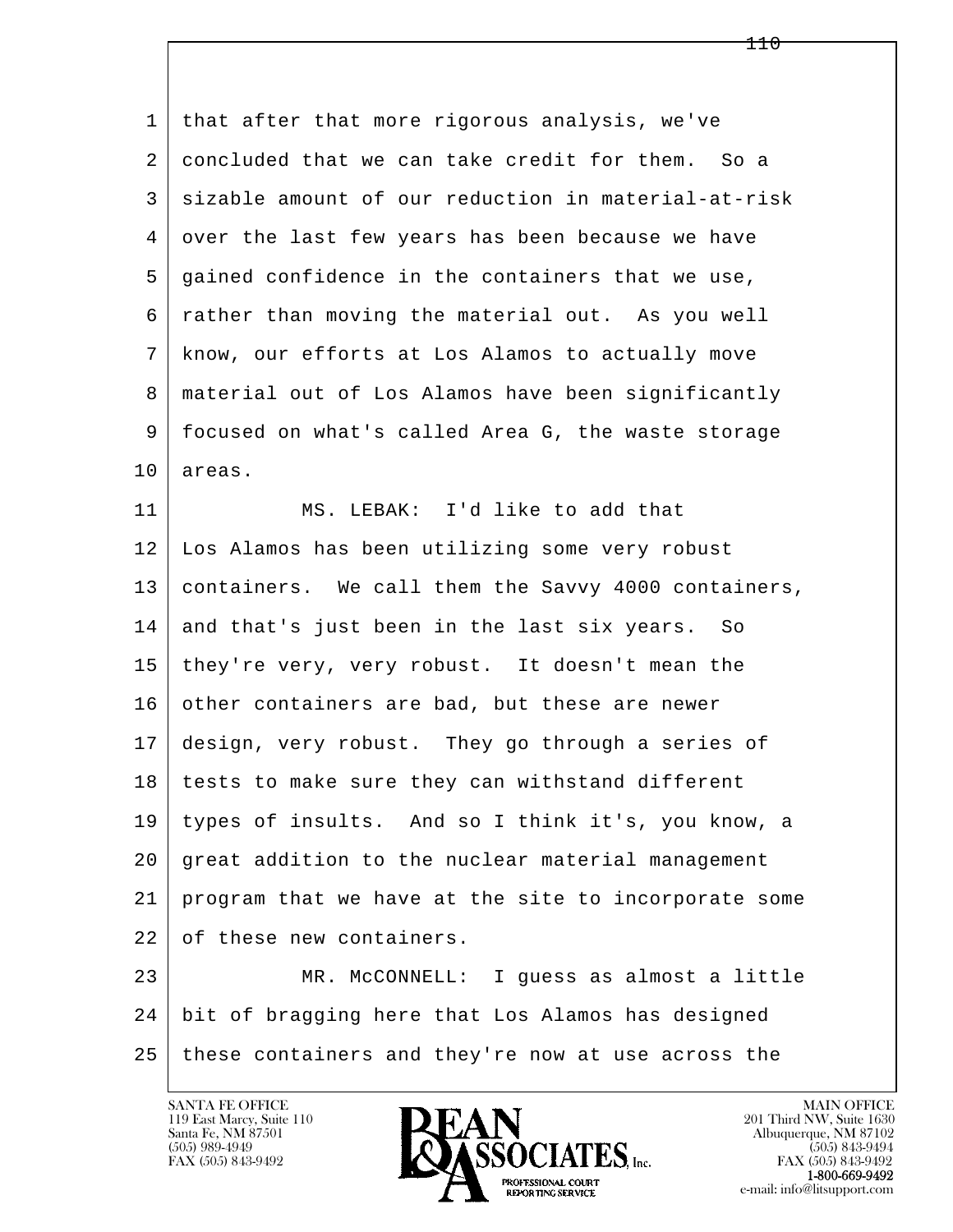that after that more rigorous analysis, we've concluded that we can take credit for them. So a sizable amount of our reduction in material-at-risk over the last few years has been because we have gained confidence in the containers that we use, rather than moving the material out. As you well know, our efforts at Los Alamos to actually move material out of Los Alamos have been significantly focused on what's called Area G, the waste storage areas.

MS. LEBAK: I'd like to add that Los Alamos has been utilizing some very robust containers. We call them the Savvy 4000 containers, and that's just been in the last six years. So they're very, very robust. It doesn't mean the other containers are bad, but these are newer design, very robust. They go through a series of tests to make sure they can withstand different types of insults. And so I think it's, you know, a great addition to the nuclear material management program that we have at the site to incorporate some of these new containers.

MR. McCONNELL: I guess as almost a little bit of bragging here that Los Alamos has designed these containers and they're now at use across the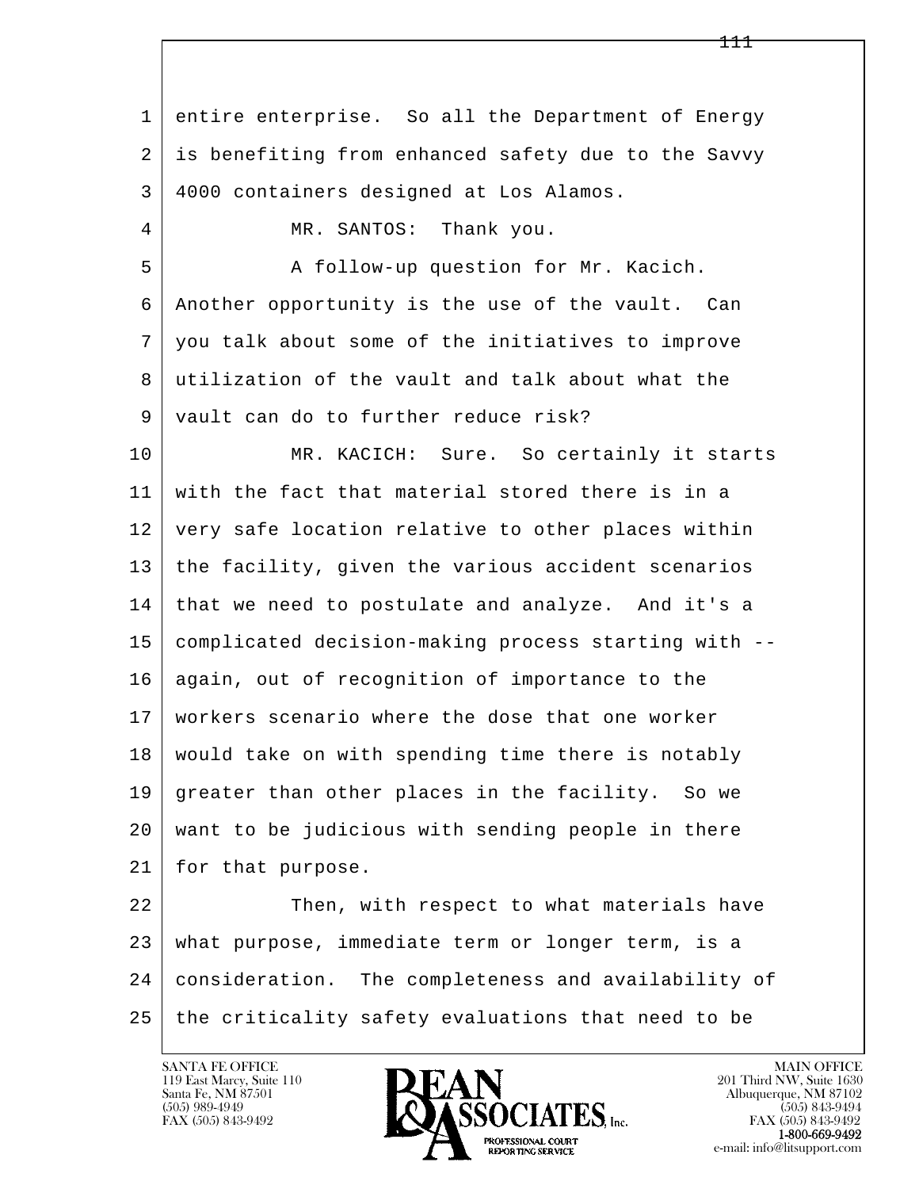entire enterprise. So all the Department of Energy is benefiting from enhanced safety due to the Savvy 4000 containers designed at Los Alamos.

MR. SANTOS: Thank you.

A follow-up question for Mr. Kacich. Another opportunity is the use of the vault. Can you talk about some of the initiatives to improve utilization of the vault and talk about what the vault can do to further reduce risk?

MR. KACICH: Sure. So certainly it starts with the fact that material stored there is in a very safe location relative to other places within the facility, given the various accident scenarios that we need to postulate and analyze. And it's a complicated decision-making process starting with -- again, out of recognition of importance to the workers scenario where the dose that one worker would take on with spending time there is notably greater than other places in the facility. So we want to be judicious with sending people in there for that purpose.

Then, with respect to what materials have what purpose, immediate term or longer term, is a consideration. The completeness and availability of the criticality safety evaluations that need to be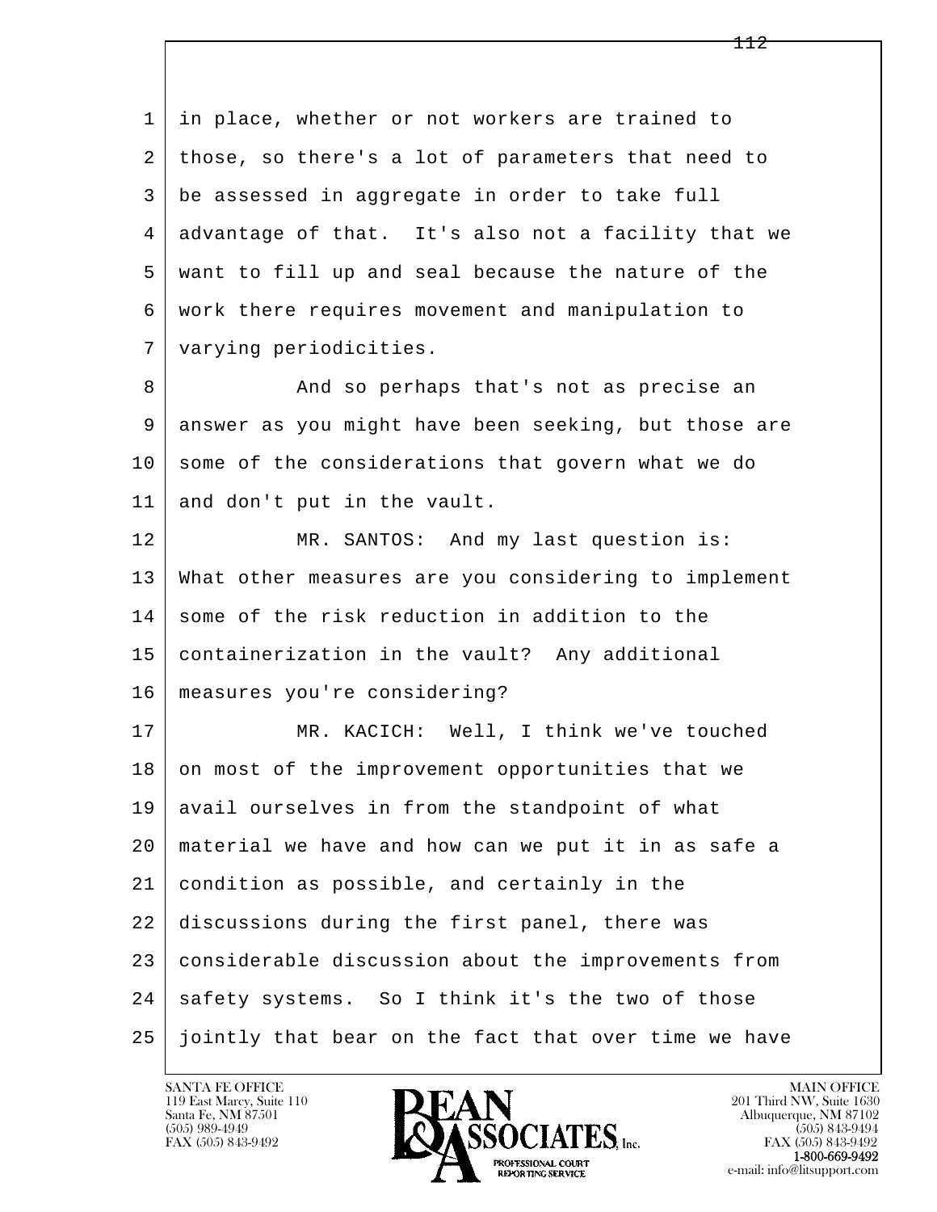in place, whether or not workers are trained to those, so there's a lot of parameters that need to be assessed in aggregate in order to take full advantage of that. It's also not a facility that we want to fill up and seal because the nature of the work there requires movement and manipulation to varying periodicities.

And so perhaps that's not as precise an answer as you might have been seeking, but those are some of the considerations that govern what we do and don't put in the vault.

MR. SANTOS: And my last question is: What other measures are you considering to implement some of the risk reduction in addition to the containerization in the vault? Any additional measures you're considering?

MR. KACICH: Well, I think we've touched on most of the improvement opportunities that we avail ourselves in from the standpoint of what material we have and how can we put it in as safe a condition as possible, and certainly in the discussions during the first panel, there was considerable discussion about the improvements from safety systems. So I think it's the two of those jointly that bear on the fact that over time we have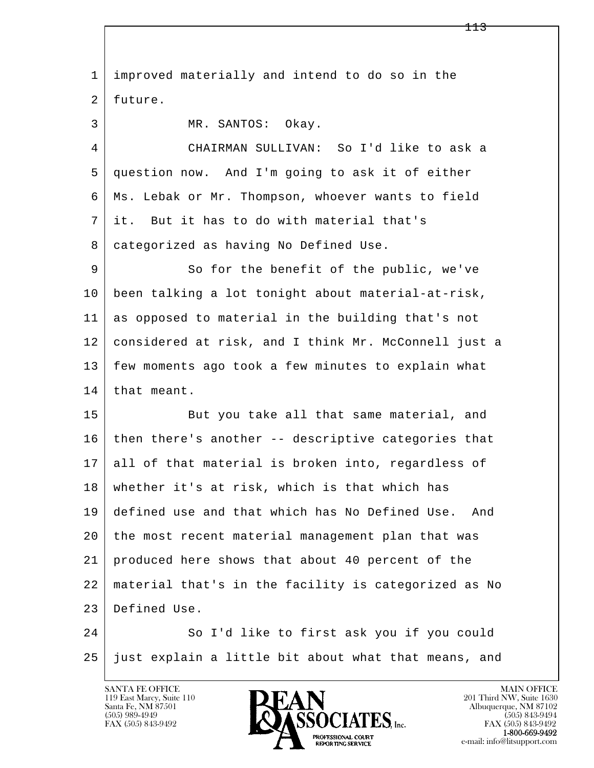improved materially and intend to do so in the future.

MR. SANTOS: Okay.

CHAIRMAN SULLIVAN: So I'd like to ask a question now. And I'm going to ask it of either Ms. Lebak or Mr. Thompson, whoever wants to field it. But it has to do with material that's categorized as having No Defined Use.

So for the benefit of the public, we've been talking a lot tonight about material-at-risk, as opposed to material in the building that's not considered at risk, and I think Mr. McConnell just a few moments ago took a few minutes to explain what that meant.

But you take all that same material, and then there's another -- descriptive categories that all of that material is broken into, regardless of whether it's at risk, which is that which has defined use and that which has No Defined Use. And the most recent material management plan that was produced here shows that about 40 percent of the material that's in the facility is categorized as No Defined Use.

So I'd like to first ask you if you could just explain a little bit about what that means, and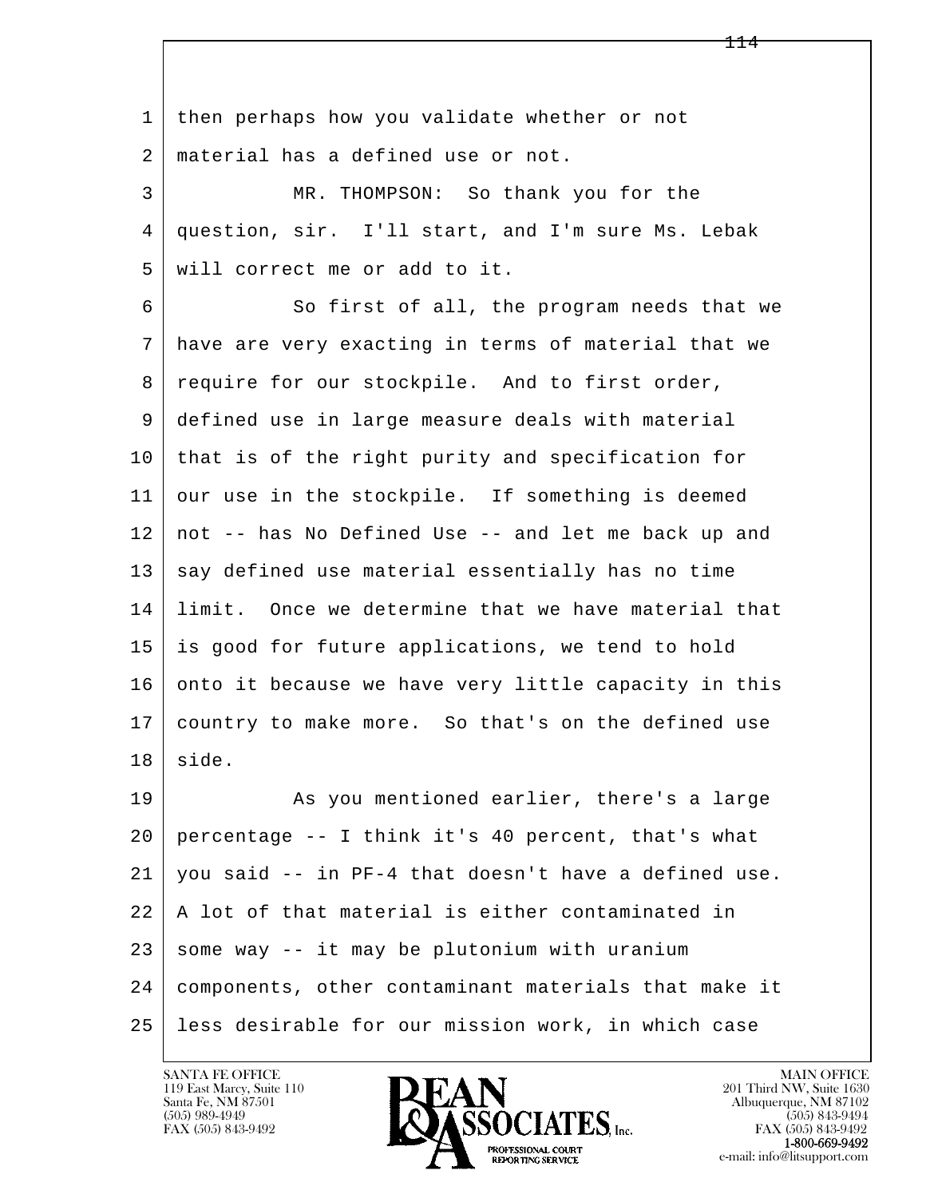then perhaps how you validate whether or not material has a defined use or not.

MR. THOMPSON: So thank you for the question, sir. I'll start, and I'm sure Ms. Lebak will correct me or add to it.

So first of all, the program needs that we have are very exacting in terms of material that we require for our stockpile. And to first order, defined use in large measure deals with material that is of the right purity and specification for our use in the stockpile. If something is deemed not -- has No Defined Use -- and let me back up and say defined use material essentially has no time limit. Once we determine that we have material that is good for future applications, we tend to hold onto it because we have very little capacity in this country to make more. So that's on the defined use side.

As you mentioned earlier, there's a large percentage -- I think it's 40 percent, that's what you said -- in PF-4 that doesn't have a defined use. A lot of that material is either contaminated in some way -- it may be plutonium with uranium components, other contaminant materials that make it less desirable for our mission work, in which case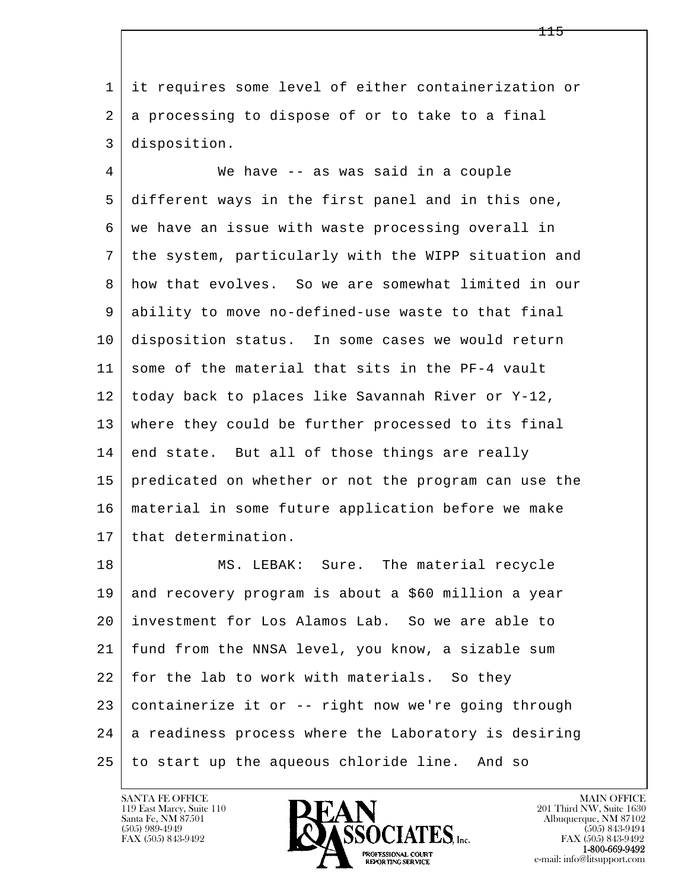it requires some level of either containerization or a processing to dispose of or to take to a final disposition.

We have -- as was said in a couple different ways in the first panel and in this one, we have an issue with waste processing overall in the system, particularly with the WIPP situation and how that evolves. So we are somewhat limited in our ability to move no-defined-use waste to that final disposition status. In some cases we would return some of the material that sits in the PF-4 vault today back to places like Savannah River or Y-12, where they could be further processed to its final end state. But all of those things are really predicated on whether or not the program can use the material in some future application before we make that determination.

MS. LEBAK: Sure. The material recycle and recovery program is about a $60 million a year investment for Los Alamos Lab. So we are able to fund from the NNSA level, you know, a sizable sum for the lab to work with materials. So they containerize it or -- right now we're going through a readiness process where the Laboratory is desiring to start up the aqueous chloride line. And so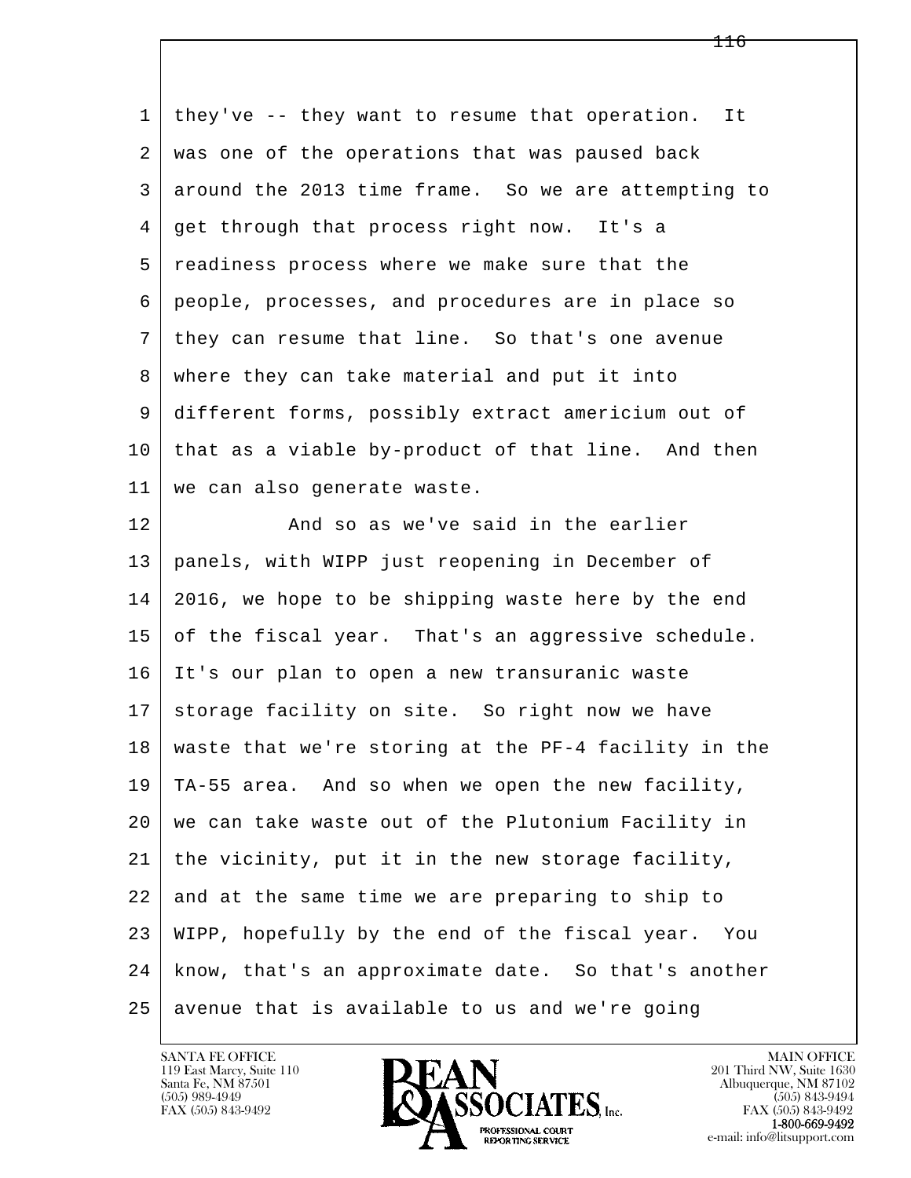they've -- they want to resume that operation. It was one of the operations that was paused back around the 2013 time frame. So we are attempting to get through that process right now. It's a readiness process where we make sure that the people, processes, and procedures are in place so they can resume that line. So that's one avenue where they can take material and put it into different forms, possibly extract americium out of that as a viable by-product of that line. And then we can also generate waste.

And so as we've said in the earlier panels, with WIPP just reopening in December of 2016, we hope to be shipping waste here by the end of the fiscal year. That's an aggressive schedule. It's our plan to open a new transuranic waste storage facility on site. So right now we have waste that we're storing at the PF-4 facility in the TA-55 area. And so when we open the new facility, we can take waste out of the Plutonium Facility in the vicinity, put it in the new storage facility, and at the same time we are preparing to ship to WIPP, hopefully by the end of the fiscal year. You know, that's an approximate date. So that's another avenue that is available to us and we're going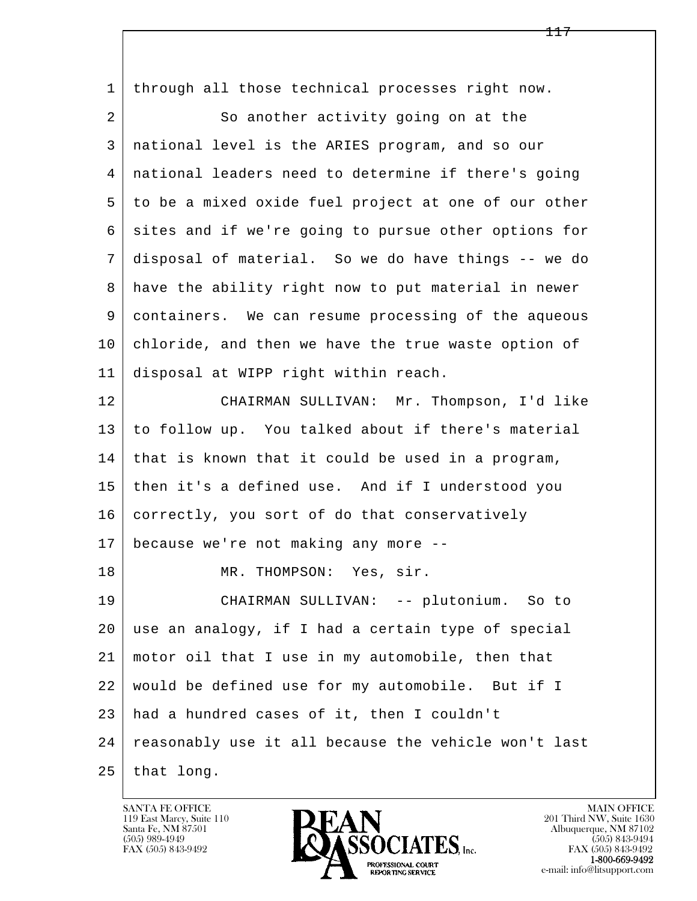through all those technical processes right now.

So another activity going on at the national level is the ARIES program, and so our national leaders need to determine if there's going to be a mixed oxide fuel project at one of our other sites and if we're going to pursue other options for disposal of material. So we do have things -- we do have the ability right now to put material in newer containers. We can resume processing of the aqueous chloride, and then we have the true waste option of disposal at WIPP right within reach.

CHAIRMAN SULLIVAN: Mr. Thompson, I'd like to follow up. You talked about if there's material that is known that it could be used in a program, then it's a defined use. And if I understood you correctly, you sort of do that conservatively because we're not making any more --

MR. THOMPSON: Yes, sir.

CHAIRMAN SULLIVAN: -- plutonium. So to use an analogy, if I had a certain type of special motor oil that I use in my automobile, then that would be defined use for my automobile. But if I had a hundred cases of it, then I couldn't reasonably use it all because the vehicle won't last that long.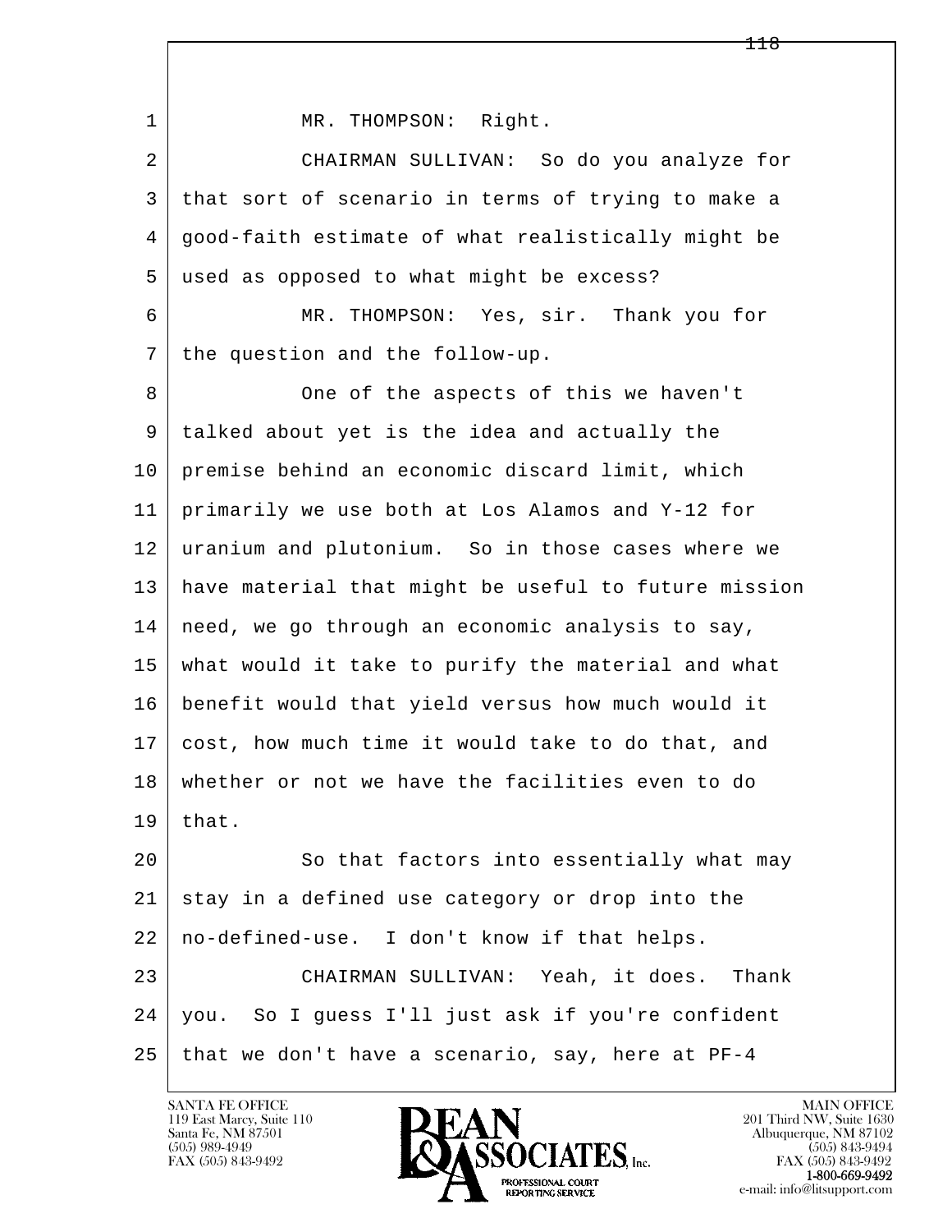MR. THOMPSON: Right.

CHAIRMAN SULLIVAN: So do you analyze for that sort of scenario in terms of trying to make a good-faith estimate of what realistically might be used as opposed to what might be excess?

MR. THOMPSON: Yes, sir. Thank you for the question and the follow-up.

One of the aspects of this we haven't talked about yet is the idea and actually the premise behind an economic discard limit, which primarily we use both at Los Alamos and Y-12 for uranium and plutonium. So in those cases where we have material that might be useful to future mission need, we go through an economic analysis to say, what would it take to purify the material and what benefit would that yield versus how much would it cost, how much time it would take to do that, and whether or not we have the facilities even to do that.

So that factors into essentially what may stay in a defined use category or drop into the no-defined-use. I don't know if that helps.

CHAIRMAN SULLIVAN: Yeah, it does. Thank you. So I guess I'll just ask if you're confident that we don't have a scenario, say, here at PF-4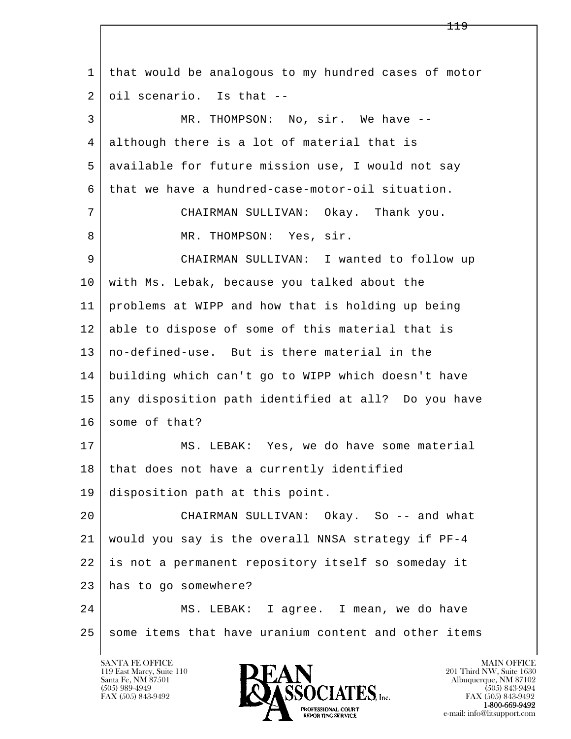that would be analogous to my hundred cases of motor oil scenario. Is that --

MR. THOMPSON: No, sir. We have -- although there is a lot of material that is available for future mission use, I would not say that we have a hundred-case-motor-oil situation.

CHAIRMAN SULLIVAN: Okay. Thank you.

MR. THOMPSON: Yes, sir.

CHAIRMAN SULLIVAN: I wanted to follow up with Ms. Lebak, because you talked about the problems at WIPP and how that is holding up being able to dispose of some of this material that is no-defined-use. But is there material in the building which can't go to WIPP which doesn't have any disposition path identified at all? Do you have some of that?

MS. LEBAK: Yes, we do have some material that does not have a currently identified disposition path at this point.

CHAIRMAN SULLIVAN: Okay. So -- and what would you say is the overall NNSA strategy if PF-4 is not a permanent repository itself so someday it has to go somewhere?

MS. LEBAK: I agree. I mean, we do have some items that have uranium content and other items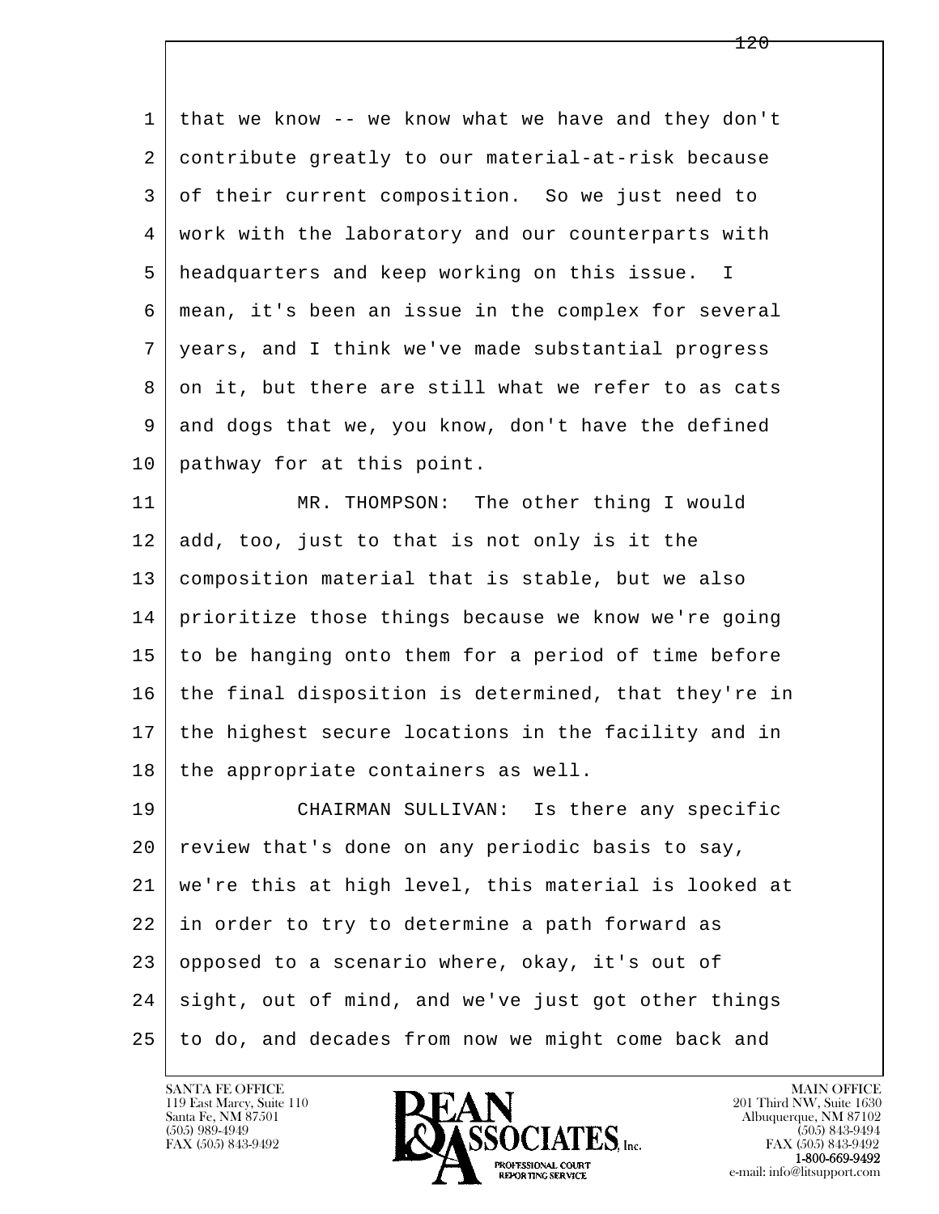that we know -- we know what we have and they don't contribute greatly to our material-at-risk because of their current composition. So we just need to work with the laboratory and our counterparts with headquarters and keep working on this issue. I mean, it's been an issue in the complex for several years, and I think we've made substantial progress on it, but there are still what we refer to as cats and dogs that we, you know, don't have the defined pathway for at this point.

MR. THOMPSON: The other thing I would add, too, just to that is not only is it the composition material that is stable, but we also prioritize those things because we know we're going to be hanging onto them for a period of time before the final disposition is determined, that they're in the highest secure locations in the facility and in the appropriate containers as well.

CHAIRMAN SULLIVAN: Is there any specific review that's done on any periodic basis to say, we're this at high level, this material is looked at in order to try to determine a path forward as opposed to a scenario where, okay, it's out of sight, out of mind, and we've just got other things to do, and decades from now we might come back and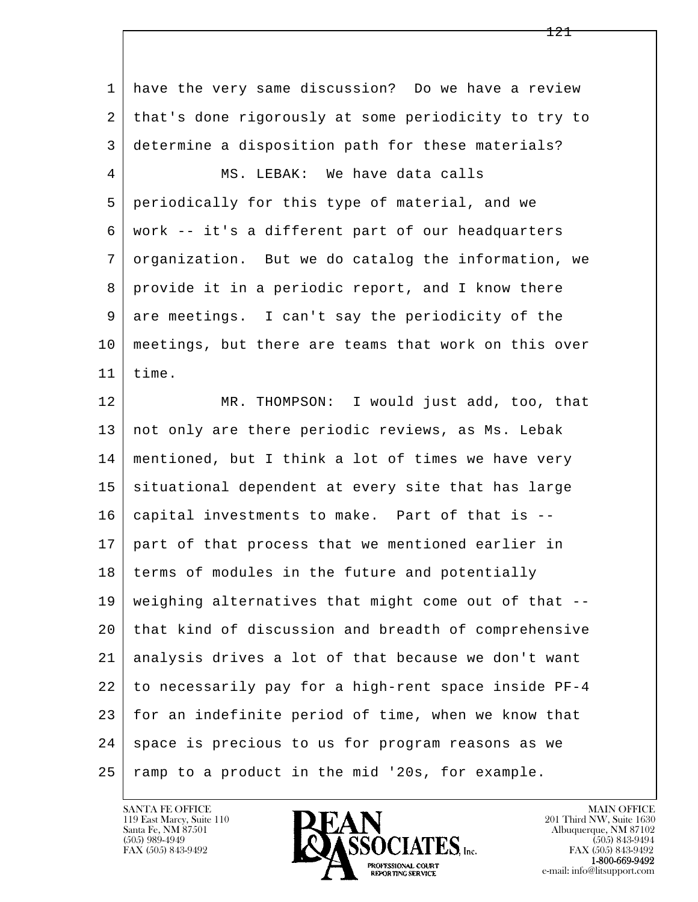have the very same discussion? Do we have a review that's done rigorously at some periodicity to try to determine a disposition path for these materials?

MS. LEBAK: We have data calls periodically for this type of material, and we work -- it's a different part of our headquarters organization. But we do catalog the information, we provide it in a periodic report, and I know there are meetings. I can't say the periodicity of the meetings, but there are teams that work on this over time.

MR. THOMPSON: I would just add, too, that not only are there periodic reviews, as Ms. Lebak mentioned, but I think a lot of times we have very situational dependent at every site that has large capital investments to make. Part of that is -- part of that process that we mentioned earlier in terms of modules in the future and potentially weighing alternatives that might come out of that -- that kind of discussion and breadth of comprehensive analysis drives a lot of that because we don't want to necessarily pay for a high-rent space inside PF-4 for an indefinite period of time, when we know that space is precious to us for program reasons as we ramp to a product in the mid '20s, for example.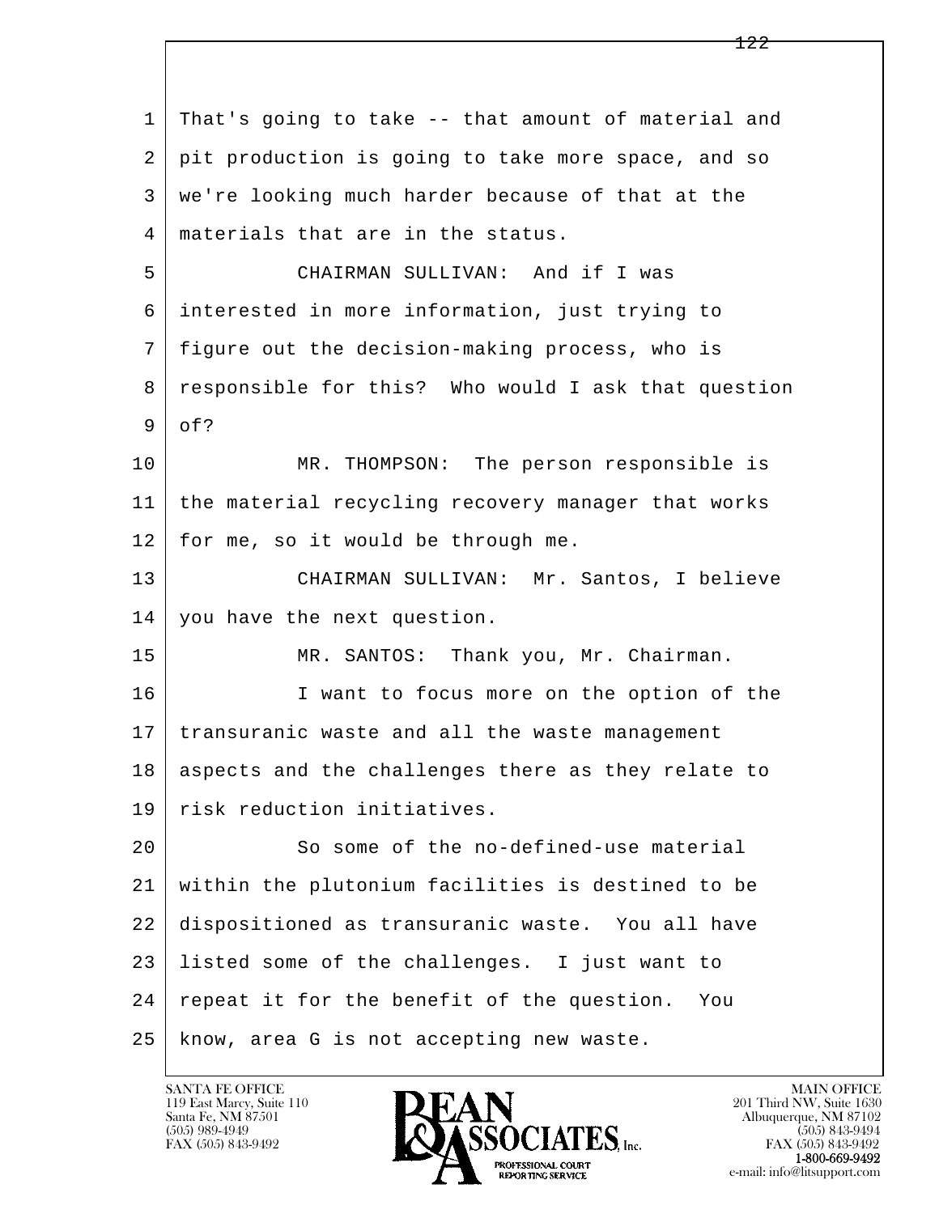That's going to take -- that amount of material and pit production is going to take more space, and so we're looking much harder because of that at the materials that are in the status.

CHAIRMAN SULLIVAN: And if I was interested in more information, just trying to figure out the decision-making process, who is responsible for this? Who would I ask that question of?

MR. THOMPSON: The person responsible is the material recycling recovery manager that works for me, so it would be through me.

CHAIRMAN SULLIVAN: Mr. Santos, I believe you have the next question.

MR. SANTOS: Thank you, Mr. Chairman.

I want to focus more on the option of the transuranic waste and all the waste management aspects and the challenges there as they relate to risk reduction initiatives.

So some of the no-defined-use material within the plutonium facilities is destined to be dispositioned as transuranic waste. You all have listed some of the challenges. I just want to repeat it for the benefit of the question. You know, area G is not accepting new waste.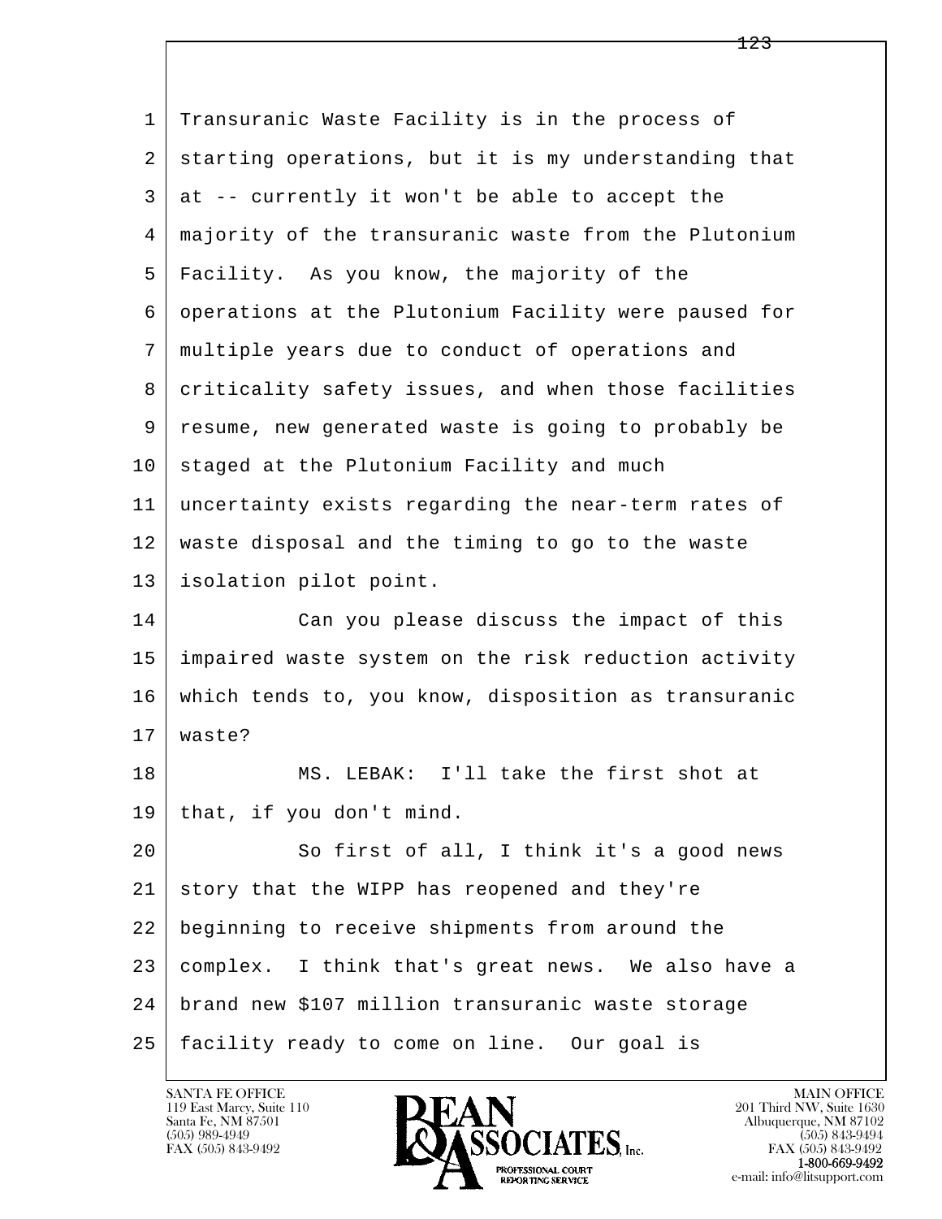Transuranic Waste Facility is in the process of starting operations, but it is my understanding that at -- currently it won't be able to accept the majority of the transuranic waste from the Plutonium Facility. As you know, the majority of the operations at the Plutonium Facility were paused for multiple years due to conduct of operations and criticality safety issues, and when those facilities resume, new generated waste is going to probably be staged at the Plutonium Facility and much uncertainty exists regarding the near-term rates of waste disposal and the timing to go to the waste isolation pilot point.

Can you please discuss the impact of this impaired waste system on the risk reduction activity which tends to, you know, disposition as transuranic waste?

MS. LEBAK: I'll take the first shot at that, if you don't mind.

So first of all, I think it's a good news story that the WIPP has reopened and they're beginning to receive shipments from around the complex. I think that's great news. We also have a brand new $107 million transuranic waste storage facility ready to come on line. Our goal is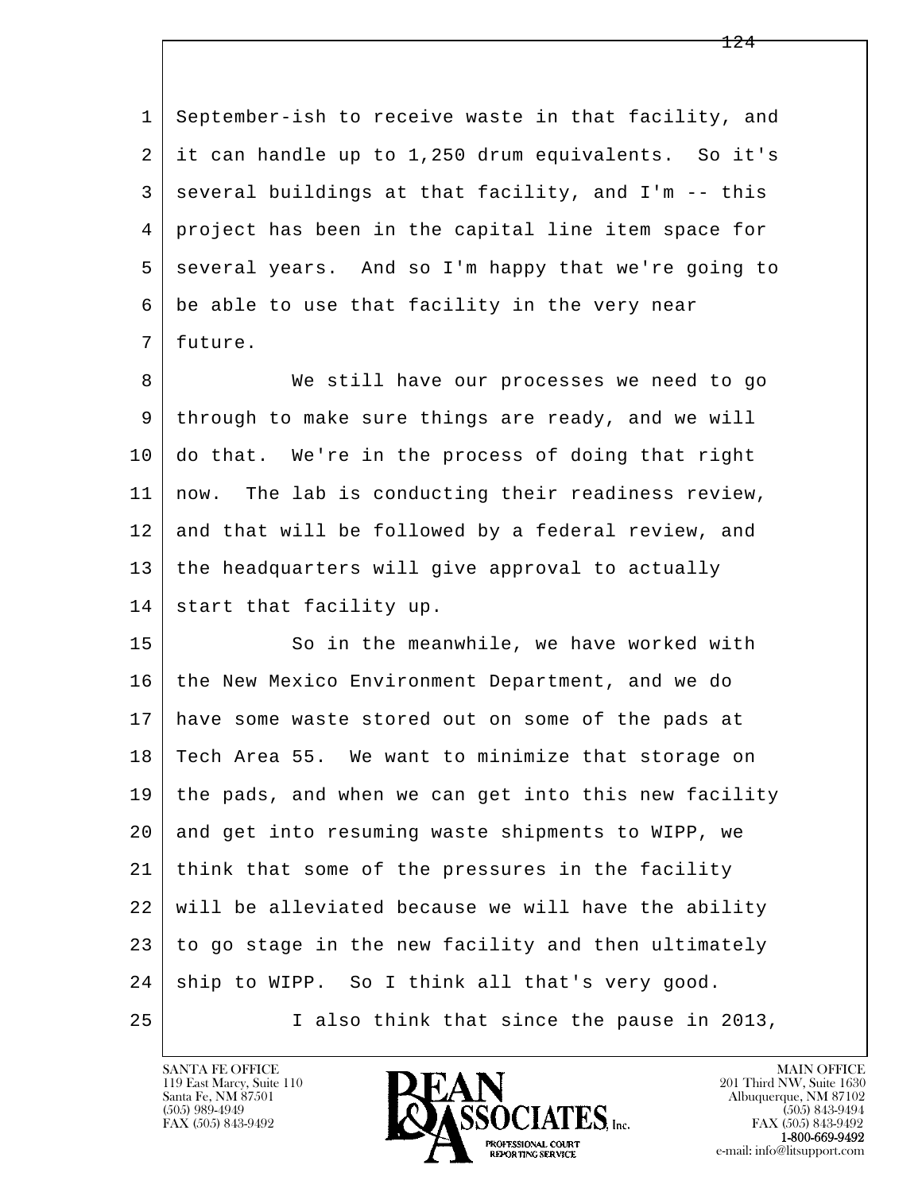1 September-ish to receive waste in that facility, and
2 it can handle up to 1,250 drum equivalents. So it's
3 several buildings at that facility, and I'm -- this
4 project has been in the capital line item space for
5 several years. And so I'm happy that we're going to
6 be able to use that facility in the very near
7 future.

8 We still have our processes we need to go
9 through to make sure things are ready, and we will
10 do that. We're in the process of doing that right
11 now. The lab is conducting their readiness review,
12 and that will be followed by a federal review, and
13 the headquarters will give approval to actually
14 start that facility up.

15 So in the meanwhile, we have worked with
16 the New Mexico Environment Department, and we do
17 have some waste stored out on some of the pads at
18 Tech Area 55. We want to minimize that storage on
19 the pads, and when we can get into this new facility
20 and get into resuming waste shipments to WIPP, we
21 think that some of the pressures in the facility
22 will be alleviated because we will have the ability
23 to go stage in the new facility and then ultimately
24 ship to WIPP. So I think all that's very good.

25 I also think that since the pause in 2013,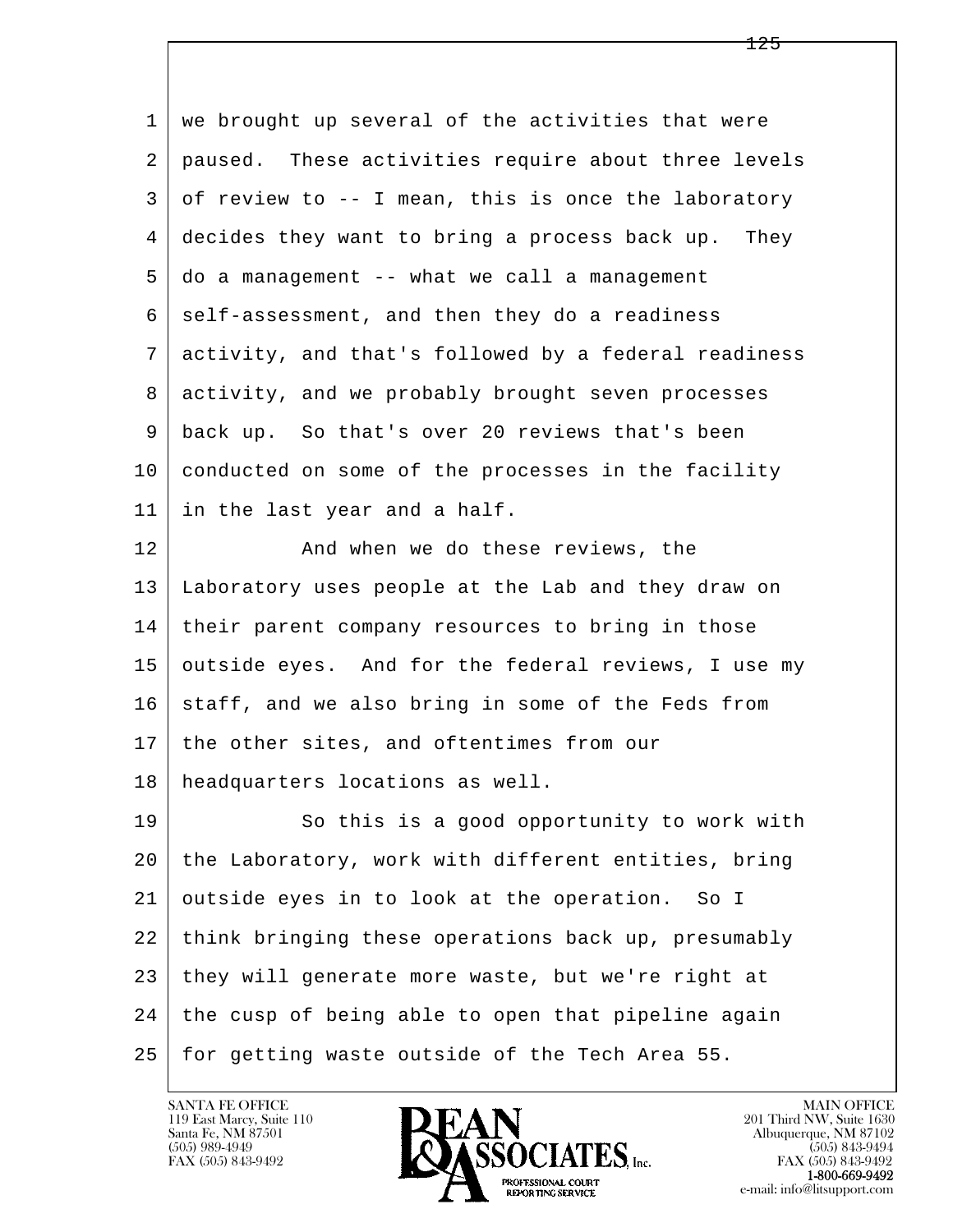we brought up several of the activities that were paused. These activities require about three levels of review to -- I mean, this is once the laboratory decides they want to bring a process back up. They do a management -- what we call a management self-assessment, and then they do a readiness activity, and that's followed by a federal readiness activity, and we probably brought seven processes back up. So that's over 20 reviews that's been conducted on some of the processes in the facility in the last year and a half.

And when we do these reviews, the Laboratory uses people at the Lab and they draw on their parent company resources to bring in those outside eyes. And for the federal reviews, I use my staff, and we also bring in some of the Feds from the other sites, and oftentimes from our headquarters locations as well.

So this is a good opportunity to work with the Laboratory, work with different entities, bring outside eyes in to look at the operation. So I think bringing these operations back up, presumably they will generate more waste, but we're right at the cusp of being able to open that pipeline again for getting waste outside of the Tech Area 55.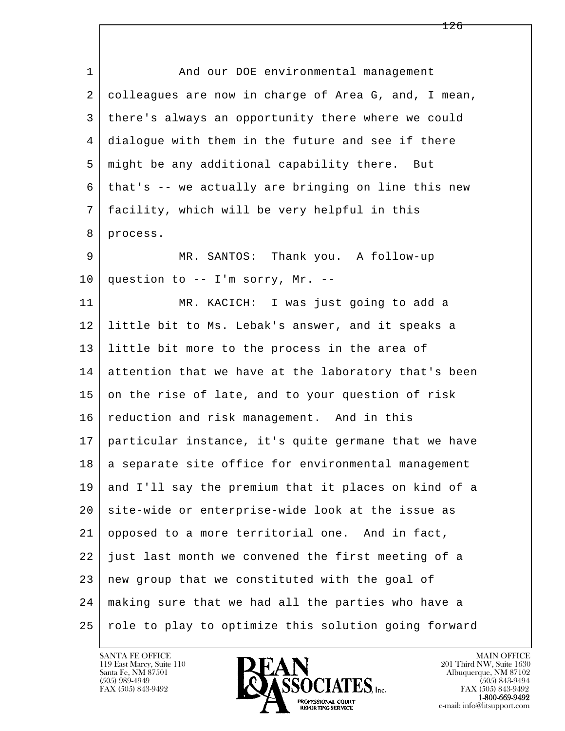And our DOE environmental management colleagues are now in charge of Area G, and, I mean, there's always an opportunity there where we could dialogue with them in the future and see if there might be any additional capability there. But that's -- we actually are bringing on line this new facility, which will be very helpful in this process.

MR. SANTOS: Thank you. A follow-up question to -- I'm sorry, Mr. --

MR. KACICH: I was just going to add a little bit to Ms. Lebak's answer, and it speaks a little bit more to the process in the area of attention that we have at the laboratory that's been on the rise of late, and to your question of risk reduction and risk management. And in this particular instance, it's quite germane that we have a separate site office for environmental management and I'll say the premium that it places on kind of a site-wide or enterprise-wide look at the issue as opposed to a more territorial one. And in fact, just last month we convened the first meeting of a new group that we constituted with the goal of making sure that we had all the parties who have a role to play to optimize this solution going forward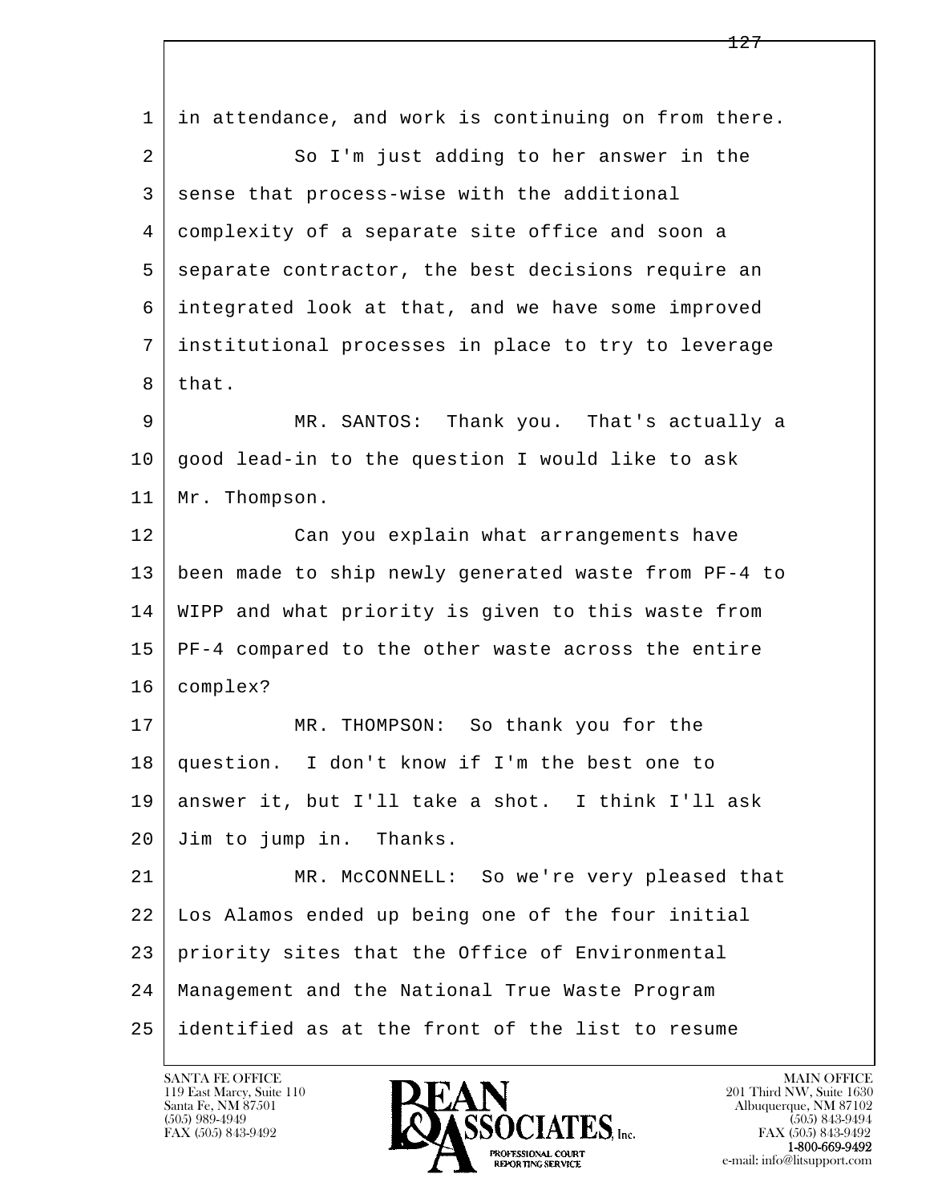in attendance, and work is continuing on from there.

So I'm just adding to her answer in the sense that process-wise with the additional complexity of a separate site office and soon a separate contractor, the best decisions require an integrated look at that, and we have some improved institutional processes in place to try to leverage that.

MR. SANTOS: Thank you. That's actually a good lead-in to the question I would like to ask Mr. Thompson.

Can you explain what arrangements have been made to ship newly generated waste from PF-4 to WIPP and what priority is given to this waste from PF-4 compared to the other waste across the entire complex?

MR. THOMPSON: So thank you for the question. I don't know if I'm the best one to answer it, but I'll take a shot. I think I'll ask Jim to jump in. Thanks.

MR. McCONNELL: So we're very pleased that Los Alamos ended up being one of the four initial priority sites that the Office of Environmental Management and the National True Waste Program identified as at the front of the list to resume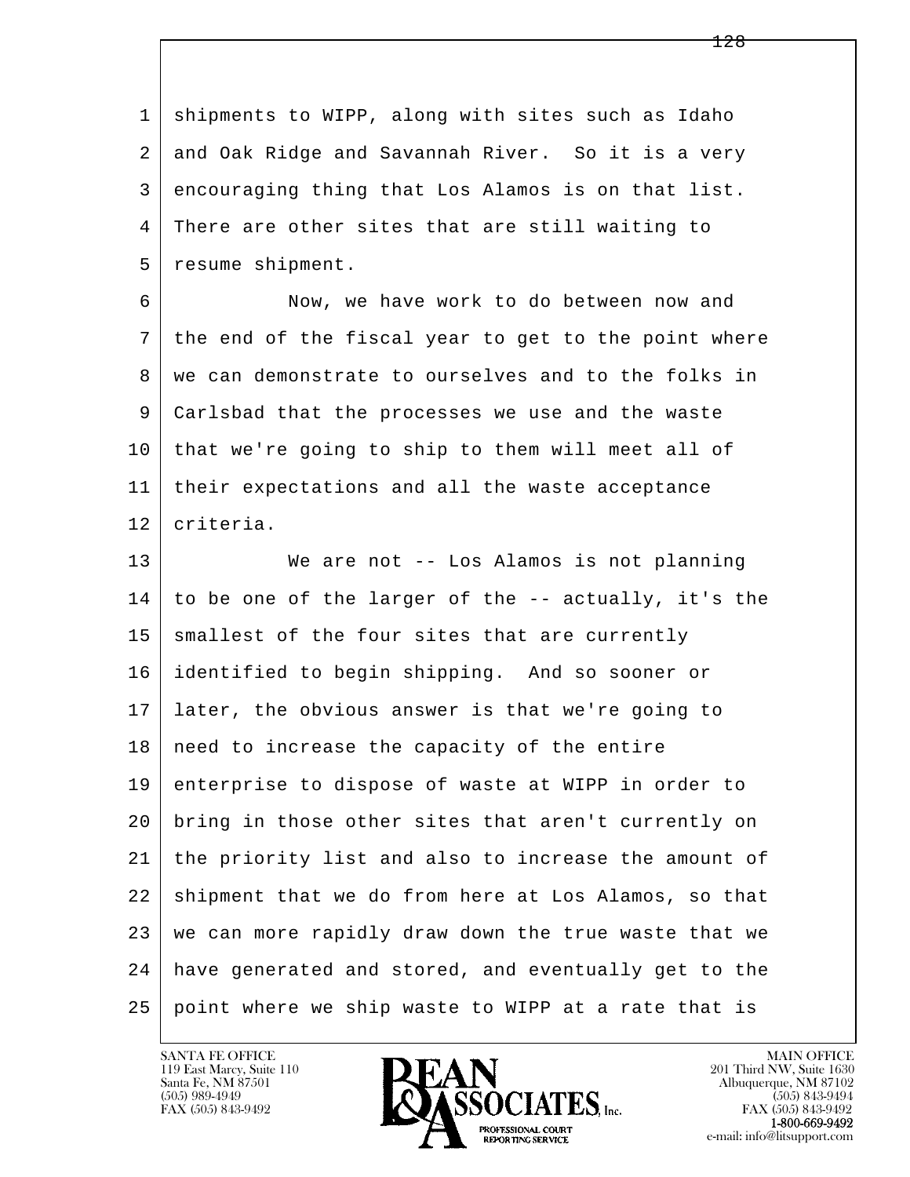shipments to WIPP, along with sites such as Idaho and Oak Ridge and Savannah River. So it is a very encouraging thing that Los Alamos is on that list. There are other sites that are still waiting to resume shipment.

Now, we have work to do between now and the end of the fiscal year to get to the point where we can demonstrate to ourselves and to the folks in Carlsbad that the processes we use and the waste that we're going to ship to them will meet all of their expectations and all the waste acceptance criteria.

We are not -- Los Alamos is not planning to be one of the larger of the -- actually, it's the smallest of the four sites that are currently identified to begin shipping. And so sooner or later, the obvious answer is that we're going to need to increase the capacity of the entire enterprise to dispose of waste at WIPP in order to bring in those other sites that aren't currently on the priority list and also to increase the amount of shipment that we do from here at Los Alamos, so that we can more rapidly draw down the true waste that we have generated and stored, and eventually get to the point where we ship waste to WIPP at a rate that is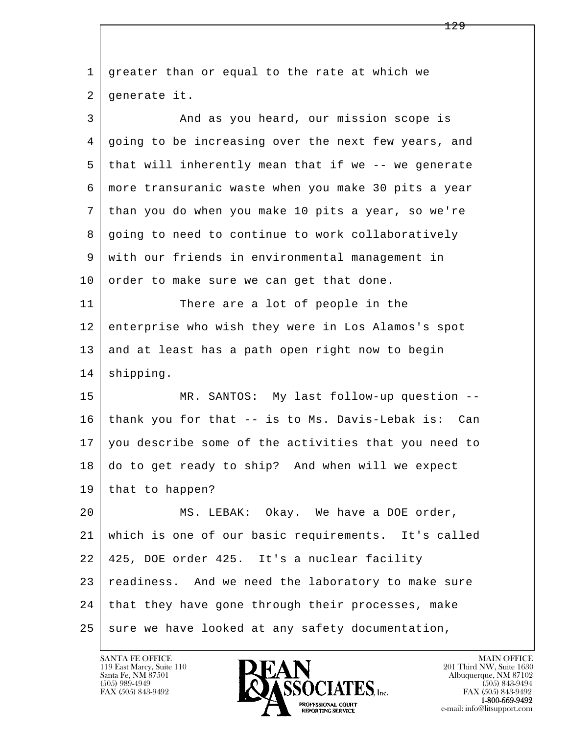greater than or equal to the rate at which we generate it.

And as you heard, our mission scope is going to be increasing over the next few years, and that will inherently mean that if we -- we generate more transuranic waste when you make 30 pits a year than you do when you make 10 pits a year, so we're going to need to continue to work collaboratively with our friends in environmental management in order to make sure we can get that done.

There are a lot of people in the enterprise who wish they were in Los Alamos's spot and at least has a path open right now to begin shipping.

MR. SANTOS: My last follow-up question -- thank you for that -- is to Ms. Davis-Lebak is: Can you describe some of the activities that you need to do to get ready to ship? And when will we expect that to happen?

MS. LEBAK: Okay. We have a DOE order, which is one of our basic requirements. It's called 425, DOE order 425. It's a nuclear facility readiness. And we need the laboratory to make sure that they have gone through their processes, make sure we have looked at any safety documentation,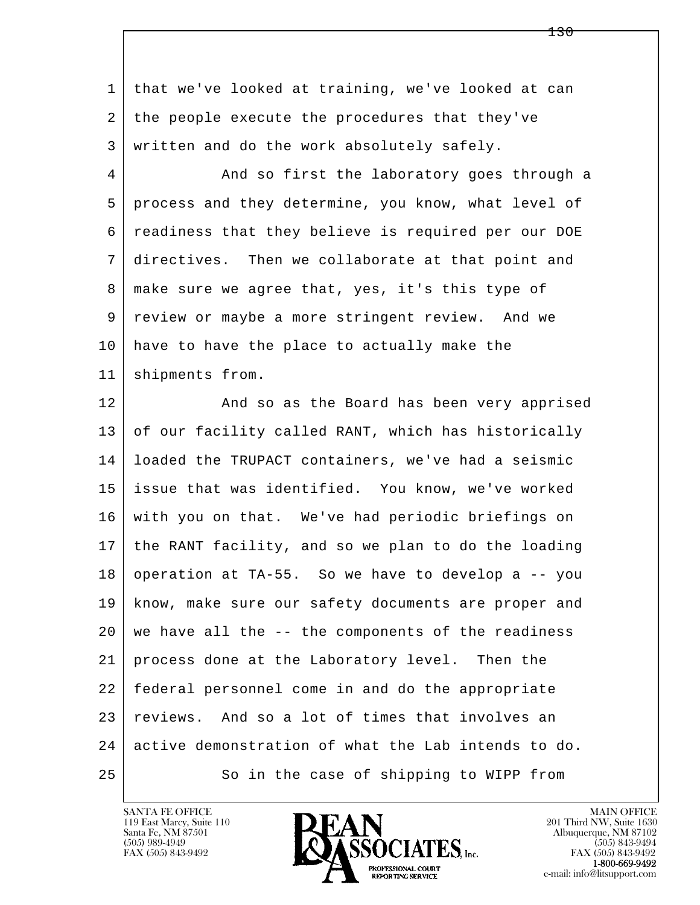that we've looked at training, we've looked at can the people execute the procedures that they've written and do the work absolutely safely.

And so first the laboratory goes through a process and they determine, you know, what level of readiness that they believe is required per our DOE directives. Then we collaborate at that point and make sure we agree that, yes, it's this type of review or maybe a more stringent review. And we have to have the place to actually make the shipments from.

And so as the Board has been very apprised of our facility called RANT, which has historically loaded the TRUPACT containers, we've had a seismic issue that was identified. You know, we've worked with you on that. We've had periodic briefings on the RANT facility, and so we plan to do the loading operation at TA-55. So we have to develop a -- you know, make sure our safety documents are proper and we have all the -- the components of the readiness process done at the Laboratory level. Then the federal personnel come in and do the appropriate reviews. And so a lot of times that involves an active demonstration of what the Lab intends to do.

So in the case of shipping to WIPP from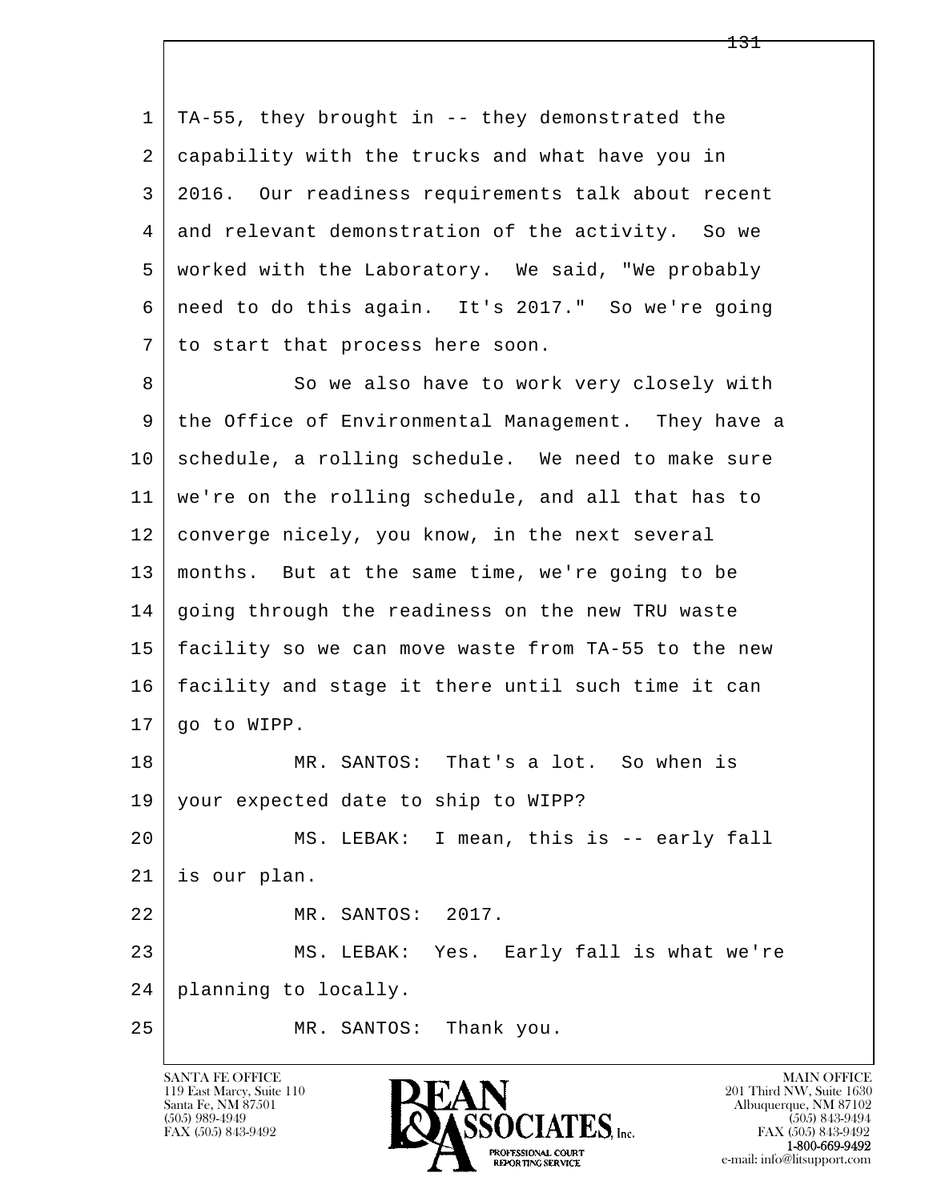TA-55, they brought in -- they demonstrated the capability with the trucks and what have you in 2016. Our readiness requirements talk about recent and relevant demonstration of the activity. So we worked with the Laboratory. We said, "We probably need to do this again. It's 2017." So we're going to start that process here soon.

So we also have to work very closely with the Office of Environmental Management. They have a schedule, a rolling schedule. We need to make sure we're on the rolling schedule, and all that has to converge nicely, you know, in the next several months. But at the same time, we're going to be going through the readiness on the new TRU waste facility so we can move waste from TA-55 to the new facility and stage it there until such time it can go to WIPP.

MR. SANTOS: That's a lot. So when is your expected date to ship to WIPP?

MS. LEBAK: I mean, this is -- early fall is our plan.

MR. SANTOS: 2017.

MS. LEBAK: Yes. Early fall is what we're planning to locally.

MR. SANTOS: Thank you.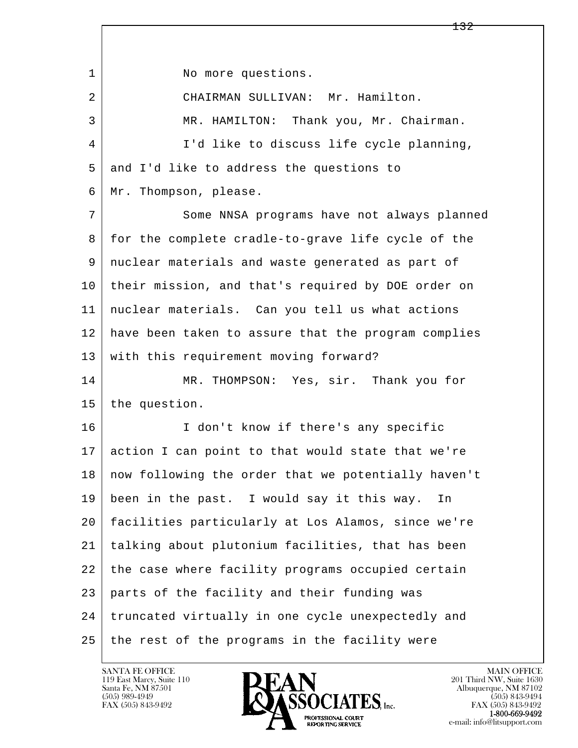No more questions.

CHAIRMAN SULLIVAN: Mr. Hamilton.

MR. HAMILTON: Thank you, Mr. Chairman.

I'd like to discuss life cycle planning, and I'd like to address the questions to Mr. Thompson, please.

Some NNSA programs have not always planned for the complete cradle-to-grave life cycle of the nuclear materials and waste generated as part of their mission, and that's required by DOE order on nuclear materials. Can you tell us what actions have been taken to assure that the program complies with this requirement moving forward?

MR. THOMPSON: Yes, sir. Thank you for the question.

I don't know if there's any specific action I can point to that would state that we're now following the order that we potentially haven't been in the past. I would say it this way. In facilities particularly at Los Alamos, since we're talking about plutonium facilities, that has been the case where facility programs occupied certain parts of the facility and their funding was truncated virtually in one cycle unexpectedly and the rest of the programs in the facility were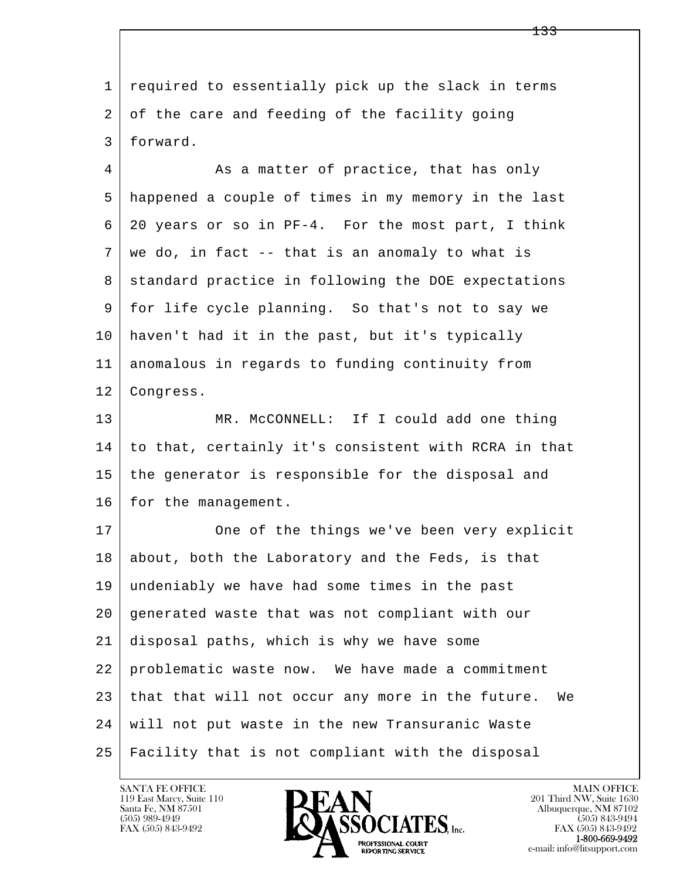1 required to essentially pick up the slack in terms
2 of the care and feeding of the facility going
3 forward.

4 As a matter of practice, that has only
5 happened a couple of times in my memory in the last
6 20 years or so in PF-4. For the most part, I think
7 we do, in fact -- that is an anomaly to what is
8 standard practice in following the DOE expectations
9 for life cycle planning. So that's not to say we
10 haven't had it in the past, but it's typically
11 anomalous in regards to funding continuity from
12 Congress.

13 MR. McCONNELL: If I could add one thing
14 to that, certainly it's consistent with RCRA in that
15 the generator is responsible for the disposal and
16 for the management.

17 One of the things we've been very explicit
18 about, both the Laboratory and the Feds, is that
19 undeniably we have had some times in the past
20 generated waste that was not compliant with our
21 disposal paths, which is why we have some
22 problematic waste now. We have made a commitment
23 that that will not occur any more in the future. We
24 will not put waste in the new Transuranic Waste
25 Facility that is not compliant with the disposal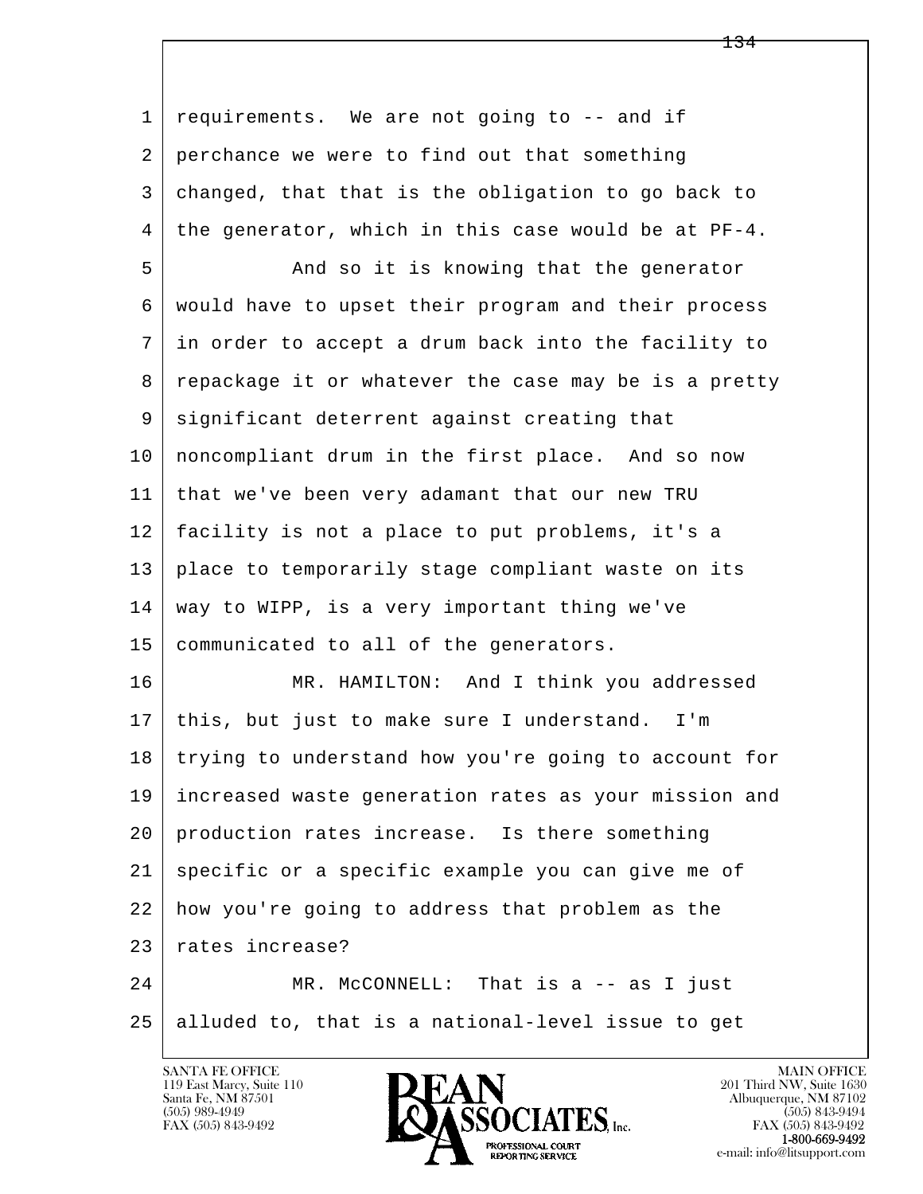requirements. We are not going to -- and if perchance we were to find out that something changed, that that is the obligation to go back to the generator, which in this case would be at PF-4.

And so it is knowing that the generator would have to upset their program and their process in order to accept a drum back into the facility to repackage it or whatever the case may be is a pretty significant deterrent against creating that noncompliant drum in the first place. And so now that we've been very adamant that our new TRU facility is not a place to put problems, it's a place to temporarily stage compliant waste on its way to WIPP, is a very important thing we've communicated to all of the generators.

MR. HAMILTON: And I think you addressed this, but just to make sure I understand. I'm trying to understand how you're going to account for increased waste generation rates as your mission and production rates increase. Is there something specific or a specific example you can give me of how you're going to address that problem as the rates increase?

MR. McCONNELL: That is a -- as I just alluded to, that is a national-level issue to get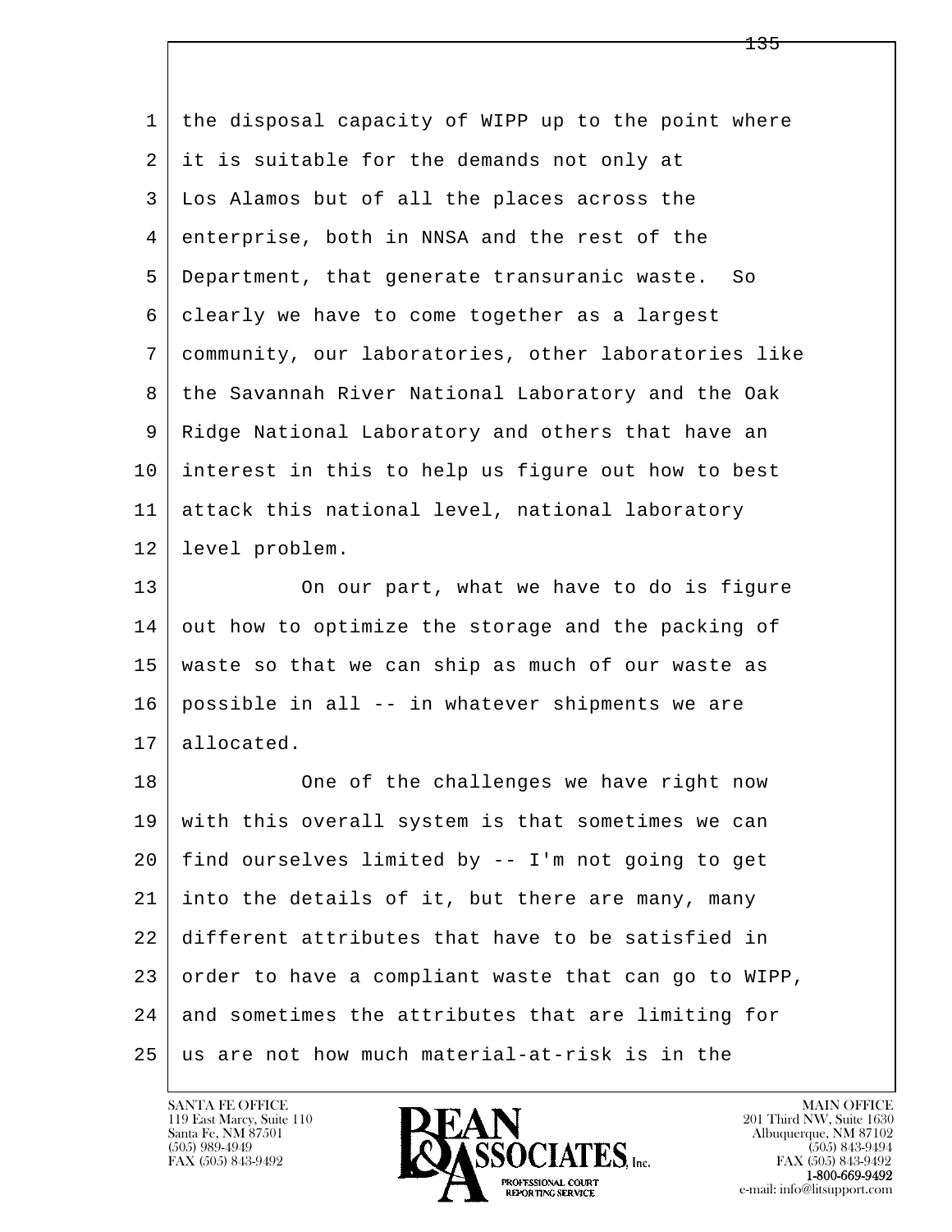the disposal capacity of WIPP up to the point where it is suitable for the demands not only at Los Alamos but of all the places across the enterprise, both in NNSA and the rest of the Department, that generate transuranic waste. So clearly we have to come together as a largest community, our laboratories, other laboratories like the Savannah River National Laboratory and the Oak Ridge National Laboratory and others that have an interest in this to help us figure out how to best attack this national level, national laboratory level problem.

On our part, what we have to do is figure out how to optimize the storage and the packing of waste so that we can ship as much of our waste as possible in all -- in whatever shipments we are allocated.

One of the challenges we have right now with this overall system is that sometimes we can find ourselves limited by -- I'm not going to get into the details of it, but there are many, many different attributes that have to be satisfied in order to have a compliant waste that can go to WIPP, and sometimes the attributes that are limiting for us are not how much material-at-risk is in the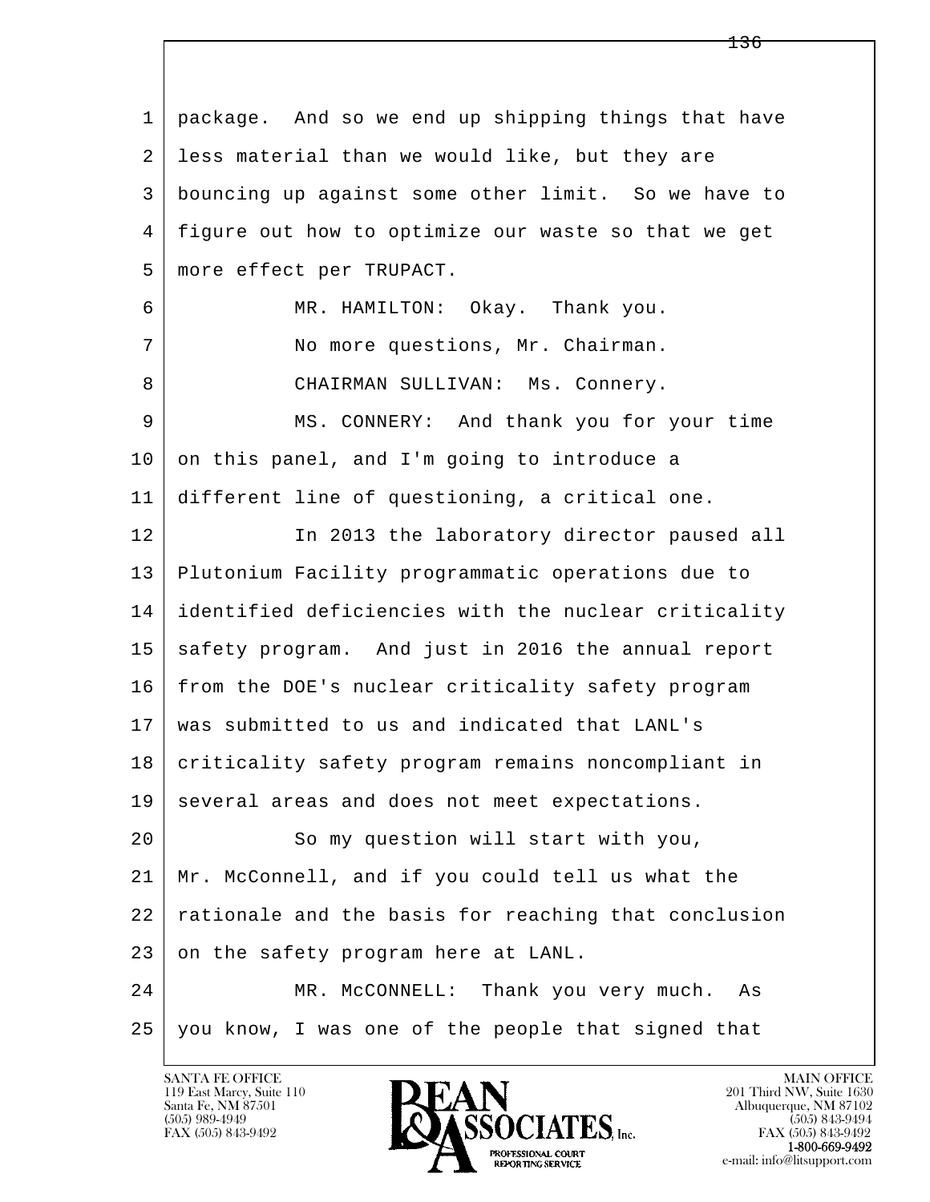package. And so we end up shipping things that have less material than we would like, but they are bouncing up against some other limit. So we have to figure out how to optimize our waste so that we get more effect per TRUPACT.

MR. HAMILTON: Okay. Thank you.

No more questions, Mr. Chairman.

CHAIRMAN SULLIVAN: Ms. Connery.

MS. CONNERY: And thank you for your time on this panel, and I'm going to introduce a different line of questioning, a critical one.

In 2013 the laboratory director paused all Plutonium Facility programmatic operations due to identified deficiencies with the nuclear criticality safety program. And just in 2016 the annual report from the DOE's nuclear criticality safety program was submitted to us and indicated that LANL's criticality safety program remains noncompliant in several areas and does not meet expectations.

So my question will start with you, Mr. McConnell, and if you could tell us what the rationale and the basis for reaching that conclusion on the safety program here at LANL.

MR. McCONNELL: Thank you very much. As you know, I was one of the people that signed that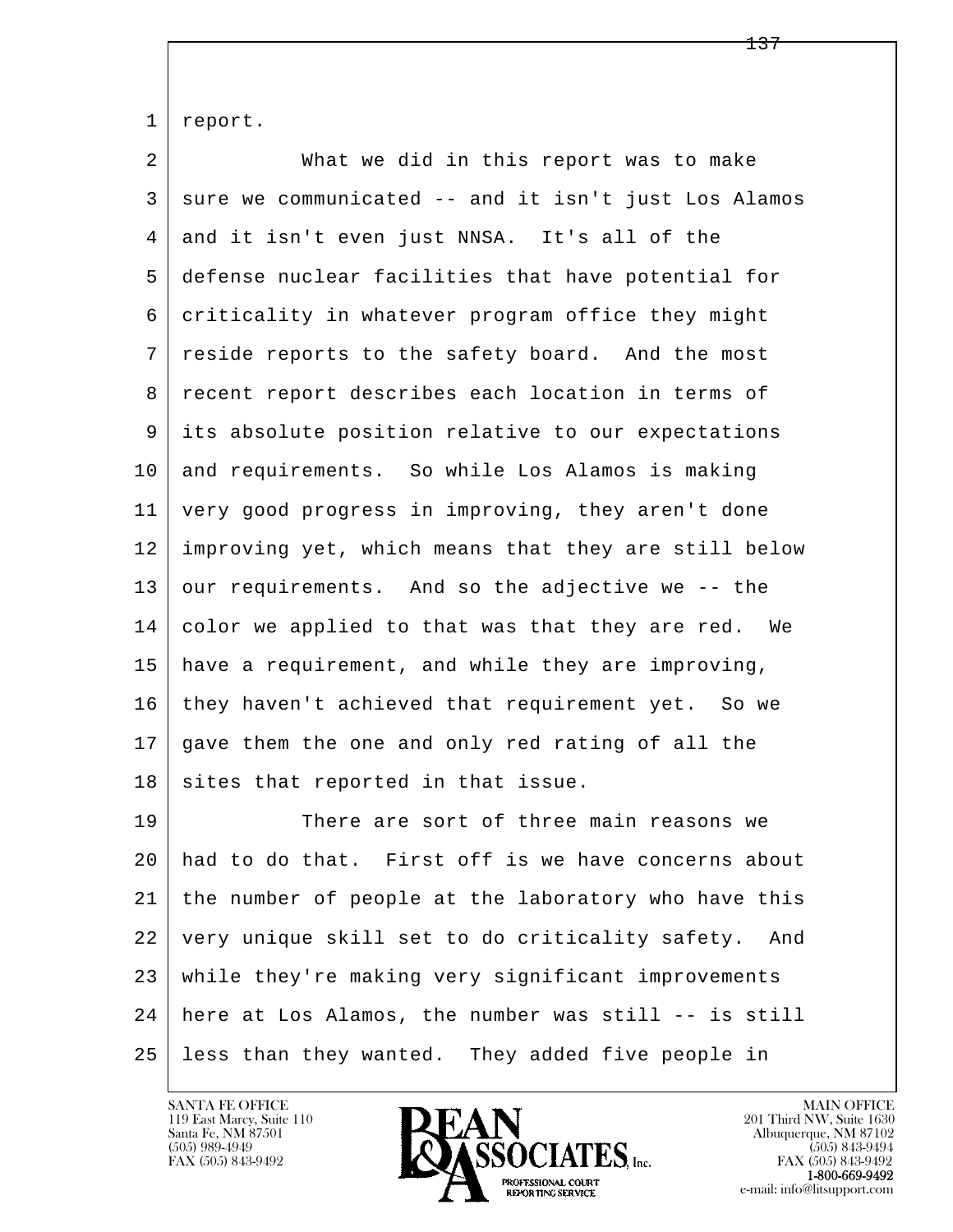report.

What we did in this report was to make sure we communicated -- and it isn't just Los Alamos and it isn't even just NNSA. It's all of the defense nuclear facilities that have potential for criticality in whatever program office they might reside reports to the safety board. And the most recent report describes each location in terms of its absolute position relative to our expectations and requirements. So while Los Alamos is making very good progress in improving, they aren't done improving yet, which means that they are still below our requirements. And so the adjective we -- the color we applied to that was that they are red. We have a requirement, and while they are improving, they haven't achieved that requirement yet. So we gave them the one and only red rating of all the sites that reported in that issue.

There are sort of three main reasons we had to do that. First off is we have concerns about the number of people at the laboratory who have this very unique skill set to do criticality safety. And while they're making very significant improvements here at Los Alamos, the number was still -- is still less than they wanted. They added five people in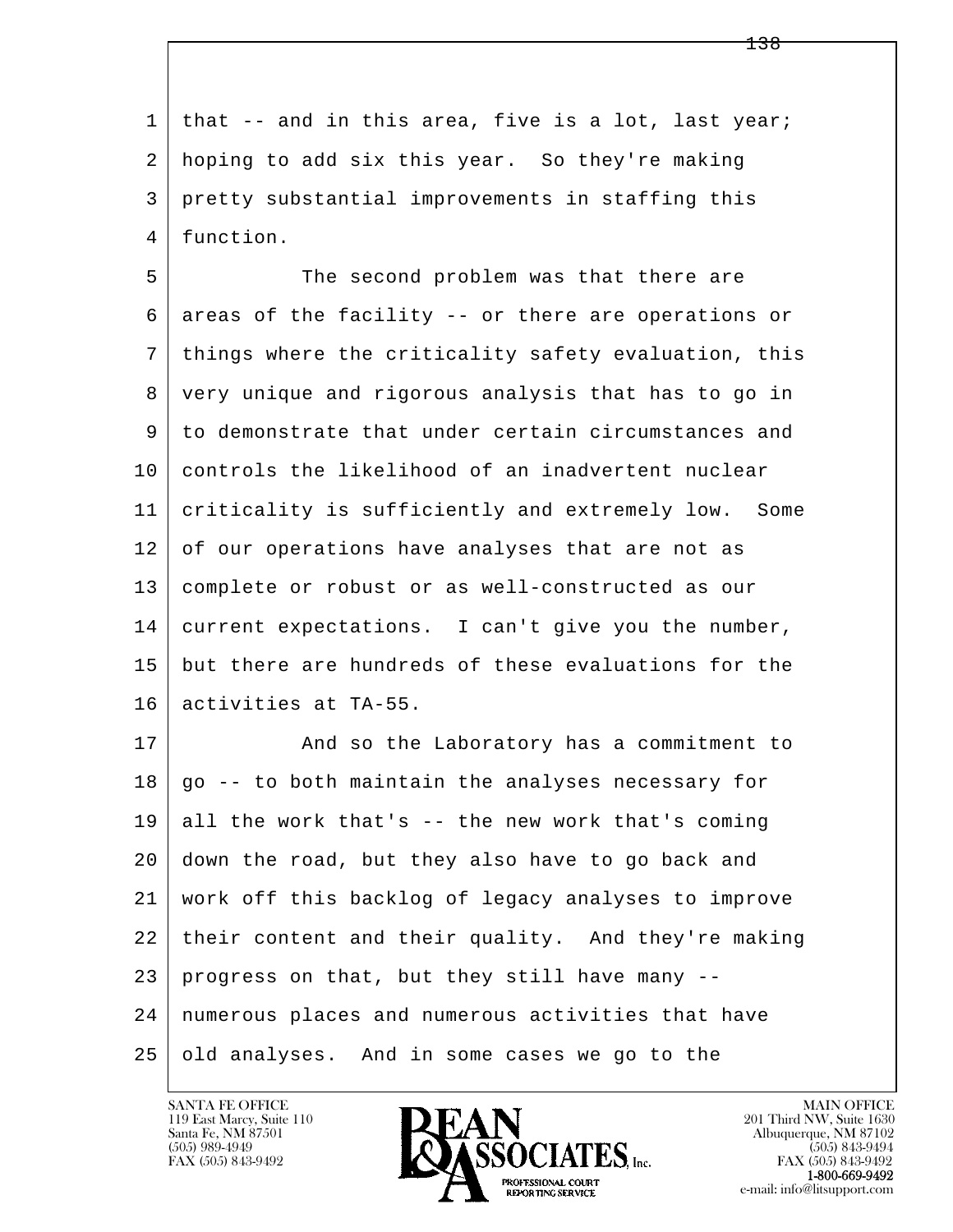that -- and in this area, five is a lot, last year; hoping to add six this year. So they're making pretty substantial improvements in staffing this function.

The second problem was that there are areas of the facility -- or there are operations or things where the criticality safety evaluation, this very unique and rigorous analysis that has to go in to demonstrate that under certain circumstances and controls the likelihood of an inadvertent nuclear criticality is sufficiently and extremely low. Some of our operations have analyses that are not as complete or robust or as well-constructed as our current expectations. I can't give you the number, but there are hundreds of these evaluations for the activities at TA-55.

And so the Laboratory has a commitment to go -- to both maintain the analyses necessary for all the work that's -- the new work that's coming down the road, but they also have to go back and work off this backlog of legacy analyses to improve their content and their quality. And they're making progress on that, but they still have many -- numerous places and numerous activities that have old analyses. And in some cases we go to the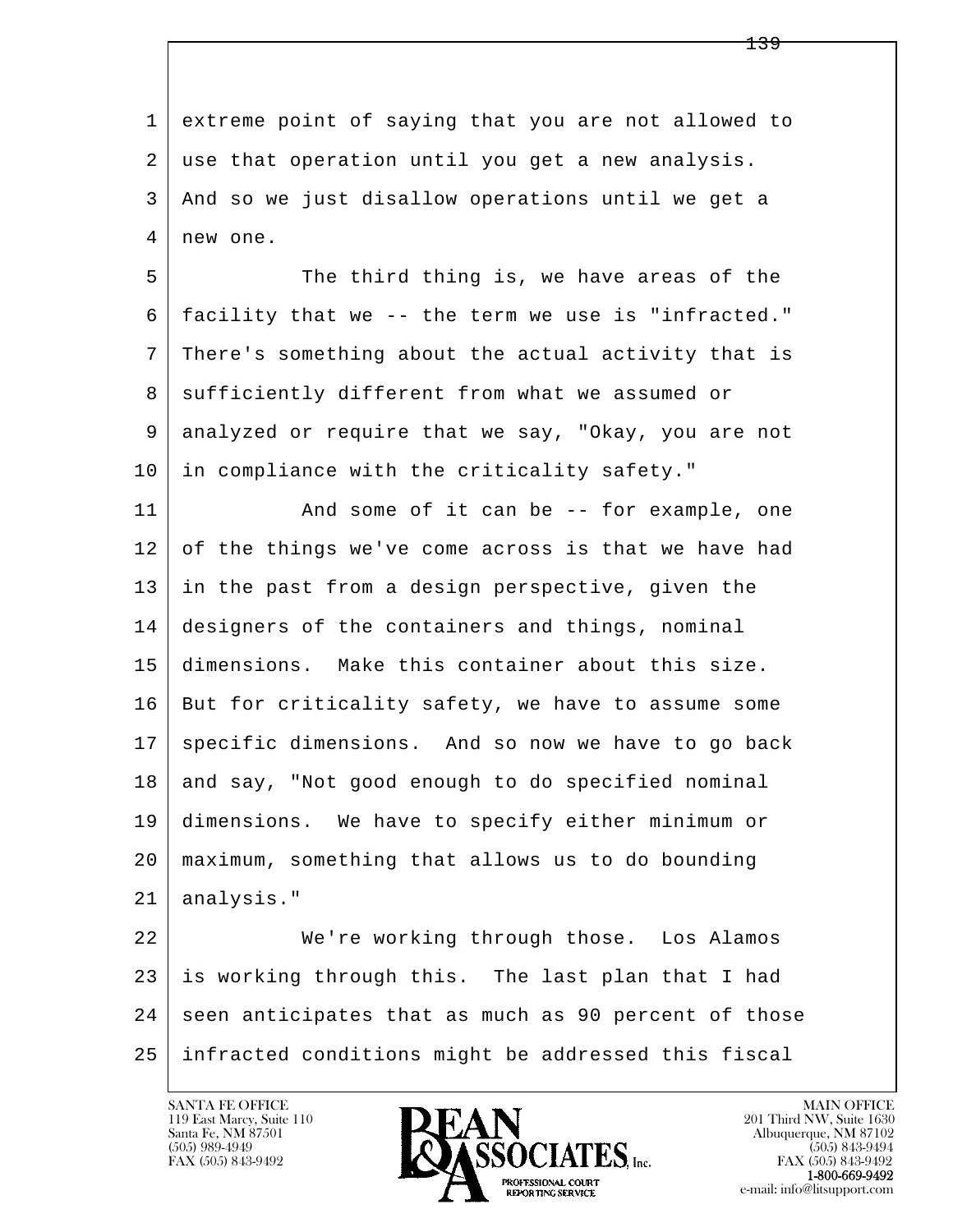extreme point of saying that you are not allowed to use that operation until you get a new analysis. And so we just disallow operations until we get a new one.

The third thing is, we have areas of the facility that we -- the term we use is "infracted." There's something about the actual activity that is sufficiently different from what we assumed or analyzed or require that we say, "Okay, you are not in compliance with the criticality safety."

And some of it can be -- for example, one of the things we've come across is that we have had in the past from a design perspective, given the designers of the containers and things, nominal dimensions. Make this container about this size. But for criticality safety, we have to assume some specific dimensions. And so now we have to go back and say, "Not good enough to do specified nominal dimensions. We have to specify either minimum or maximum, something that allows us to do bounding analysis."

We're working through those. Los Alamos is working through this. The last plan that I had seen anticipates that as much as 90 percent of those infracted conditions might be addressed this fiscal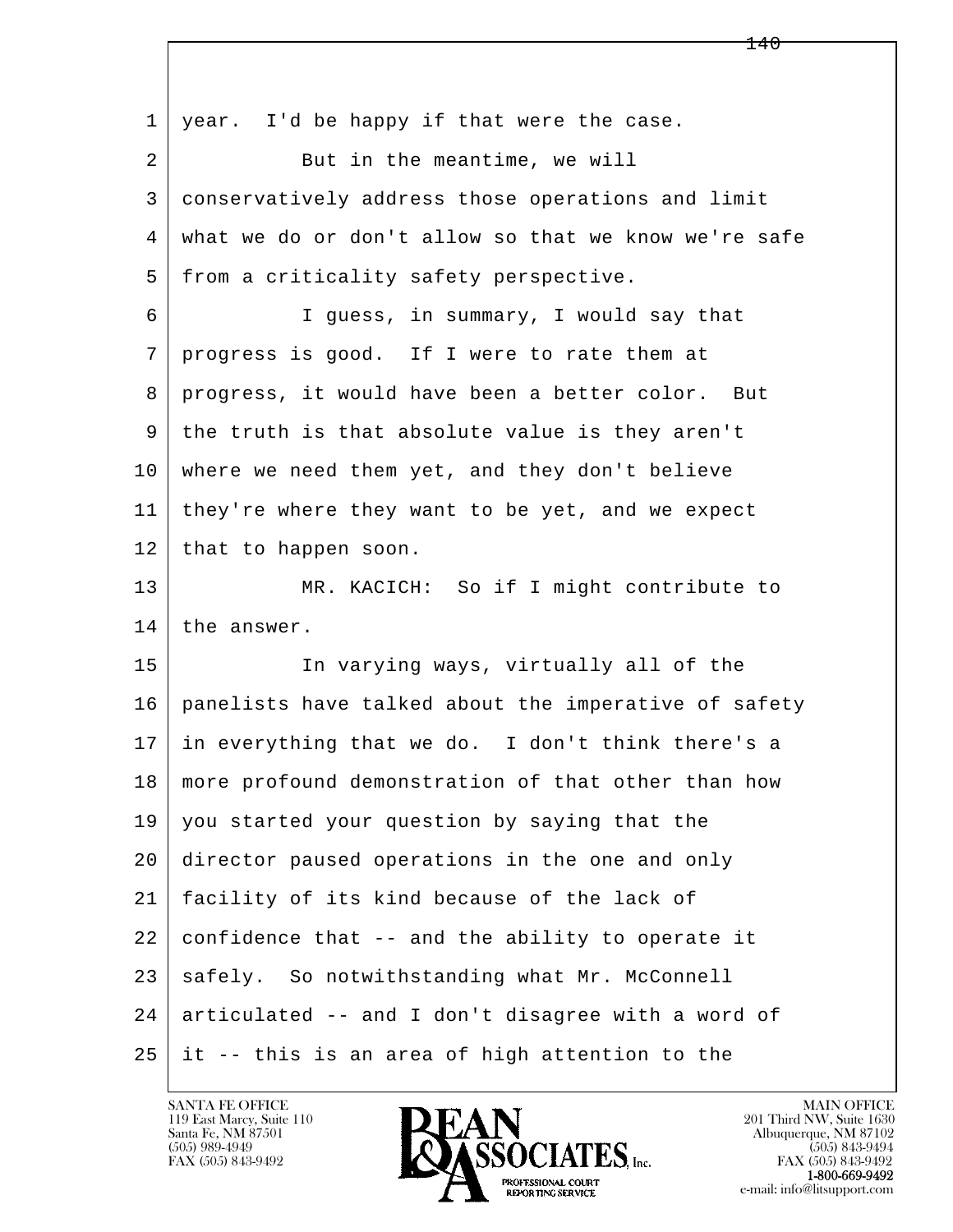year. I'd be happy if that were the case.

But in the meantime, we will conservatively address those operations and limit what we do or don't allow so that we know we're safe from a criticality safety perspective.

I guess, in summary, I would say that progress is good. If I were to rate them at progress, it would have been a better color. But the truth is that absolute value is they aren't where we need them yet, and they don't believe they're where they want to be yet, and we expect that to happen soon.

MR. KACICH: So if I might contribute to the answer.

In varying ways, virtually all of the panelists have talked about the imperative of safety in everything that we do. I don't think there's a more profound demonstration of that other than how you started your question by saying that the director paused operations in the one and only facility of its kind because of the lack of confidence that -- and the ability to operate it safely. So notwithstanding what Mr. McConnell articulated -- and I don't disagree with a word of it -- this is an area of high attention to the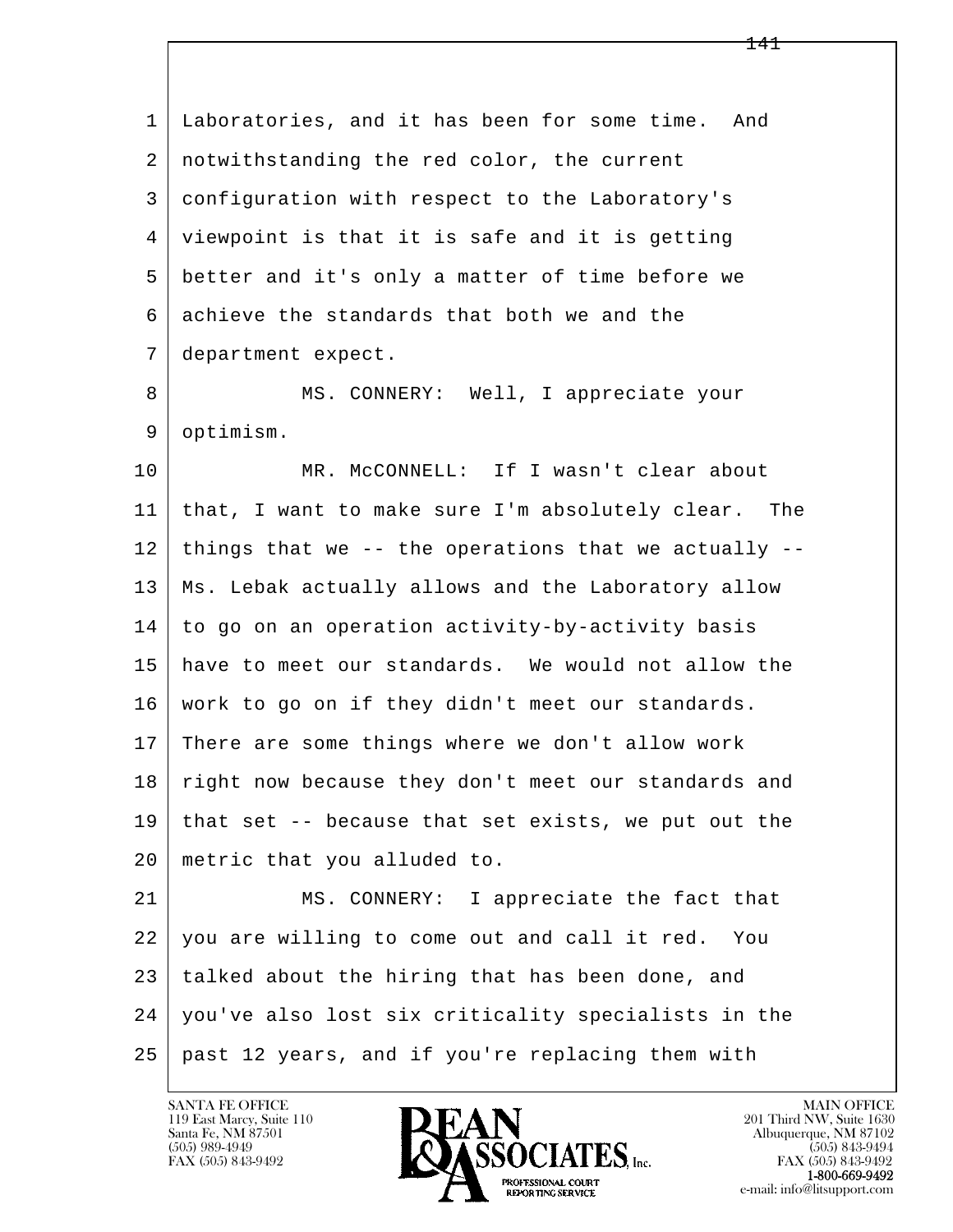Laboratories, and it has been for some time. And notwithstanding the red color, the current configuration with respect to the Laboratory's viewpoint is that it is safe and it is getting better and it's only a matter of time before we achieve the standards that both we and the department expect.

MS. CONNERY: Well, I appreciate your optimism.

MR. McCONNELL: If I wasn't clear about that, I want to make sure I'm absolutely clear. The things that we -- the operations that we actually -- Ms. Lebak actually allows and the Laboratory allow to go on an operation activity-by-activity basis have to meet our standards. We would not allow the work to go on if they didn't meet our standards. There are some things where we don't allow work right now because they don't meet our standards and that set -- because that set exists, we put out the metric that you alluded to.

MS. CONNERY: I appreciate the fact that you are willing to come out and call it red. You talked about the hiring that has been done, and you've also lost six criticality specialists in the past 12 years, and if you're replacing them with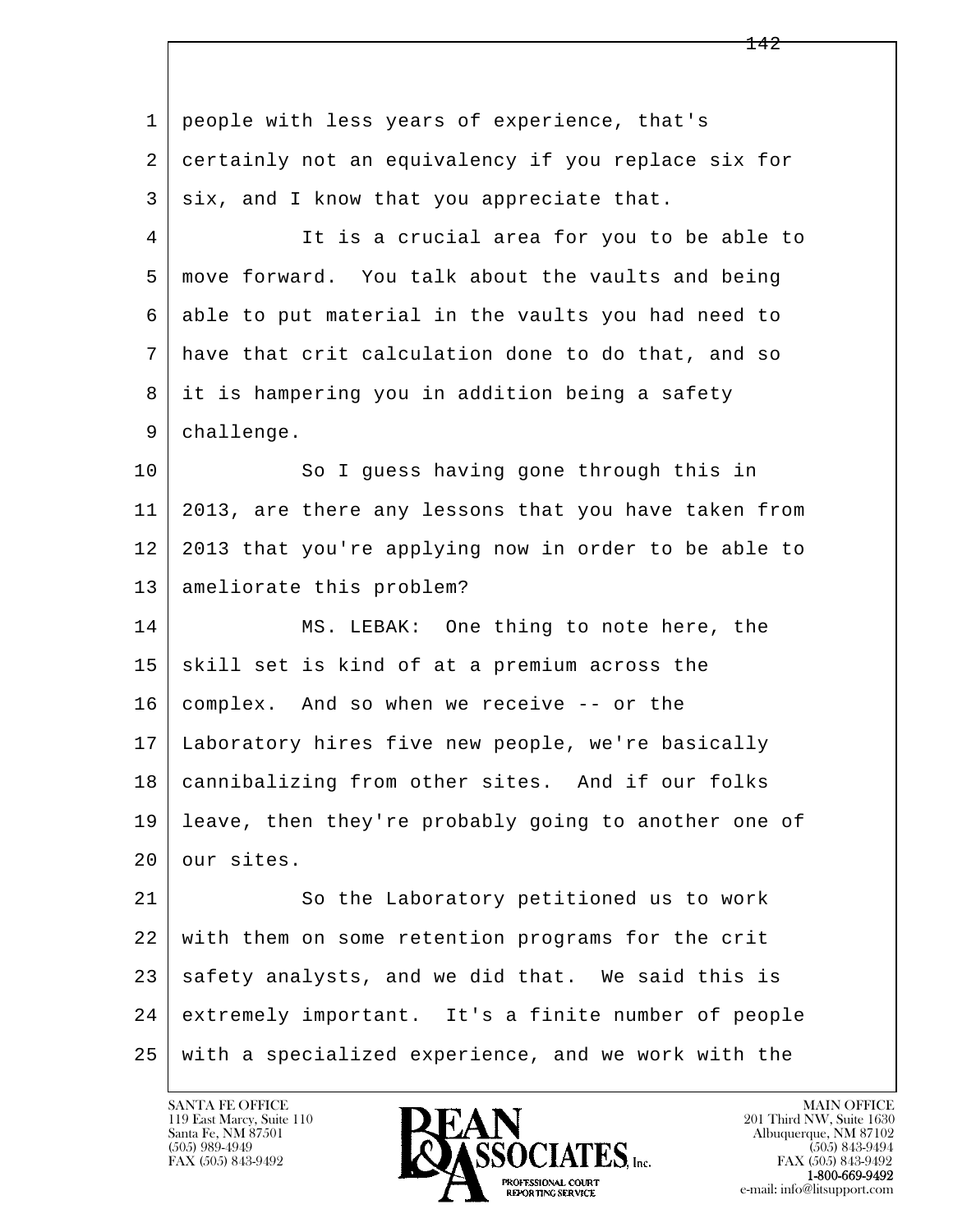people with less years of experience, that's certainly not an equivalency if you replace six for six, and I know that you appreciate that.

It is a crucial area for you to be able to move forward. You talk about the vaults and being able to put material in the vaults you had need to have that crit calculation done to do that, and so it is hampering you in addition being a safety challenge.

So I guess having gone through this in 2013, are there any lessons that you have taken from 2013 that you're applying now in order to be able to ameliorate this problem?

MS. LEBAK: One thing to note here, the skill set is kind of at a premium across the complex. And so when we receive -- or the Laboratory hires five new people, we're basically cannibalizing from other sites. And if our folks leave, then they're probably going to another one of our sites.

So the Laboratory petitioned us to work with them on some retention programs for the crit safety analysts, and we did that. We said this is extremely important. It's a finite number of people with a specialized experience, and we work with the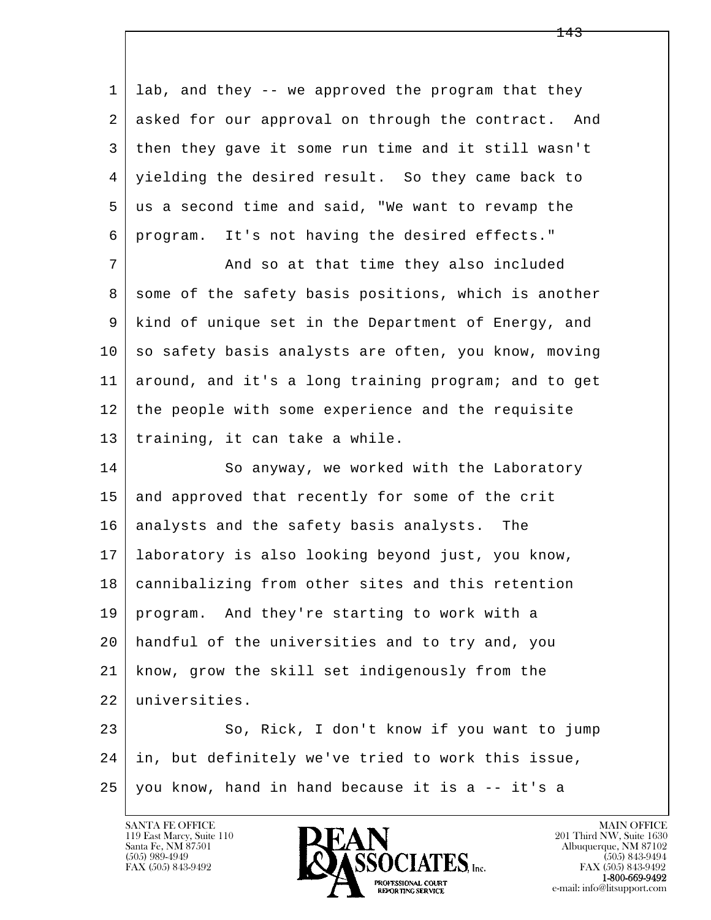lab, and they -- we approved the program that they asked for our approval on through the contract. And then they gave it some run time and it still wasn't yielding the desired result. So they came back to us a second time and said, "We want to revamp the program. It's not having the desired effects."

And so at that time they also included some of the safety basis positions, which is another kind of unique set in the Department of Energy, and so safety basis analysts are often, you know, moving around, and it's a long training program; and to get the people with some experience and the requisite training, it can take a while.

So anyway, we worked with the Laboratory and approved that recently for some of the crit analysts and the safety basis analysts. The laboratory is also looking beyond just, you know, cannibalizing from other sites and this retention program. And they're starting to work with a handful of the universities and to try and, you know, grow the skill set indigenously from the universities.

So, Rick, I don't know if you want to jump in, but definitely we've tried to work this issue, you know, hand in hand because it is a -- it's a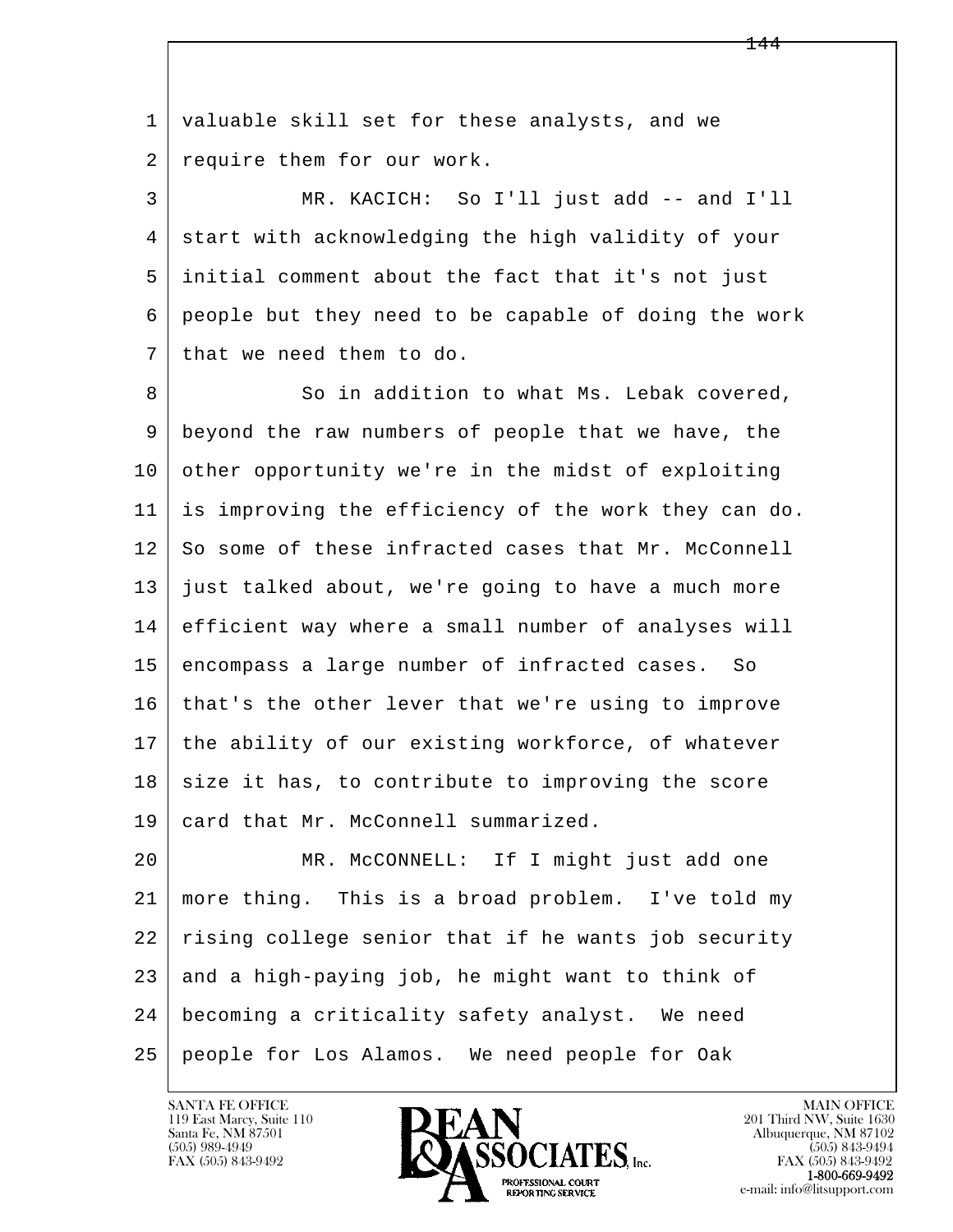valuable skill set for these analysts, and we require them for our work.

MR. KACICH: So I'll just add -- and I'll start with acknowledging the high validity of your initial comment about the fact that it's not just people but they need to be capable of doing the work that we need them to do.

So in addition to what Ms. Lebak covered, beyond the raw numbers of people that we have, the other opportunity we're in the midst of exploiting is improving the efficiency of the work they can do. So some of these infracted cases that Mr. McConnell just talked about, we're going to have a much more efficient way where a small number of analyses will encompass a large number of infracted cases. So that's the other lever that we're using to improve the ability of our existing workforce, of whatever size it has, to contribute to improving the score card that Mr. McConnell summarized.

MR. McCONNELL: If I might just add one more thing. This is a broad problem. I've told my rising college senior that if he wants job security and a high-paying job, he might want to think of becoming a criticality safety analyst. We need people for Los Alamos. We need people for Oak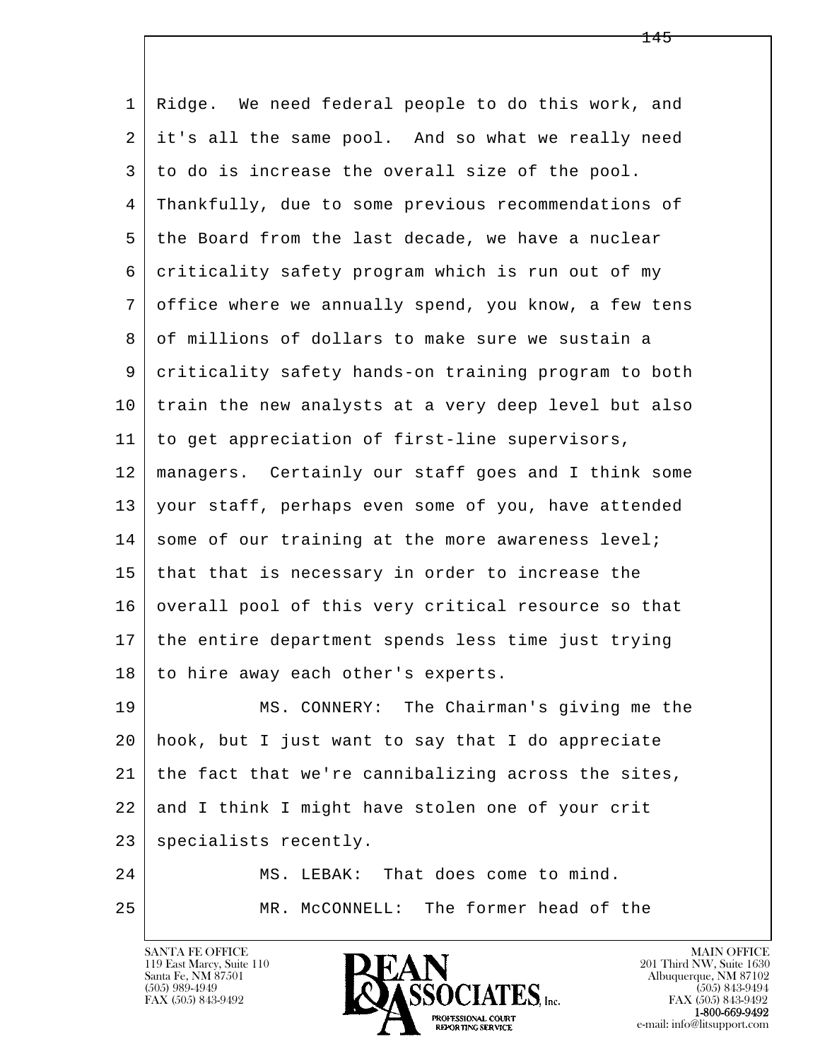Ridge. We need federal people to do this work, and it's all the same pool. And so what we really need to do is increase the overall size of the pool. Thankfully, due to some previous recommendations of the Board from the last decade, we have a nuclear criticality safety program which is run out of my office where we annually spend, you know, a few tens of millions of dollars to make sure we sustain a criticality safety hands-on training program to both train the new analysts at a very deep level but also to get appreciation of first-line supervisors, managers. Certainly our staff goes and I think some your staff, perhaps even some of you, have attended some of our training at the more awareness level; that that is necessary in order to increase the overall pool of this very critical resource so that the entire department spends less time just trying to hire away each other's experts.

MS. CONNERY: The Chairman's giving me the hook, but I just want to say that I do appreciate the fact that we're cannibalizing across the sites, and I think I might have stolen one of your crit specialists recently.

MS. LEBAK: That does come to mind.

MR. McCONNELL: The former head of the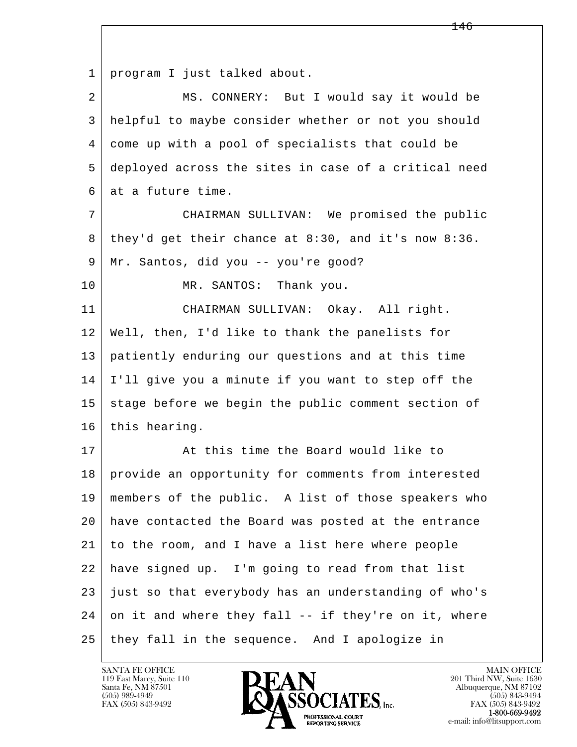program I just talked about.

MS. CONNERY: But I would say it would be helpful to maybe consider whether or not you should come up with a pool of specialists that could be deployed across the sites in case of a critical need at a future time.

CHAIRMAN SULLIVAN: We promised the public they'd get their chance at 8:30, and it's now 8:36. Mr. Santos, did you -- you're good?

MR. SANTOS: Thank you.

CHAIRMAN SULLIVAN: Okay. All right. Well, then, I'd like to thank the panelists for patiently enduring our questions and at this time I'll give you a minute if you want to step off the stage before we begin the public comment section of this hearing.

At this time the Board would like to provide an opportunity for comments from interested members of the public. A list of those speakers who have contacted the Board was posted at the entrance to the room, and I have a list here where people have signed up. I'm going to read from that list just so that everybody has an understanding of who's on it and where they fall -- if they're on it, where they fall in the sequence. And I apologize in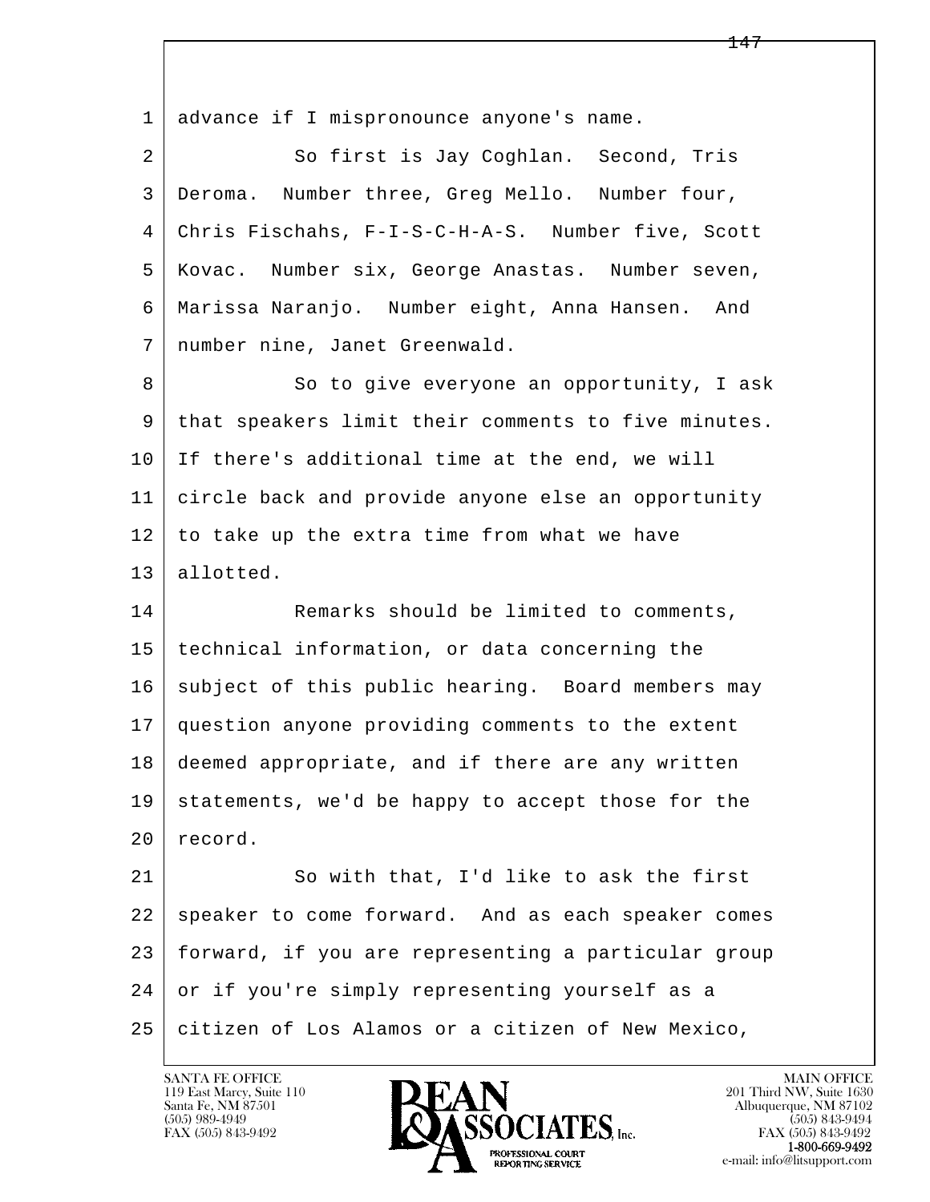1 advance if I mispronounce anyone's name.

2 So first is Jay Coghlan. Second, Tris
3 Deroma. Number three, Greg Mello. Number four,
4 Chris Fischahs, F-I-S-C-H-A-S. Number five, Scott
5 Kovac. Number six, George Anastas. Number seven,
6 Marissa Naranjo. Number eight, Anna Hansen. And
7 number nine, Janet Greenwald.

8 So to give everyone an opportunity, I ask
9 that speakers limit their comments to five minutes.
10 If there's additional time at the end, we will
11 circle back and provide anyone else an opportunity
12 to take up the extra time from what we have
13 allotted.

14 Remarks should be limited to comments,
15 technical information, or data concerning the
16 subject of this public hearing. Board members may
17 question anyone providing comments to the extent
18 deemed appropriate, and if there are any written
19 statements, we'd be happy to accept those for the
20 record.

21 So with that, I'd like to ask the first
22 speaker to come forward. And as each speaker comes
23 forward, if you are representing a particular group
24 or if you're simply representing yourself as a
25 citizen of Los Alamos or a citizen of New Mexico,

SANTA FE OFFICE
119 East Marcy, Suite 110
Santa Fe, NM 87501
(505) 989-4949
FAX (505) 843-9492

MAIN OFFICE
201 Third NW, Suite 1630
Albuquerque, NM 87102
(505) 843-9494
FAX (505) 843-9492
1-800-669-9492
e-mail: info@litsupport.com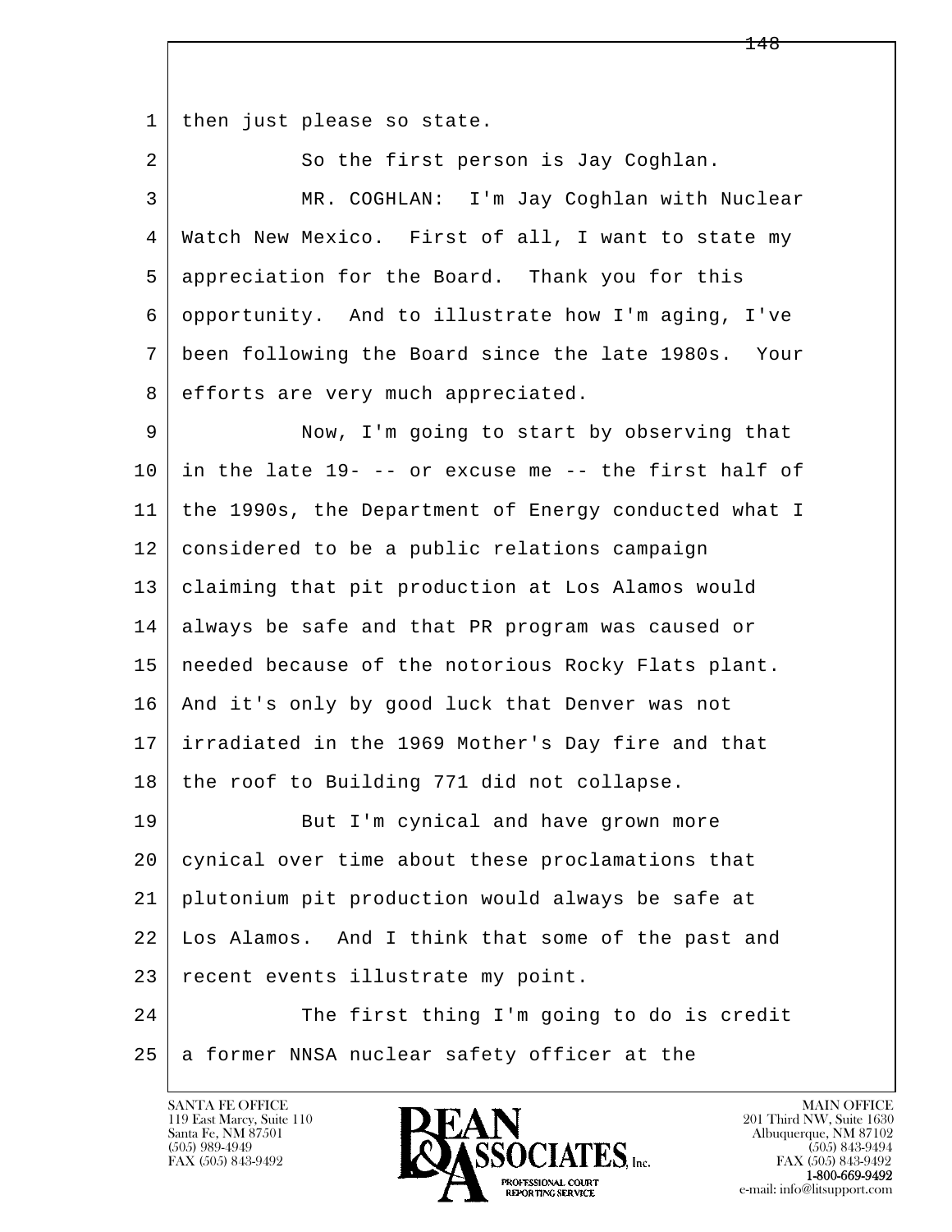then just please so state.

So the first person is Jay Coghlan.

MR. COGHLAN: I'm Jay Coghlan with Nuclear Watch New Mexico. First of all, I want to state my appreciation for the Board. Thank you for this opportunity. And to illustrate how I'm aging, I've been following the Board since the late 1980s. Your efforts are very much appreciated.

Now, I'm going to start by observing that in the late 19- -- or excuse me -- the first half of the 1990s, the Department of Energy conducted what I considered to be a public relations campaign claiming that pit production at Los Alamos would always be safe and that PR program was caused or needed because of the notorious Rocky Flats plant. And it's only by good luck that Denver was not irradiated in the 1969 Mother's Day fire and that the roof to Building 771 did not collapse.

But I'm cynical and have grown more cynical over time about these proclamations that plutonium pit production would always be safe at Los Alamos. And I think that some of the past and recent events illustrate my point.

The first thing I'm going to do is credit a former NNSA nuclear safety officer at the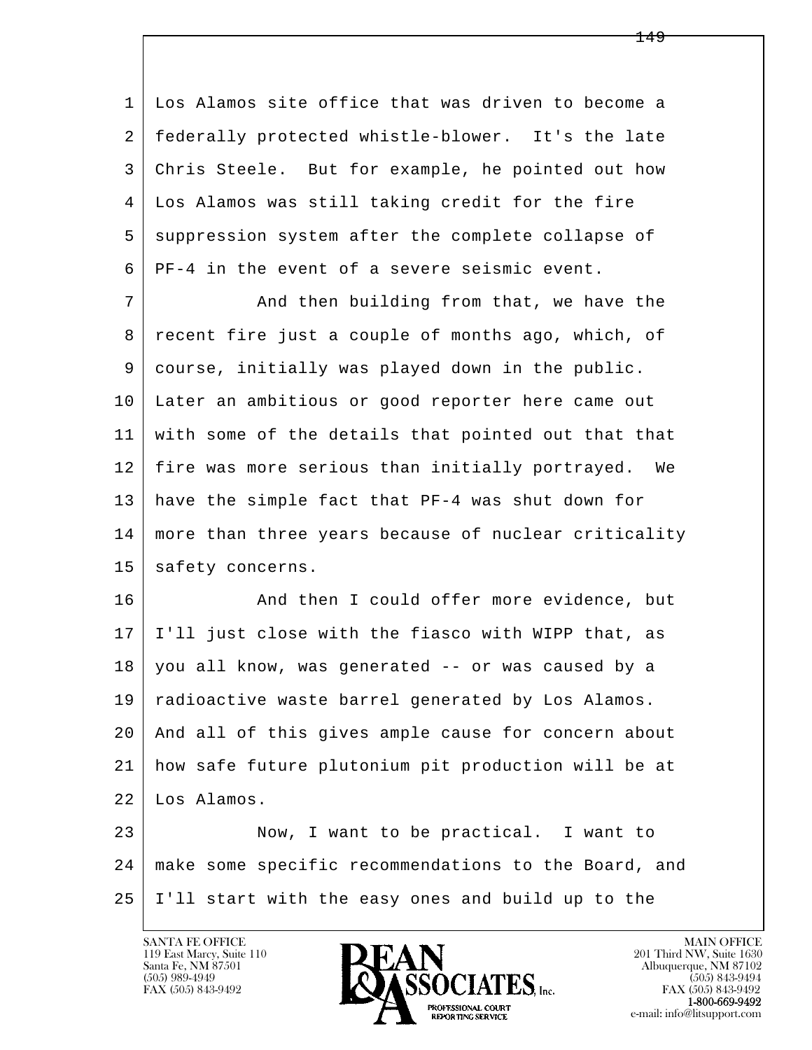Los Alamos site office that was driven to become a federally protected whistle-blower. It's the late Chris Steele. But for example, he pointed out how Los Alamos was still taking credit for the fire suppression system after the complete collapse of PF-4 in the event of a severe seismic event.

And then building from that, we have the recent fire just a couple of months ago, which, of course, initially was played down in the public. Later an ambitious or good reporter here came out with some of the details that pointed out that that fire was more serious than initially portrayed. We have the simple fact that PF-4 was shut down for more than three years because of nuclear criticality safety concerns.

And then I could offer more evidence, but I'll just close with the fiasco with WIPP that, as you all know, was generated -- or was caused by a radioactive waste barrel generated by Los Alamos. And all of this gives ample cause for concern about how safe future plutonium pit production will be at Los Alamos.

Now, I want to be practical. I want to make some specific recommendations to the Board, and I'll start with the easy ones and build up to the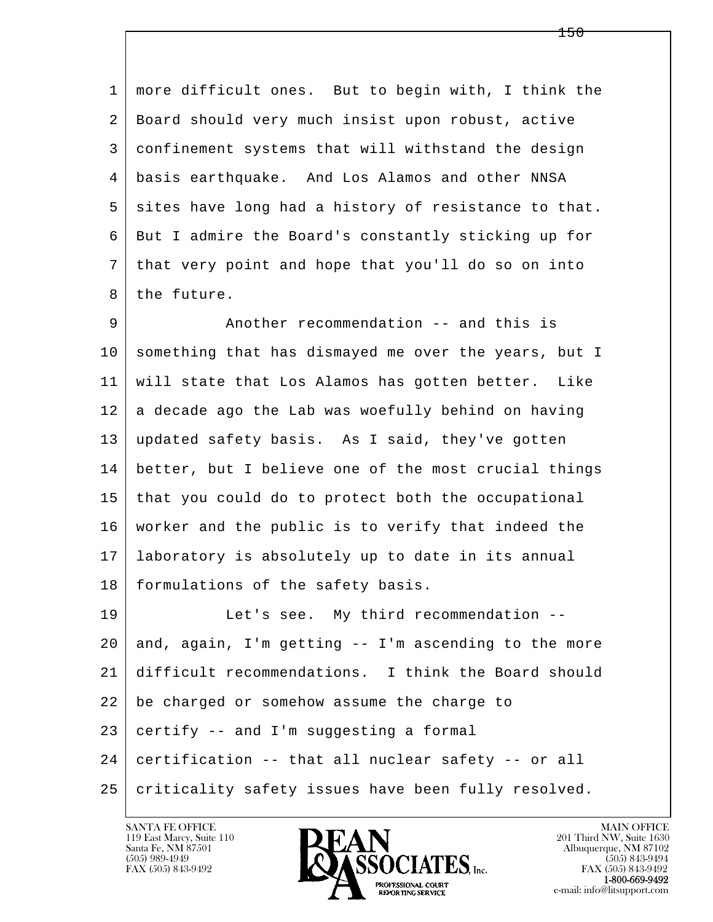more difficult ones. But to begin with, I think the Board should very much insist upon robust, active confinement systems that will withstand the design basis earthquake. And Los Alamos and other NNSA sites have long had a history of resistance to that. But I admire the Board's constantly sticking up for that very point and hope that you'll do so on into the future.

Another recommendation -- and this is something that has dismayed me over the years, but I will state that Los Alamos has gotten better. Like a decade ago the Lab was woefully behind on having updated safety basis. As I said, they've gotten better, but I believe one of the most crucial things that you could do to protect both the occupational worker and the public is to verify that indeed the laboratory is absolutely up to date in its annual formulations of the safety basis.

Let's see. My third recommendation -- and, again, I'm getting -- I'm ascending to the more difficult recommendations. I think the Board should be charged or somehow assume the charge to certify -- and I'm suggesting a formal certification -- that all nuclear safety -- or all criticality safety issues have been fully resolved.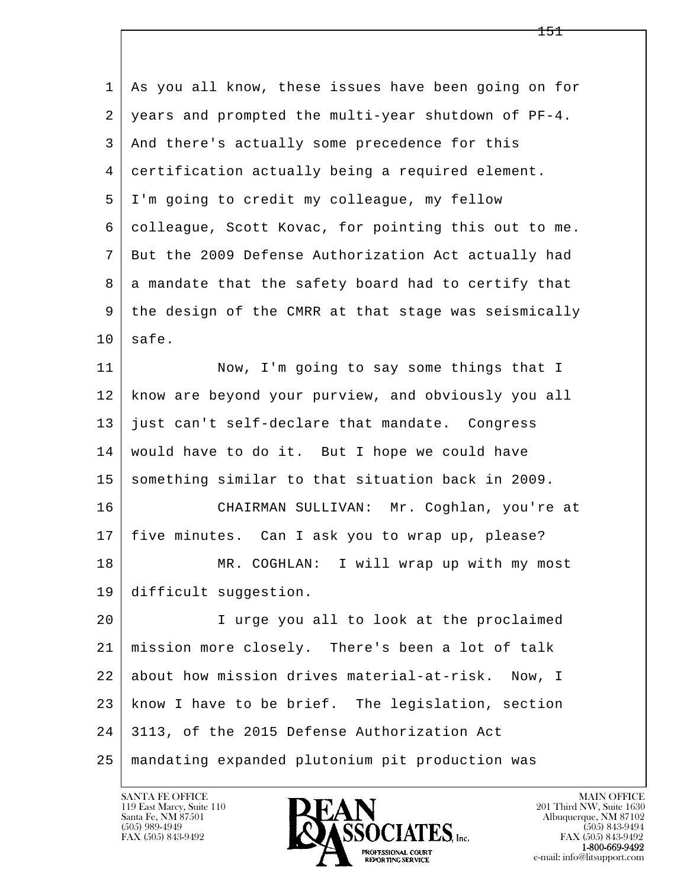As you all know, these issues have been going on for years and prompted the multi-year shutdown of PF-4. And there's actually some precedence for this certification actually being a required element. I'm going to credit my colleague, my fellow colleague, Scott Kovac, for pointing this out to me. But the 2009 Defense Authorization Act actually had a mandate that the safety board had to certify that the design of the CMRR at that stage was seismically safe.

Now, I'm going to say some things that I know are beyond your purview, and obviously you all just can't self-declare that mandate. Congress would have to do it. But I hope we could have something similar to that situation back in 2009.

CHAIRMAN SULLIVAN: Mr. Coghlan, you're at five minutes. Can I ask you to wrap up, please?

MR. COGHLAN: I will wrap up with my most difficult suggestion.

I urge you all to look at the proclaimed mission more closely. There's been a lot of talk about how mission drives material-at-risk. Now, I know I have to be brief. The legislation, section 3113, of the 2015 Defense Authorization Act mandating expanded plutonium pit production was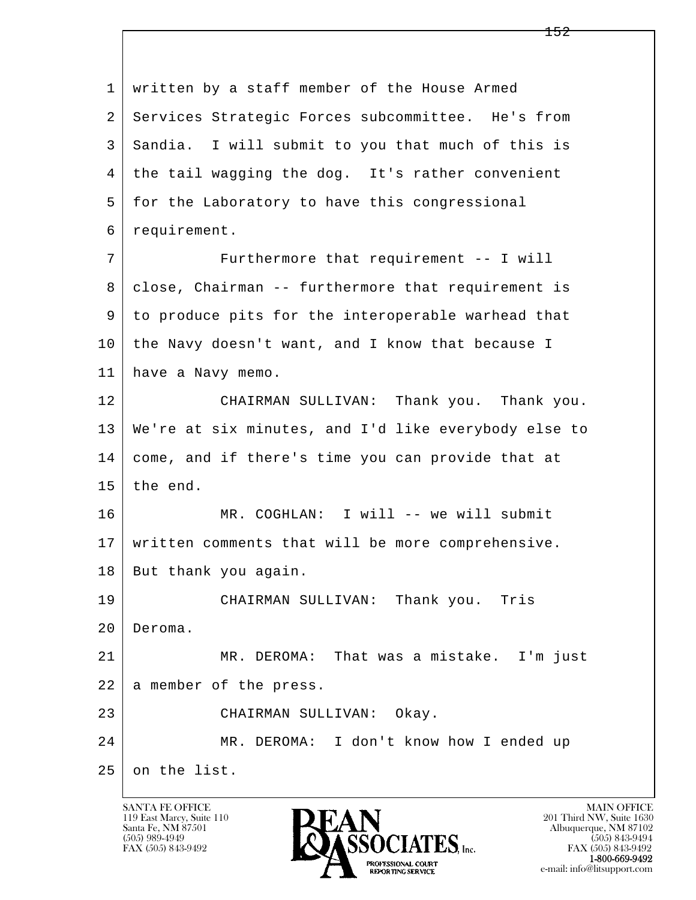written by a staff member of the House Armed Services Strategic Forces subcommittee. He's from Sandia. I will submit to you that much of this is the tail wagging the dog. It's rather convenient for the Laboratory to have this congressional requirement.

Furthermore that requirement -- I will close, Chairman -- furthermore that requirement is to produce pits for the interoperable warhead that the Navy doesn't want, and I know that because I have a Navy memo.

CHAIRMAN SULLIVAN: Thank you. Thank you. We're at six minutes, and I'd like everybody else to come, and if there's time you can provide that at the end.

MR. COGHLAN: I will -- we will submit written comments that will be more comprehensive. But thank you again.

CHAIRMAN SULLIVAN: Thank you. Tris Deroma.

MR. DEROMA: That was a mistake. I'm just a member of the press.

CHAIRMAN SULLIVAN: Okay.

MR. DEROMA: I don't know how I ended up on the list.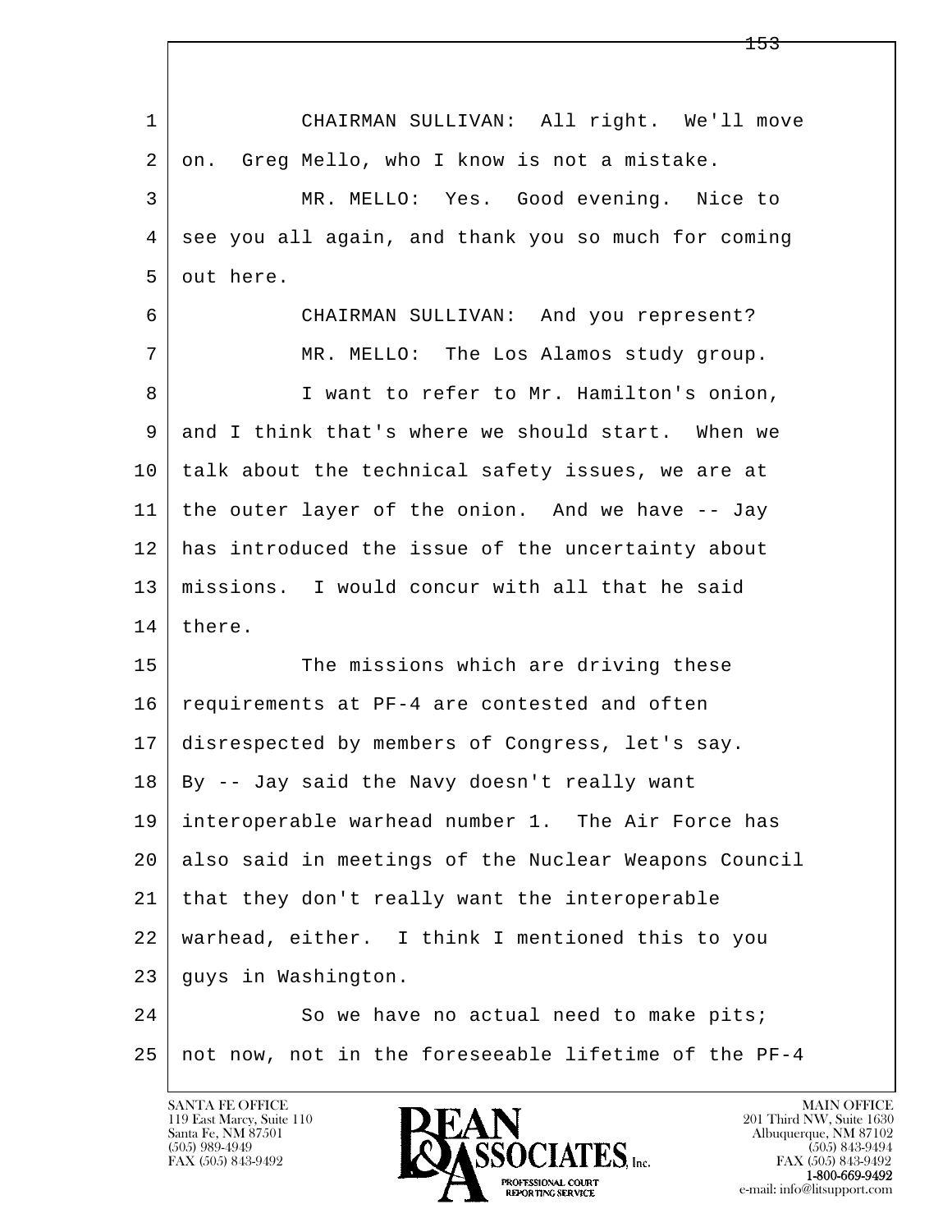CHAIRMAN SULLIVAN: All right. We'll move on. Greg Mello, who I know is not a mistake.

MR. MELLO: Yes. Good evening. Nice to see you all again, and thank you so much for coming out here.

CHAIRMAN SULLIVAN: And you represent?

MR. MELLO: The Los Alamos study group.

I want to refer to Mr. Hamilton's onion, and I think that's where we should start. When we talk about the technical safety issues, we are at the outer layer of the onion. And we have -- Jay has introduced the issue of the uncertainty about missions. I would concur with all that he said there.

The missions which are driving these requirements at PF-4 are contested and often disrespected by members of Congress, let's say. By -- Jay said the Navy doesn't really want interoperable warhead number 1. The Air Force has also said in meetings of the Nuclear Weapons Council that they don't really want the interoperable warhead, either. I think I mentioned this to you guys in Washington.

So we have no actual need to make pits; not now, not in the foreseeable lifetime of the PF-4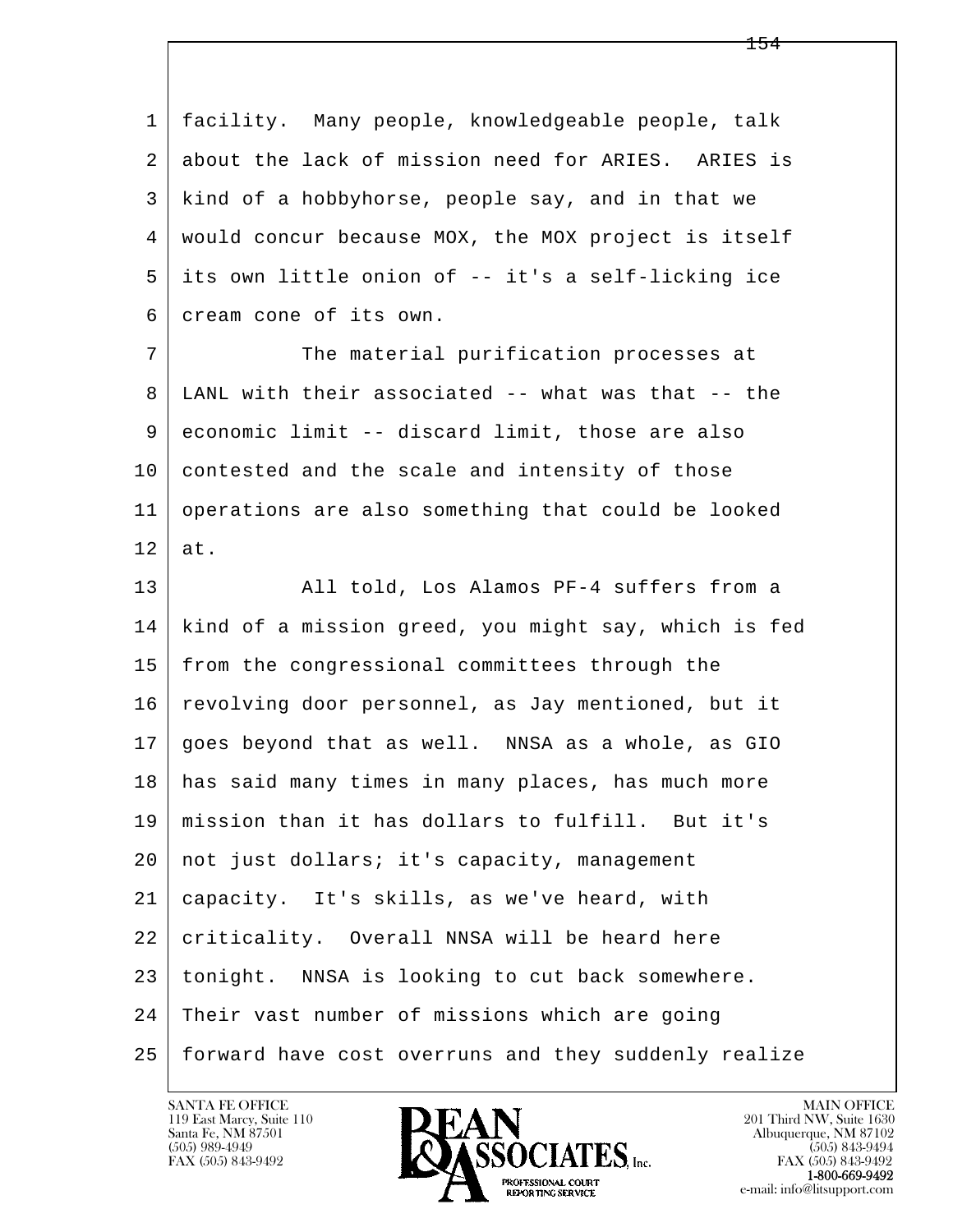facility. Many people, knowledgeable people, talk about the lack of mission need for ARIES. ARIES is kind of a hobbyhorse, people say, and in that we would concur because MOX, the MOX project is itself its own little onion of -- it's a self-licking ice cream cone of its own.

The material purification processes at LANL with their associated -- what was that -- the economic limit -- discard limit, those are also contested and the scale and intensity of those operations are also something that could be looked at.

All told, Los Alamos PF-4 suffers from a kind of a mission greed, you might say, which is fed from the congressional committees through the revolving door personnel, as Jay mentioned, but it goes beyond that as well. NNSA as a whole, as GIO has said many times in many places, has much more mission than it has dollars to fulfill. But it's not just dollars; it's capacity, management capacity. It's skills, as we've heard, with criticality. Overall NNSA will be heard here tonight. NNSA is looking to cut back somewhere. Their vast number of missions which are going forward have cost overruns and they suddenly realize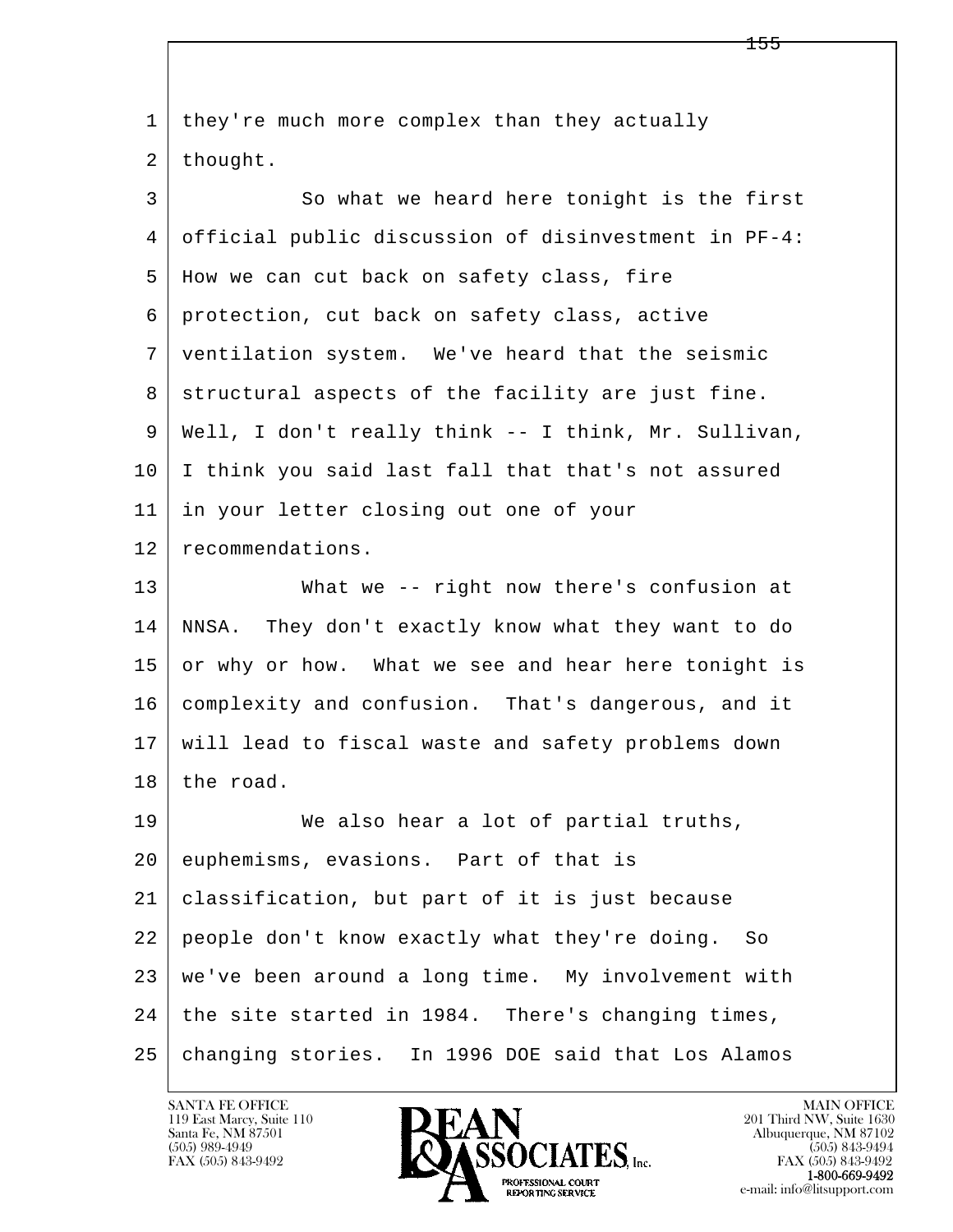they're much more complex than they actually thought.

So what we heard here tonight is the first official public discussion of disinvestment in PF-4: How we can cut back on safety class, fire protection, cut back on safety class, active ventilation system. We've heard that the seismic structural aspects of the facility are just fine. Well, I don't really think -- I think, Mr. Sullivan, I think you said last fall that that's not assured in your letter closing out one of your recommendations.

What we -- right now there's confusion at NNSA. They don't exactly know what they want to do or why or how. What we see and hear here tonight is complexity and confusion. That's dangerous, and it will lead to fiscal waste and safety problems down the road.

We also hear a lot of partial truths, euphemisms, evasions. Part of that is classification, but part of it is just because people don't know exactly what they're doing. So we've been around a long time. My involvement with the site started in 1984. There's changing times, changing stories. In 1996 DOE said that Los Alamos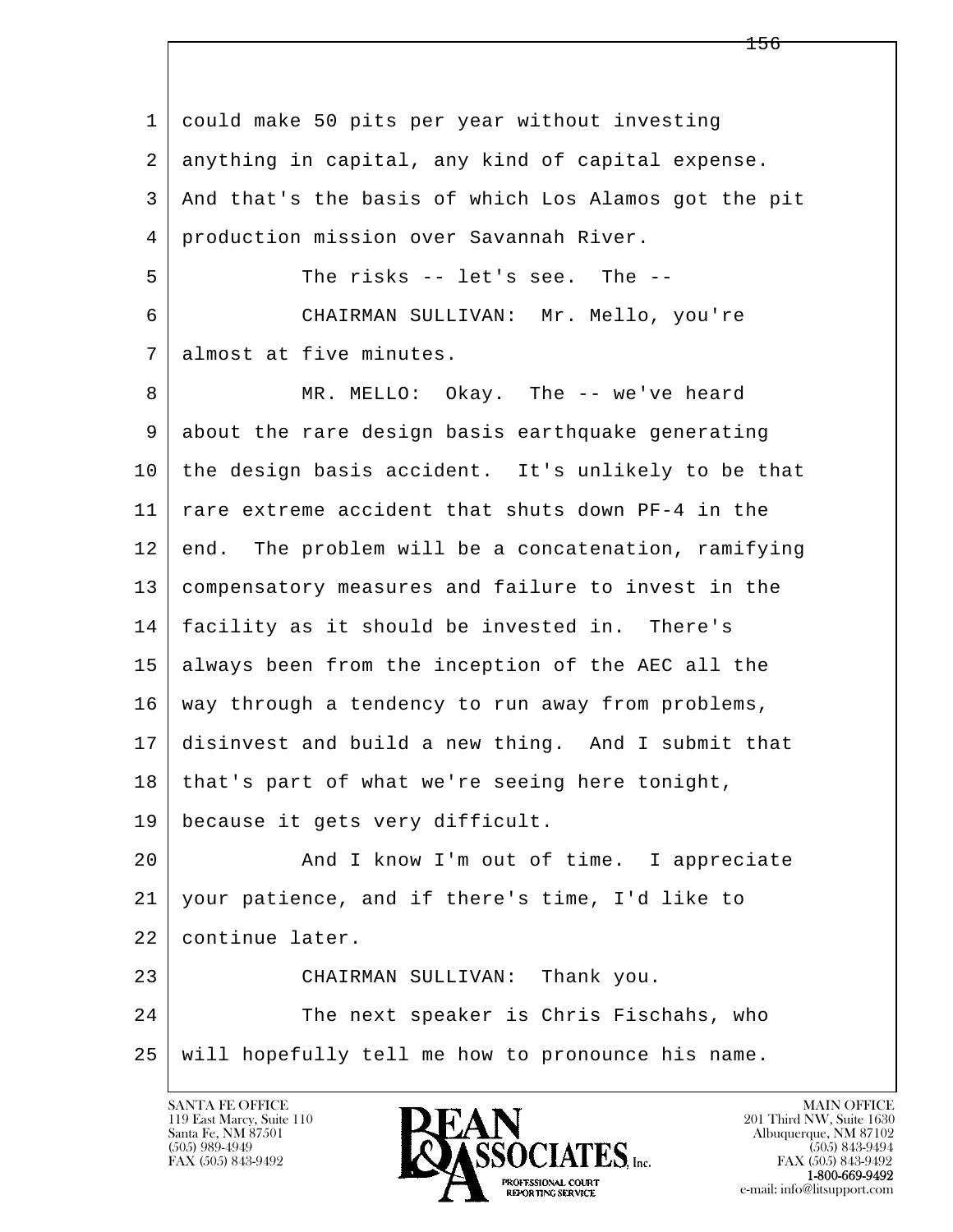1 could make 50 pits per year without investing
2 anything in capital, any kind of capital expense.
3 And that's the basis of which Los Alamos got the pit
4 production mission over Savannah River.
5 The risks -- let's see. The --
6 CHAIRMAN SULLIVAN: Mr. Mello, you're
7 almost at five minutes.
8 MR. MELLO: Okay. The -- we've heard
9 about the rare design basis earthquake generating
10 the design basis accident. It's unlikely to be that
11 rare extreme accident that shuts down PF-4 in the
12 end. The problem will be a concatenation, ramifying
13 compensatory measures and failure to invest in the
14 facility as it should be invested in. There's
15 always been from the inception of the AEC all the
16 way through a tendency to run away from problems,
17 disinvest and build a new thing. And I submit that
18 that's part of what we're seeing here tonight,
19 because it gets very difficult.
20 And I know I'm out of time. I appreciate
21 your patience, and if there's time, I'd like to
22 continue later.
23 CHAIRMAN SULLIVAN: Thank you.
24 The next speaker is Chris Fischahs, who
25 will hopefully tell me how to pronounce his name.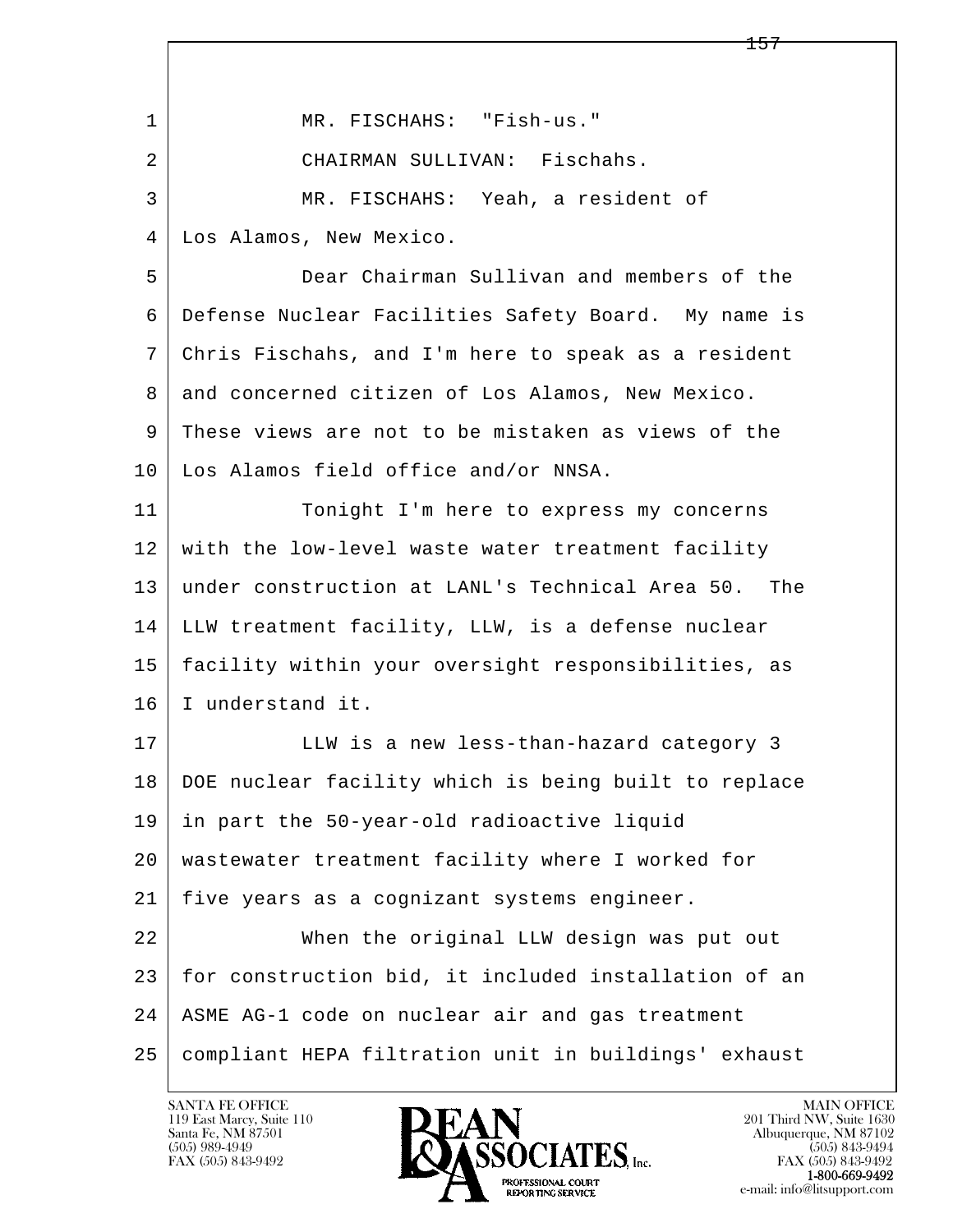MR. FISCHAHS: "Fish-us."

CHAIRMAN SULLIVAN: Fischahs.

MR. FISCHAHS: Yeah, a resident of Los Alamos, New Mexico.

Dear Chairman Sullivan and members of the Defense Nuclear Facilities Safety Board. My name is Chris Fischahs, and I'm here to speak as a resident and concerned citizen of Los Alamos, New Mexico. These views are not to be mistaken as views of the Los Alamos field office and/or NNSA.

Tonight I'm here to express my concerns with the low-level waste water treatment facility under construction at LANL's Technical Area 50. The LLW treatment facility, LLW, is a defense nuclear facility within your oversight responsibilities, as I understand it.

LLW is a new less-than-hazard category 3 DOE nuclear facility which is being built to replace in part the 50-year-old radioactive liquid wastewater treatment facility where I worked for five years as a cognizant systems engineer.

When the original LLW design was put out for construction bid, it included installation of an ASME AG-1 code on nuclear air and gas treatment compliant HEPA filtration unit in buildings' exhaust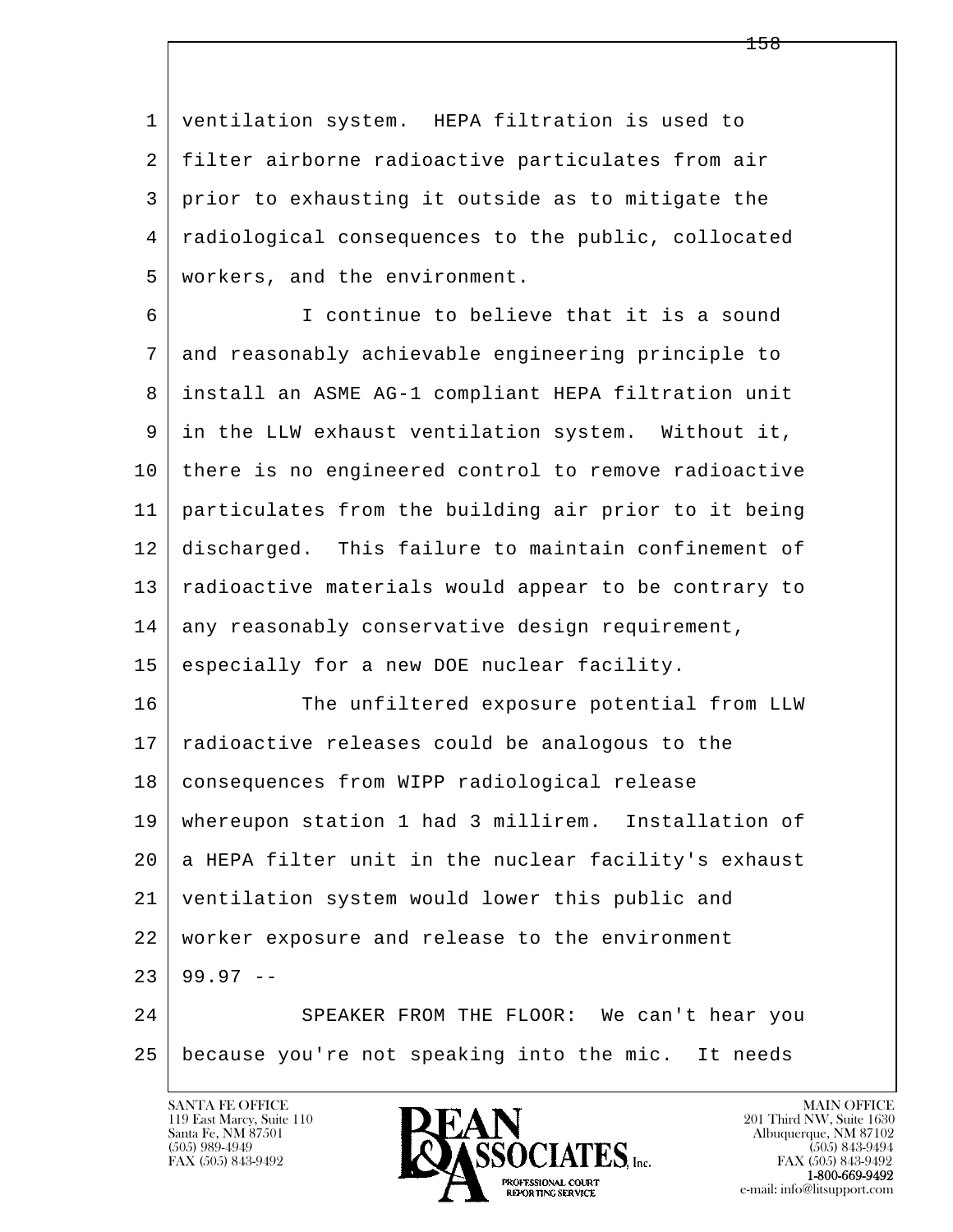ventilation system. HEPA filtration is used to filter airborne radioactive particulates from air prior to exhausting it outside as to mitigate the radiological consequences to the public, collocated workers, and the environment.

I continue to believe that it is a sound and reasonably achievable engineering principle to install an ASME AG-1 compliant HEPA filtration unit in the LLW exhaust ventilation system. Without it, there is no engineered control to remove radioactive particulates from the building air prior to it being discharged. This failure to maintain confinement of radioactive materials would appear to be contrary to any reasonably conservative design requirement, especially for a new DOE nuclear facility.

The unfiltered exposure potential from LLW radioactive releases could be analogous to the consequences from WIPP radiological release whereupon station 1 had 3 millirem. Installation of a HEPA filter unit in the nuclear facility's exhaust ventilation system would lower this public and worker exposure and release to the environment 99.97 --

SPEAKER FROM THE FLOOR: We can't hear you because you're not speaking into the mic. It needs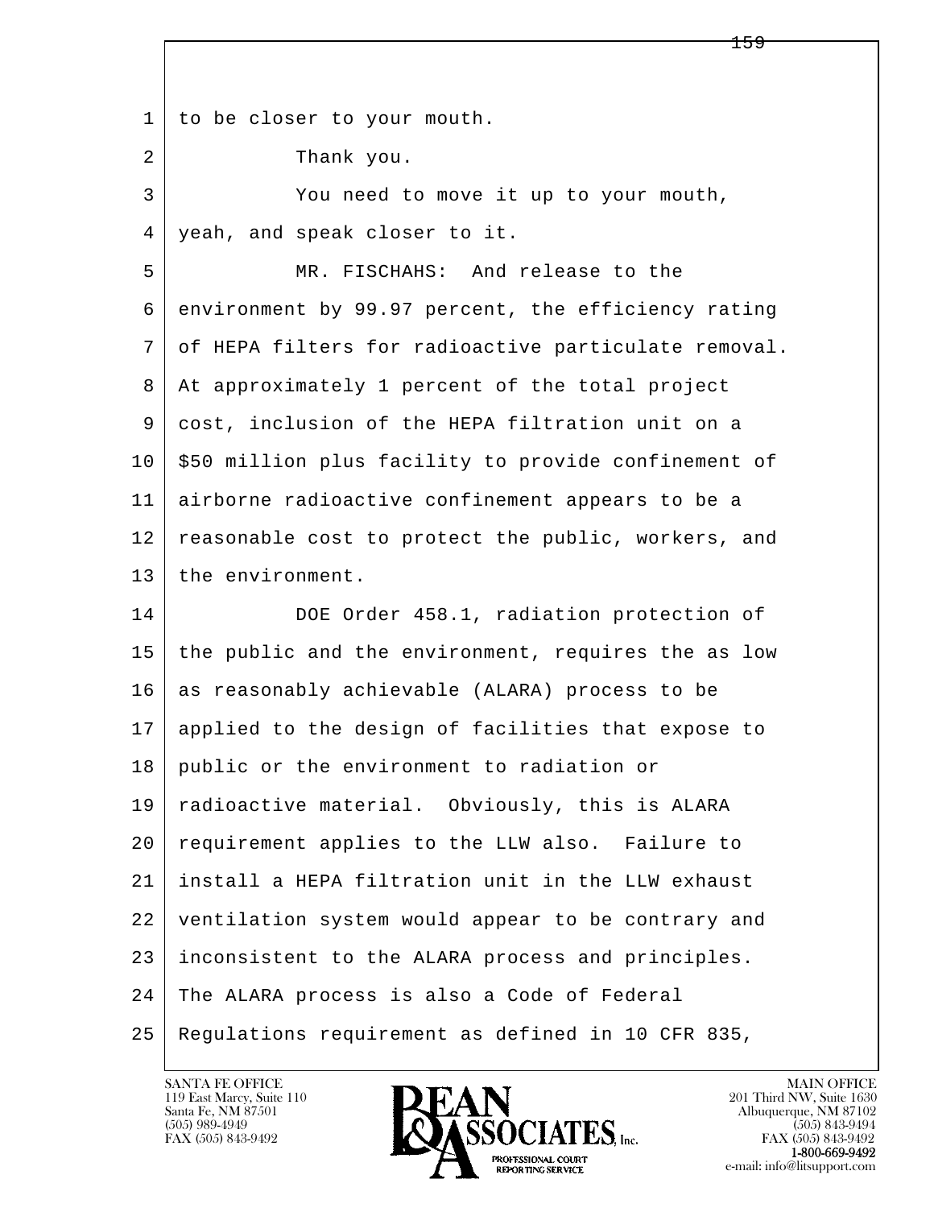to be closer to your mouth.

Thank you.

You need to move it up to your mouth, yeah, and speak closer to it.

MR. FISCHAHS: And release to the environment by 99.97 percent, the efficiency rating of HEPA filters for radioactive particulate removal. At approximately 1 percent of the total project cost, inclusion of the HEPA filtration unit on a $50 million plus facility to provide confinement of airborne radioactive confinement appears to be a reasonable cost to protect the public, workers, and the environment.

DOE Order 458.1, radiation protection of the public and the environment, requires the as low as reasonably achievable (ALARA) process to be applied to the design of facilities that expose to public or the environment to radiation or radioactive material. Obviously, this is ALARA requirement applies to the LLW also. Failure to install a HEPA filtration unit in the LLW exhaust ventilation system would appear to be contrary and inconsistent to the ALARA process and principles. The ALARA process is also a Code of Federal Regulations requirement as defined in 10 CFR 835,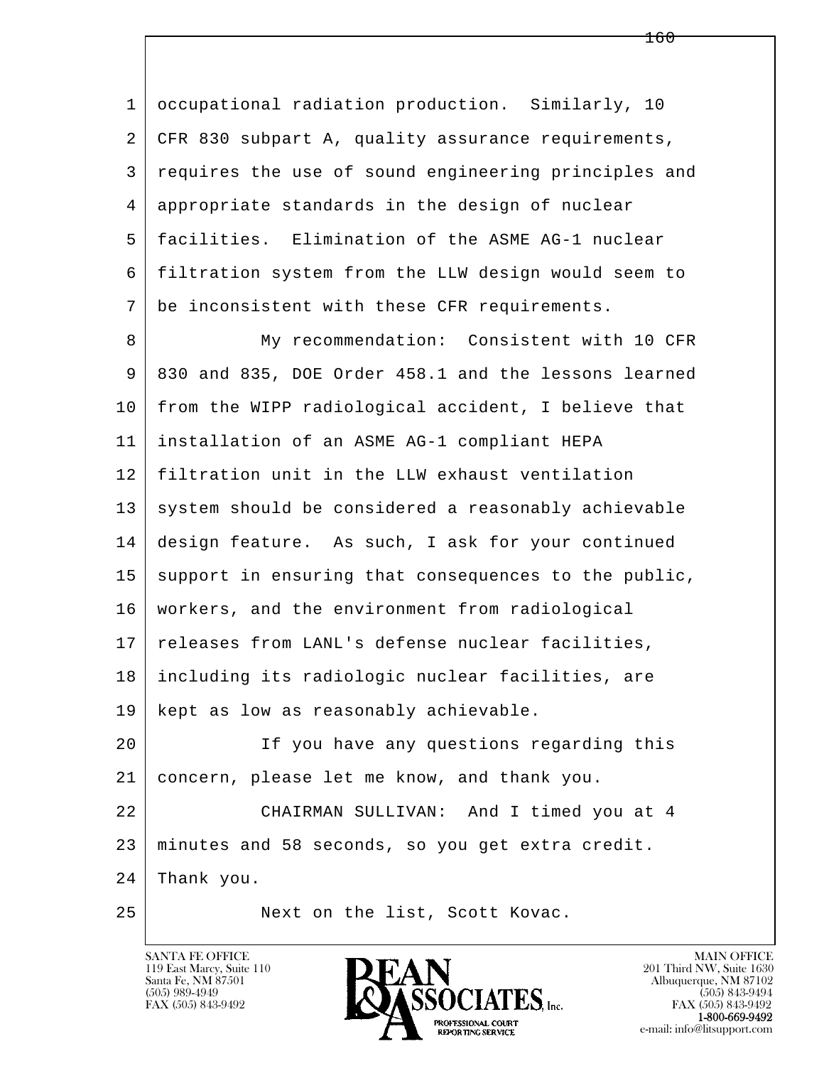occupational radiation production. Similarly, 10 CFR 830 subpart A, quality assurance requirements, requires the use of sound engineering principles and appropriate standards in the design of nuclear facilities. Elimination of the ASME AG-1 nuclear filtration system from the LLW design would seem to be inconsistent with these CFR requirements.

My recommendation: Consistent with 10 CFR 830 and 835, DOE Order 458.1 and the lessons learned from the WIPP radiological accident, I believe that installation of an ASME AG-1 compliant HEPA filtration unit in the LLW exhaust ventilation system should be considered a reasonably achievable design feature. As such, I ask for your continued support in ensuring that consequences to the public, workers, and the environment from radiological releases from LANL's defense nuclear facilities, including its radiologic nuclear facilities, are kept as low as reasonably achievable.

If you have any questions regarding this concern, please let me know, and thank you.

CHAIRMAN SULLIVAN: And I timed you at 4 minutes and 58 seconds, so you get extra credit. Thank you.

Next on the list, Scott Kovac.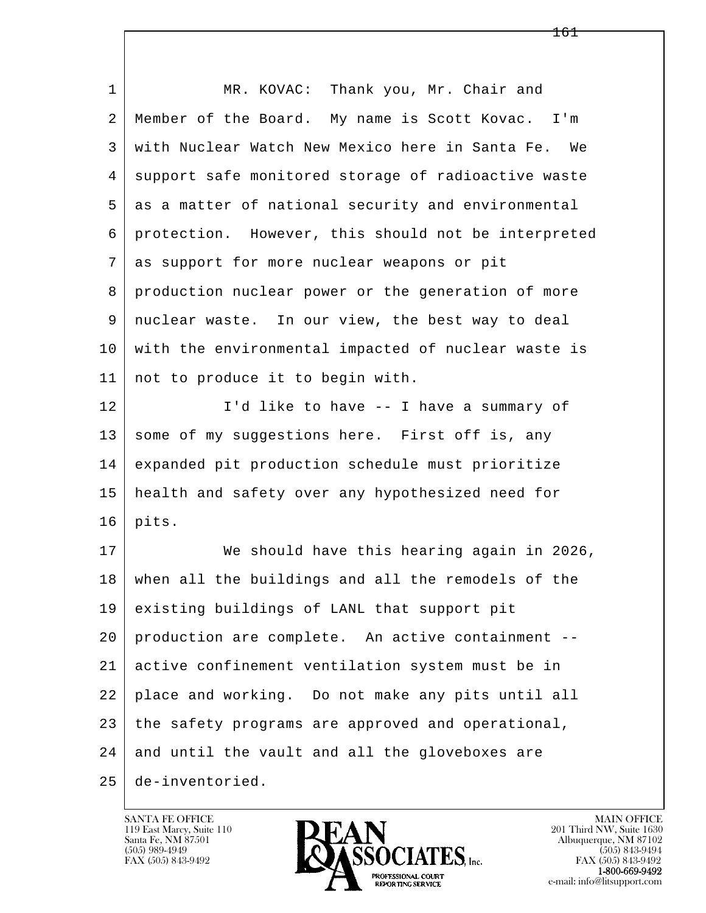MR. KOVAC: Thank you, Mr. Chair and Member of the Board. My name is Scott Kovac. I'm with Nuclear Watch New Mexico here in Santa Fe. We support safe monitored storage of radioactive waste as a matter of national security and environmental protection. However, this should not be interpreted as support for more nuclear weapons or pit production nuclear power or the generation of more nuclear waste. In our view, the best way to deal with the environmental impacted of nuclear waste is not to produce it to begin with.

I'd like to have -- I have a summary of some of my suggestions here. First off is, any expanded pit production schedule must prioritize health and safety over any hypothesized need for pits.

We should have this hearing again in 2026, when all the buildings and all the remodels of the existing buildings of LANL that support pit production are complete. An active containment -- active confinement ventilation system must be in place and working. Do not make any pits until all the safety programs are approved and operational, and until the vault and all the gloveboxes are de-inventoried.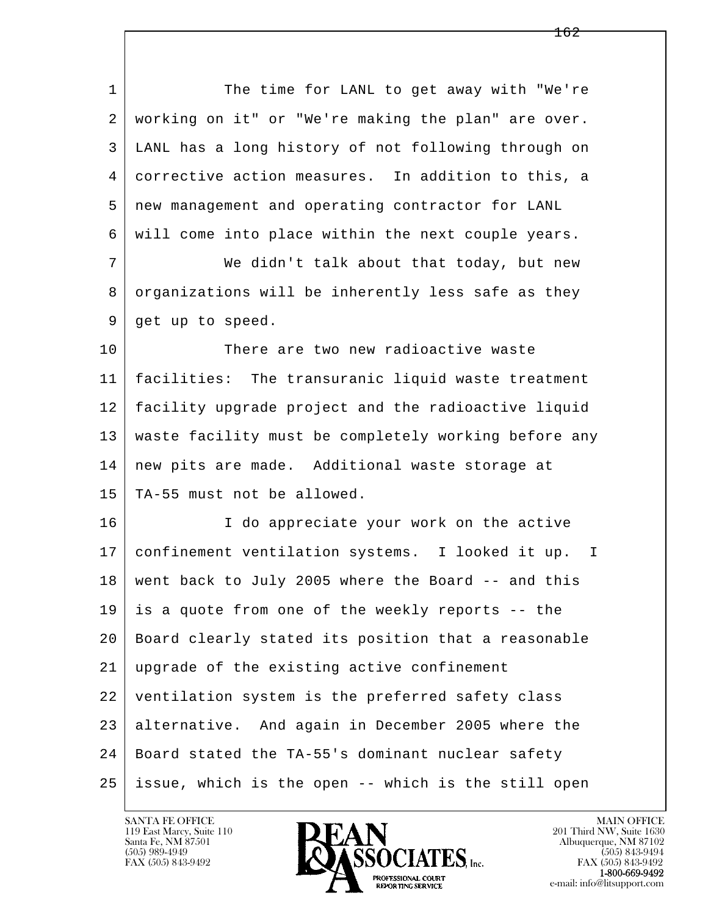The time for LANL to get away with "We're working on it" or "We're making the plan" are over. LANL has a long history of not following through on corrective action measures. In addition to this, a new management and operating contractor for LANL will come into place within the next couple years.

We didn't talk about that today, but new organizations will be inherently less safe as they get up to speed.

There are two new radioactive waste facilities: The transuranic liquid waste treatment facility upgrade project and the radioactive liquid waste facility must be completely working before any new pits are made. Additional waste storage at TA-55 must not be allowed.

I do appreciate your work on the active confinement ventilation systems. I looked it up. I went back to July 2005 where the Board -- and this is a quote from one of the weekly reports -- the Board clearly stated its position that a reasonable upgrade of the existing active confinement ventilation system is the preferred safety class alternative. And again in December 2005 where the Board stated the TA-55's dominant nuclear safety issue, which is the open -- which is the still open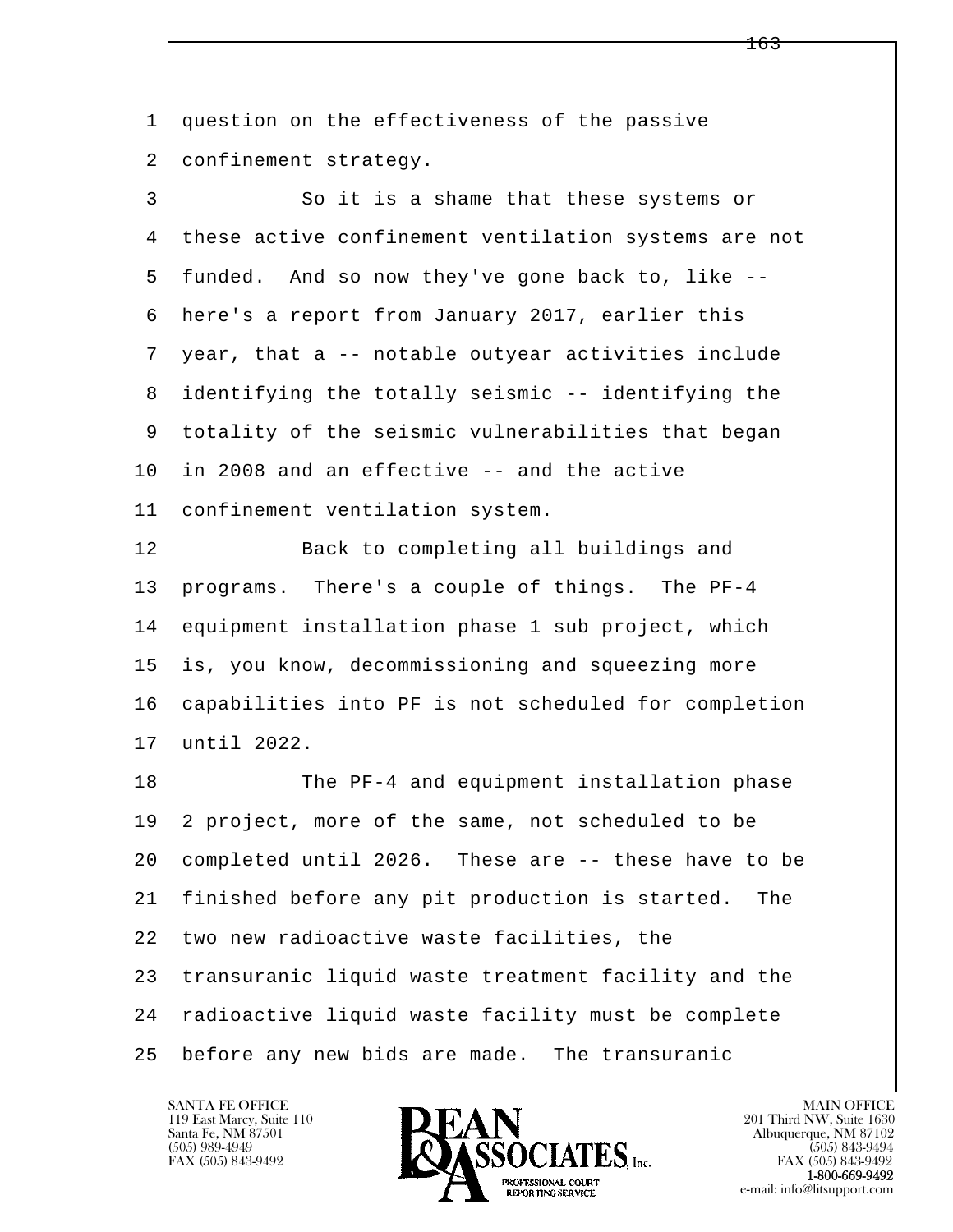question on the effectiveness of the passive confinement strategy.

So it is a shame that these systems or these active confinement ventilation systems are not funded. And so now they've gone back to, like -- here's a report from January 2017, earlier this year, that a -- notable outyear activities include identifying the totally seismic -- identifying the totality of the seismic vulnerabilities that began in 2008 and an effective -- and the active confinement ventilation system.

Back to completing all buildings and programs. There's a couple of things. The PF-4 equipment installation phase 1 sub project, which is, you know, decommissioning and squeezing more capabilities into PF is not scheduled for completion until 2022.

The PF-4 and equipment installation phase 2 project, more of the same, not scheduled to be completed until 2026. These are -- these have to be finished before any pit production is started. The two new radioactive waste facilities, the transuranic liquid waste treatment facility and the radioactive liquid waste facility must be complete before any new bids are made. The transuranic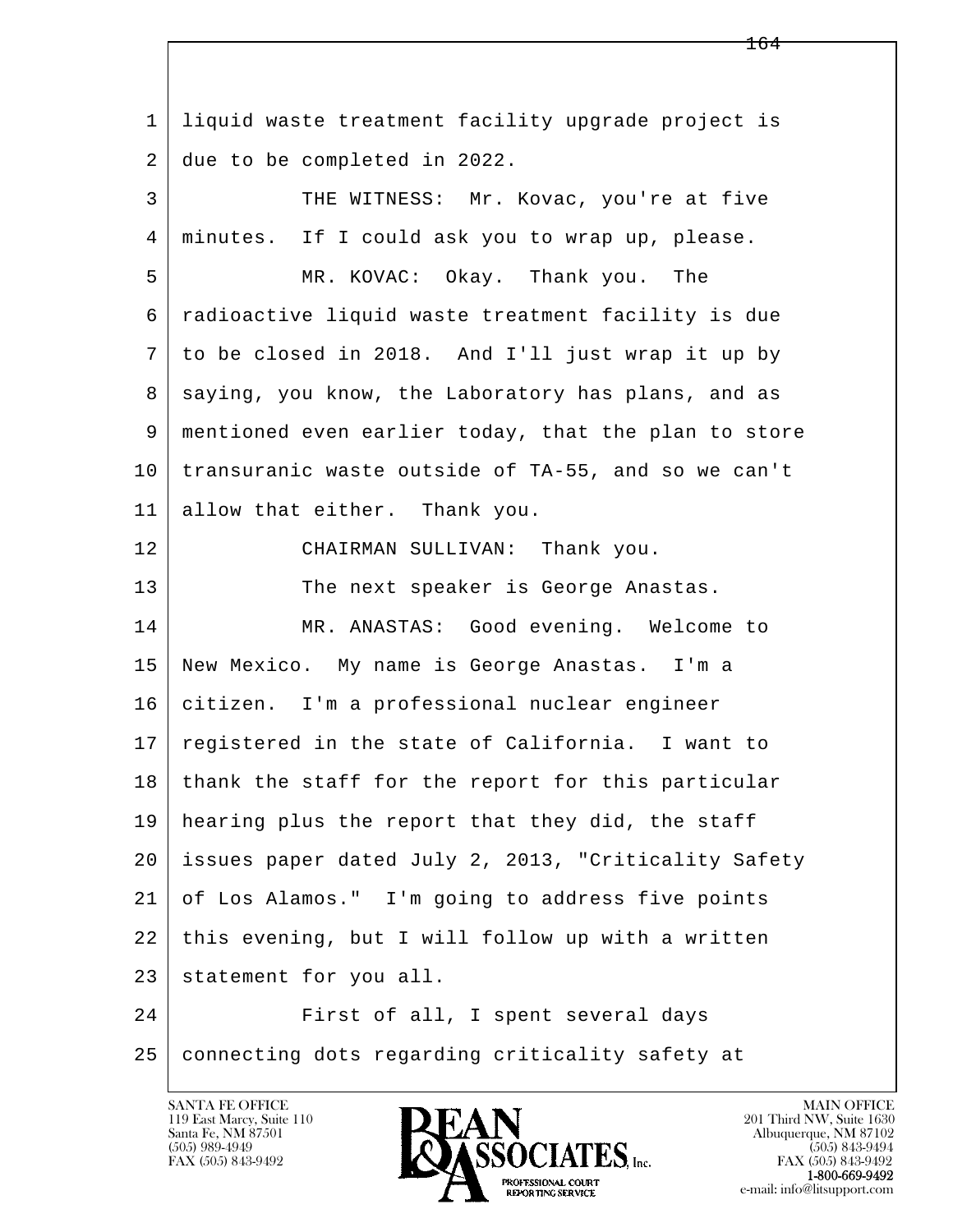liquid waste treatment facility upgrade project is due to be completed in 2022.

THE WITNESS: Mr. Kovac, you're at five minutes. If I could ask you to wrap up, please.

MR. KOVAC: Okay. Thank you. The radioactive liquid waste treatment facility is due to be closed in 2018. And I'll just wrap it up by saying, you know, the Laboratory has plans, and as mentioned even earlier today, that the plan to store transuranic waste outside of TA-55, and so we can't allow that either. Thank you.

CHAIRMAN SULLIVAN: Thank you.

The next speaker is George Anastas.

MR. ANASTAS: Good evening. Welcome to New Mexico. My name is George Anastas. I'm a citizen. I'm a professional nuclear engineer registered in the state of California. I want to thank the staff for the report for this particular hearing plus the report that they did, the staff issues paper dated July 2, 2013, "Criticality Safety of Los Alamos." I'm going to address five points this evening, but I will follow up with a written statement for you all.

First of all, I spent several days connecting dots regarding criticality safety at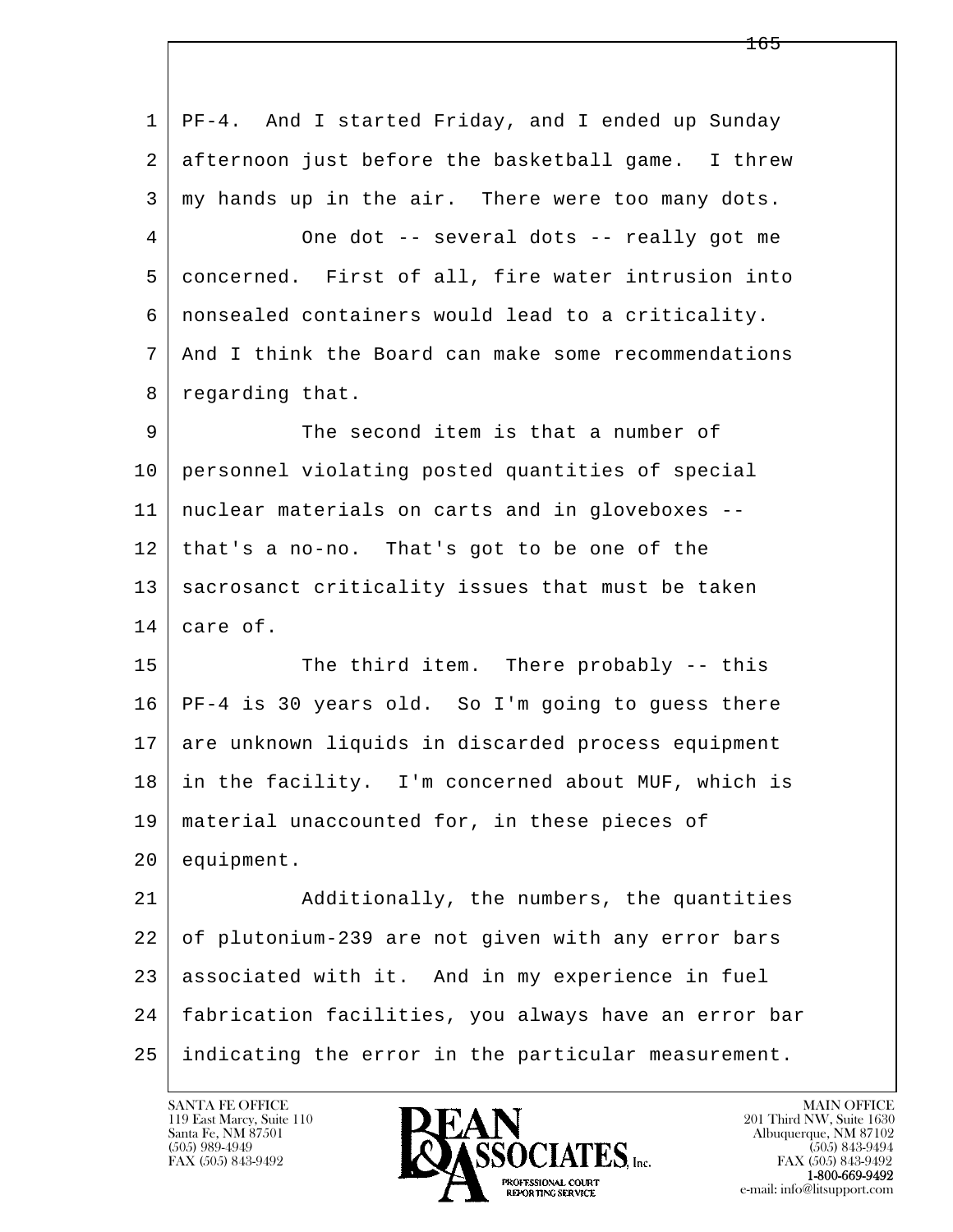PF-4. And I started Friday, and I ended up Sunday afternoon just before the basketball game. I threw my hands up in the air. There were too many dots.

One dot -- several dots -- really got me concerned. First of all, fire water intrusion into nonsealed containers would lead to a criticality. And I think the Board can make some recommendations regarding that.

The second item is that a number of personnel violating posted quantities of special nuclear materials on carts and in gloveboxes -- that's a no-no. That's got to be one of the sacrosanct criticality issues that must be taken care of.

The third item. There probably -- this PF-4 is 30 years old. So I'm going to guess there are unknown liquids in discarded process equipment in the facility. I'm concerned about MUF, which is material unaccounted for, in these pieces of equipment.

Additionally, the numbers, the quantities of plutonium-239 are not given with any error bars associated with it. And in my experience in fuel fabrication facilities, you always have an error bar indicating the error in the particular measurement.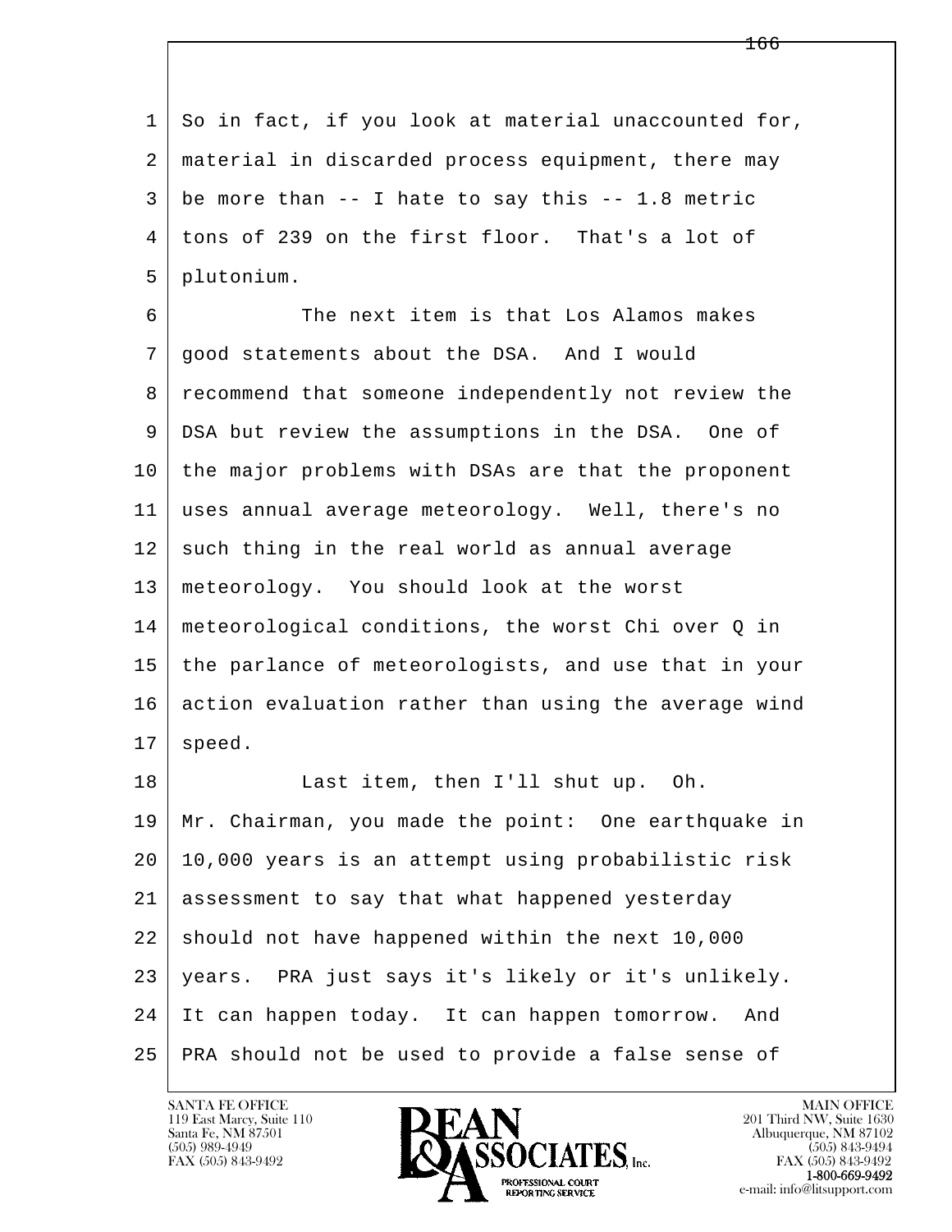So in fact, if you look at material unaccounted for, material in discarded process equipment, there may be more than -- I hate to say this -- 1.8 metric tons of 239 on the first floor. That's a lot of plutonium.

The next item is that Los Alamos makes good statements about the DSA. And I would recommend that someone independently not review the DSA but review the assumptions in the DSA. One of the major problems with DSAs are that the proponent uses annual average meteorology. Well, there's no such thing in the real world as annual average meteorology. You should look at the worst meteorological conditions, the worst Chi over Q in the parlance of meteorologists, and use that in your action evaluation rather than using the average wind speed.

Last item, then I'll shut up. Oh. Mr. Chairman, you made the point: One earthquake in 10,000 years is an attempt using probabilistic risk assessment to say that what happened yesterday should not have happened within the next 10,000 years. PRA just says it's likely or it's unlikely. It can happen today. It can happen tomorrow. And PRA should not be used to provide a false sense of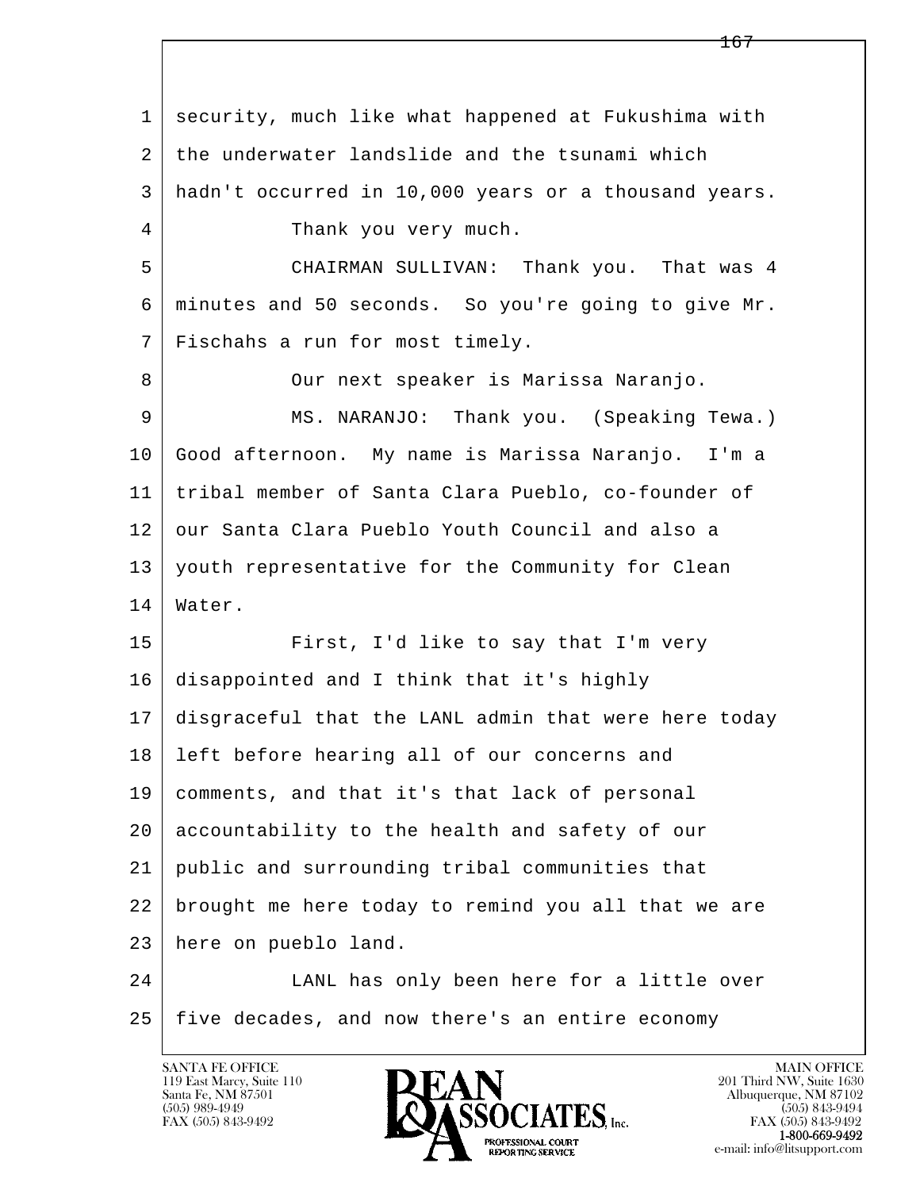security, much like what happened at Fukushima with the underwater landslide and the tsunami which hadn't occurred in 10,000 years or a thousand years.

Thank you very much.

CHAIRMAN SULLIVAN: Thank you. That was 4 minutes and 50 seconds. So you're going to give Mr. Fischahs a run for most timely.

Our next speaker is Marissa Naranjo.

MS. NARANJO: Thank you. (Speaking Tewa.) Good afternoon. My name is Marissa Naranjo. I'm a tribal member of Santa Clara Pueblo, co-founder of our Santa Clara Pueblo Youth Council and also a youth representative for the Community for Clean Water.

First, I'd like to say that I'm very disappointed and I think that it's highly disgraceful that the LANL admin that were here today left before hearing all of our concerns and comments, and that it's that lack of personal accountability to the health and safety of our public and surrounding tribal communities that brought me here today to remind you all that we are here on pueblo land.

LANL has only been here for a little over five decades, and now there's an entire economy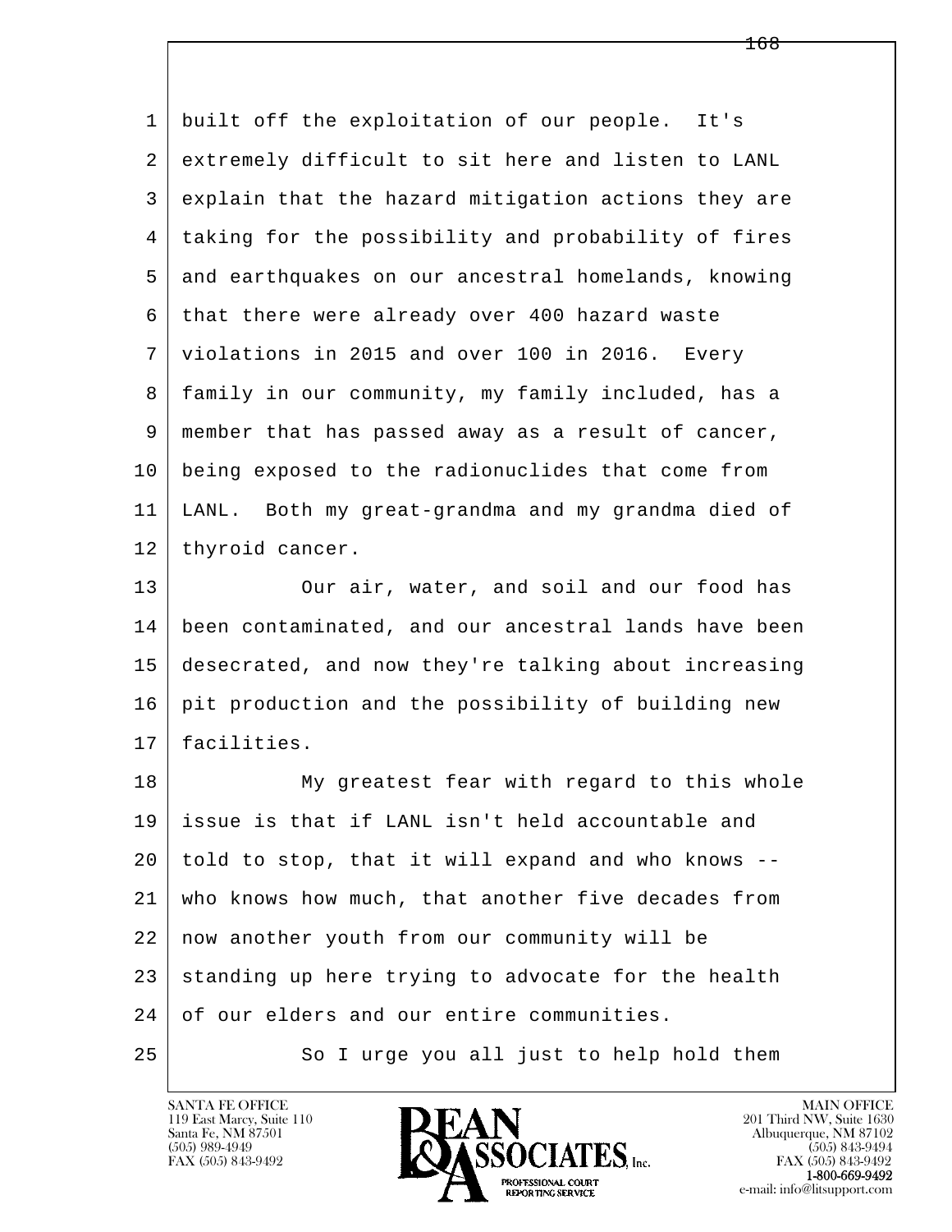built off the exploitation of our people. It's extremely difficult to sit here and listen to LANL explain that the hazard mitigation actions they are taking for the possibility and probability of fires and earthquakes on our ancestral homelands, knowing that there were already over 400 hazard waste violations in 2015 and over 100 in 2016. Every family in our community, my family included, has a member that has passed away as a result of cancer, being exposed to the radionuclides that come from LANL. Both my great-grandma and my grandma died of thyroid cancer.

Our air, water, and soil and our food has been contaminated, and our ancestral lands have been desecrated, and now they're talking about increasing pit production and the possibility of building new facilities.

My greatest fear with regard to this whole issue is that if LANL isn't held accountable and told to stop, that it will expand and who knows -- who knows how much, that another five decades from now another youth from our community will be standing up here trying to advocate for the health of our elders and our entire communities.

So I urge you all just to help hold them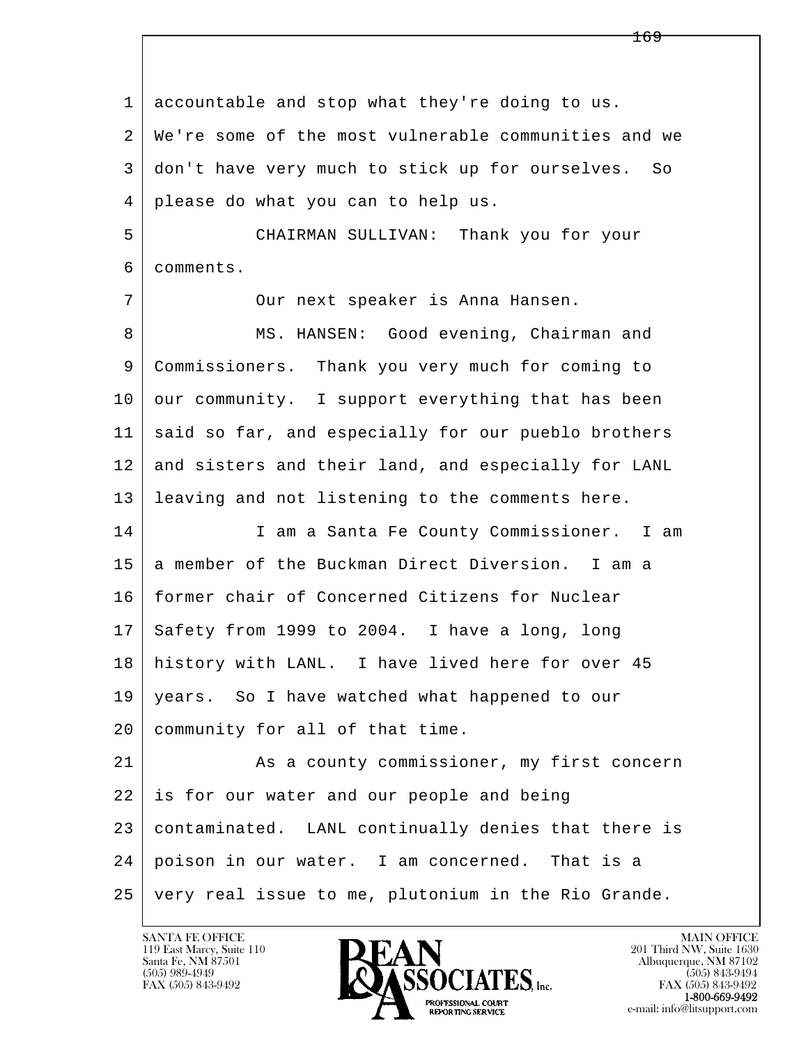1 accountable and stop what they're doing to us.
2 We're some of the most vulnerable communities and we
3 don't have very much to stick up for ourselves. So
4 please do what you can to help us.

5 CHAIRMAN SULLIVAN: Thank you for your
6 comments.

7 Our next speaker is Anna Hansen.

8 MS. HANSEN: Good evening, Chairman and
9 Commissioners. Thank you very much for coming to
10 our community. I support everything that has been
11 said so far, and especially for our pueblo brothers
12 and sisters and their land, and especially for LANL
13 leaving and not listening to the comments here.

14 I am a Santa Fe County Commissioner. I am
15 a member of the Buckman Direct Diversion. I am a
16 former chair of Concerned Citizens for Nuclear
17 Safety from 1999 to 2004. I have a long, long
18 history with LANL. I have lived here for over 45
19 years. So I have watched what happened to our
20 community for all of that time.

21 As a county commissioner, my first concern
22 is for our water and our people and being
23 contaminated. LANL continually denies that there is
24 poison in our water. I am concerned. That is a
25 very real issue to me, plutonium in the Rio Grande.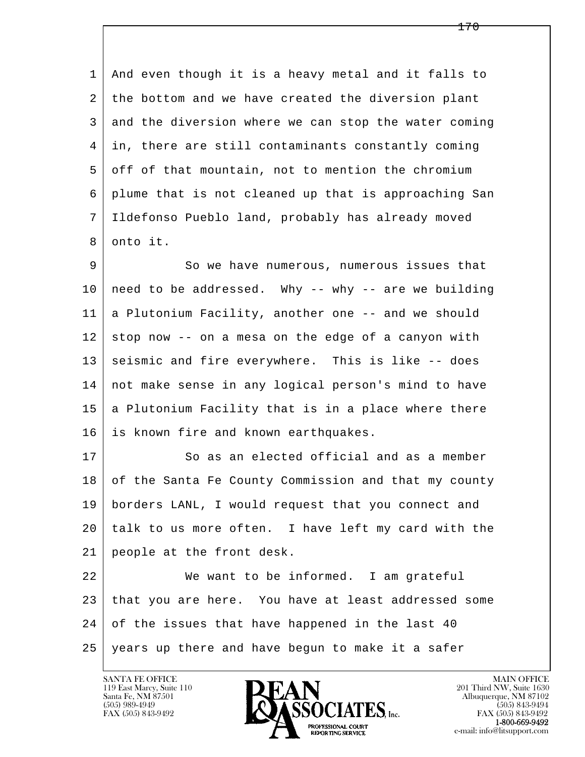And even though it is a heavy metal and it falls to the bottom and we have created the diversion plant and the diversion where we can stop the water coming in, there are still contaminants constantly coming off of that mountain, not to mention the chromium plume that is not cleaned up that is approaching San Ildefonso Pueblo land, probably has already moved onto it.

So we have numerous, numerous issues that need to be addressed. Why -- why -- are we building a Plutonium Facility, another one -- and we should stop now -- on a mesa on the edge of a canyon with seismic and fire everywhere. This is like -- does not make sense in any logical person's mind to have a Plutonium Facility that is in a place where there is known fire and known earthquakes.

So as an elected official and as a member of the Santa Fe County Commission and that my county borders LANL, I would request that you connect and talk to us more often. I have left my card with the people at the front desk.

We want to be informed. I am grateful that you are here. You have at least addressed some of the issues that have happened in the last 40 years up there and have begun to make it a safer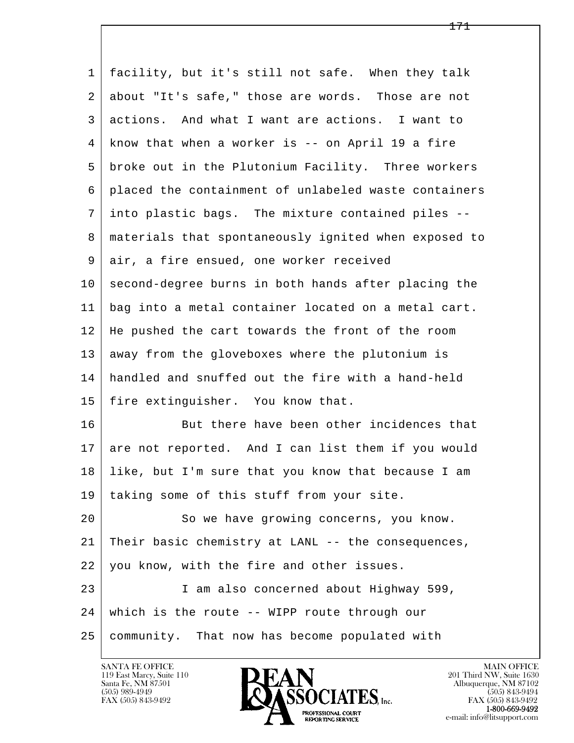facility, but it's still not safe. When they talk about "It's safe," those are words. Those are not actions. And what I want are actions. I want to know that when a worker is -- on April 19 a fire broke out in the Plutonium Facility. Three workers placed the containment of unlabeled waste containers into plastic bags. The mixture contained piles -- materials that spontaneously ignited when exposed to air, a fire ensued, one worker received second-degree burns in both hands after placing the bag into a metal container located on a metal cart. He pushed the cart towards the front of the room away from the gloveboxes where the plutonium is handled and snuffed out the fire with a hand-held fire extinguisher. You know that.

But there have been other incidences that are not reported. And I can list them if you would like, but I'm sure that you know that because I am taking some of this stuff from your site.

So we have growing concerns, you know. Their basic chemistry at LANL -- the consequences, you know, with the fire and other issues.

I am also concerned about Highway 599, which is the route -- WIPP route through our community. That now has become populated with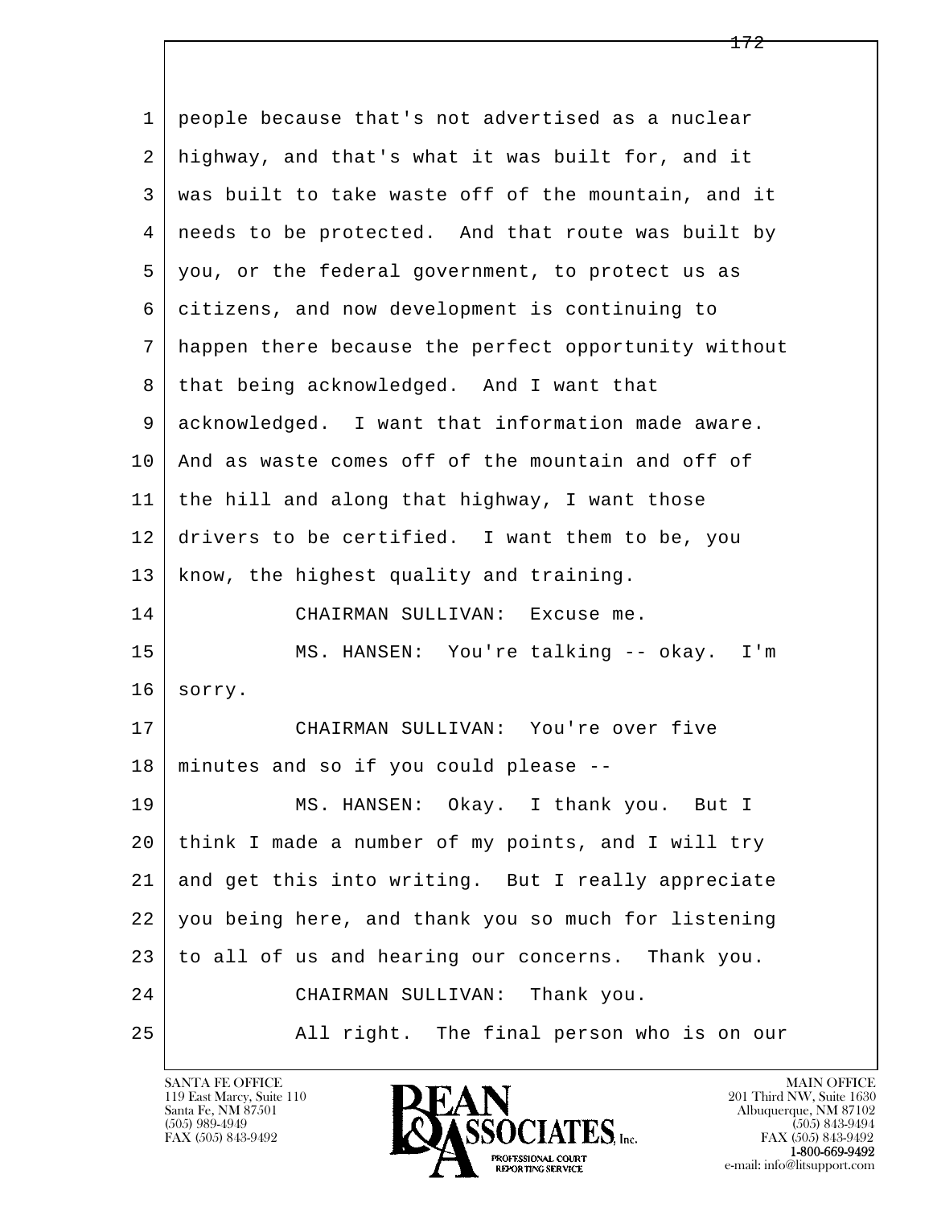1 people because that's not advertised as a nuclear
2 highway, and that's what it was built for, and it
3 was built to take waste off of the mountain, and it
4 needs to be protected. And that route was built by
5 you, or the federal government, to protect us as
6 citizens, and now development is continuing to
7 happen there because the perfect opportunity without
8 that being acknowledged. And I want that
9 acknowledged. I want that information made aware.
10 And as waste comes off of the mountain and off of
11 the hill and along that highway, I want those
12 drivers to be certified. I want them to be, you
13 know, the highest quality and training.
14 CHAIRMAN SULLIVAN: Excuse me.
15 MS. HANSEN: You're talking -- okay. I'm
16 sorry.
17 CHAIRMAN SULLIVAN: You're over five
18 minutes and so if you could please --
19 MS. HANSEN: Okay. I thank you. But I
20 think I made a number of my points, and I will try
21 and get this into writing. But I really appreciate
22 you being here, and thank you so much for listening
23 to all of us and hearing our concerns. Thank you.
24 CHAIRMAN SULLIVAN: Thank you.
25 All right. The final person who is on our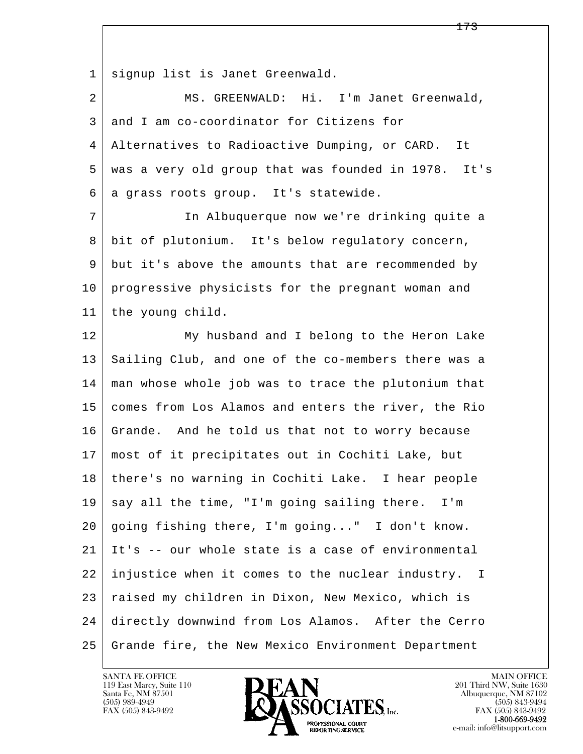signup list is Janet Greenwald.

MS. GREENWALD: Hi. I'm Janet Greenwald, and I am co-coordinator for Citizens for Alternatives to Radioactive Dumping, or CARD. It was a very old group that was founded in 1978. It's a grass roots group. It's statewide.

In Albuquerque now we're drinking quite a bit of plutonium. It's below regulatory concern, but it's above the amounts that are recommended by progressive physicists for the pregnant woman and the young child.

My husband and I belong to the Heron Lake Sailing Club, and one of the co-members there was a man whose whole job was to trace the plutonium that comes from Los Alamos and enters the river, the Rio Grande. And he told us that not to worry because most of it precipitates out in Cochiti Lake, but there's no warning in Cochiti Lake. I hear people say all the time, "I'm going sailing there. I'm going fishing there, I'm going..." I don't know. It's -- our whole state is a case of environmental injustice when it comes to the nuclear industry. I raised my children in Dixon, New Mexico, which is directly downwind from Los Alamos. After the Cerro Grande fire, the New Mexico Environment Department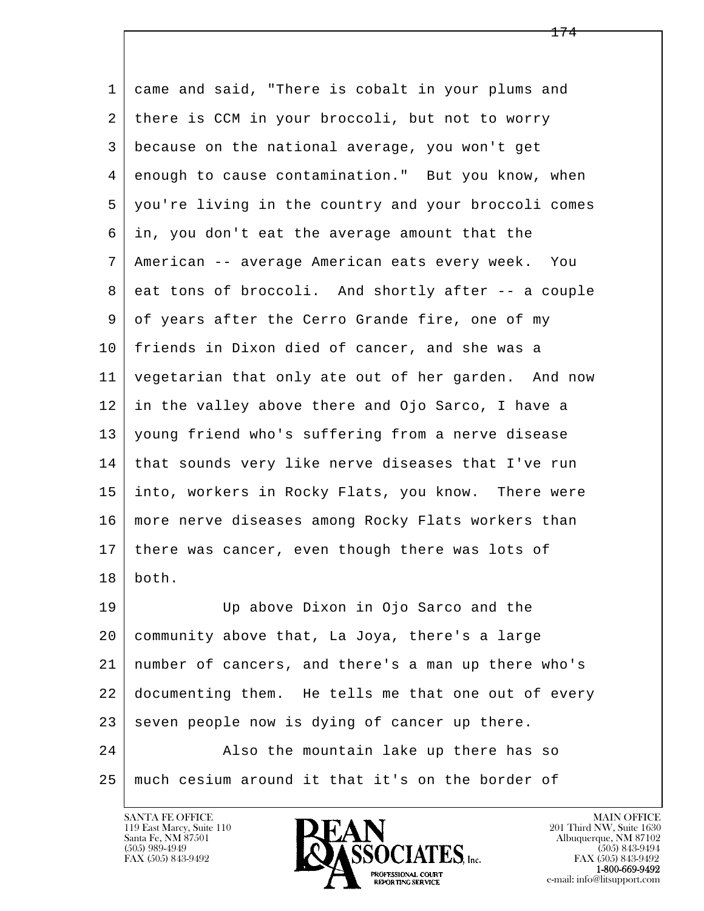came and said, "There is cobalt in your plums and there is CCM in your broccoli, but not to worry because on the national average, you won't get enough to cause contamination." But you know, when you're living in the country and your broccoli comes in, you don't eat the average amount that the American -- average American eats every week. You eat tons of broccoli. And shortly after -- a couple of years after the Cerro Grande fire, one of my friends in Dixon died of cancer, and she was a vegetarian that only ate out of her garden. And now in the valley above there and Ojo Sarco, I have a young friend who's suffering from a nerve disease that sounds very like nerve diseases that I've run into, workers in Rocky Flats, you know. There were more nerve diseases among Rocky Flats workers than there was cancer, even though there was lots of both.

Up above Dixon in Ojo Sarco and the community above that, La Joya, there's a large number of cancers, and there's a man up there who's documenting them. He tells me that one out of every seven people now is dying of cancer up there.

Also the mountain lake up there has so much cesium around it that it's on the border of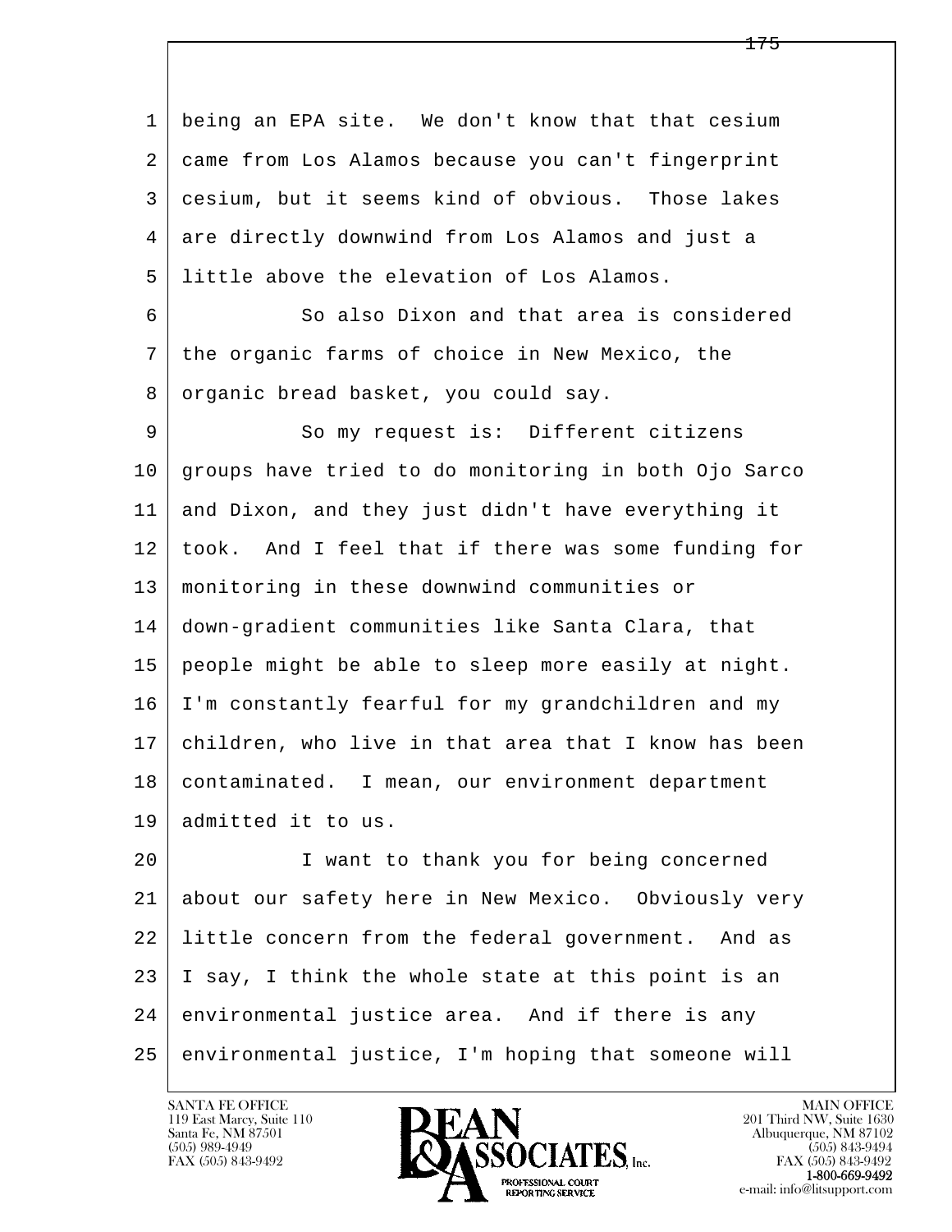being an EPA site. We don't know that that cesium came from Los Alamos because you can't fingerprint cesium, but it seems kind of obvious. Those lakes are directly downwind from Los Alamos and just a little above the elevation of Los Alamos.

So also Dixon and that area is considered the organic farms of choice in New Mexico, the organic bread basket, you could say.

So my request is: Different citizens groups have tried to do monitoring in both Ojo Sarco and Dixon, and they just didn't have everything it took. And I feel that if there was some funding for monitoring in these downwind communities or down-gradient communities like Santa Clara, that people might be able to sleep more easily at night. I'm constantly fearful for my grandchildren and my children, who live in that area that I know has been contaminated. I mean, our environment department admitted it to us.

I want to thank you for being concerned about our safety here in New Mexico. Obviously very little concern from the federal government. And as I say, I think the whole state at this point is an environmental justice area. And if there is any environmental justice, I'm hoping that someone will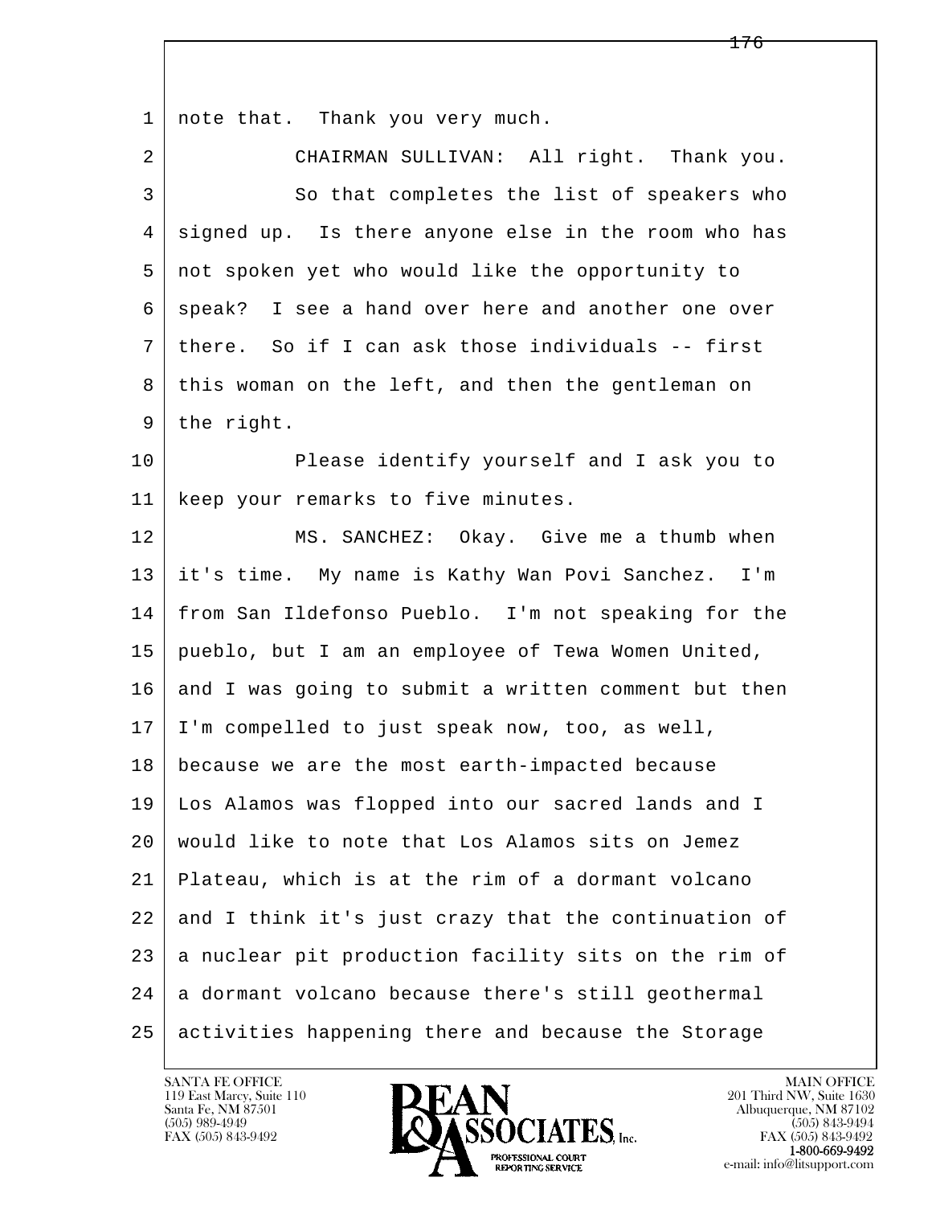note that. Thank you very much.

CHAIRMAN SULLIVAN: All right. Thank you.

So that completes the list of speakers who signed up. Is there anyone else in the room who has not spoken yet who would like the opportunity to speak? I see a hand over here and another one over there. So if I can ask those individuals -- first this woman on the left, and then the gentleman on the right.

Please identify yourself and I ask you to keep your remarks to five minutes.

MS. SANCHEZ: Okay. Give me a thumb when it's time. My name is Kathy Wan Povi Sanchez. I'm from San Ildefonso Pueblo. I'm not speaking for the pueblo, but I am an employee of Tewa Women United, and I was going to submit a written comment but then I'm compelled to just speak now, too, as well, because we are the most earth-impacted because Los Alamos was flopped into our sacred lands and I would like to note that Los Alamos sits on Jemez Plateau, which is at the rim of a dormant volcano and I think it's just crazy that the continuation of a nuclear pit production facility sits on the rim of a dormant volcano because there's still geothermal activities happening there and because the Storage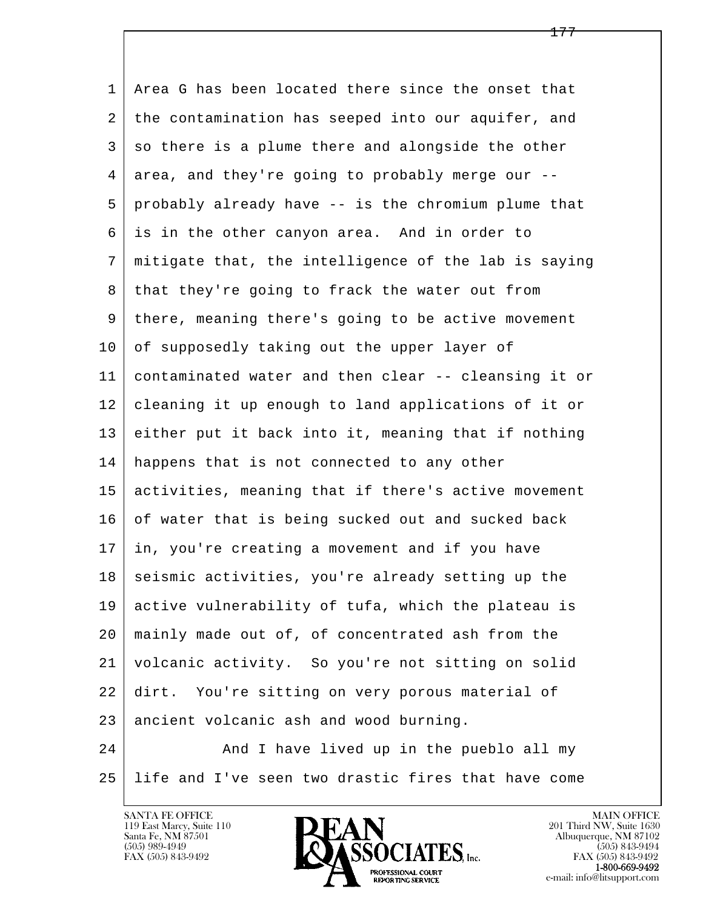Area G has been located there since the onset that the contamination has seeped into our aquifer, and so there is a plume there and alongside the other area, and they're going to probably merge our -- probably already have -- is the chromium plume that is in the other canyon area. And in order to mitigate that, the intelligence of the lab is saying that they're going to frack the water out from there, meaning there's going to be active movement of supposedly taking out the upper layer of contaminated water and then clear -- cleansing it or cleaning it up enough to land applications of it or either put it back into it, meaning that if nothing happens that is not connected to any other activities, meaning that if there's active movement of water that is being sucked out and sucked back in, you're creating a movement and if you have seismic activities, you're already setting up the active vulnerability of tufa, which the plateau is mainly made out of, of concentrated ash from the volcanic activity. So you're not sitting on solid dirt. You're sitting on very porous material of ancient volcanic ash and wood burning.

And I have lived up in the pueblo all my life and I've seen two drastic fires that have come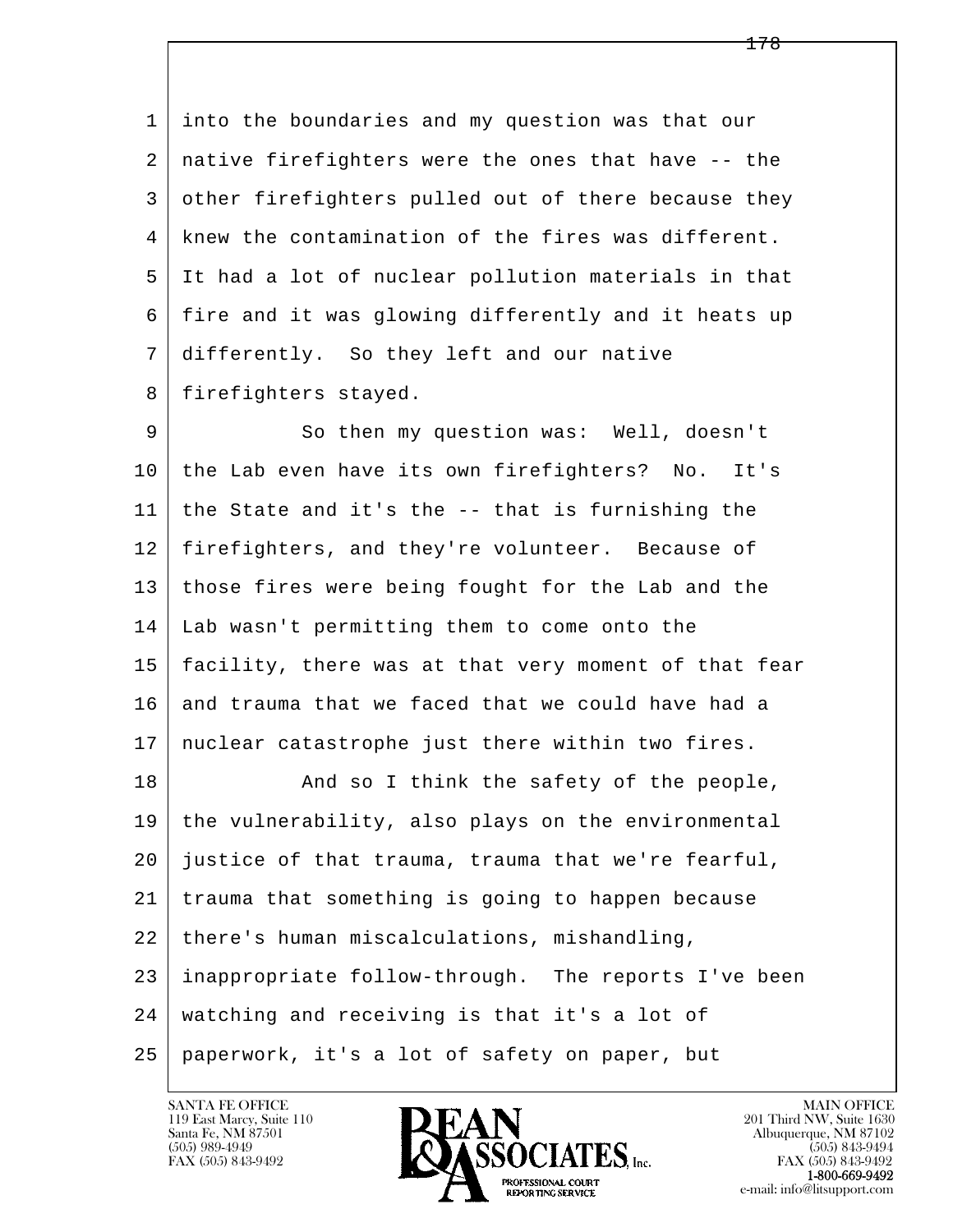into the boundaries and my question was that our native firefighters were the ones that have -- the other firefighters pulled out of there because they knew the contamination of the fires was different. It had a lot of nuclear pollution materials in that fire and it was glowing differently and it heats up differently. So they left and our native firefighters stayed.

So then my question was: Well, doesn't the Lab even have its own firefighters? No. It's the State and it's the -- that is furnishing the firefighters, and they're volunteer. Because of those fires were being fought for the Lab and the Lab wasn't permitting them to come onto the facility, there was at that very moment of that fear and trauma that we faced that we could have had a nuclear catastrophe just there within two fires.

And so I think the safety of the people, the vulnerability, also plays on the environmental justice of that trauma, trauma that we're fearful, trauma that something is going to happen because there's human miscalculations, mishandling, inappropriate follow-through. The reports I've been watching and receiving is that it's a lot of paperwork, it's a lot of safety on paper, but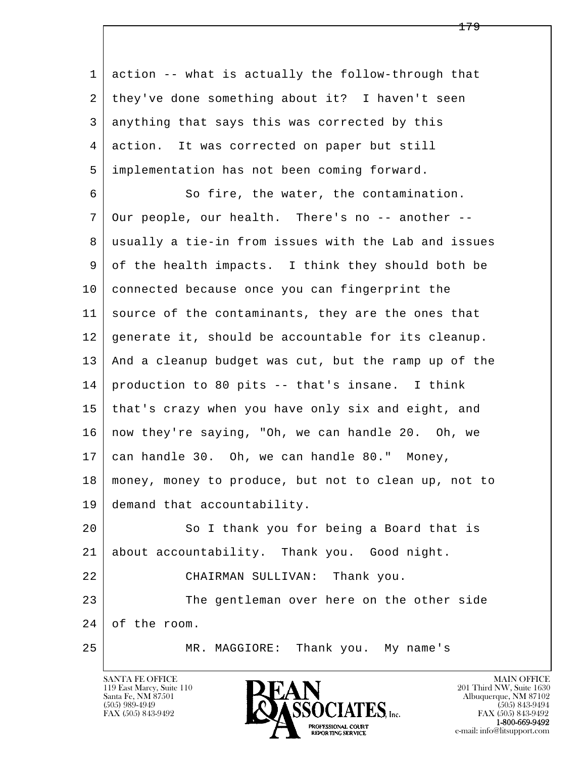action -- what is actually the follow-through that they've done something about it? I haven't seen anything that says this was corrected by this action. It was corrected on paper but still implementation has not been coming forward.

So fire, the water, the contamination. Our people, our health. There's no -- another -- usually a tie-in from issues with the Lab and issues of the health impacts. I think they should both be connected because once you can fingerprint the source of the contaminants, they are the ones that generate it, should be accountable for its cleanup. And a cleanup budget was cut, but the ramp up of the production to 80 pits -- that's insane. I think that's crazy when you have only six and eight, and now they're saying, "Oh, we can handle 20. Oh, we can handle 30. Oh, we can handle 80." Money, money, money to produce, but not to clean up, not to demand that accountability.

So I thank you for being a Board that is about accountability. Thank you. Good night.

CHAIRMAN SULLIVAN: Thank you.

The gentleman over here on the other side of the room.

MR. MAGGIORE: Thank you. My name's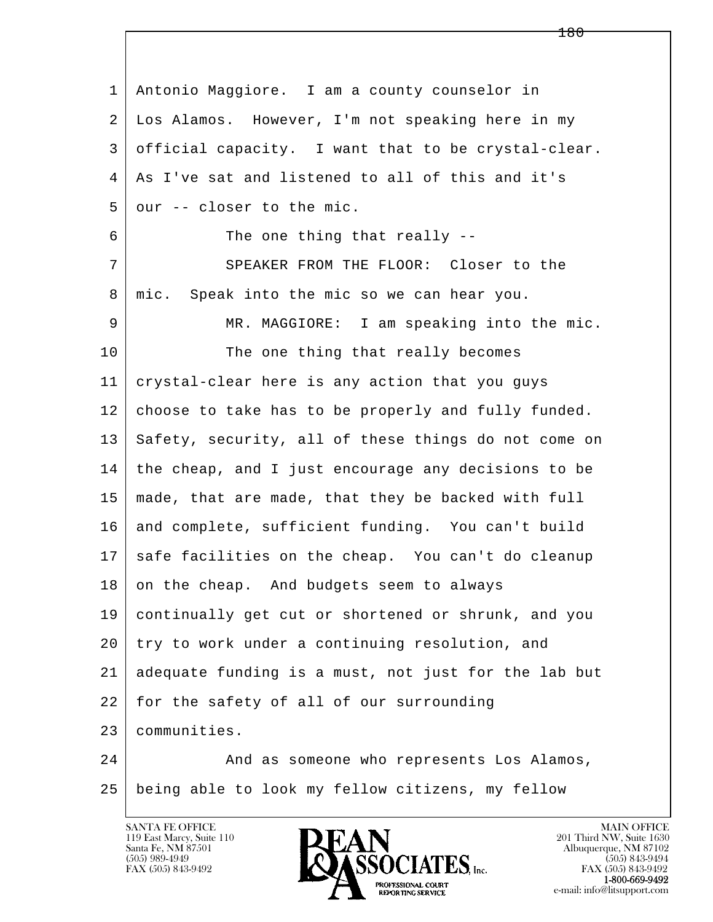Antonio Maggiore. I am a county counselor in Los Alamos. However, I'm not speaking here in my official capacity. I want that to be crystal-clear. As I've sat and listened to all of this and it's our -- closer to the mic.

The one thing that really --

SPEAKER FROM THE FLOOR: Closer to the mic. Speak into the mic so we can hear you.

MR. MAGGIORE: I am speaking into the mic.

The one thing that really becomes crystal-clear here is any action that you guys choose to take has to be properly and fully funded. Safety, security, all of these things do not come on the cheap, and I just encourage any decisions to be made, that are made, that they be backed with full and complete, sufficient funding. You can't build safe facilities on the cheap. You can't do cleanup on the cheap. And budgets seem to always continually get cut or shortened or shrunk, and you try to work under a continuing resolution, and adequate funding is a must, not just for the lab but for the safety of all of our surrounding communities.

And as someone who represents Los Alamos, being able to look my fellow citizens, my fellow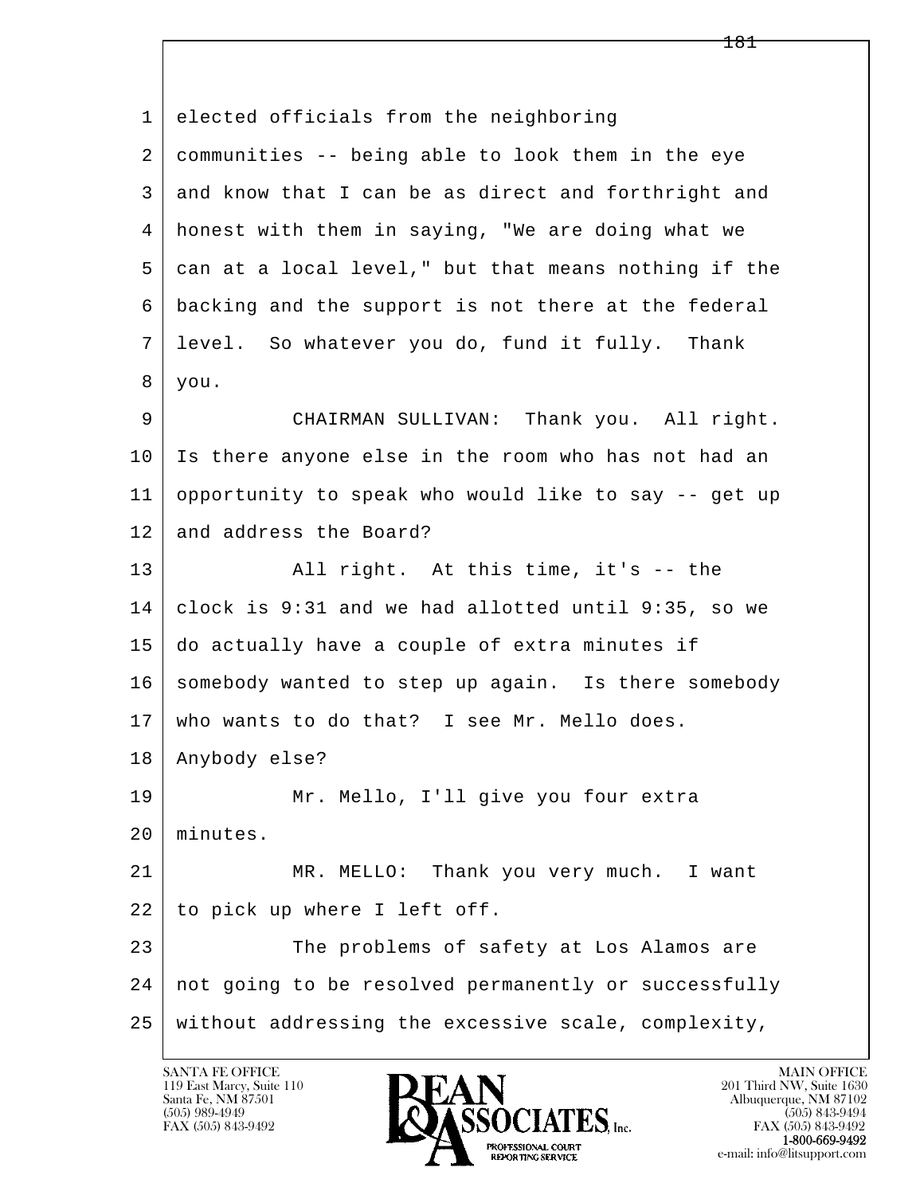elected officials from the neighboring communities -- being able to look them in the eye and know that I can be as direct and forthright and honest with them in saying, "We are doing what we can at a local level," but that means nothing if the backing and the support is not there at the federal level. So whatever you do, fund it fully. Thank you.

CHAIRMAN SULLIVAN: Thank you. All right. Is there anyone else in the room who has not had an opportunity to speak who would like to say -- get up and address the Board?

All right. At this time, it's -- the clock is 9:31 and we had allotted until 9:35, so we do actually have a couple of extra minutes if somebody wanted to step up again. Is there somebody who wants to do that? I see Mr. Mello does. Anybody else?

Mr. Mello, I'll give you four extra minutes.

MR. MELLO: Thank you very much. I want to pick up where I left off.

The problems of safety at Los Alamos are not going to be resolved permanently or successfully without addressing the excessive scale, complexity,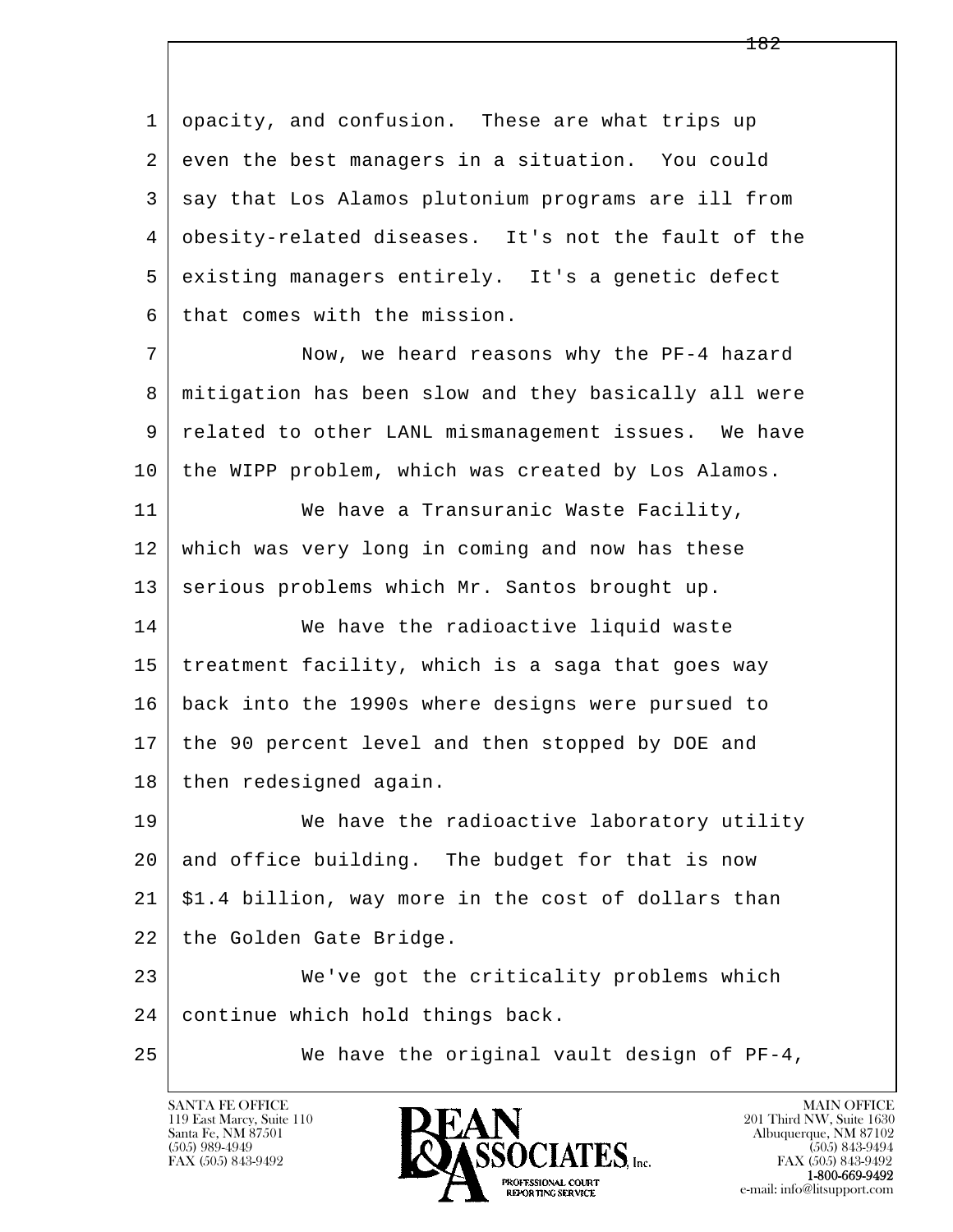opacity, and confusion. These are what trips up even the best managers in a situation. You could say that Los Alamos plutonium programs are ill from obesity-related diseases. It's not the fault of the existing managers entirely. It's a genetic defect that comes with the mission.

Now, we heard reasons why the PF-4 hazard mitigation has been slow and they basically all were related to other LANL mismanagement issues. We have the WIPP problem, which was created by Los Alamos.

We have a Transuranic Waste Facility, which was very long in coming and now has these serious problems which Mr. Santos brought up.

We have the radioactive liquid waste treatment facility, which is a saga that goes way back into the 1990s where designs were pursued to the 90 percent level and then stopped by DOE and then redesigned again.

We have the radioactive laboratory utility and office building. The budget for that is now $1.4 billion, way more in the cost of dollars than the Golden Gate Bridge.

We've got the criticality problems which continue which hold things back.

We have the original vault design of PF-4,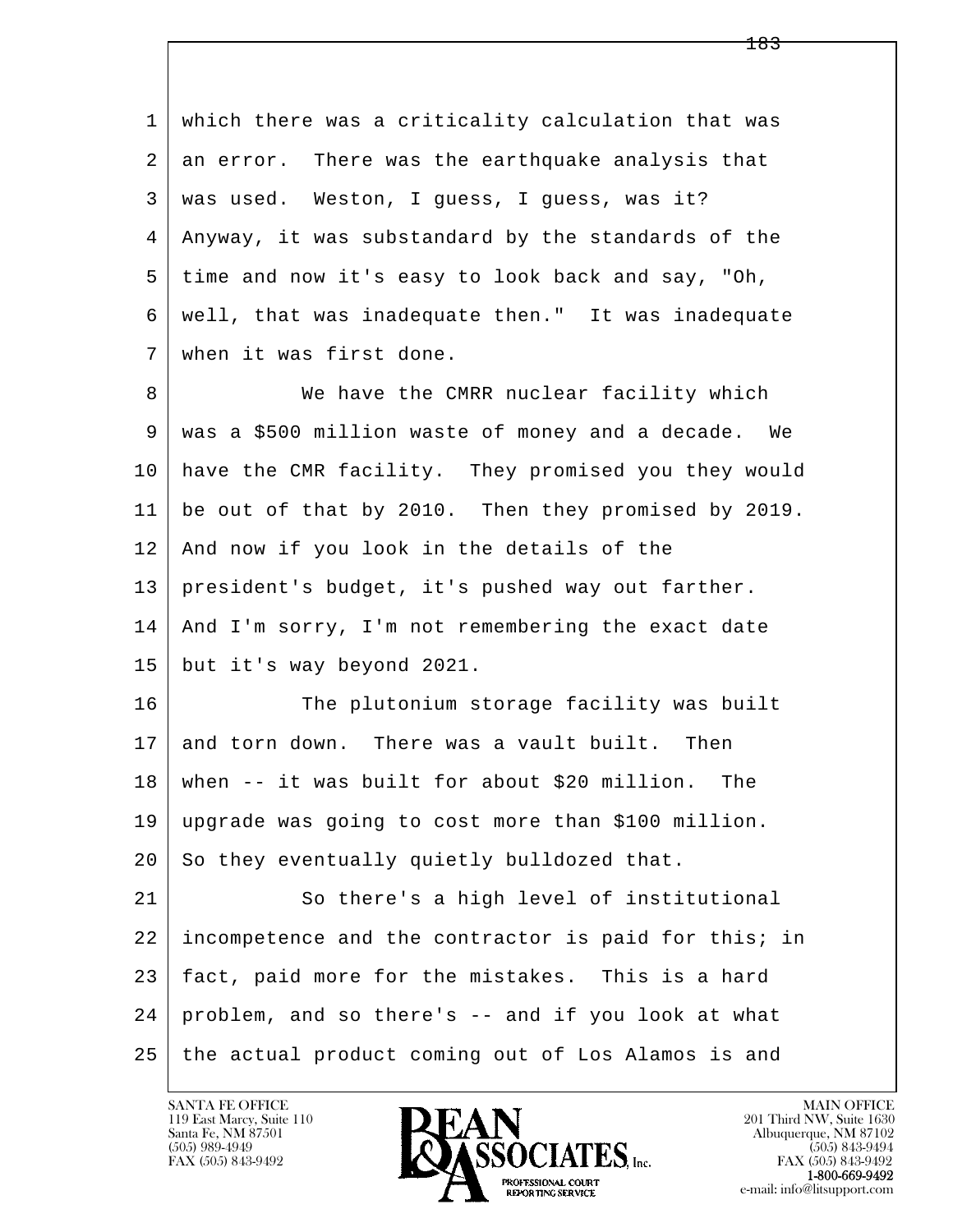which there was a criticality calculation that was an error. There was the earthquake analysis that was used. Weston, I guess, I guess, was it? Anyway, it was substandard by the standards of the time and now it's easy to look back and say, "Oh, well, that was inadequate then." It was inadequate when it was first done.

We have the CMRR nuclear facility which was a $500 million waste of money and a decade. We have the CMR facility. They promised you they would be out of that by 2010. Then they promised by 2019. And now if you look in the details of the president's budget, it's pushed way out farther. And I'm sorry, I'm not remembering the exact date but it's way beyond 2021.

The plutonium storage facility was built and torn down. There was a vault built. Then when -- it was built for about $20 million. The upgrade was going to cost more than $100 million. So they eventually quietly bulldozed that.

So there's a high level of institutional incompetence and the contractor is paid for this; in fact, paid more for the mistakes. This is a hard problem, and so there's -- and if you look at what the actual product coming out of Los Alamos is and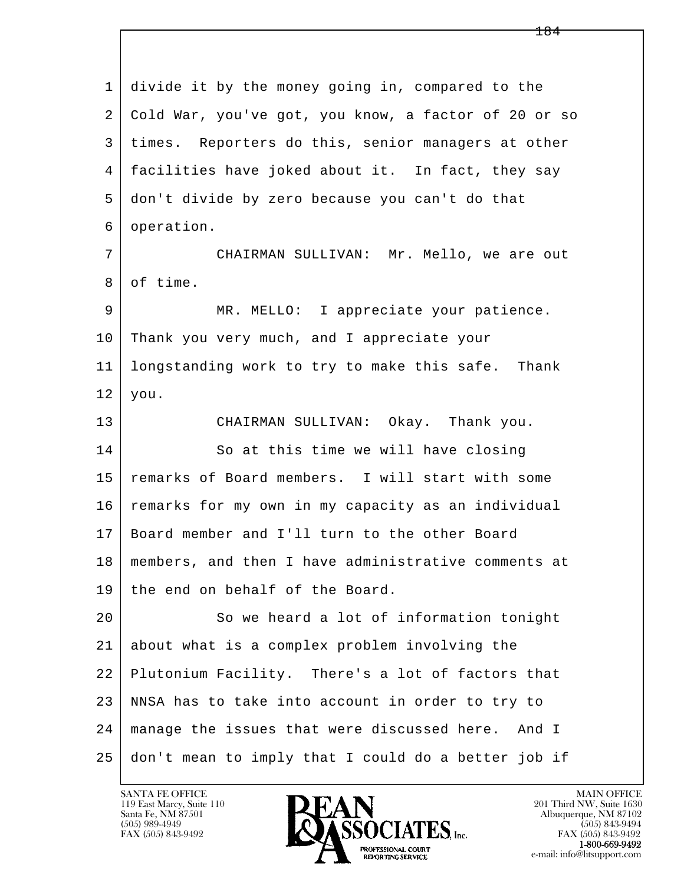divide it by the money going in, compared to the Cold War, you've got, you know, a factor of 20 or so times. Reporters do this, senior managers at other facilities have joked about it. In fact, they say don't divide by zero because you can't do that operation.

CHAIRMAN SULLIVAN: Mr. Mello, we are out of time.

MR. MELLO: I appreciate your patience. Thank you very much, and I appreciate your longstanding work to try to make this safe. Thank you.

CHAIRMAN SULLIVAN: Okay. Thank you.

So at this time we will have closing remarks of Board members. I will start with some remarks for my own in my capacity as an individual Board member and I'll turn to the other Board members, and then I have administrative comments at the end on behalf of the Board.

So we heard a lot of information tonight about what is a complex problem involving the Plutonium Facility. There's a lot of factors that NNSA has to take into account in order to try to manage the issues that were discussed here. And I don't mean to imply that I could do a better job if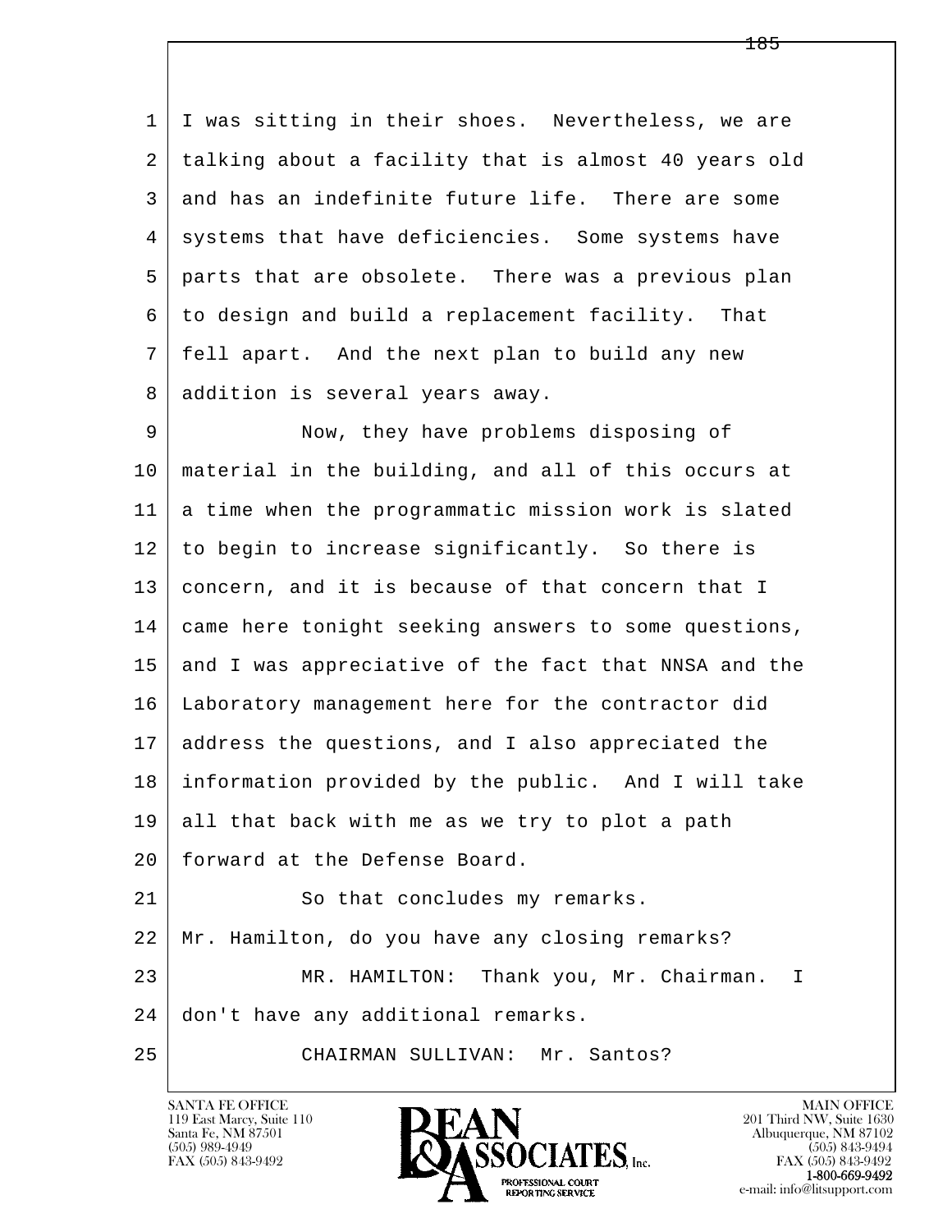I was sitting in their shoes. Nevertheless, we are talking about a facility that is almost 40 years old and has an indefinite future life. There are some systems that have deficiencies. Some systems have parts that are obsolete. There was a previous plan to design and build a replacement facility. That fell apart. And the next plan to build any new addition is several years away.

Now, they have problems disposing of material in the building, and all of this occurs at a time when the programmatic mission work is slated to begin to increase significantly. So there is concern, and it is because of that concern that I came here tonight seeking answers to some questions, and I was appreciative of the fact that NNSA and the Laboratory management here for the contractor did address the questions, and I also appreciated the information provided by the public. And I will take all that back with me as we try to plot a path forward at the Defense Board.

So that concludes my remarks. Mr. Hamilton, do you have any closing remarks?

MR. HAMILTON: Thank you, Mr. Chairman. I don't have any additional remarks.

CHAIRMAN SULLIVAN: Mr. Santos?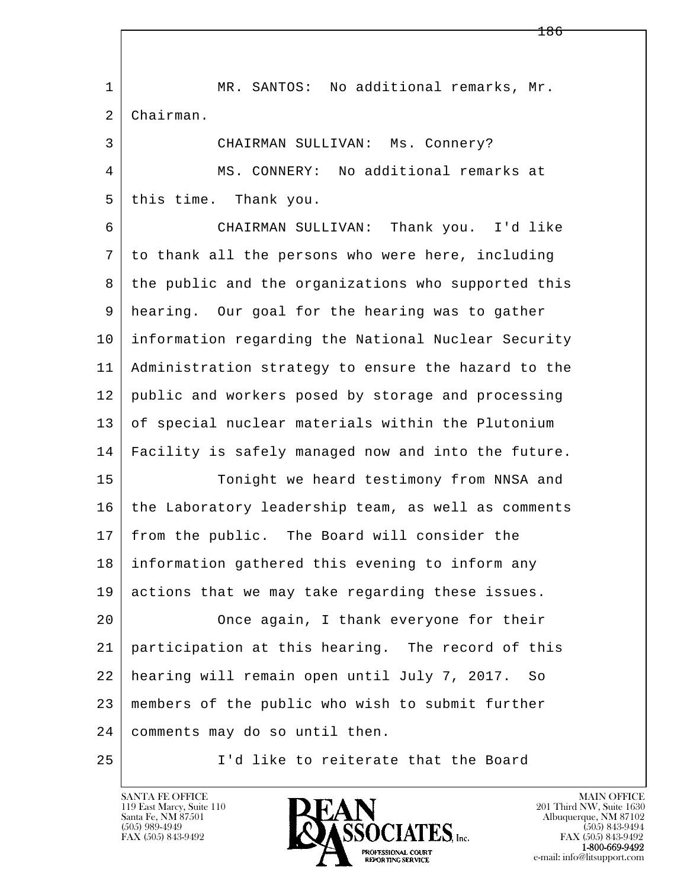MR. SANTOS: No additional remarks, Mr. Chairman.

CHAIRMAN SULLIVAN: Ms. Connery?

MS. CONNERY: No additional remarks at this time. Thank you.

CHAIRMAN SULLIVAN: Thank you. I'd like to thank all the persons who were here, including the public and the organizations who supported this hearing. Our goal for the hearing was to gather information regarding the National Nuclear Security Administration strategy to ensure the hazard to the public and workers posed by storage and processing of special nuclear materials within the Plutonium Facility is safely managed now and into the future.

Tonight we heard testimony from NNSA and the Laboratory leadership team, as well as comments from the public. The Board will consider the information gathered this evening to inform any actions that we may take regarding these issues.

Once again, I thank everyone for their participation at this hearing. The record of this hearing will remain open until July 7, 2017. So members of the public who wish to submit further comments may do so until then.

I'd like to reiterate that the Board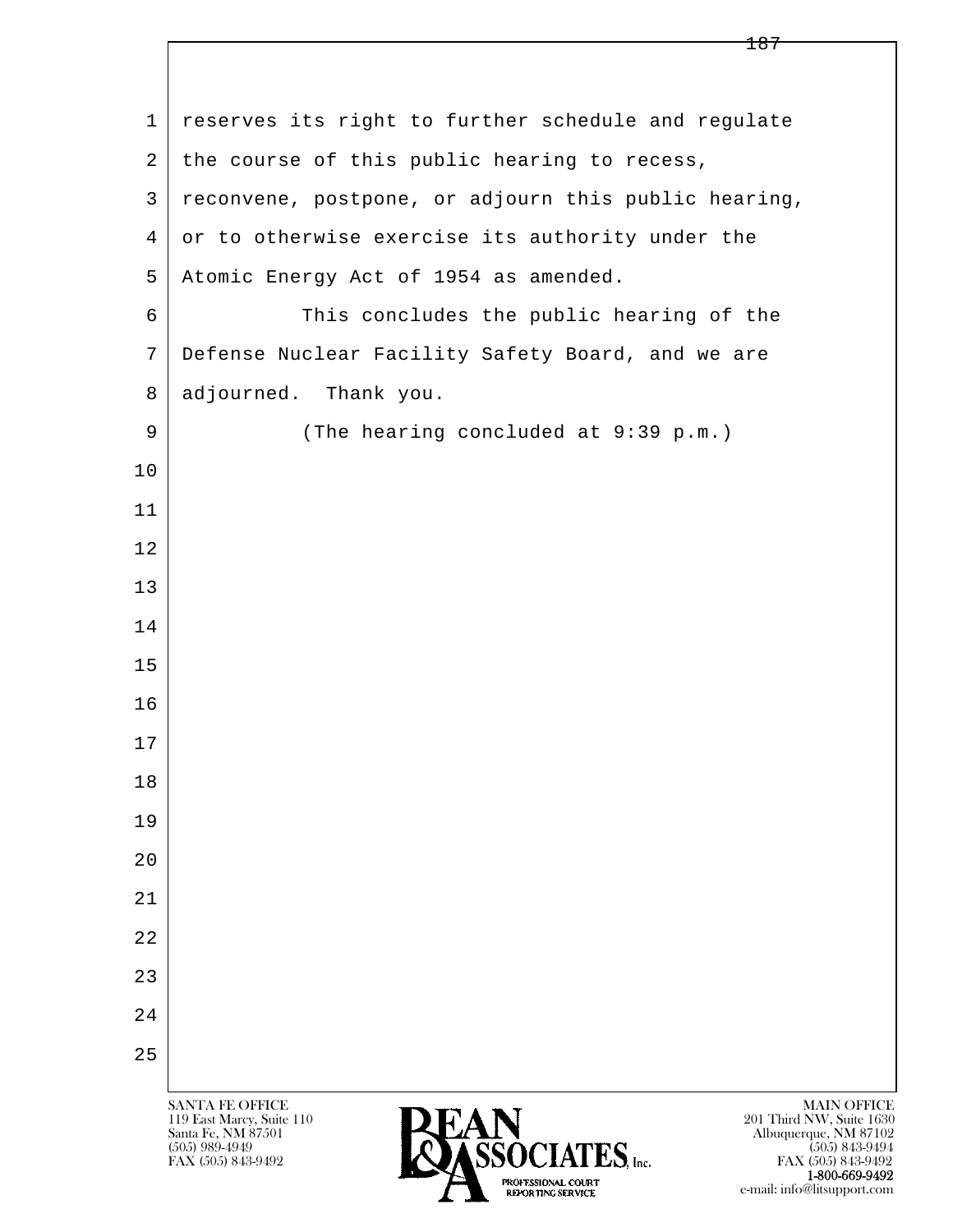reserves its right to further schedule and regulate the course of this public hearing to recess, reconvene, postpone, or adjourn this public hearing, or to otherwise exercise its authority under the Atomic Energy Act of 1954 as amended.

This concludes the public hearing of the Defense Nuclear Facility Safety Board, and we are adjourned. Thank you.

(The hearing concluded at 9:39 p.m.)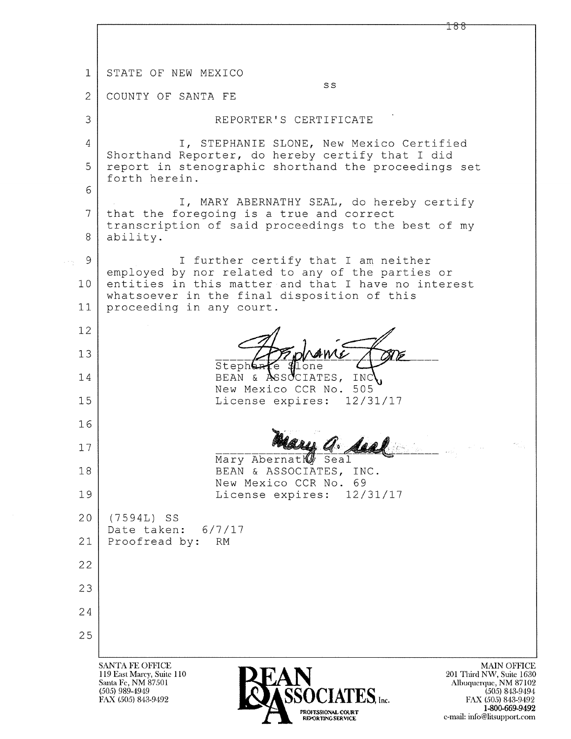STATE OF NEW MEXICO
ss
COUNTY OF SANTA FE

REPORTER'S CERTIFICATE

I, STEPHANIE SLONE, New Mexico Certified Shorthand Reporter, do hereby certify that I did report in stenographic shorthand the proceedings set forth herein.

I, MARY ABERNATHY SEAL, do hereby certify that the foregoing is a true and correct transcription of said proceedings to the best of my ability.

I further certify that I am neither employed by nor related to any of the parties or entities in this matter and that I have no interest whatsoever in the final disposition of this proceeding in any court.

Stephanie Slone
BEAN & ASSOCIATES, INC.
New Mexico CCR No. 505
License expires: 12/31/17

Mary Abernathy Seal
BEAN & ASSOCIATES, INC.
New Mexico CCR No. 69
License expires: 12/31/17

(7594L) SS
Date taken: 6/7/17
Proofread by: RM

SANTA FE OFFICE
119 East Marcy, Suite 110
Santa Fe, NM 87501
(505) 989-4949
FAX (505) 843-9492

BEAN & ASSOCIATES, Inc.
PROFESSIONAL COURT REPORTING SERVICE

MAIN OFFICE
201 Third NW, Suite 1630
Albuquerque, NM 87102
(505) 843-9494
FAX (505) 843-9492
1-800-669-9492
e-mail: info@litsupport.com